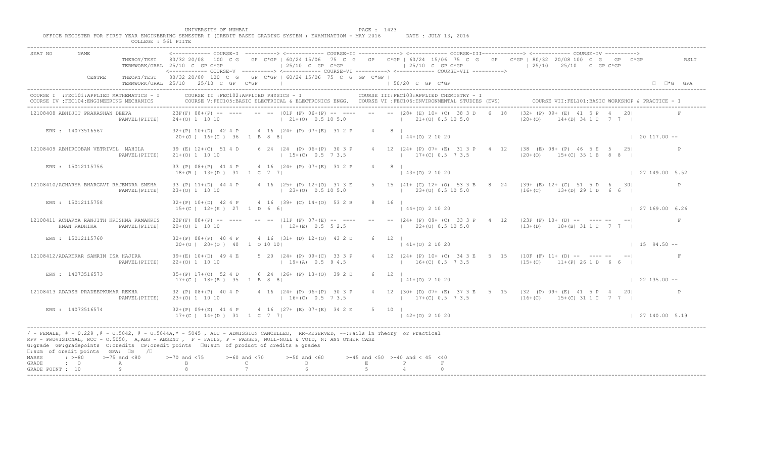UNIVERSITY OF MUMBAI

OFFICE REGISTER FOR FIRST YEAR ENGINEERING SEMESTER I (CREDIT BASED GRADING SYSTEM ) EXAMINATION - MAY 2016 DATE : JULY 13, 2016

COLLEGE : 561 PIITE

```
SEAT NO       NAME                   <------------ COURSE-I  ----------> <------------ COURSE-II -------------> <------------ COURSE-III------------> <------------ COURSE-IV ---------->
                       THEROY/TEST   80/32 20/08  100  C G   GP C*GP | 60/24 15/06  75  C G   GP  C*GP | 60/24 15/06  75 C G   GP  C*GP | 80/32 20/08 100  C  G   GP  C*GP          RSLT
                       TERMWORK/ORAL 25/10  C  GP C*GP              | 25/10  C  GP  C*GP                 | 25/10  C  GP C*GP                 | 25/10    25/10    C  GP C*GP
                                     <------------ COURSE-V ----------> <------------ COURSE-VI ----------> <------------ COURSE-VII ---------->
              CENTRE   THEORY/TEST   80/32 20/08  100  C  G   GP C*GP | 60/24 15/06  75  C  G  GP  C*GP |
                       TERMWORK/ORAL 25/10   25/10  C  GP   C*GP    |                                     | 50/20  C  GP  C*GP                                                   □  □*G  GPA

COURSE I  :FEC101:APPLIED MATHEMATICS - I        COURSE II :FEC102:APPLIED PHYSICS - I                 COURSE III:FEC103:APPLIED CHEMISTRY - I
COURSE IV :FEC104:ENGINEERING MECHANICS          COURSE V:FEC105:BASIC ELECTRICAL & ELECTRONICS ENGG.  COURSE VI :FEC106:ENVIRONMENTAL STUDIES (EVS)        COURSE VII:FEL101:BASIC WORKSHOP & PRACTICE - I

12108408 ABHIJIT PRAKASHAN DEEPA         23F(F) 08+(P) -- ----    -- -- |01F (F) 06+(P) -- ----   --    -- |28+ (E) 10+ (C)  38 3 D    6  18  |32+ (P) 09+ (E)  41  5 P  4   20|            F
                        PANVEL(PIITE)    24+(O) 1  10 10                 | 21+(O)  0.5 10 5.0                 |  21+(O) 0.5 10 5.0                |20+(O)     14+(D) 34 1 C   7  7  |

    ERN : 14073516567                    32+(P) 10+(D)  42 4 P     4  16 |24+ (P) 07+(E)  31 2 P     4    8  |
                                          20+(O )  16+(C )  36   1  B  8  8|                                   | 44+(O) 2 10 20                                                       | 20 117.00 --

12108409 ABHIROOBAN VETRIVEL  MAHILA     39 (E) 12+(C)  51 4 D     6  24 |24  (P) 06+(P)  30 3 P     4   12  |24+ (P) 07+ (E)  31 3 P    4  12  |38  (E) 08+ (P)  46  5 E   5   25|            P
                        PANVEL(PIITE)    21+(O) 1  10 10                 | 15+(C)  0.5  7 3.5                 |  17+(C) 0.5  7 3.5                |20+(O)     15+(C) 35 1 B   8  8  |

    ERN : 15012115756                    33 (P) 08+(P)  41 4 P     4  16 |24+ (P) 07+(E)  31 2 P     4    8  |
                                          18+(B )  13+(D )  31   1  C  7  7|                                   | 43+(O) 2 10 20                                                       | 27 149.00 5.52

12108410/ACHARYA BHARGAVI RAJENDRA SNEHA  33 (P) 11+(D)  44 4 P     4  16 |25+ (P) 12+(O)  37 3 E     5   15  |41+ (C) 12+ (O)  53 3 B    8  24  |39+ (E) 12+ (C)  51  5 D   6   30|            P
                        PANVEL(PIITE)    23+(O) 1  10 10                 | 23+(O)  0.5 10 5.0                 |  23+(O) 0.5 10 5.0                |16+(C)     13+(D) 29 1 D   6  6  |

    ERN : 15012115758                    32+(P) 10+(D)  42 4 P     4  16 |39+ (C) 14+(O)  53 2 B     8   16  |
                                          15+(C )  12+(E )  27   1  D  6  6|                                   | 44+(O) 2 10 20                                                       | 27 169.00 6.26

12108411 ACHARYA RANJITH KRISHNA RAMAKRIS 22F(F) 08+(P) -- ----    -- -- |11F (F) 07+(E) -- ----   --    -- |24+ (P) 09+ (C)  33 3 P    4  12  |23F (F) 10+ (D) --  ---- --   --|            F
         HNAN RADHIKA   PANVEL(PIITE)    20+(O) 1  10 10                 | 12+(E)  0.5  5 2.5                 |  22+(O) 0.5 10 5.0                |13+(D)     18+(B) 31 1 C   7  7  |

    ERN : 15012115760                    32+(P) 08+(P)  40 4 P     4  16 |31+ (D) 12+(O)  43 2 D     6   12  |
                                          20+(O )  20+(O )  40   1  O 10 10|                                   | 41+(O) 2 10 20                                                       | 15  94.50 --

12108412/ADAREKAR SAMRIN ISA HAJIRA      39+(E) 10+(D)  49 4 E     5  20 |24+ (P) 09+(C)  33 3 P     4   12  |24+ (P) 10+ (C)  34 3 E    5  15  |10F (F) 11+ (D) --  ---- --   --|            F
                        PANVEL(PIITE)    22+(O) 1  10 10                 | 19+(A)  0.5  9 4.5                 |  16+(C) 0.5  7 3.5                |15+(C)     11+(P) 26 1 D   6  6  |

    ERN : 14073516573                    35+(P) 17+(O)  52 4 D     6  24 |26+ (P) 13+(O)  39 2 D     6   12  |
                                          17+(C )  18+(B )  35   1  B  8  8|                                   | 41+(O) 2 10 20                                                       | 22 135.00 --

12108413 ADARSH PRADEEPKUMAR REKHA       32 (P) 08+(P)  40 4 P     4  16 |24+ (P) 06+(P)  30 3 P     4   12  |30+ (D) 07+ (E)  37 3 E    5  15  |32  (P) 09+ (E)  41  5 P   4   20|            P
                        PANVEL(PIITE)    23+(O) 1  10 10                 | 16+(C)  0.5  7 3.5                 |  17+(C) 0.5  7 3.5                |16+(C)     15+(C) 31 1 C   7  7  |

    ERN : 14073516574                    32+(P) 09+(E)  41 4 P     4  16 |27+ (E) 07+(E)  34 2 E     5   10  |
                                          17+(C )  14+(D )  31   1  C  7  7|                                   | 42+(O) 2 10 20                                                       | 27 140.00 5.19
```

/ - FEMALE, # - 0.229 ,@ - O.5042, @ - O.5044A,* - 5045 , ADC - ADMISSION CANCELLED, RR-RESERVED, --:Fails in Theory or Practical
RPV - PROVISIONAL, RCC - O.5050, A,ABS - ABSENT , F - FAILS, P - PASSES, NULL-NULL & VOID, N: ANY OTHER CASE
G:grade GP:gradepoints C:credits CP:credit points □G:sum of product of credits & grades
□:sum of credit points GPA: □G /□

| MARKS | : >=80 | >=75 and <80 | >=70 and <75 | >=60 and <70 | >=50 and <60 | >=45 and <50 | >=40 and < 45 | <40 |
|---|---|---|---|---|---|---|---|---|
| GRADE | : O | A | B | C | D | E | P | F |
| GRADE POINT | : 10 | 9 | 8 | 7 | 6 | 5 | 4 | 0 |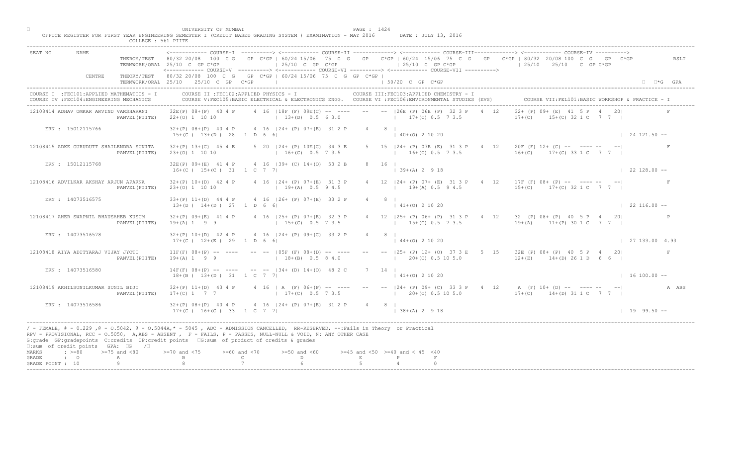UNIVERSITY OF MUMBAI

OFFICE REGISTER FOR FIRST YEAR ENGINEERING SEMESTER I (CREDIT BASED GRADING SYSTEM ) EXAMINATION - MAY 2016 DATE : JULY 13, 2016

COLLEGE : 561 PIITE

```
SEAT NO      NAME                     <------------ COURSE-I  ----------> <------------ COURSE-II -------------> <------------ COURSE-III-------------> <------------ COURSE-IV ---------->
                        THEROY/TEST   80/32 20/08  100  C G   GP C*GP | 60/24 15/06  75  C  G   GP  C*GP | 60/24  15/06  75  C  G   GP  C*GP | 80/32 20/08 100  C  G  GP  C*GP      RSLT
                        TERMWORK/ORAL 25/10  C  GP C*GP              | 25/10  C  GP  C*GP                | 25/10  C  GP C*GP                 | 25/10   25/10   C  GP C*GP
                                      <------------ COURSE-V ----------> <------------ COURSE-VI ----------> <------------ COURSE-VII ---------->
             CENTRE     THEORY/TEST   80/32 20/08  100  C  G   GP C*GP | 60/24 15/06  75  C  G  GP  C*GP |
                        TERMWORK/ORAL 25/10  25/10  C  GP  C*GP      |                                   | 50/20  C  GP  C*GP                                                      *G  GPA
```

COURSE I :FEC101:APPLIED MATHEMATICS - I COURSE II :FEC102:APPLIED PHYSICS - I COURSE III:FEC103:APPLIED CHEMISTRY - I
COURSE IV :FEC104:ENGINEERING MECHANICS COURSE V:FEC105:BASIC ELECTRICAL & ELECTRONICS ENGG. COURSE VI :FEC106:ENVIRONMENTAL STUDIES (EVS) COURSE VII:FEL101:BASIC WORKSHOP & PRACTICE - I

```
12108414 ADHAV OMKAR ARVIND VARSHARANI    32E(P) 08+(P)  40 4 P     4  16  |18F (F) 09E(C) -- ----    --    -- |26E (P) 06E (P)  32 3 P    4  12    |32+ (P) 09+ (E)  41  5 P   4   20|            F
                        PANVEL(PIITE)     22+(O) 1  10 10                  | 13+(D)  0.5  6 3.0               |  17+(C) 0.5  7 3.5               |17+(C)     15+(C) 32 1 C   7  7  |
    ERN : 15012115766                     32+(P) 08+(P)  40 4 P     4  16  |24+ (P) 07+(E)  31 2 P     4    8  |
                                          15+(C ) 13+(D )  28   1  D  6  6|                                   | 40+(O) 2 10 20                                                    | 24 121.50 --

12108415 ADKE GURUDUTT SHAILENDRA SUNITA  32+(P) 13+(C)  45 4 E     5  20  |24+ (P) 10E(C)  34 3 E     5   15  |24+ (P) 07E (E)  31 3 P    4  12    |20F (F) 12+ (C) --  ---- --    --|            F
                        PANVEL(PIITE)     23+(O) 1  10 10                  | 16+(C)  0.5  7 3.5               |  16+(C) 0.5  7 3.5               |16+(C)     17+(C) 33 1 C   7  7  |
    ERN : 15012115768                     32E(P) 09+(E)  41 4 P     4  16  |39+ (C) 14+(O)  53 2 B     8   16  |
                                          16+(C ) 15+(C )  31   1  C  7  7|                                   | 39+(A) 2  9 18                                                    | 22 128.00 --

12108416 ADVILKAR AKSHAY ARJUN APARNA     32+(P) 10+(D)  42 4 P     4  16  |24+ (P) 07+(E)  31 3 P     4   12  |24+ (P) 07+ (E)  31 3 P    4  12    |17F (F) 08+ (P) --  ---- --    --|            F
                        PANVEL(PIITE)     23+(O) 1  10 10                  | 19+(A)  0.5  9 4.5               |  19+(A) 0.5  9 4.5               |15+(C)     17+(C) 32 1 C   7  7  |
    ERN : 14073516575                     33+(P) 11+(D)  44 4 P     4  16  |26+ (P) 07+(E)  33 2 P     4    8  |
                                          13+(D ) 14+(D )  27   1  D  6  6|                                   | 41+(O) 2 10 20                                                    | 22 116.00 --

12108417 AHER SWAPNIL BHAUSAHEB KUSUM     32+(P) 09+(E)  41 4 P     4  16  |25+ (P) 07+(E)  32 3 P     4   12  |25+ (P) 06+ (P)  31 3 P    4  12    |32  (P) 08+ (P)  40  5 P   4   20|            P
                        PANVEL(PIITE)     19+(A) 1   9  9                  | 15+(C)  0.5  7 3.5               |  15+(C) 0.5  7 3.5               |19+(A)     11+(P) 30 1 C   7  7  |
    ERN : 14073516578                     32+(P) 10+(D)  42 4 P     4  16  |24+ (P) 09+(C)  33 2 P     4    8  |
                                          17+(C ) 12+(E )  29   1  D  6  6|                                   | 44+(O) 2 10 20                                                    | 27 133.00 4.93

12108418 AIYA ADITYARAJ VIJAY JYOTI       11F(F) 08+(P) --  ----     --  -- |05F (F) 08+(D) -- ----    --    -- |25+ (P) 12+ (O)  37 3 E    5  15    |32E (P) 08+ (P)  40  5 P   4   20|            F
                        PANVEL(PIITE)     19+(A) 1   9  9                  | 18+(B)  0.5  8 4.0               |  20+(O) 0.5 10 5.0               |12+(E)     14+(D) 26 1 D   6  6  |
    ERN : 14073516580                     14F(F) 08+(P) --  ----     --  -- |34+ (D) 14+(O)  48 2 C     7   14  |
                                          18+(B ) 13+(D )  31   1  C  7  7|                                   | 41+(O) 2 10 20                                                    | 16 100.00 --

12108419 AKHILSUNILKUMAR SUNIL BIJI       32+(P) 11+(D)  43 4 P     4  16  | A  (F) 06+(P) -- ----    --    -- |24+ (P) 09+ (C)  33 3 P    4  12    | A  (F) 10+ (D) --  ---- --    --|            A ABS
                        PANVEL(PIITE)     17+(C) 1   7  7                  | 17+(C)  0.5  7 3.5               |  20+(O) 0.5 10 5.0               |17+(C)     14+(D) 31 1 C   7  7  |
    ERN : 14073516586                     32+(P) 08+(P)  40 4 P     4  16  |24+ (P) 07+(E)  31 2 P     4    8  |
                                          17+(C ) 16+(C )  33   1  C  7  7|                                   | 38+(A) 2  9 18                                                    | 19  99.50 --
```

/ - FEMALE, # - 0.229 ,@ - O.5042, @ - O.5044A,* - 5045 , ADC - ADMISSION CANCELLED, RR-RESERVED, --:Fails in Theory or Practical
RPV - PROVISIONAL, RCC - O.5050, A,ABS - ABSENT , F - FAILS, P - PASSES, NULL-NULL & VOID, N: ANY OTHER CASE
G:grade GP:gradepoints C:credits CP:credit points G:sum of product of credits & grades
:sum of credit points GPA: G /

| MARKS | : >=80 | >=75 and <80 | >=70 and <75 | >=60 and <70 | >=50 and <60 | >=45 and <50 | >=40 and < 45 | <40 |
|---|---|---|---|---|---|---|---|---|
| GRADE | : O | A | B | C | D | E | P | F |
| GRADE POINT | : 10 | 9 | 8 | 7 | 6 | 5 | 4 | 0 |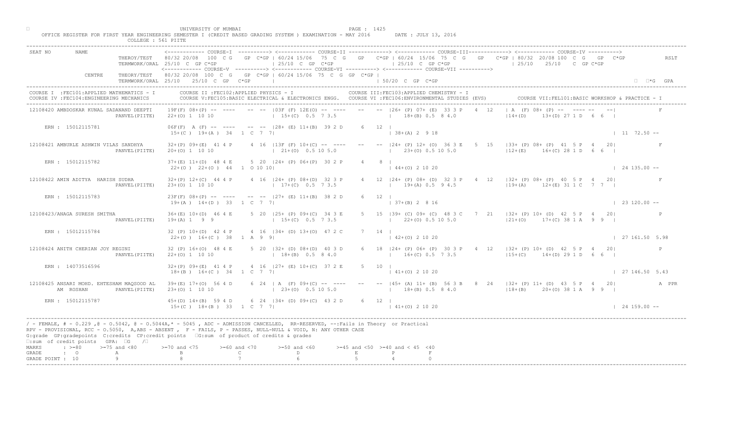UNIVERSITY OF MUMBAI

OFFICE REGISTER FOR FIRST YEAR ENGINEERING SEMESTER I (CREDIT BASED GRADING SYSTEM ) EXAMINATION - MAY 2016     DATE : JULY 13, 2016

COLLEGE : 561 PIITE

```
SEAT NO     NAME                 <------------ COURSE-I  ----------> <------------ COURSE-II -------------> <------------ COURSE-III------------> <------------ COURSE-IV ---------->
                    THEROY/TEST    80/32 20/08  100  C G   GP  C*GP | 60/24 15/06  75  C  G   GP   C*GP | 60/24  15/06  75  C  G   GP   C*GP | 80/32  20/08 100  C  G   GP  C*GP          RSLT
                    TERMWORK/ORAL  25/10  C  GP C*GP               | 25/10  C  GP  C*GP                | 25/10  C  GP C*GP                   | 25/10    25/10    C  GP C*GP
                                   <------------ COURSE-V  ----------> <------------ COURSE-VI ----------> <------------ COURSE-VII ---------->
            CENTRE  THEORY/TEST    80/32 20/08  100  C  G   GP  C*GP | 60/24 15/06  75  C  G  GP  C*GP |
                    TERMWORK/ORAL  25/10    25/10  C  GP   C*GP      |                                  | 50/20  C  GP  C*GP                                                              ∑*G   GPA

COURSE I  :FEC101:APPLIED MATHEMATICS - I       COURSE II :FEC102:APPLIED PHYSICS - I              COURSE III:FEC103:APPLIED CHEMISTRY - I
COURSE IV :FEC104:ENGINEERING MECHANICS         COURSE V:FEC105:BASIC ELECTRICAL & ELECTRONICS ENGG.   COURSE VI :FEC106:ENVIRONMENTAL STUDIES (EVS)       COURSE VII:FEL101:BASIC WORKSHOP & PRACTICE - I

12108420 AMBDOSKAR KUNAL SADANAND DEEPTI   19F(F) 08+(P) --  ----    --  --  |03F (F) 12E(O) --  ----    --   --  |26+ (P) 07+ (E)  33 3 P    4  12    | A  (F) 08+ (P) --   ---- --   --|            F
                        PANVEL(PIITE)      22+(O) 1  10 10                   | 15+(C)  0.5  7 3.5                  |  18+(B) 0.5  8 4.0                  |14+(D)    13+(D) 27 1 D   6  6  |
     ERN : 15012115781                     06F(F)  A (F) --  ----    --  --  |28+ (E) 11+(B)  39 2 D    6   12 |
                                             15+(C )  19+(A )  34   1  C  7  7|                                  | 38+(A) 2  9 18                                                          | 11  72.50 --

12108421 AMBURLE ASHWIN VILAS SANDHYA      32+(P) 09+(E)  41 4 P     4  16  |13F (F) 10+(C) --  ----    --   --  |24+ (P) 12+ (O)  36 3 E    5  15    |33+ (P) 08+ (P)  41  5 P   4   20|            F
                        PANVEL(PIITE)      20+(O) 1  10 10                   | 21+(O)  0.5 10 5.0                  |  23+(O) 0.5 10 5.0                  |12+(E)     16+(C) 28 1 D   6  6  |
     ERN : 15012115782                     37+(E) 11+(D)  48 4 E     5  20  |24+ (P) 06+(P)  30 2 P    4    8 |
                                             22+(O )  22+(O )  44   1  O 10 10|                                  | 44+(O) 2 10 20                                                          | 24 135.00 --

12108422 AMIN ADITYA  HARISH SUDHA         32+(P) 12+(C)  44 4 P     4  16  |24+ (P) 08+(D)  32 3 P     4   12 |24+ (P) 08+ (D)  32 3 P    4  12    |32+ (P) 08+ (P)  40  5 P   4   20|            F
                        PANVEL(PIITE)      23+(O) 1  10 10                   | 17+(C)  0.5  7 3.5                  |  19+(A) 0.5  9 4.5                  |19+(A)     12+(E) 31 1 C   7  7  |
     ERN : 15012115783                     23F(F) 08+(P) --  ----    --  --  |27+ (E) 11+(B)  38 2 D    6   12 |
                                             19+(A )  14+(D )  33   1  C  7  7|                                  | 37+(B) 2  8 16                                                          | 23 120.00 --

12108423/ANAGA SURESH SMITHA               36+(E) 10+(D)  46 4 E     5  20  |25+ (P) 09+(C)  34 3 E     5   15 |39+ (C) 09+ (C)  48 3 C    7  21    |32+ (P) 10+ (D)  42  5 P   4   20|            P
                        PANVEL(PIITE)      19+(A) 1  9  9                    | 15+(C)  0.5  7 3.5                  |  22+(O) 0.5 10 5.0                  |21+(O)     17+(C) 38 1 A   9  9  |
     ERN : 15012115784                     32 (P) 10+(D)  42 4 P     4  16  |34+ (D) 13+(O)  47 2 C    7   14 |
                                             22+(O )  16+(C )  38   1  A  9  9|                                  | 42+(O) 2 10 20                                                          | 27 161.50 5.98

12108424 ANITH CHERIAN JOY REGINI          32 (P) 16+(O)  48 4 E     5  20  |32+ (D) 08+(D)  40 3 D     6   18 |24+ (P) 06+ (P)  30 3 P    4  12    |32+ (P) 10+ (D)  42  5 P   4   20|            P
                        PANVEL(PIITE)      22+(O) 1  10 10                   | 18+(B)  0.5  8 4.0                  |  16+(C) 0.5  7 3.5                  |15+(C)     14+(D) 29 1 D   6  6  |
     ERN : 14073516596                     32+(P) 09+(E)  41 4 P     4  16  |27+ (E) 10+(C)  37 2 E    5   10 |
                                             18+(B )  16+(C )  34   1  C  7  7|                                  | 41+(O) 2 10 20                                                          | 27 146.50 5.43

12108425 ANSARI MOHD. EHTESHAM MAQSOOD AL  39+(E) 17+(O)  56 4 D     6  24  | A  (F) 09+(C) --  ----    --   --  |45+ (A) 11+ (B)  56 3 B    8  24    |32+ (P) 11+ (D)  43  5 P   4   20|            A  PPR
         AM  ROSHAN     PANVEL(PIITE)      23+(O) 1  10 10                   | 23+(O)  0.5 10 5.0                  |  18+(B) 0.5  8 4.0                  |18+(B)     20+(O) 38 1 A   9  9  |
     ERN : 15012115787                     45+(D) 14+(B)  59 4 D     6  24  |34+ (D) 09+(C)  43 2 D    6   12 |
                                             15+(C )  18+(B )  33   1  C  7  7|                                  | 41+(O) 2 10 20                                                          | 24 159.00 --
```

/ - FEMALE, # - 0.229 ,@ - O.5042, @ - O.5044A,* - 5045 , ADC - ADMISSION CANCELLED, RR-RESERVED, --:Fails in Theory or Practical
RPV - PROVISIONAL, RCC - O.5050, A,ABS - ABSENT , F - FAILS, P - PASSES, NULL-NULL & VOID, N: ANY OTHER CASE
G:grade GP:gradepoints C:credits CP:credit points ∑G:sum of product of credits & grades
∑:sum of credit points GPA: ∑G /∑

| MARKS | : >=80 | >=75 and <80 | >=70 and <75 | >=60 and <70 | >=50 and <60 | >=45 and <50 | >=40 and < 45 | <40 |
|---|---|---|---|---|---|---|---|---|
| GRADE | : O | A | B | C | D | E | P | F |
| GRADE POINT | : 10 | 9 | 8 | 7 | 6 | 5 | 4 | 0 |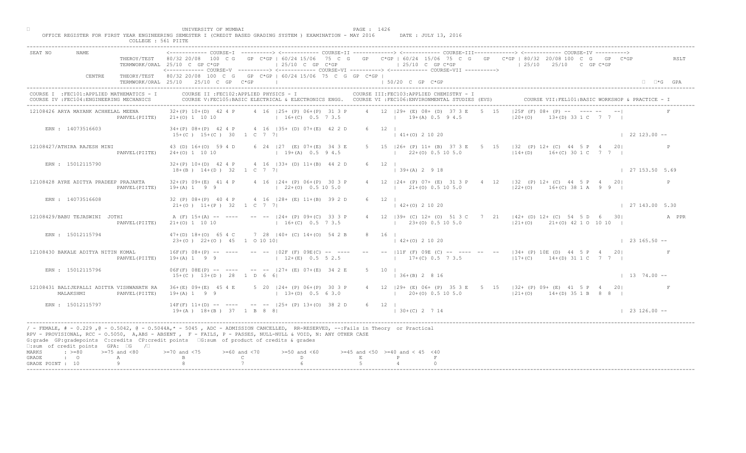UNIVERSITY OF MUMBAI

OFFICE REGISTER FOR FIRST YEAR ENGINEERING SEMESTER I (CREDIT BASED GRADING SYSTEM ) EXAMINATION - MAY 2016 DATE : JULY 13, 2016

COLLEGE : 561 PIITE

```
SEAT NO       NAME                    <------------ COURSE-I  ----------> <------------ COURSE-II -------------> <------------ COURSE-III-------------> <------------ COURSE-IV ---------->
                        THEROY/TEST   80/32 20/08  100  C G    GP  C*GP | 60/24 15/06  75  C  G    GP   C*GP | 60/24  15/06  75  C  G    GP    C*GP | 80/32  20/08 100  C  G    GP  C*GP            RSLT
                        TERMWORK/ORAL 25/10  C  GP C*GP                  | 25/10  C  GP  C*GP                  | 25/10  C  GP C*GP                    | 25/10    25/10    C  GP C*GP
                                      <------------ COURSE-V ----------> <------------ COURSE-VI ----------> <------------ COURSE-VII ---------->
              CENTRE    THEORY/TEST   80/32 20/08  100  C  G    GP  C*GP | 60/24 15/06  75  C  G  GP  C*GP |
                        TERMWORK/ORAL 25/10   25/10  C  GP   C*GP        |                                  | 50/20  C  GP  C*GP                                                                    ΣC  ΣC*G  GPA
```

COURSE I :FEC101:APPLIED MATHEMATICS - I | COURSE II :FEC102:APPLIED PHYSICS - I | COURSE III:FEC103:APPLIED CHEMISTRY - I
COURSE IV :FEC104:ENGINEERING MECHANICS | COURSE V:FEC105:BASIC ELECTRICAL & ELECTRONICS ENGG. | COURSE VI :FEC106:ENVIRONMENTAL STUDIES (EVS) | COURSE VII:FEL101:BASIC WORKSHOP & PRACTICE - I

```
12108426 ARYA MAYANK ACHHELAL MEENA       32+(P) 10+(D)  42 4 P     4  16  |25+ (P) 06+(P)  31 3 P     4  12  |29+ (E) 08+ (D)  37 3 E    5  15   |25F (F) 08+ (P) --  ---- --  --|            F
                        PANVEL(PIITE)     21+(O) 1  10 10                  | 16+(C)  0.5  7 3.5                |   19+(A) 0.5  9 4.5                 |20+(O)     13+(D) 33 1 C   7  7  |
    ERN : 14073516603                     34+(P) 08+(P)  42 4 P     4  16  |35+ (D) 07+(E)  42 2 D     6  12  |
                                          15+(C ) 15+(C )  30   1  C  7  7|                                    | 41+(O) 2 10 20                                                           | 22 123.00 --

12108427/ATHIRA RAJESH MINI               43 (D) 16+(O)  59 4 D     6  24  |27  (E) 07+(E)  34 3 E     5  15  |26+ (P) 11+ (B)  37 3 E    5  15   |32  (P) 12+ (C)  44  5 P   4    20|           P
                        PANVEL(PIITE)     24+(O) 1  10 10                  | 19+(A)  0.5  9 4.5                |   22+(O) 0.5 10 5.0                 |14+(D)     16+(C) 30 1 C   7  7  |
    ERN : 15012115790                     32+(P) 10+(D)  42 4 P     4  16  |33+ (D) 11+(B)  44 2 D     6  12  |
                                          18+(B ) 14+(D )  32   1  C  7  7|                                    | 39+(A) 2  9 18                                                           | 27 153.50  5.69

12108428 AYRE ADITYA PRADEEP PRAJAKTA     32+(P) 09+(E)  41 4 P     4  16  |24+ (P) 06+(P)  30 3 P     4  12  |24+ (P) 07+ (E)  31 3 P    4  12   |32  (P) 12+ (C)  44  5 P   4    20|           P
                        PANVEL(PIITE)     19+(A) 1   9  9                  | 22+(O)  0.5 10 5.0                |   21+(O) 0.5 10 5.0                 |22+(O)     16+(C) 38 1 A   9  9  |
    ERN : 14073516608                     32 (P) 08+(P)  40 4 P     4  16  |28+ (E) 11+(B)  39 2 D     6  12  |
                                          21+(O ) 11+(P )  32   1  C  7  7|                                    | 42+(O) 2 10 20                                                           | 27 143.00  5.30

12108429/BABU TEJASWINI  JOTHI            A (F) 15+(A) --  ----    --  --  |24+ (P) 09+(C)  33 3 P     4  12  |39+ (C) 12+ (O)  51 3 C    7  21   |42+ (D) 12+ (C)  54  5 D   6    30|           A  PPR
                        PANVEL(PIITE)     21+(O) 1  10 10                  | 16+(C)  0.5  7 3.5                |   23+(O) 0.5 10 5.0                 |21+(O)     21+(O) 42 1 O  10 10  |
    ERN : 15012115794                     47+(D) 18+(O)  65 4 C     7  28  |40+ (C) 14+(O)  54 2 B     8  16  |
                                          23+(O ) 22+(O )  45   1  O 10 10|                                    | 42+(O) 2 10 20                                                           | 23 165.50 --

12108430 BAKALE ADITYA NITIN KOMAL        16F(F) 08+(P) --  ----    --  --  |02F (F) 09E(C) --  ----    --   --  |11F (F) 09E (C) --  ----  --  --   |34+ (P) 10E (D)  44  5 P   4    20|           F
                        PANVEL(PIITE)     19+(A) 1   9  9                  | 12+(E)  0.5  5 2.5                |   17+(C) 0.5  7 3.5                 |17+(C)     14+(D) 31 1 C   7  7  |
    ERN : 15012115796                     06F(F) 08E(P) --  ----    --  --  |27+ (E) 07+(E)  34 2 E     5  10  |
                                          15+(C ) 13+(D )  28   1  D  6  6|                                    | 36+(B) 2  8 16                                                           | 13  74.00 --

12108431 BALIJEPALLI ADITYA VISHWANATH RA 36+(E) 09+(E)  45 4 E     5  20  |24+ (P) 06+(P)  30 3 P     4  12  |29+ (E) 06+ (P)  35 3 E    5  15   |32+ (P) 09+ (E)  41  5 P   4    20|           F
         MALAKSHMI      PANVEL(PIITE)     19+(A) 1   9  9                  | 13+(D)  0.5  6 3.0                |   20+(O) 0.5 10 5.0                 |21+(O)     14+(D) 35 1 B   8  8  |
    ERN : 15012115797                     14F(F) 11+(D) --  ----    --  --  |25+ (P) 13+(O)  38 2 D     6  12  |
                                          19+(A ) 18+(B )  37   1  B  8  8|                                    | 30+(C) 2  7 14                                                           | 23 126.00 --
```

/ - FEMALE, # - 0.229 ,@ - O.5042, @ - O.5044A,* - 5045 , ADC - ADMISSION CANCELLED, RR-RESERVED, --:Fails in Theory or Practical
RPV - PROVISIONAL, RCC - O.5050, A,ABS - ABSENT , F - FAILS, P - PASSES, NULL-NULL & VOID, N: ANY OTHER CASE
G:grade GP:gradepoints C:credits CP:credit points ΣG:sum of product of credits & grades
ΣC:sum of credit points GPA: ΣG /ΣC

| MARKS | : >=80 | >=75 and <80 | >=70 and <75 | >=60 and <70 | >=50 and <60 | >=45 and <50 | >=40 and < 45 | <40 |
|---|---|---|---|---|---|---|---|---|
| GRADE | : O | A | B | C | D | E | P | F |
| GRADE POINT | : 10 | 9 | 8 | 7 | 6 | 5 | 4 | 0 |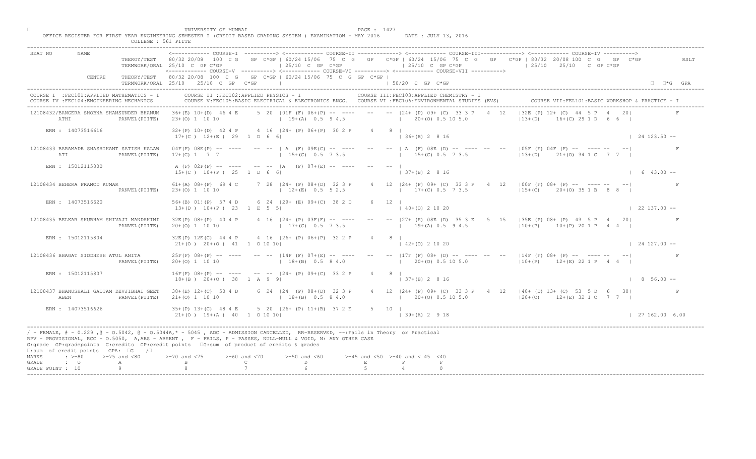UNIVERSITY OF MUMBAI

OFFICE REGISTER FOR FIRST YEAR ENGINEERING SEMESTER I (CREDIT BASED GRADING SYSTEM ) EXAMINATION - MAY 2016 DATE : JULY 13, 2016

COLLEGE : 561 PIITE

```
SEAT NO       NAME                    <------------ COURSE-I  ----------> <------------ COURSE-II -------------> <------------ COURSE-III------------> <------------ COURSE-IV ---------->
                        THEROY/TEST   80/32 20/08  100  C G   GP  C*GP | 60/24 15/06  75  C G   GP   C*GP | 60/24  15/06  75  C  G    GP   C*GP | 80/32  20/08 100  C  G   GP  C*GP           RSLT
                        TERMWORK/ORAL 25/10  C  GP C*GP              | 25/10  C  GP  C*GP                | 25/10  C  GP C*GP                  | 25/10    25/10    C  GP C*GP
                                      <------------ COURSE-V  ----------> <------------ COURSE-VI ----------> <------------ COURSE-VII ---------->
              CENTRE    THEORY/TEST   80/32 20/08  100  C  G   GP  C*GP | 60/24 15/06  75  C  G  GP  C*GP |
                        TERMWORK/ORAL 25/10   25/10  C  GP   C*GP     |                              | 50/20  C  GP  C*GP                                                                 □  □*G  GPA
-------------------------------------------------------------------------------------------------------------------------------------------------------------------------------------------------
COURSE I  :FEC101:APPLIED MATHEMATICS - I       COURSE II :FEC102:APPLIED PHYSICS - I                COURSE III:FEC103:APPLIED CHEMISTRY - I
COURSE IV :FEC104:ENGINEERING MECHANICS         COURSE V:FEC105:BASIC ELECTRICAL & ELECTRONICS ENGG.   COURSE VI :FEC106:ENVIRONMENTAL STUDIES (EVS)         COURSE VII:FEL101:BASIC WORKSHOP & PRACTICE - I
-------------------------------------------------------------------------------------------------------------------------------------------------------------------------------------------------
 12108432/BANGERA SHOBNA SHAMSUNDER BHANUM   36+(E) 10+(D)  46 4 E      5  20  |01F (F) 06+(P) -- ----    --   -- |24+ (P) 09+ (C)  33 3 P    4  12   |32E (P) 12+ (C)  44  5 P   4   20|             F
      ATHI              PANVEL(PIITE)   23+(O) 1  10 10                  | 19+(A)  0.5  9 4.5             |   20+(O) 0.5 10 5.0                |13+(D)     16+(C) 29 1 D   6  6  |

    ERN : 14073516616                   32+(P) 10+(D)  42 4 P      4  16  |24+ (P) 06+(P)  30 2 P     4    8  |
                                        17+(C )  12+(E )  29   1  D  6  6|                               | 36+(B) 2  8 16                                                      | 24 123.50 --

 12108433 BARAMADE SHASHIKANT SATISH KALAW   04F(F) 08E(P) -- ----     --  --  | A  (F) 09E(C) -- ----    --   -- | A  (F) 08E (D) -- ----  --  --    |05F (F) 04F (F) --  ---- --   --|             F
      ATI               PANVEL(PIITE)   17+(C) 1   7  7                  | 15+(C)  0.5  7 3.5             |   15+(C) 0.5  7 3.5                |13+(D)     21+(O) 34 1 C   7  7  |

    ERN : 15012115800                   A (F) 02F(F) -- ----     --  --  |A   (F) 07+(E) -- ----     --   -- |
                                        15+(C )  10+(P )  25   1  D  6  6|                               | 37+(B) 2  8 16                                                      |  6  43.00 --

 12108434 BEHERA PRAMOD KUMAR               61+(A) 08+(P)  69 4 C      7  28  |24+ (P) 08+(D)  32 3 P     4   12 |24+ (P) 09+ (C)  33 3 P    4  12   |00F (F) 08+ (P) --  ---- --   --|             F
                        PANVEL(PIITE)   23+(O) 1  10 10                  | 12+(E)  0.5  5 2.5             |   17+(C) 0.5  7 3.5                |15+(C)     20+(O) 35 1 B   8  8  |

    ERN : 14073516620                   56+(B) 01!(P)  57 4 D      6  24  |29+ (E) 09+(C)  38 2 D     6   12 |
                                        13+(D )  10+(P )  23   1  E  5  5|                               | 40+(O) 2 10 20                                                      | 22 137.00 --

 12108435 BELKAR SHUBHAM SHIVAJI MANDAKINI   32E(P) 08+(P)  40 4 P      4  16  |24+ (P) 03F(F) -- ----    --   -- |27+ (E) 08E (D)  35 3 E    5  15   |35E (P) 08+ (P)  43  5 P   4   20|             F
                        PANVEL(PIITE)   20+(O) 1  10 10                  | 17+(C)  0.5  7 3.5             |   19+(A) 0.5  9 4.5                |10+(P)     10+(P) 20 1 P   4  4  |

    ERN : 15012115804                   32E(P) 12E(C)  44 4 P      4  16  |26+ (P) 06+(P)  32 2 P     4    8  |
                                        21+(O )  20+(O )  41   1  O 10 10|                               | 42+(O) 2 10 20                                                      | 24 127.00 --

 12108436 BHAGAT SIDDHESH ATUL ANITA        25F(F) 08+(P) -- ----     --  --  |14F (F) 07+(E) -- ----    --   -- |17F (F) 08+ (D) -- ----  --  --    |14F (F) 08+ (P) --  ---- --   --|             F
                        PANVEL(PIITE)   20+(O) 1  10 10                  | 18+(B)  0.5  8 4.0             |   20+(O) 0.5 10 5.0                |10+(P)     12+(E) 22 1 P   4  4  |

    ERN : 15012115807                   16F(F) 08+(P) -- ----     --  --  |24+ (P) 09+(C)  33 2 P     4    8  |
                                        18+(B )  20+(O )  38   1  A  9  9|                               | 37+(B) 2  8 16                                                      |  8  56.00 --

 12108437 BHANUSHALI GAUTAM DEVJIBHAI GEET   38+(E) 12+(C)  50 4 D      6  24  |24  (P) 08+(D)  32 3 P     4   12 |24+ (P) 09+ (C)  33 3 P    4  12   |40+ (D) 13+ (C)  53  5 D   6   30|             P
      ABEN              PANVEL(PIITE)   21+(O) 1  10 10                  | 18+(B)  0.5  8 4.0             |   20+(O) 0.5 10 5.0                |20+(O)     12+(E) 32 1 C   7  7  |

    ERN : 14073516626                   35+(P) 13+(C)  48 4 E      5  20  |26+ (P) 11+(B)  37 2 E     5   10 |
                                        21+(O )  19+(A )  40   1  O 10 10|                               | 39+(A) 2  9 18                                                      | 27 162.00  6.00
-------------------------------------------------------------------------------------------------------------------------------------------------------------------------------------------------
```

/ - FEMALE, # - 0.229 ,@ - O.5042, @ - O.5044A,* - 5045 , ADC - ADMISSION CANCELLED, RR-RESERVED, --:Fails in Theory or Practical
RPV - PROVISIONAL, RCC - O.5050, A,ABS - ABSENT , F - FAILS, P - PASSES, NULL-NULL & VOID, N: ANY OTHER CASE
G:grade GP:gradepoints C:credits CP:credit points □G:sum of product of credits & grades
□:sum of credit points GPA: □G /□

| MARKS | : >=80 | >=75 and <80 | >=70 and <75 | >=60 and <70 | >=50 and <60 | >=45 and <50 | >=40 and < 45 | <40 |
|---|---|---|---|---|---|---|---|---|
| GRADE | : O | A | B | C | D | E | P | F |
| GRADE POINT | : 10 | 9 | 8 | 7 | 6 | 5 | 4 | 0 |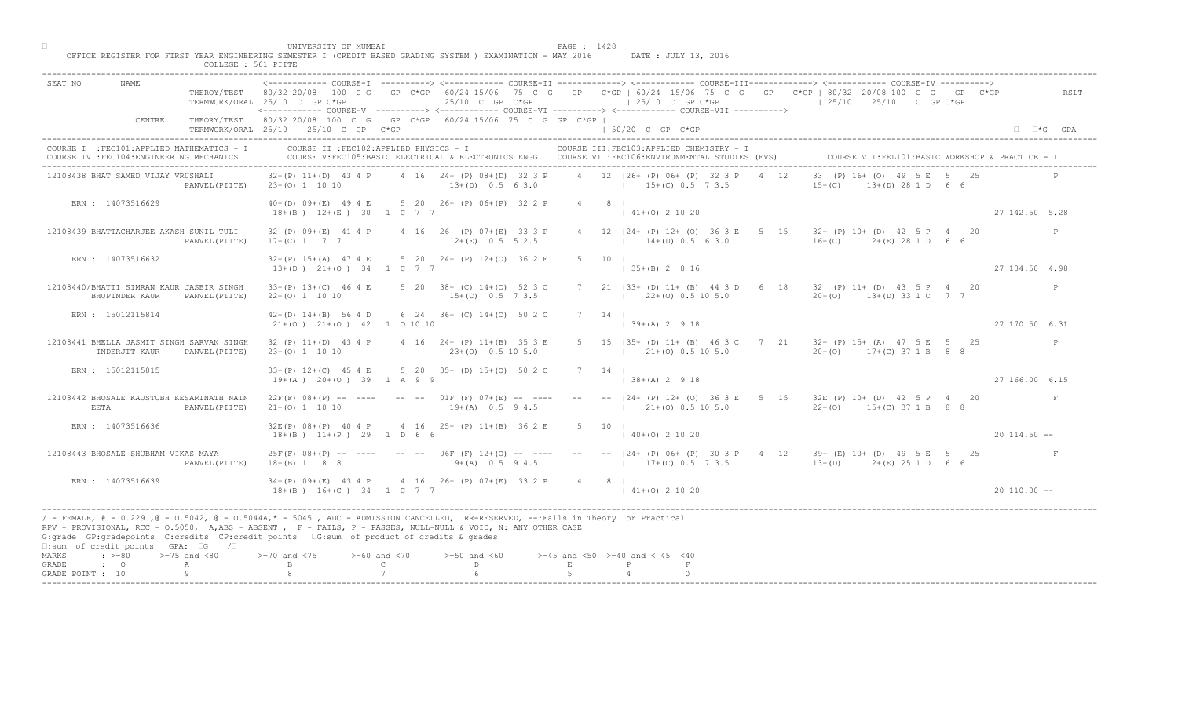UNIVERSITY OF MUMBAI

OFFICE REGISTER FOR FIRST YEAR ENGINEERING SEMESTER I (CREDIT BASED GRADING SYSTEM ) EXAMINATION - MAY 2016 DATE : JULY 13, 2016

COLLEGE : 561 PIITE

```
SEAT NO      NAME                     <------------ COURSE-I  ----------> <------------ COURSE-II -------------> <------------ COURSE-III------------> <------------ COURSE-IV ---------->
                        THEROY/TEST    80/32 20/08  100  C G    GP  C*GP | 60/24 15/06  75  C G   GP   C*GP | 60/24  15/06  75  C  G    GP   C*GP | 80/32  20/08 100  C  G   GP  C*GP          RSLT
                        TERMWORK/ORAL  25/10  C  GP C*GP                 | 25/10  C  GP  C*GP               | 25/10  C  GP C*GP                   | 25/10    25/10    C  GP C*GP
                                       <------------ COURSE-V ----------> <------------ COURSE-VI ----------> <------------ COURSE-VII ---------->
             CENTRE     THEORY/TEST    80/32 20/08  100  C G    GP C*GP | 60/24 15/06  75  C  G  GP  C*GP |
                        TERMWORK/ORAL  25/10    25/10  C  GP   C*GP     |                                 | 50/20  C  GP  C*GP                                                          □  □*G  GPA

COURSE I  :FEC101:APPLIED MATHEMATICS - I      COURSE II :FEC102:APPLIED PHYSICS - I                     COURSE III:FEC103:APPLIED CHEMISTRY - I
COURSE IV :FEC104:ENGINEERING MECHANICS        COURSE V:FEC105:BASIC ELECTRICAL & ELECTRONICS ENGG.   COURSE VI :FEC106:ENVIRONMENTAL STUDIES (EVS)     COURSE VII:FEL101:BASIC WORKSHOP & PRACTICE - I

12108438 BHAT SAMED VIJAY VRUSHALI        32+(P) 11+(D)  43 4 P     4  16 |24+ (P) 08+(D)  32 3 P     4   12 |26+ (P) 06+ (P)  32 3 P   4  12    |33  (P) 16+ (O)  49  5 E   5   25|              P
                       PANVEL(PIITE)      23+(O) 1  10 10                  | 13+(D)  0.5  6 3.0                |   15+(C) 0.5  7 3.5                |15+(C)     13+(D) 28 1 D   6  6  |
    ERN : 14073516629                     40+(D) 09+(E)  49 4 E     5  20 |26+ (P) 06+(P)  32 2 P     4    8 |
                                           18+(B )  12+(E )  30   1  C  7  7|                                  | 41+(O) 2 10 20                                                          | 27 142.50  5.28

12108439 BHATTACHARJEE AKASH SUNIL TULI   32 (P) 09+(E)  41 4 P     4  16 |26  (P) 07+(E)  33 3 P     4   12 |24+ (P) 12+ (O)  36 3 E   5  15    |32+ (P) 10+ (D)  42  5 P   4   20|              P
                       PANVEL(PIITE)      17+(C) 1   7  7                  | 12+(E)  0.5  5 2.5                |   14+(D) 0.5  6 3.0                |16+(C)     12+(E) 28 1 D   6  6  |
    ERN : 14073516632                     32+(P) 15+(A)  47 4 E     5  20 |24+ (P) 12+(O)  36 2 E     5   10 |
                                           13+(D )  21+(O )  34   1  C  7  7|                                  | 35+(B) 2  8 16                                                          | 27 134.50  4.98

12108440/BHATTI SIMRAN KAUR JASBIR SINGH  33+(P) 13+(C)  46 4 E     5  20 |38+ (C) 14+(O)  52 3 C     7   21 |33+ (D) 11+ (B)  44 3 D   6  18    |32  (P) 11+ (D)  43  5 P   4   20|              P
        BHUPINDER KAUR    PANVEL(PIITE)   22+(O) 1  10 10                  | 15+(C)  0.5  7 3.5                |   22+(O) 0.5 10 5.0                |20+(O)     13+(D) 33 1 C   7  7  |
    ERN : 15012115814                     42+(D) 14+(B)  56 4 D     6  24 |36+ (C) 14+(O)  50 2 C     7   14 |
                                           21+(O )  21+(O )  42   1  O 10 10|                                  | 39+(A) 2  9 18                                                          | 27 170.50  6.31

12108441 BHELLA JASMIT SINGH SARVAN SINGH 32 (P) 11+(D)  43 4 P     4  16 |24+ (P) 11+(B)  35 3 E     5   15 |35+ (D) 11+ (B)  46 3 C   7  21    |32+ (P) 15+ (A)  47  5 E   5   25|              P
        INDERJIT KAUR     PANVEL(PIITE)   23+(O) 1  10 10                  | 23+(O)  0.5 10 5.0                |   21+(O) 0.5 10 5.0                |20+(O)     17+(C) 37 1 B   8  8  |
    ERN : 15012115815                     33+(P) 12+(C)  45 4 E     5  20 |35+ (D) 15+(O)  50 2 C     7   14 |
                                           19+(A )  20+(O )  39   1  A  9  9|                                  | 38+(A) 2  9 18                                                          | 27 166.00  6.15

12108442 BHOSALE KAUSTUBH KESARINATH NAIN 22F(F) 08+(P)  --  ----   --  -- |01F (F) 07+(E)  --  ----     --   -- |24+ (P) 12+ (O)  36 3 E   5  15    |32E (P) 10+ (D)  42  5 P   4   20|              F
        EETA              PANVEL(PIITE)   21+(O) 1  10 10                  | 19+(A)  0.5  9 4.5                |   21+(O) 0.5 10 5.0                |22+(O)     15+(C) 37 1 B   8  8  |
    ERN : 14073516636                     32E(P) 08+(P)  40 4 P     4  16 |25+ (P) 11+(B)  36 2 E     5   10 |
                                           18+(B )  11+(P )  29   1  D  6  6|                                  | 40+(O) 2 10 20                                                          | 20 114.50  --

12108443 BHOSALE SHUBHAM VIKAS MAYA       25F(F) 08+(P)  --  ----   --  -- |06F (F) 12+(O)  --  ----     --   -- |24+ (P) 06+ (P)  30 3 P   4  12    |39+ (E) 10+ (D)  49  5 E   5   25|              F
                       PANVEL(PIITE)      18+(B) 1   8  8                  | 19+(A)  0.5  9 4.5                |   17+(C) 0.5  7 3.5                |13+(D)     12+(E) 25 1 D   6  6  |
    ERN : 14073516639                     34+(P) 09+(E)  43 4 P     4  16 |26+ (P) 07+(E)  33 2 P     4    8 |
                                           18+(B )  16+(C )  34   1  C  7  7|                                  | 41+(O) 2 10 20                                                          | 20 110.00  --
```

/ - FEMALE, # - 0.229 ,@ - O.5042, @ - O.5044A,* - 5045 , ADC - ADMISSION CANCELLED, RR-RESERVED, --:Fails in Theory or Practical
RPV - PROVISIONAL, RCC - O.5050, A,ABS - ABSENT , F - FAILS, P - PASSES, NULL-NULL & VOID, N: ANY OTHER CASE
G:grade GP:gradepoints C:credits CP:credit points □G:sum of product of credits & grades
□:sum of credit points GPA: □G /□

| MARKS | : >=80 | >=75 and <80 | >=70 and <75 | >=60 and <70 | >=50 and <60 | >=45 and <50 | >=40 and < 45 | <40 |
|---|---|---|---|---|---|---|---|---|
| GRADE | : O | A | B | C | D | E | P | F |
| GRADE POINT | : 10 | 9 | 8 | 7 | 6 | 5 | 4 | 0 |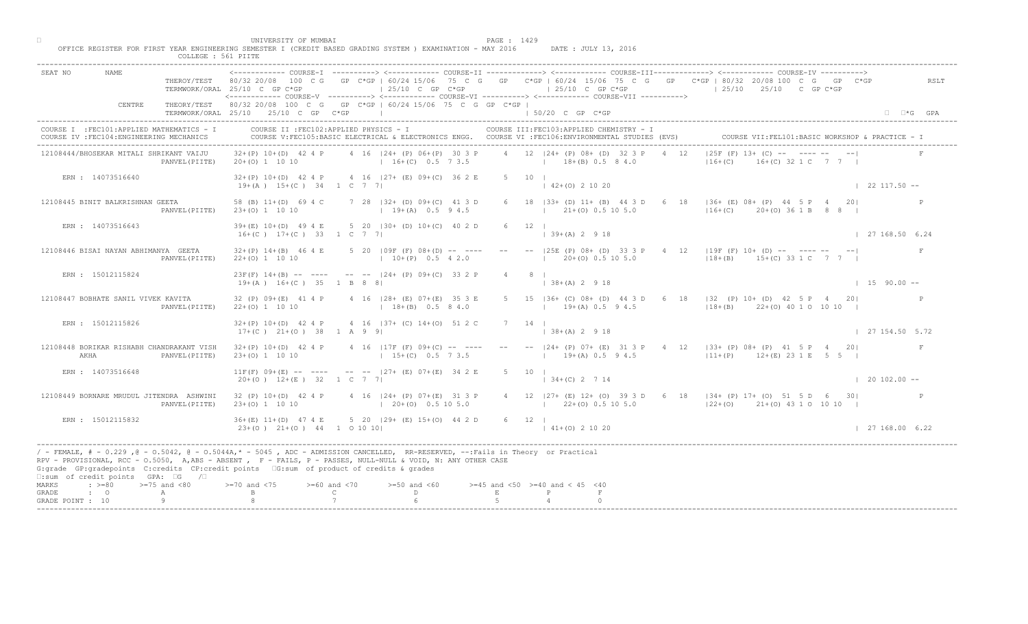UNIVERSITY OF MUMBAI

OFFICE REGISTER FOR FIRST YEAR ENGINEERING SEMESTER I (CREDIT BASED GRADING SYSTEM ) EXAMINATION - MAY 2016     DATE : JULY 13, 2016

COLLEGE : 561 PIITE

```
SEAT NO      NAME                         <------------ COURSE-I  ----------> <------------ COURSE-II -------------> <------------ COURSE-III------------> <------------ COURSE-IV ---------->
                           THEROY/TEST    80/32 20/08  100  C G   GP  C*GP | 60/24 15/06  75  C  G   GP   C*GP | 60/24  15/06  75  C  G   GP   C*GP | 80/32  20/08 100  C  G   GP  C*GP           RSLT
                           TERMWORK/ORAL  25/10  C  GP C*GP                 | 25/10  C  GP  C*GP                 | 25/10  C  GP C*GP                 | 25/10    25/10   C  GP C*GP
                                          <------------ COURSE-V ----------> <------------ COURSE-VI ----------> <------------ COURSE-VII ---------->
             CENTRE        THEORY/TEST    80/32 20/08  100  C  G   GP  C*GP | 60/24 15/06  75  C  G  GP  C*GP |
                           TERMWORK/ORAL  25/10   25/10  C  GP   C*GP       |                                  | 50/20  C  GP  C*GP                                                        ΣC*G  GPA
------------------------------------------------------------------------------------------------------------------------------------------------------------------------------------------------
COURSE I  :FEC101:APPLIED MATHEMATICS - I        COURSE II :FEC102:APPLIED PHYSICS - I                   COURSE III:FEC103:APPLIED CHEMISTRY - I
COURSE IV :FEC104:ENGINEERING MECHANICS          COURSE V:FEC105:BASIC ELECTRICAL & ELECTRONICS ENGG.   COURSE VI :FEC106:ENVIRONMENTAL STUDIES (EVS)        COURSE VII:FEL101:BASIC WORKSHOP & PRACTICE - I
------------------------------------------------------------------------------------------------------------------------------------------------------------------------------------------------
12108444/BHOSEKAR MITALI SHRIKANT VAIJU    32+(P) 10+(D)  42 4 P     4 16  |24+ (P) 06+(P)  30 3 P     4  12  |24+ (P) 08+ (D)  32 3 P   4  12   |25F (F) 13+ (C) --  ---- --  --|               F
                          PANVEL(PIITE)    20+(O) 1  10 10                 | 16+(C)  0.5  7 3.5               |   18+(B) 0.5  8 4.0                |16+(C)     16+(C) 32 1 C   7  7  |

    ERN : 14073516640                      32+(P) 10+(D)  42 4 P     4 16  |27+ (E) 09+(C)  36 2 E     5   10 |
                                            19+(A )  15+(C )  34   1  C  7  7|                                 | 42+(O) 2 10 20                                                      | 22 117.50 --

12108445 BINIT BALKRISHNAN GEETA           58 (B) 11+(D)  69 4 C     7 28  |32+ (D) 09+(C)  41 3 D     6  18  |33+ (D) 11+ (B)  44 3 D   6  18   |36+ (E) 08+ (P)  44  5 P   4    20|               P
                          PANVEL(PIITE)    23+(O) 1  10 10                 | 19+(A)  0.5  9 4.5               |   21+(O) 0.5 10 5.0                |16+(C)     20+(O) 36 1 B   8  8  |

    ERN : 14073516643                      39+(E) 10+(D)  49 4 E     5 20  |30+ (D) 10+(C)  40 2 D     6   12 |
                                            16+(C )  17+(C )  33   1  C  7  7|                                 | 39+(A) 2  9 18                                                      | 27 168.50 6.24

12108446 BISAI NAYAN ABHIMANYA  GEETA      32+(P) 14+(B)  46 4 E     5 20  |09F (F) 08+(D)  --  ----    --  -- |25E (P) 08+ (D)  33 3 P   4  12   |19F (F) 10+ (D) --  ---- --  --|               F
                          PANVEL(PIITE)    22+(O) 1  10 10                 | 10+(P)  0.5  4 2.0               |   20+(O) 0.5 10 5.0                |18+(B)     15+(C) 33 1 C   7  7  |

    ERN : 15012115824                      23F(F) 14+(B) --  ----   --  -- |24+ (P) 09+(C)  33 2 P     4    8 |
                                            19+(A )  16+(C )  35   1  B  8  8|                                 | 38+(A) 2  9 18                                                      | 15  90.00 --

12108447 BOBHATE SANIL VIVEK KAVITA        32 (P) 09+(E)  41 4 P     4 16  |28+ (E) 07+(E)  35 3 E     5  15  |36+ (C) 08+ (D)  44 3 D   6  18   |32  (P) 10+ (D)  42  5 P   4    20|               P
                          PANVEL(PIITE)    22+(O) 1  10 10                 | 18+(B)  0.5  8 4.0               |   19+(A) 0.5  9 4.5                |18+(B)     22+(O) 40 1 O  10 10  |

    ERN : 15012115826                      32+(P) 10+(D)  42 4 P     4 16  |37+ (C) 14+(O)  51 2 C     7   14 |
                                            17+(C )  21+(O )  38   1  A  9  9|                                 | 38+(A) 2  9 18                                                      | 27 154.50 5.72

12108448 BORIKAR RISHABH CHANDRAKANT VISH  32+(P) 10+(D)  42 4 P     4 16  |17F (F) 09+(C)  --  ----    --  -- |24+ (P) 07+ (E)  31 3 P   4  12   |33+ (P) 08+ (P)  41  5 P   4    20|               F
       AKHA               PANVEL(PIITE)    23+(O) 1  10 10                 | 15+(C)  0.5  7 3.5               |   19+(A) 0.5  9 4.5                |11+(P)     12+(E) 23 1 E   5  5  |

    ERN : 14073516648                      11F(F) 09+(E) --  ----   --  -- |27+ (E) 07+(E)  34 2 E     5   10 |
                                            20+(O )  12+(E )  32   1  C  7  7|                                 | 34+(C) 2  7 14                                                      | 20 102.00 --

12108449 BORNARE MRUDUL JITENDRA  ASHWINI  32 (P) 10+(D)  42 4 P     4 16  |24+ (P) 07+(E)  31 3 P     4  12  |27+ (E) 12+ (O)  39 3 D   6  18   |34+ (P) 17+ (O)  51  5 D   6    30|               P
                          PANVEL(PIITE)    23+(O) 1  10 10                 | 20+(O)  0.5 10 5.0               |   22+(O) 0.5 10 5.0                |22+(O)     21+(O) 43 1 O  10 10  |

    ERN : 15012115832                      36+(E) 11+(D)  47 4 E     5 20  |29+ (E) 15+(O)  44 2 D     6   12 |
                                            23+(O )  21+(O )  44   1  O 10 10|                                 | 41+(O) 2 10 20                                                      | 27 168.00 6.22
------------------------------------------------------------------------------------------------------------------------------------------------------------------------------------------------
```

/ - FEMALE, # - 0.229 ,@ - O.5042, @ - O.5044A,* - 5045 , ADC - ADMISSION CANCELLED, RR-RESERVED, --:Fails in Theory or Practical
RPV - PROVISIONAL, RCC - O.5050, A,ABS - ABSENT , F - FAILS, P - PASSES, NULL-NULL & VOID, N: ANY OTHER CASE
G:grade GP:gradepoints C:credits CP:credit points ΣG:sum of product of credits & grades
ΣC:sum of credit points GPA: ΣG /ΣC

| MARKS | : >=80 | >=75 and <80 | >=70 and <75 | >=60 and <70 | >=50 and <60 | >=45 and <50 | >=40 and < 45 | <40 |
|---|---|---|---|---|---|---|---|---|
| GRADE | : O | A | B | C | D | E | P | F |
| GRADE POINT | : 10 | 9 | 8 | 7 | 6 | 5 | 4 | 0 |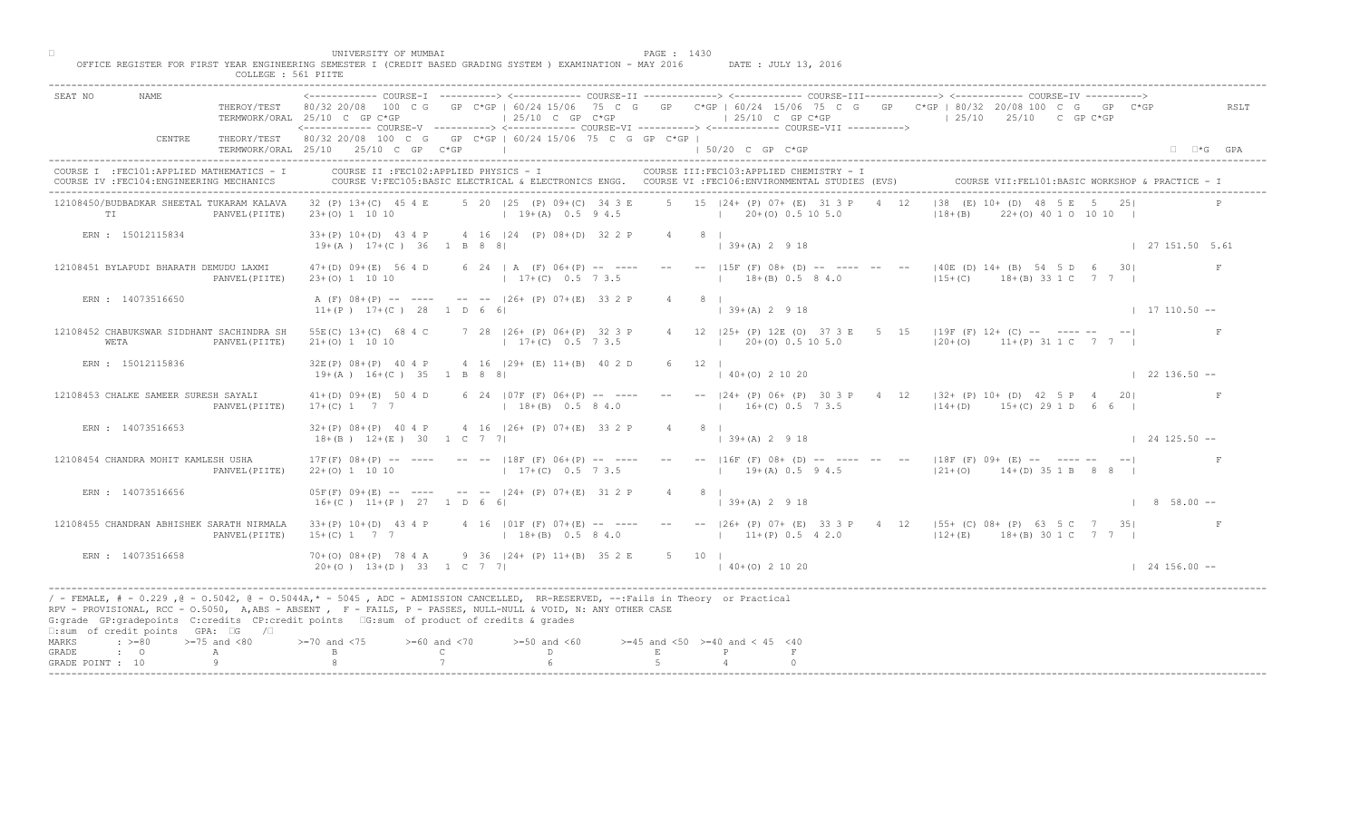UNIVERSITY OF MUMBAI

OFFICE REGISTER FOR FIRST YEAR ENGINEERING SEMESTER I (CREDIT BASED GRADING SYSTEM ) EXAMINATION - MAY 2016 DATE : JULY 13, 2016

COLLEGE : 561 PIITE

```
SEAT NO      NAME            <------------ COURSE-I  ----------> <------------ COURSE-II -------------> <------------ COURSE-III------------> <------------ COURSE-IV ---------->
                 THEROY/TEST    80/32 20/08  100  C G   GP  C*GP | 60/24 15/06  75  C  G   GP   C*GP | 60/24  15/06  75  C  G   GP   C*GP | 80/32  20/08 100  C  G   GP  C*GP          RSLT
                 TERMWORK/ORAL  25/10  C  GP C*GP                | 25/10  C  GP  C*GP                | 25/10  C  GP C*GP                   | 25/10    25/10   C  GP C*GP
                                <------------ COURSE-V ----------> <------------ COURSE-VI ----------> <------------ COURSE-VII ---------->
        CENTRE   THEORY/TEST    80/32 20/08  100  C  G   GP  C*GP | 60/24 15/06  75  C  G  GP  C*GP |
                 TERMWORK/ORAL  25/10   25/10  C  GP   C*GP       |                                  | 50/20  C  GP  C*GP                                                    ΣC  ΣC*G  GPA
```

COURSE I :FEC101:APPLIED MATHEMATICS - I    COURSE II :FEC102:APPLIED PHYSICS - I    COURSE III:FEC103:APPLIED CHEMISTRY - I
COURSE IV :FEC104:ENGINEERING MECHANICS    COURSE V:FEC105:BASIC ELECTRICAL & ELECTRONICS ENGG.    COURSE VI :FEC106:ENVIRONMENTAL STUDIES (EVS)    COURSE VII:FEL101:BASIC WORKSHOP & PRACTICE - I

```
12108450/BUDBADKAR SHEETAL TUKARAM KALAVA   32 (P) 13+(C)  45 4 E     5  20 |25  (P) 09+(C)  34 3 E     5  15 |24+ (P) 07+ (E)  31 3 P    4  12   |38  (E) 10+ (D)  48  5 E   5  25|              P
        TI              PANVEL(PIITE)    23+(O) 1  10 10                 | 19+(A)  0.5  9 4.5               |  20+(O) 0.5 10 5.0                |18+(B)     22+(O) 40 1 O  10 10  |

    ERN : 15012115834                    33+(P) 10+(D)  43 4 P     4  16 |24  (P) 08+(D)  32 2 P     4    8 |
                                          19+(A )  17+(C )  36   1  B  8  8|                                    | 39+(A) 2  9 18                                                     | 27 151.50  5.61

12108451 BYLAPUDI BHARATH DEMUDU LAXMI      47+(D) 09+(E)  56 4 D     6  24 | A  (F) 06+(P) --  ----    --   -- |15F (F) 08+ (D) --  ----  --  --  |40E  (D) 14+ (B)  54  5 D   6   30|              F
                        PANVEL(PIITE)    23+(O) 1  10 10                 | 17+(C)  0.5  7 3.5               |  18+(B) 0.5  8 4.0                |15+(C)     18+(B) 33 1 C   7  7  |

    ERN : 14073516650                    A (F) 08+(P) --  ----    --  -- |26+ (P) 07+(E)  33 2 P     4    8 |
                                          11+(P )  17+(C )  28   1  D  6  6|                                    | 39+(A) 2  9 18                                                     | 17 110.50 --

12108452 CHABUKSWAR SIDDHANT SACHINDRA SH   55E(C) 13+(C)  68 4 C     7  28 |26+ (P) 06+(P)  32 3 P     4  12 |25+ (P) 12E (O)  37 3 E    5  15   |19F  (F) 12+ (C)  --  ---- --  --|              F
        WETA            PANVEL(PIITE)    21+(O) 1  10 10                 | 17+(C)  0.5  7 3.5               |  20+(O) 0.5 10 5.0                |20+(O)     11+(P) 31 1 C   7  7  |

    ERN : 15012115836                    32E(P) 08+(P)  40 4 P     4  16 |29+ (E) 11+(B)  40 2 D     6   12 |
                                          19+(A )  16+(C )  35   1  B  8  8|                                    | 40+(O) 2 10 20                                                     | 22 136.50 --

12108453 CHALKE SAMEER SURESH SAYALI        41+(D) 09+(E)  50 4 D     6  24 |07F (F) 06+(P) --  ----    --   -- |24+ (P) 06+ (P)  30 3 P    4  12   |32+  (P) 10+ (D)  42  5 P   4   20|              F
                        PANVEL(PIITE)    17+(C) 1   7  7                 | 18+(B)  0.5  8 4.0               |  16+(C) 0.5  7 3.5                |14+(D)     15+(C) 29 1 D   6  6  |

    ERN : 14073516653                    32+(P) 08+(P)  40 4 P     4  16 |26+ (P) 07+(E)  33 2 P     4    8 |
                                          18+(B )  12+(E )  30   1  C  7  7|                                    | 39+(A) 2  9 18                                                     | 24 125.50 --

12108454 CHANDRA MOHIT KAMLESH USHA         17F(F) 08+(P) --  ----    --  -- |18F (F) 06+(P) --  ----    --   -- |16F (F) 08+ (D) --  ----  --  --  |18F  (F) 09+ (E)  --  ---- --  --|              F
                        PANVEL(PIITE)    22+(O) 1  10 10                 | 17+(C)  0.5  7 3.5               |  19+(A) 0.5  9 4.5                |21+(O)     14+(D) 35 1 B   8  8  |

    ERN : 14073516656                    05F(F) 09+(E) --  ----    --  -- |24+ (P) 07+(E)  31 2 P     4    8 |
                                          16+(C )  11+(P )  27   1  D  6  6|                                    | 39+(A) 2  9 18                                                     |  8  58.00 --

12108455 CHANDRAN ABHISHEK SARATH NIRMALA   33+(P) 10+(D)  43 4 P     4  16 |01F (F) 07+(E) --  ----    --   -- |26+ (P) 07+ (E)  33 3 P    4  12   |55+  (C) 08+ (P)  63  5 C   7   35|              F
                        PANVEL(PIITE)    15+(C) 1   7  7                 | 18+(B)  0.5  8 4.0               |  11+(P) 0.5  4 2.0                |12+(E)     18+(B) 30 1 C   7  7  |

    ERN : 14073516658                    70+(O) 08+(P)  78 4 A     9  36 |24+ (P) 11+(B)  35 2 E     5   10 |
                                          20+(O )  13+(D )  33   1  C  7  7|                                    | 40+(O) 2 10 20                                                     | 24 156.00 --
```

/ - FEMALE, # - 0.229 ,@ - O.5042, @ - O.5044A,* - 5045 , ADC - ADMISSION CANCELLED, RR-RESERVED, --:Fails in Theory or Practical
RPV - PROVISIONAL, RCC - O.5050, A,ABS - ABSENT , F - FAILS, P - PASSES, NULL-NULL & VOID, N: ANY OTHER CASE
G:grade GP:gradepoints C:credits CP:credit points ΣG:sum of product of credits & grades
ΣC:sum of credit points GPA: ΣG /ΣC

| MARKS | : >=80 | >=75 and <80 | >=70 and <75 | >=60 and <70 | >=50 and <60 | >=45 and <50 | >=40 and < 45 | <40 |
|---|---|---|---|---|---|---|---|---|
| GRADE | : O | A | B | C | D | E | P | F |
| GRADE POINT | : 10 | 9 | 8 | 7 | 6 | 5 | 4 | 0 |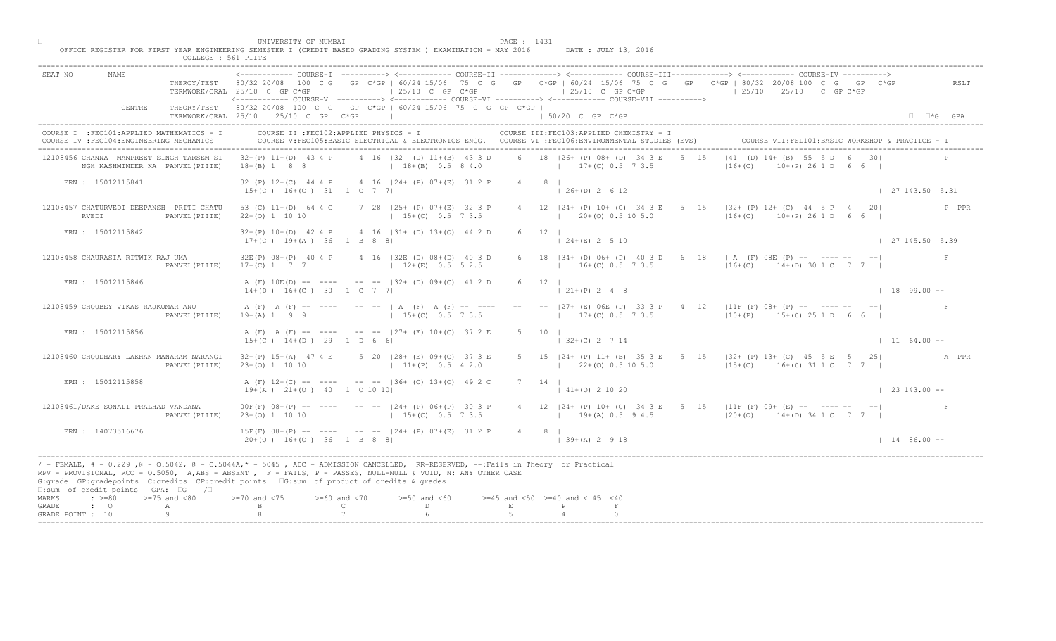UNIVERSITY OF MUMBAI

OFFICE REGISTER FOR FIRST YEAR ENGINEERING SEMESTER I (CREDIT BASED GRADING SYSTEM ) EXAMINATION - MAY 2016 DATE : JULY 13, 2016

COLLEGE : 561 PIITE

```
SEAT NO       NAME                        <------------ COURSE-I  ----------> <------------ COURSE-II -------------> <------------ COURSE-III------------> <------------ COURSE-IV ---------->
                          THEROY/TEST    80/32 20/08  100  C G   GP  C*GP | 60/24 15/06  75  C G   GP   C*GP | 60/24  15/06  75  C  G   GP   C*GP | 80/32  20/08 100  C  G   GP   C*GP              RSLT
                          TERMWORK/ORAL  25/10  C  GP C*GP                | 25/10  C  GP  C*GP               | 25/10  C  GP C*GP                  | 25/10    25/10    C  GP C*GP
                                         <------------ COURSE-V ----------> <------------ COURSE-VI ----------> <------------ COURSE-VII ---------->
              CENTRE      THEORY/TEST    80/32 20/08  100  C G   GP  C*GP | 60/24 15/06  75  C  G  GP  C*GP |
                          TERMWORK/ORAL  25/10    25/10  C  GP   C*GP     |                                  | 50/20  C  GP  C*GP                                                              □  □*G  GPA
------------------------------------------------------------------------------------------------------------------------------------------------------------------------------------------------------------
COURSE I  :FEC101:APPLIED MATHEMATICS - I        COURSE II :FEC102:APPLIED PHYSICS - I                    COURSE III:FEC103:APPLIED CHEMISTRY - I
COURSE IV :FEC104:ENGINEERING MECHANICS          COURSE V:FEC105:BASIC ELECTRICAL & ELECTRONICS ENGG.   COURSE VI :FEC106:ENVIRONMENTAL STUDIES (EVS)         COURSE VII:FEL101:BASIC WORKSHOP & PRACTICE - I
------------------------------------------------------------------------------------------------------------------------------------------------------------------------------------------------------------
12108456 CHANNA  MANPREET SINGH TARSEM SI    32+(P) 11+(D)  43 4 P     4  16  |32  (D) 11+(B)  43 3 D     6  18  |26+(P) 08+ (D)  34 3 E    5  15   |41  (D) 14+ (B)  55  5 D   6   30|             P
         NGH KASHMINDER KA  PANVEL(PIITE)   18+(B) 1   8  8                   | 18+(B)  0.5  8 4.0                |   17+(C) 0.5  7 3.5                 |16+(C)     10+(P) 26 1 D   6  6  |

    ERN : 15012115841                        32 (P) 12+(C)  44 4 P     4  16  |24+ (P) 07+(E)  31 2 P     4    8  |
                                              15+(C )  16+(C )  31   1  C  7  7|                                    | 26+(D) 2  6 12                                                           | 27 143.50  5.31

12108457 CHATURVEDI DEEPANSH  PRITI CHATU    53 (C) 11+(D)  64 4 C     7  28  |25+ (P) 07+(E)  32 3 P     4  12  |24+ (P) 10+ (C)  34 3 E    5  15  |32+ (P) 12+ (C)  44  5 P   4   20|             P  PPR
         RVEDI              PANVEL(PIITE)   22+(O) 1  10 10                   | 15+(C)  0.5  7 3.5                |   20+(O) 0.5 10 5.0                 |16+(C)     10+(P) 26 1 D   6  6  |

    ERN : 15012115842                        32+(P) 10+(D)  42 4 P     4  16  |31+ (D) 13+(O)  44 2 D     6   12  |
                                              17+(C )  19+(A )  36   1  B  8  8|                                    | 24+(E) 2  5 10                                                           | 27 145.50  5.39

12108458 CHAURASIA RITWIK RAJ UMA            32E(P) 08+(P)  40 4 P     4  16  |32E (D) 08+(D)  40 3 D     6  18  |34+ (D) 06+ (P)  40 3 D    6  18  | A  (F) 08E (P) --  ---- --   --|             F
                            PANVEL(PIITE)   17+(C) 1   7  7                   | 12+(E)  0.5  5 2.5                |   16+(C) 0.5  7 3.5                 |16+(C)     14+(D) 30 1 C   7  7  |

    ERN : 15012115846                        A (F) 10E(D) --  ----    --  --  |32+ (D) 09+(C)  41 2 D     6   12  |
                                              14+(D )  16+(C )  30   1  C  7  7|                                    | 21+(P) 2  4  8                                                           | 18  99.00 --

12108459 CHOUBEY VIKAS RAJKUMAR ANU          A (F)  A (F) --  ----    --  --  | A  (F)  A (F) --  ----    --  --  |27+ (E) 06E (P)  33 3 P    4  12  |11F (F) 08+ (P) --  ---- --   --|             F
                            PANVEL(PIITE)   19+(A) 1   9  9                   | 15+(C)  0.5  7 3.5                |   17+(C) 0.5  7 3.5                 |10+(P)     15+(C) 25 1 D   6  6  |

    ERN : 15012115856                        A (F)  A (F) --  ----    --  --  |27+ (E) 10+(C)  37 2 E     5   10  |
                                              15+(C )  14+(D )  29   1  D  6  6|                                    | 32+(C) 2  7 14                                                           | 11  64.00 --

12108460 CHOUDHARY LAKHAN MANARAM NARANGI    32+(P) 15+(A)  47 4 E     5  20  |28+ (E) 09+(C)  37 3 E     5  15  |24+ (P) 11+ (B)  35 3 E    5  15  |32+ (P) 13+ (C)  45  5 E   5   25|             A  PPR
                            PANVEL(PIITE)   23+(O) 1  10 10                   | 11+(P)  0.5  4 2.0                |   22+(O) 0.5 10 5.0                 |15+(C)     16+(C) 31 1 C   7  7  |

    ERN : 15012115858                        A (F) 12+(C) --  ----    --  --  |36+ (C) 13+(O)  49 2 C     7   14  |
                                              19+(A )  21+(O )  40   1  O 10 10|                                    | 41+(O) 2 10 20                                                           | 23 143.00 --

12108461/DAKE SONALI PRALHAD VANDANA         00F(F) 08+(P) --  ----    --  --  |24+ (P) 06+(P)  30 3 P     4  12  |24+ (P) 10+ (C)  34 3 E    5  15  |11F (F) 09+ (E) --  ---- --   --|             F
                            PANVEL(PIITE)   23+(O) 1  10 10                   | 15+(C)  0.5  7 3.5                |   19+(A) 0.5  9 4.5                 |20+(O)     14+(D) 34 1 C   7  7  |

    ERN : 14073516676                        15F(F) 08+(P) --  ----    --  --  |24+ (P) 07+(E)  31 2 P     4    8  |
                                              20+(O )  16+(C )  36   1  B  8  8|                                    | 39+(A) 2  9 18                                                           | 14  86.00 --
------------------------------------------------------------------------------------------------------------------------------------------------------------------------------------------------------------
/ - FEMALE, # - 0.229 ,@ - 0.5042, @ - 0.5044A,* - 5045 , ADC - ADMISSION CANCELLED, RR-RESERVED, --:Fails in Theory or Practical
RPV - PROVISIONAL, RCC - 0.5050, A,ABS - ABSENT , F - FAILS, P - PASSES, NULL-NULL & VOID, N: ANY OTHER CASE
G:grade GP:gradepoints C:credits CP:credit points  □G:sum of product of credits & grades
□:sum of credit points  GPA: □G  /□
MARKS        : >=80    >=75 and <80    >=70 and <75    >=60 and <70    >=50 and <60    >=45 and <50  >=40 and < 45  <40
GRADE        :  O           A               B               C               D               E             P         F
GRADE POINT : 10            9               8               7               6               5             4         0
------------------------------------------------------------------------------------------------------------------------------------------------------------------------------------------------------------
```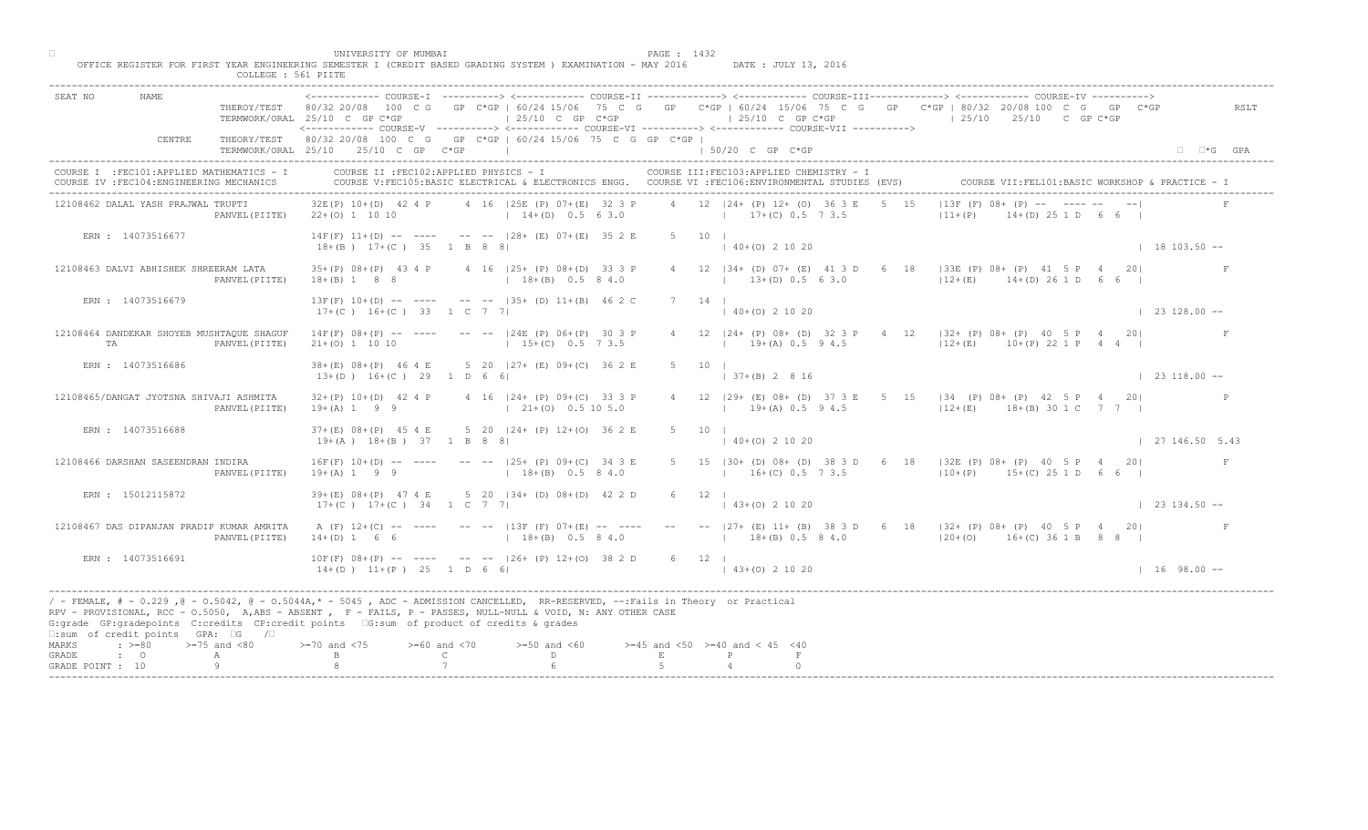UNIVERSITY OF MUMBAI

OFFICE REGISTER FOR FIRST YEAR ENGINEERING SEMESTER I (CREDIT BASED GRADING SYSTEM ) EXAMINATION - MAY 2016 DATE : JULY 13, 2016

COLLEGE : 561 PIITE

```
SEAT NO    NAME                    <------------ COURSE-I  ----------> <------------ COURSE-II -------------> <------------ COURSE-III------------> <------------ COURSE-IV ---------->
                   THEROY/TEST     80/32 20/08  100  C G   GP C*GP | 60/24 15/06  75  C G   GP  C*GP | 60/24 15/06  75  C G   GP  C*GP | 80/32 20/08 100  C  G  GP  C*GP          RSLT
                   TERMWORK/ORAL 25/10  C  GP C*GP              | 25/10  C  GP  C*GP               | 25/10  C  GP C*GP                | 25/10    25/10   C  GP C*GP
                                   <------------ COURSE-V ----------> <------------ COURSE-VI ----------> <------------ COURSE-VII ---------->
           CENTRE  THEORY/TEST     80/32 20/08  100  C  G   GP C*GP | 60/24 15/06  75  C  G  GP  C*GP |
                   TERMWORK/ORAL 25/10   25/10  C  GP  C*GP     |                                  | 50/20  C  GP  C*GP                                                   □  □*G  GPA

COURSE I  :FEC101:APPLIED MATHEMATICS - I       COURSE II :FEC102:APPLIED PHYSICS - I                  COURSE III:FEC103:APPLIED CHEMISTRY - I
COURSE IV :FEC104:ENGINEERING MECHANICS         COURSE V:FEC105:BASIC ELECTRICAL & ELECTRONICS ENGG.   COURSE VI :FEC106:ENVIRONMENTAL STUDIES (EVS)       COURSE VII:FEL101:BASIC WORKSHOP & PRACTICE - I

12108462 DALAL YASH PRAJWAL TRUPTI       32E(P) 10+(D)  42 4 P    4  16 |25E (P) 07+(E)  32 3 P    4  12 |24+ (P) 12+ (O)  36 3 E   5  15   |13F (F) 08+ (P) --  ---- --  --|          F
                          PANVEL(PIITE)  22+(O) 1  10 10              | 14+(D)  0.5  6 3.0              | 17+(C) 0.5  7 3.5                 |11+(P)    14+(D) 25 1 D   6  6  |

    ERN : 14073516677                    14F(F) 11+(D) --  ----   --  -- |28+ (E) 07+(E)  35 2 E    5  10 |
                                         18+(B ) 17+(C )  35   1  B  8  8|                                | 40+(O) 2 10 20                                                    | 18 103.50 --

12108463 DALVI ABHISHEK SHREERAM LATA    35+(P) 08+(P)  43 4 P    4  16 |25+ (P) 08+(D)  33 3 P    4  12 |34+ (D) 07+ (E)  41 3 D   6  18   |33E (P) 08+ (P)  41  5 P  4   20|          F
                          PANVEL(PIITE)  18+(B) 1   8  8              | 18+(B)  0.5  8 4.0              | 13+(D) 0.5  6 3.0                 |12+(E)    14+(D) 26 1 D   6  6  |

    ERN : 14073516679                    13F(F) 10+(D) --  ----   --  -- |35+ (D) 11+(B)  46 2 C    7  14 |
                                         17+(C ) 16+(C )  33   1  C  7  7|                                | 40+(O) 2 10 20                                                    | 23 128.00 --

12108464 DANDEKAR SHOYEB MUSHTAQUE SHAGUF 14F(F) 08+(P) --  ----   --  -- |24E (P) 06+(P)  30 3 P    4  12 |24+ (P) 08+ (D)  32 3 P   4  12   |32+ (P) 08+ (P)  40  5 P  4   20|          F
         TA               PANVEL(PIITE)  21+(O) 1  10 10              | 15+(C)  0.5  7 3.5              | 19+(A) 0.5  9 4.5                 |12+(E)    10+(P) 22 1 P   4  4  |

    ERN : 14073516686                    38+(E) 08+(P)  46 4 E    5  20 |27+ (E) 09+(C)  36 2 E    5  10 |
                                         13+(D ) 16+(C )  29   1  D  6  6|                                | 37+(B) 2  8 16                                                    | 23 118.00 --

12108465/DANGAT JYOTSNA SHIVAJI ASHMITA  32+(P) 10+(D)  42 4 P    4  16 |24+ (P) 09+(C)  33 3 P    4  12 |29+ (E) 08+ (D)  37 3 E   5  15   |34  (P) 08+ (P)  42  5 P  4   20|          P
                          PANVEL(PIITE)  19+(A) 1   9  9              | 21+(O)  0.5 10 5.0              | 19+(A) 0.5  9 4.5                 |12+(E)    18+(B) 30 1 C   7  7  |

    ERN : 14073516688                    37+(E) 08+(P)  45 4 E    5  20 |24+ (P) 12+(O)  36 2 E    5  10 |
                                         19+(A ) 18+(B )  37   1  B  8  8|                                | 40+(O) 2 10 20                                                    | 27 146.50 5.43

12108466 DARSHAN SASEENDRAN INDIRA       16F(F) 10+(D) --  ----   --  -- |25+ (P) 09+(C)  34 3 E    5  15 |30+ (D) 08+ (D)  38 3 D   6  18   |32E (P) 08+ (P)  40  5 P  4   20|          F
                          PANVEL(PIITE)  19+(A) 1   9  9              | 18+(B)  0.5  8 4.0              | 16+(C) 0.5  7 3.5                 |10+(P)    15+(C) 25 1 D   6  6  |

    ERN : 15012115872                    39+(E) 08+(P)  47 4 E    5  20 |34+ (D) 08+(D)  42 2 D    6  12 |
                                         17+(C ) 17+(C )  34   1  C  7  7|                                | 43+(O) 2 10 20                                                    | 23 134.50 --

12108467 DAS DIPANJAN PRADIP KUMAR AMRITA A (F) 12+(C) --  ----   --  -- |13F (F) 07+(E) --  ----   --  -- |27+ (E) 11+ (B)  38 3 D   6  18   |32+ (P) 08+ (P)  40  5 P  4   20|          F
                          PANVEL(PIITE)  14+(D) 1   6  6              | 18+(B)  0.5  8 4.0              | 18+(B) 0.5  8 4.0                 |20+(O)    16+(C) 36 1 B   8  8  |

    ERN : 14073516691                    10F(F) 08+(P) --  ----   --  -- |26+ (P) 12+(O)  38 2 D    6  12 |
                                         14+(D ) 11+(P )  25   1  D  6  6|                                | 43+(O) 2 10 20                                                    | 16  98.00 --
```

/ - FEMALE, # - 0.229 ,@ - O.5042, @ - O.5044A,* - 5045 , ADC - ADMISSION CANCELLED, RR-RESERVED, --:Fails in Theory or Practical
RPV - PROVISIONAL, RCC - O.5050, A,ABS - ABSENT , F - FAILS, P - PASSES, NULL-NULL & VOID, N: ANY OTHER CASE
G:grade GP:gradepoints C:credits CP:credit points □G:sum of product of credits & grades
□:sum of credit points GPA: □G /□

| MARKS | : >=80 | >=75 and <80 | >=70 and <75 | >=60 and <70 | >=50 and <60 | >=45 and <50 | >=40 and < 45 | <40 |
|---|---|---|---|---|---|---|---|---|
| GRADE | : O | A | B | C | D | E | P | F |
| GRADE POINT | : 10 | 9 | 8 | 7 | 6 | 5 | 4 | 0 |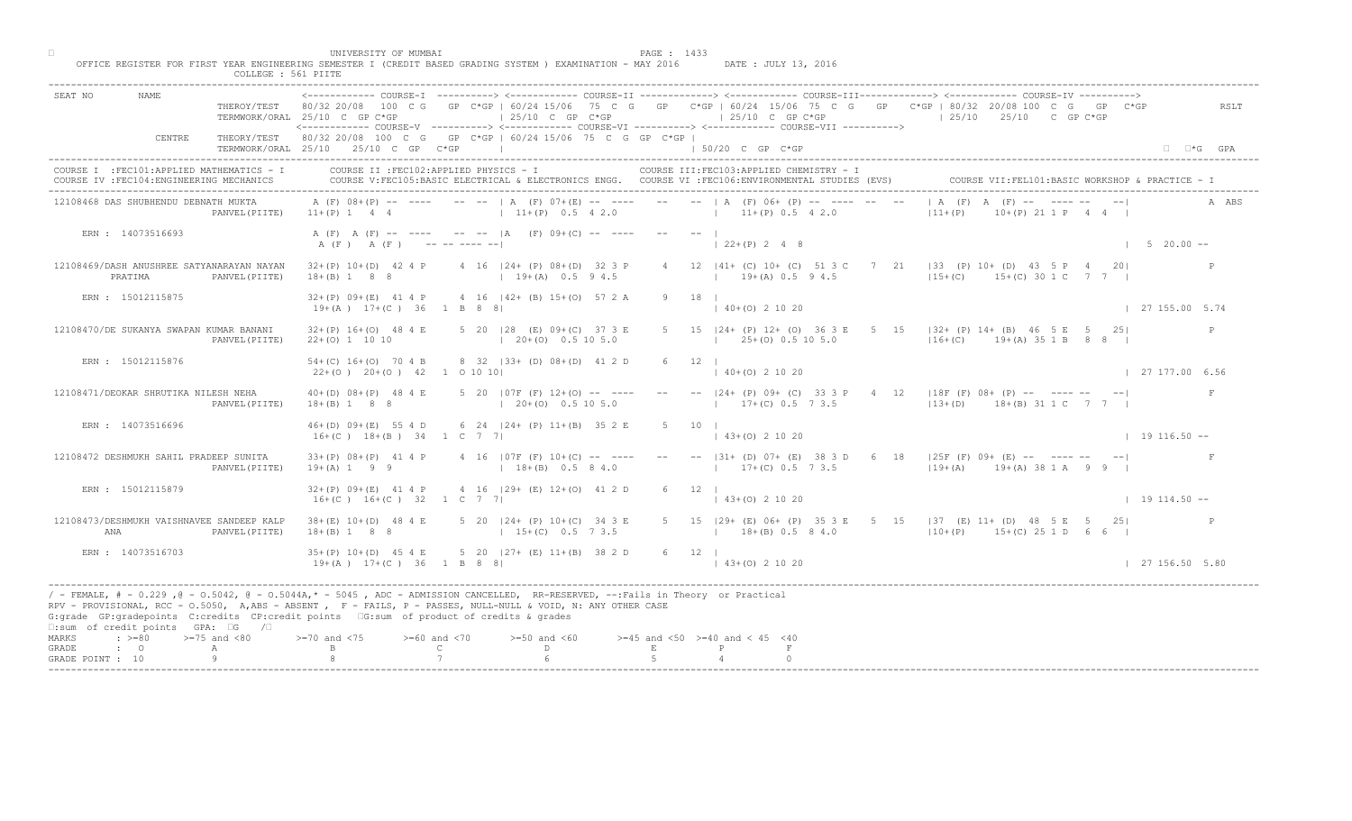UNIVERSITY OF MUMBAI

OFFICE REGISTER FOR FIRST YEAR ENGINEERING SEMESTER I (CREDIT BASED GRADING SYSTEM ) EXAMINATION - MAY 2016 DATE : JULY 13, 2016

COLLEGE : 561 PIITE

```
SEAT NO      NAME                     <------------ COURSE-I  ----------> <------------ COURSE-II -------------> <------------ COURSE-III------------> <------------ COURSE-IV ---------->
                        THEROY/TEST    80/32 20/08  100  C G   GP  C*GP | 60/24 15/06  75  C  G   GP   C*GP | 60/24  15/06  75  C  G   GP   C*GP | 80/32  20/08 100  C  G   GP  C*GP         RSLT
                        TERMWORK/ORAL  25/10  C  GP C*GP                | 25/10  C  GP  C*GP              | 25/10  C  GP C*GP                  | 25/10    25/10   C  GP C*GP
                                       <------------ COURSE-V  ----------> <------------ COURSE-VI ----------> <------------ COURSE-VII ---------->
              CENTRE    THEORY/TEST    80/32 20/08  100  C G   GP  C*GP | 60/24 15/06  75  C  G  GP  C*GP |
                        TERMWORK/ORAL  25/10    25/10   C  GP   C*GP     |                                   | 50/20  C  GP  C*GP                                                    □  □*G  GPA
---------------------------------------------------------------------------------------------------------------------------------------------------------------------------------------------------
COURSE I  :FEC101:APPLIED MATHEMATICS - I       COURSE II :FEC102:APPLIED PHYSICS - I                 COURSE III:FEC103:APPLIED CHEMISTRY - I
COURSE IV :FEC104:ENGINEERING MECHANICS          COURSE V:FEC105:BASIC ELECTRICAL & ELECTRONICS ENGG.   COURSE VI :FEC106:ENVIRONMENTAL STUDIES (EVS)        COURSE VII:FEL101:BASIC WORKSHOP & PRACTICE - I
---------------------------------------------------------------------------------------------------------------------------------------------------------------------------------------------------
12108468 DAS SHUBHENDU DEBNATH MUKTA      A (F) 08+(P) -- ----    -- -- | A  (F) 07+(E) -- ----     --   -- | A  (F) 06+ (P) -- ----  --  --   | A  (F)  A  (F) -- ----  --  --|              A  ABS
                     PANVEL(PIITE)   11+(P) 1  4  4                      | 11+(P)  0.5  4 2.0               |   11+(P) 0.5  4 2.0                 |11+(P)     10+(P) 21 1 P   4  4  |

    ERN : 14073516693                     A (F)  A (F) -- ----    -- -- |A    (F) 09+(C) -- ----    --   -- |
                                           A (F )   A (F )    -- -- ---- --|                                 | 22+(P) 2  4  8                                                       |  5  20.00 --

12108469/DASH ANUSHREE SATYANARAYAN NAYAN  32+(P) 10+(D)  42 4 P      4  16  |24+ (P) 08+(D)  32 3 P      4   12  |41+ (C) 10+ (C)  51 3 C    7  21   |33  (P) 10+ (D)  43  5 P   4    20|             P
         PRATIMA     PANVEL(PIITE)   18+(B) 1   8  8                     | 19+(A)  0.5  9 4.5               |   19+(A) 0.5  9 4.5                 |15+(C)     15+(C) 30 1 C   7  7  |

    ERN : 15012115875                     32+(P) 09+(E)  41 4 P      4  16  |42+ (B) 15+(O)  57 2 A      9   18  |
                                           19+(A )  17+(C )  36   1  B  8  8|                                 | 40+(O) 2 10 20                                                       | 27 155.00  5.74

12108470/DE SUKANYA SWAPAN KUMAR BANANI    32+(P) 16+(O)  48 4 E      5  20  |28  (E) 09+(C)  37 3 E      5   15  |24+ (P) 12+ (O)  36 3 E    5  15   |32+ (P) 14+ (B)  46  5 E   5    25|             P
                     PANVEL(PIITE)   22+(O) 1  10 10                     | 20+(O)  0.5 10 5.0               |   25+(O) 0.5 10 5.0                 |16+(C)     19+(A) 35 1 B   8  8  |

    ERN : 15012115876                     54+(C) 16+(O)  70 4 B      8  32  |33+ (D) 08+(D)  41 2 D      6   12  |
                                           22+(O )  20+(O )  42   1  O 10 10|                                 | 40+(O) 2 10 20                                                       | 27 177.00  6.56

12108471/DEOKAR SHRUTIKA NILESH NEHA       40+(D) 08+(P)  48 4 E      5  20  |07F (F) 12+(O) -- ----     --   --  |24+ (P) 09+ (C)  33 3 P    4  12   |18F (F) 08+ (P) --  ---- --    --|             F
                     PANVEL(PIITE)   18+(B) 1   8  8                     | 20+(O)  0.5 10 5.0               |   17+(C) 0.5  7 3.5                 |13+(D)     18+(B) 31 1 C   7  7  |

    ERN : 14073516696                     46+(D) 09+(E)  55 4 D      6  24  |24+ (P) 11+(B)  35 2 E      5   10  |
                                           16+(C )  18+(B )  34   1  C  7  7|                                 | 43+(O) 2 10 20                                                       | 19 116.50 --

12108472 DESHMUKH SAHIL PRADEEP SUNITA     33+(P) 08+(P)  41 4 P      4  16  |07F (F) 10+(C) -- ----     --   --  |31+ (D) 07+ (E)  38 3 D    6  18   |25F (F) 09+ (E) --  ---- --    --|             F
                     PANVEL(PIITE)   19+(A) 1   9  9                     | 18+(B)  0.5  8 4.0               |   17+(C) 0.5  7 3.5                 |19+(A)     19+(A) 38 1 A   9  9  |

    ERN : 15012115879                     32+(P) 09+(E)  41 4 P      4  16  |29+ (E) 12+(O)  41 2 D      6   12  |
                                           16+(C )  16+(C )  32   1  C  7  7|                                 | 43+(O) 2 10 20                                                       | 19 114.50 --

12108473/DESHMUKH VAISHNAVEE SANDEEP KALP  38+(E) 10+(D)  48 4 E      5  20  |24+ (P) 10+(C)  34 3 E      5   15  |29+ (E) 06+ (P)  35 3 E    5  15   |37  (E) 11+ (D)  48  5 E   5    25|             P
         ANA         PANVEL(PIITE)   18+(B) 1   8  8                     | 15+(C)  0.5  7 3.5               |   18+(B) 0.5  8 4.0                 |10+(P)     15+(C) 25 1 D   6  6  |

    ERN : 14073516703                     35+(P) 10+(D)  45 4 E      5  20  |27+ (E) 11+(B)  38 2 D      6   12  |
                                           19+(A )  17+(C )  36   1  B  8  8|                                 | 43+(O) 2 10 20                                                       | 27 156.50  5.80
---------------------------------------------------------------------------------------------------------------------------------------------------------------------------------------------------
```

/ - FEMALE, # - 0.229 ,@ - O.5042, @ - O.5044A,* - 5045 , ADC - ADMISSION CANCELLED, RR-RESERVED, --:Fails in Theory or Practical
RPV - PROVISIONAL, RCC - O.5050, A,ABS - ABSENT , F - FAILS, P - PASSES, NULL-NULL & VOID, N: ANY OTHER CASE
G:grade GP:gradepoints C:credits CP:credit points □G:sum of product of credits & grades
□:sum of credit points GPA: □G /□

| MARKS | : >=80 | >=75 and <80 | >=70 and <75 | >=60 and <70 | >=50 and <60 | >=45 and <50 | >=40 and < 45 | <40 |
|---|---|---|---|---|---|---|---|---|
| GRADE | : O | A | B | C | D | E | P | F |
| GRADE POINT | : 10 | 9 | 8 | 7 | 6 | 5 | 4 | 0 |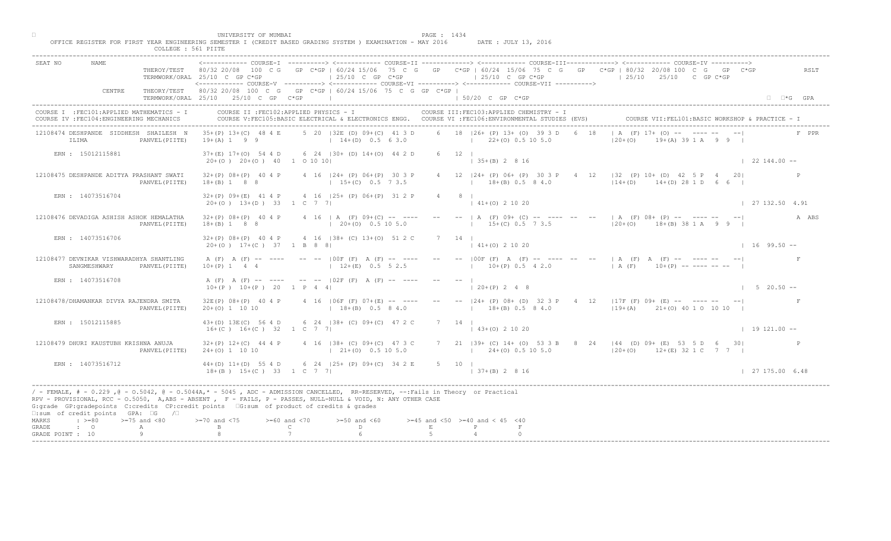UNIVERSITY OF MUMBAI

OFFICE REGISTER FOR FIRST YEAR ENGINEERING SEMESTER I (CREDIT BASED GRADING SYSTEM ) EXAMINATION - MAY 2016        DATE : JULY 13, 2016

COLLEGE : 561 PIITE

```
SEAT NO      NAME              <------------ COURSE-I  ----------> <------------ COURSE-II -------------> <------------ COURSE-III------------> <------------ COURSE-IV ---------->
                  THEROY/TEST   80/32 20/08  100 C G   GP C*GP | 60/24 15/06  75 C G   GP   C*GP | 60/24 15/06 75 C G   GP   C*GP | 80/32 20/08 100 C G  GP  C*GP          RSLT
                  TERMWORK/ORAL 25/10 C GP C*GP                | 25/10 C GP C*GP               | 25/10 C GP C*GP               | 25/10   25/10    C GP C*GP
                                <------------ COURSE-V ----------> <------------ COURSE-VI ----------> <------------ COURSE-VII ---------->
           CENTRE THEORY/TEST   80/32 20/08  100 C G   GP C*GP | 60/24 15/06  75 C G  GP C*GP |
                  TERMWORK/ORAL 25/10   25/10 C GP  C*GP       |                              | 50/20 C GP C*GP                                                     ΣC*G  GPA

COURSE I  :FEC101:APPLIED MATHEMATICS - I      COURSE II :FEC102:APPLIED PHYSICS - I                  COURSE III:FEC103:APPLIED CHEMISTRY - I
COURSE IV :FEC104:ENGINEERING MECHANICS        COURSE V:FEC105:BASIC ELECTRICAL & ELECTRONICS ENGG.   COURSE VI :FEC106:ENVIRONMENTAL STUDIES (EVS)        COURSE VII:FEL101:BASIC WORKSHOP & PRACTICE - I

12108474 DESHPANDE  SIDDHESH  SHAILESH  N   35+(P) 13+(C)  48 4 E     5  20  |32E (D) 09+(C)  41 3 D     6  18  |26+ (P) 13+ (O)  39 3 D    6  18   | A  (F) 17+ (O) --  ---- --   --|            F PPR
         ILIMA             PANVEL(PIITE)    19+(A) 1   9  9                  | 14+(D)  0.5  6 3.0                 |  22+(O) 0.5 10 5.0               |20+(O)     19+(A) 39 1 A   9  9  |

    ERN : 15012115881                       37+(E) 17+(O)  54 4 D     6  24  |30+ (D) 14+(O)  44 2 D     6  12  |
                                            20+(O )  20+(O )  40   1  O 10 10|                                   | 35+(B) 2  8 16                                                      | 22 144.00 --

12108475 DESHPANDE ADITYA PRASHANT SWATI    32+(P) 08+(P)  40 4 P     4  16  |24+ (P) 06+(P)  30 3 P     4  12  |24+ (P) 06+ (P)  30 3 P    4  12   |32  (P) 10+ (D)  42  5 P  4    20|            P
                           PANVEL(PIITE)    18+(B) 1   8  8                  | 15+(C)  0.5  7 3.5                 |  18+(B) 0.5  8 4.0               |14+(D)     14+(D) 28 1 D   6  6  |

    ERN : 14073516704                       32+(P) 09+(E)  41 4 P     4  16  |25+ (P) 06+(P)  31 2 P     4   8  |
                                            20+(O )  13+(D )  33   1  C  7  7|                                   | 41+(O) 2 10 20                                                      | 27 132.50  4.91

12108476 DEVADIGA ASHISH ASHOK HEMALATHA    32+(P) 08+(P)  40 4 P     4  16  | A  (F) 09+(C) --  ----    --  --  | A  (F) 09+ (C) --  ----  --  --   | A  (F) 08+ (P) --  ---- --   --|            A ABS
                           PANVEL(PIITE)    18+(B) 1   8  8                  | 20+(O)  0.5 10 5.0                 |  15+(C) 0.5  7 3.5               |20+(O)     18+(B) 38 1 A   9  9  |

    ERN : 14073516706                       32+(P) 08+(P)  40 4 P     4  16  |38+ (C) 13+(O)  51 2 C     7  14  |
                                            20+(O )  17+(C )  37   1  B  8  8|                                   | 41+(O) 2 10 20                                                      | 16  99.50 --

12108477 DEVNIKAR VISHWARADHYA SHANTLING    A (F)  A (F) --  ----    --  --  |00F (F)  A (F) --  ----    --  --  |00F (F)  A  (F) --  ----  --  --   | A  (F)  A  (F) --  ---- --   --|            F
         SANGMESHWARY      PANVEL(PIITE)    10+(P) 1   4  4                  | 12+(E)  0.5  5 2.5                 |  10+(P) 0.5  4 2.0               | A (F)     10+(P) -- ---- --  -- |

    ERN : 14073516708                       A (F)  A (F) --  ----    --  --  |02F (F)  A (F) --  ----    --  --  |
                                            10+(P )  10+(P )  20   1  P  4  4|                                   | 20+(P) 2  4  8                                                      |  5  20.50 --

12108478/DHAMANKAR DIVYA RAJENDRA SMITA     32E (P) 08+(P)  40 4 P    4  16  |06F (F) 07+(E) --  ----    --  --  |24+ (P) 08+ (D)  32 3 P    4  12   |17F (F) 09+ (E) --  ---- --   --|            F
                           PANVEL(PIITE)    20+(O) 1  10 10                  | 18+(B)  0.5  8 4.0                 |  18+(B) 0.5  8 4.0               |19+(A)     21+(O) 40 1 O  10 10  |

    ERN : 15012115885                       43+(D) 13E(C)  56 4 D     6  24  |38+ (C) 09+(C)  47 2 C     7  14  |
                                            16+(C )  16+(C )  32   1  C  7  7|                                   | 43+(O) 2 10 20                                                      | 19 121.00 --

12108479 DHURI KAUSTUBH KRISHNA ANUJA       32+(P) 12+(C)  44 4 P     4  16  |38+ (C) 09+(C)  47 3 C     7  21  |39+ (C) 14+ (O)  53 3 B    8  24   |44  (D) 09+ (E)  53  5 D  6    30|            P
                           PANVEL(PIITE)    24+(O) 1  10 10                  | 21+(O)  0.5 10 5.0                 |  24+(O) 0.5 10 5.0               |20+(O)     12+(E) 32 1 C   7  7  |

    ERN : 14073516712                       44+(D) 11+(D)  55 4 D     6  24  |25+ (P) 09+(E)  34 2 E     5  10  |
                                            18+(B )  15+(C )  33   1  C  7  7|                                   | 37+(B) 2  8 16                                                      | 27 175.00  6.48
```

/ - FEMALE, # - 0.229 ,@ - O.5042, @ - O.5044A,* - 5045 , ADC - ADMISSION CANCELLED, RR-RESERVED, --:Fails in Theory or Practical
RPV - PROVISIONAL, RCC - O.5050, A,ABS - ABSENT , F - FAILS, P - PASSES, NULL-NULL & VOID, N: ANY OTHER CASE
G:grade GP:gradepoints C:credits CP:credit points ΣG:sum of product of credits & grades
ΣC:sum of credit points GPA: ΣG /ΣC

| MARKS | : >=80 | >=75 and <80 | >=70 and <75 | >=60 and <70 | >=50 and <60 | >=45 and <50 | >=40 and < 45 | <40 |
|---|---|---|---|---|---|---|---|---|
| GRADE | : O | A | B | C | D | E | P | F |
| GRADE POINT | : 10 | 9 | 8 | 7 | 6 | 5 | 4 | 0 |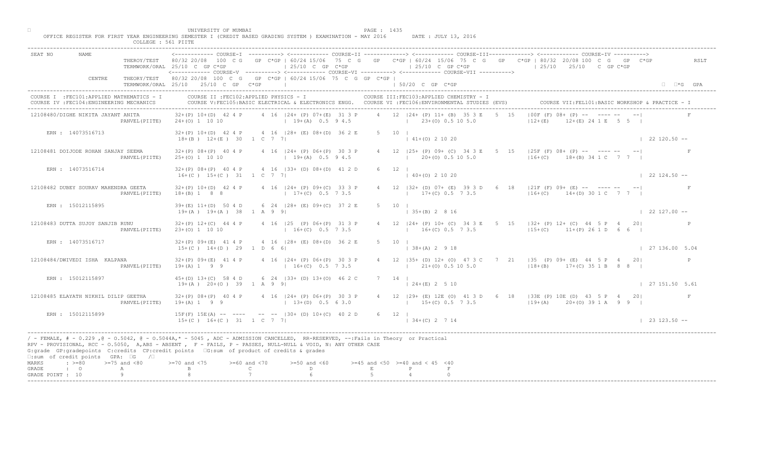UNIVERSITY OF MUMBAI

OFFICE REGISTER FOR FIRST YEAR ENGINEERING SEMESTER I (CREDIT BASED GRADING SYSTEM ) EXAMINATION - MAY 2016 DATE : JULY 13, 2016

COLLEGE : 561 PIITE

```
SEAT NO      NAME                   <------------ COURSE-I  ----------> <------------ COURSE-II -------------> <------------ COURSE-III-------------> <------------ COURSE-IV ---------->
                      THEROY/TEST   80/32 20/08  100 C G   GP C*GP | 60/24 15/06  75 C G   GP  C*GP | 60/24 15/06  75 C G   GP  C*GP | 80/32 20/08 100 C  G   GP  C*GP         RSLT
                      TERMWORK/ORAL 25/10 C  GP C*GP                | 25/10  C  GP  C*GP              | 25/10  C  GP C*GP               | 25/10   25/10   C  GP C*GP
                                    <------------ COURSE-V  ----------> <------------ COURSE-VI ----------> <------------ COURSE-VII ---------->
              CENTRE  THEORY/TEST   80/32 20/08  100  C  G   GP C*GP | 60/24 15/06  75  C  G  GP  C*GP |
                      TERMWORK/ORAL 25/10   25/10  C  GP  C*GP       |                                  | 50/20  C  GP  C*GP                                                   □ □*G  GPA
-----------------------------------------------------------------------------------------------------------------------------------------------------------------------------------------------
COURSE I  :FEC101:APPLIED MATHEMATICS - I       COURSE II :FEC102:APPLIED PHYSICS - I                  COURSE III:FEC103:APPLIED CHEMISTRY - I
COURSE IV :FEC104:ENGINEERING MECHANICS         COURSE V:FEC105:BASIC ELECTRICAL & ELECTRONICS ENGG.   COURSE VI :FEC106:ENVIRONMENTAL STUDIES (EVS)      COURSE VII:FEL101:BASIC WORKSHOP & PRACTICE - I
-----------------------------------------------------------------------------------------------------------------------------------------------------------------------------------------------
 12108480/DIGHE NIKITA JAYANT ANITA      32+(P) 10+(D)  42 4 P    4 16  |24+ (P) 07+(E)  31 3 P     4  12 |24+ (P) 11+ (B)  35 3 E   5  15   |00F (F) 08+ (P) --  ---- --   --|            F
                       PANVEL(PIITE)     24+(O) 1  10 10               | 19+(A)  0.5  9 4.5               |  23+(O) 0.5 10 5.0               |12+(E)     12+(E) 24 1 E   5  5  |

    ERN : 14073516713                    32+(P) 10+(D)  42 4 P    4 16  |28+ (E) 08+(D)  36 2 E     5  10 |
                                          18+(B )  12+(E )  30   1  C  7  7|                          | 41+(O) 2 10 20                                                        | 22 120.50 --

 12108481 DOIJODE ROHAN SANJAY SEEMA     32+(P) 08+(P)  40 4 P    4 16  |24+ (P) 06+(P)  30 3 P     4  12 |25+ (P) 09+ (C)  34 3 E   5  15   |25F (F) 08+ (P) --  ---- --   --|            F
                       PANVEL(PIITE)     25+(O) 1  10 10               | 19+(A)  0.5  9 4.5               |  20+(O) 0.5 10 5.0               |16+(C)     18+(B) 34 1 C   7  7  |

    ERN : 14073516714                    32+(P) 08+(P)  40 4 P    4 16  |33+ (D) 08+(D)  41 2 D     6  12 |
                                          16+(C )  15+(C )  31   1  C  7  7|                          | 40+(O) 2 10 20                                                        | 22 124.50 --

 12108482 DUBEY SOURAV MAHENDRA GEETA    32+(P) 10+(D)  42 4 P    4 16  |24+ (P) 09+(C)  33 3 P     4  12 |32+ (D) 07+ (E)  39 3 D   6  18   |21F (F) 09+ (E) --  ---- --   --|            F
                       PANVEL(PIITE)     18+(B) 1  8  8                | 17+(C)  0.5  7 3.5               |  17+(C) 0.5  7 3.5               |16+(C)     14+(D) 30 1 C   7  7  |

    ERN : 15012115895                    39+(E) 11+(D)  50 4 D    6 24  |28+ (E) 09+(C)  37 2 E     5  10 |
                                          19+(A )  19+(A )  38   1  A  9  9|                          | 35+(B) 2  8 16                                                        | 22 127.00 --

 12108483 DUTTA SUJOY SANJIB RUNU        32+(P) 12+(C)  44 4 P    4 16  |25  (P) 06+(P)  31 3 P     4  12 |24+ (P) 10+ (C)  34 3 E   5  15   |32+ (P) 12+ (C)  44  5 P   4   20|            P
                       PANVEL(PIITE)     23+(O) 1  10 10               | 16+(C)  0.5  7 3.5               |  16+(C) 0.5  7 3.5               |15+(C)     11+(P) 26 1 D   6  6  |

    ERN : 14073516717                    32+(P) 09+(E)  41 4 P    4 16  |28+ (E) 08+(D)  36 2 E     5  10 |
                                          15+(C )  14+(D )  29   1  D  6  6|                          | 38+(A) 2  9 18                                                        | 27 136.00 5.04

 12108484/DWIVEDI ISHA  KALPANA          32+(P) 09+(E)  41 4 P    4 16  |24+ (P) 06+(P)  30 3 P     4  12 |35+ (D) 12+ (O)  47 3 C   7  21   |35  (P) 09+ (E)  44  5 P   4   20|            P
                       PANVEL(PIITE)     19+(A) 1  9  9                | 16+(C)  0.5  7 3.5               |  21+(O) 0.5 10 5.0               |18+(B)     17+(C) 35 1 B   8  8  |

    ERN : 15012115897                    45+(D) 13+(C)  58 4 D    6 24  |33+ (D) 13+(O)  46 2 C     7  14 |
                                          19+(A )  20+(O )  39   1  A  9  9|                          | 24+(E) 2  5 10                                                        | 27 151.50 5.61

 12108485 ELAYATH NIKHIL DILIP GEETHA    32+(P) 08+(P)  40 4 P    4 16  |24+ (P) 06+(P)  30 3 P     4  12 |29+ (E) 12E (O)  41 3 D   6  18   |33E (P) 10E (D)  43  5 P   4   20|            F
                       PANVEL(PIITE)     19+(A) 1  9  9                | 13+(D)  0.5  6 3.0               |  15+(C) 0.5  7 3.5               |19+(A)     20+(O) 39 1 A   9  9  |

    ERN : 15012115899                    15F(F) 15E(A) --  ----   --  -- |30+ (D) 10+(C)  40 2 D     6  12 |
                                          15+(C )  16+(C )  31   1  C  7  7|                          | 34+(C) 2  7 14                                                        | 23 123.50 --
-----------------------------------------------------------------------------------------------------------------------------------------------------------------------------------------------
/ - FEMALE, # - 0.229 ,@ - 0.5042, @ - 0.5044A,* - 5045 , ADC - ADMISSION CANCELLED,  RR-RESERVED, --:Fails in Theory  or Practical
RPV - PROVISIONAL, RCC - 0.5050,  A,ABS - ABSENT ,  F - FAILS, P - PASSES, NULL-NULL & VOID, N: ANY OTHER CASE
G:grade  GP:gradepoints  C:credits  CP:credit points  □G:sum  of product of credits & grades
□:sum  of credit points   GPA: □G   /□
MARKS        : >=80    >=75 and <80       >=70 and <75      >=60 and <70      >=50 and <60      >=45 and <50  >=40 and < 45  <40
GRADE        :  O           A                  B                 C                 D                 E             P          F
GRADE POINT : 10            9                  8                 7                 6                 5             4          0
-----------------------------------------------------------------------------------------------------------------------------------------------------------------------------------------------
```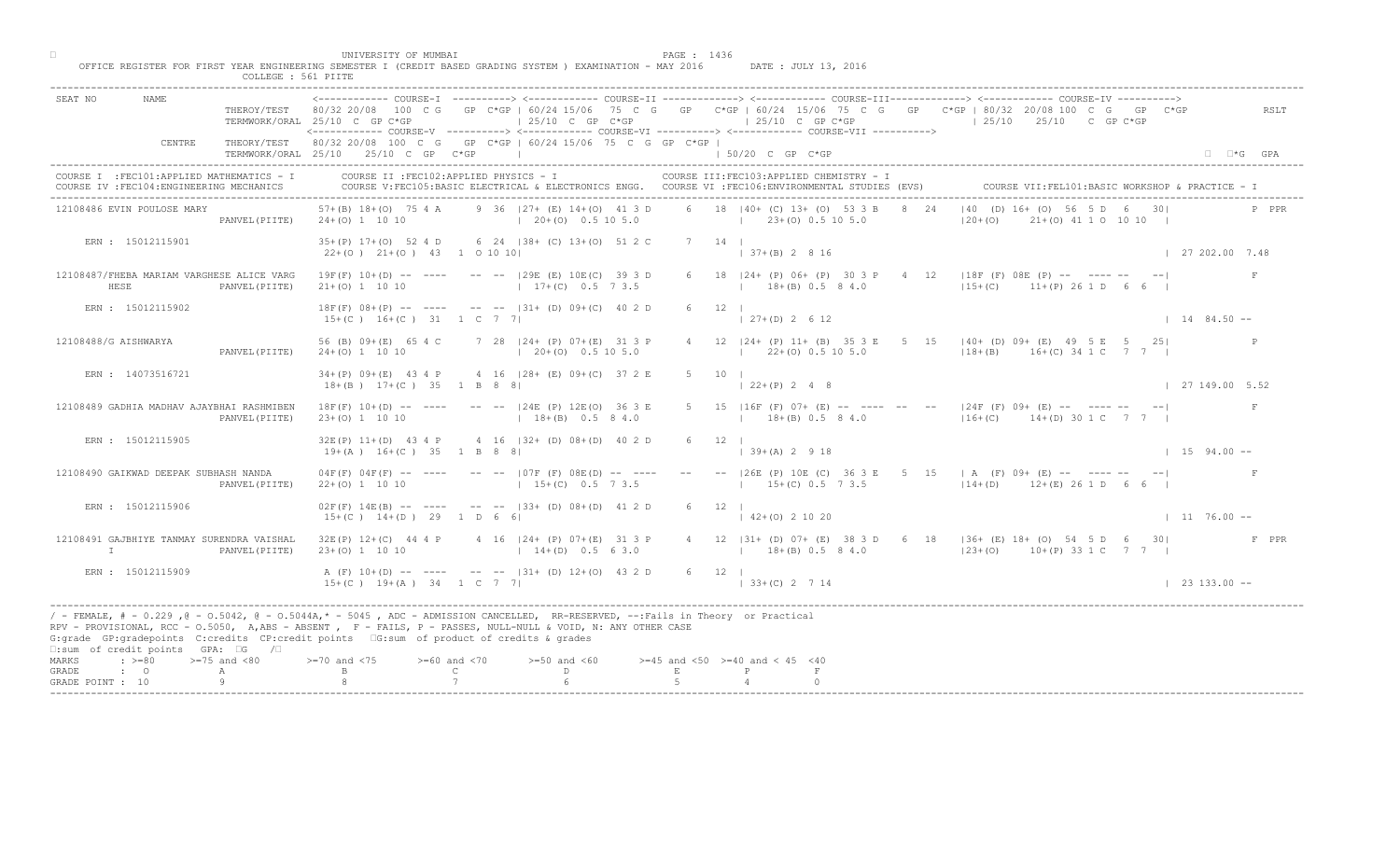UNIVERSITY OF MUMBAI

OFFICE REGISTER FOR FIRST YEAR ENGINEERING SEMESTER I (CREDIT BASED GRADING SYSTEM ) EXAMINATION - MAY 2016        DATE : JULY 13, 2016

COLLEGE : 561 PIITE

```
SEAT NO       NAME                    <------------ COURSE-I  ----------> <------------ COURSE-II -------------> <------------ COURSE-III------------> <------------ COURSE-IV ---------->
                        THEROY/TEST   80/32 20/08  100  C G   GP  C*GP | 60/24 15/06  75  C  G   GP   C*GP | 60/24  15/06  75  C  G   GP   C*GP | 80/32  20/08 100  C  G   GP  C*GP            RSLT
                        TERMWORK/ORAL 25/10  C  GP C*GP              | 25/10  C  GP  C*GP                | 25/10  C  GP C*GP                   | 25/10    25/10    C  GP C*GP
                                      <------------ COURSE-V ----------> <------------ COURSE-VI ----------> <------------ COURSE-VII ---------->
              CENTRE    THEORY/TEST   80/32 20/08  100  C  G   GP  C*GP | 60/24 15/06  75  C  G  GP  C*GP |
                        TERMWORK/ORAL 25/10   25/10  C  GP   C*GP     |                                | 50/20  C  GP  C*GP                                                         □  □*G  GPA
```

COURSE I :FEC101:APPLIED MATHEMATICS - I        COURSE II :FEC102:APPLIED PHYSICS - I        COURSE III:FEC103:APPLIED CHEMISTRY - I
COURSE IV :FEC104:ENGINEERING MECHANICS        COURSE V:FEC105:BASIC ELECTRICAL & ELECTRONICS ENGG.   COURSE VI :FEC106:ENVIRONMENTAL STUDIES (EVS)        COURSE VII:FEL101:BASIC WORKSHOP & PRACTICE - I

```
12108486 EVIN POULOSE MARY                57+(P) 18+(O)  75 4 A     9  36  |27+ (E) 14+(O)  41 3 D     6   18  |40+ (C) 13+ (O)  53 3 B    8  24   |40  (D) 16+ (O)  56  5 D   6   30|          P PPR
                          PANVEL(PIITE)   24+(O) 1  10 10                  | 20+(O)  0.5 10 5.0                |   23+(O) 0.5 10 5.0                |20+(O)     21+(O) 41 1 O  10 10  |
    ERN : 15012115901                     35+(P) 17+(O)  52 4 D     6  24  |38+ (C) 13+(O)  51 2 C     7   14  |
                                          22+(O )  21+(O )  43   1  O 10 10|                                   | 37+(B) 2  8 16                                                          | 27 202.00  7.48

12108487/FHEBA MARIAM VARGHESE ALICE VARG 19F(F) 10+(D) --  ----    --  --  |29E (E) 10E(C)  39 3 D     6   18  |24+ (P) 06+ (P)  30 3 P    4  12   |18F (F) 08E (P) --   ---- --   --|          F
        HESE              PANVEL(PIITE)   21+(O) 1  10 10                  | 17+(C)  0.5 7 3.5                 |   18+(B) 0.5 8 4.0                 |15+(C)     11+(P) 26 1 D   6  6  |
    ERN : 15012115902                     18F(F) 08+(P) --  ----    --  --  |31+ (D) 09+(C)  40 2 D     6   12  |
                                          15+(C )  16+(C )  31   1  C 7  7|                                    | 27+(D) 2  6 12                                                          | 14  84.50 --

12108488/G AISHWARYA                      56 (B) 09+(E)  65 4 C     7  28  |24+ (P) 07+(E)  31 3 P     4   12  |24+ (P) 11+ (B)  35 3 E    5  15   |40+ (D) 09+ (E)  49  5 E   5   25|          P
                          PANVEL(PIITE)   24+(O) 1  10 10                  | 20+(O)  0.5 10 5.0                |   22+(O) 0.5 10 5.0                |18+(B)     16+(C) 34 1 C   7  7  |
    ERN : 14073516721                     34+(P) 09+(E)  43 4 P     4  16  |28+ (E) 09+(C)  37 2 E     5   10  |
                                          18+(B )  17+(C )  35   1  B 8  8|                                    | 22+(P) 2  4  8                                                          | 27 149.00  5.52

12108489 GADHIA MADHAV AJAYBHAI RASHMIBEN 18F(F) 10+(D) --  ----    --  --  |24E (P) 12E(O)  36 3 E     5   15  |16F (F) 07+ (E) --  ----  --  --   |24F (F) 09+ (E) --   ---- --   --|          F
                          PANVEL(PIITE)   23+(O) 1  10 10                  | 18+(B)  0.5 8 4.0                 |   18+(B) 0.5 8 4.0                 |16+(C)     14+(D) 30 1 C   7  7  |
    ERN : 15012115905                     32E(P) 11+(D)  43 4 P     4  16  |32+ (D) 08+(D)  40 2 D     6   12  |
                                          19+(A )  16+(C )  35   1  B 8  8|                                    | 39+(A) 2  9 18                                                          | 15  94.00 --

12108490 GAIKWAD DEEPAK SUBHASH NANDA     04F(F) 04F(F) --  ----    --  --  |07F (F) 08E(D) --  ----    --   --  |26E (P) 10E (C)  36 3 E    5  15   | A  (F) 09+ (E) --   ---- --   --|          F
                          PANVEL(PIITE)   22+(O) 1  10 10                  | 15+(C)  0.5 7 3.5                 |   15+(C) 0.5 7 3.5                 |14+(D)     12+(E) 26 1 D   6  6  |
    ERN : 15012115906                     02F(F) 14E(B) --  ----    --  --  |33+ (D) 08+(D)  41 2 D     6   12  |
                                          15+(C )  14+(D )  29   1  D 6  6|                                    | 42+(O) 2 10 20                                                          | 11  76.00 --

12108491 GAJBHIYE TANMAY SURENDRA VAISHAL 32E(P) 12+(C)  44 4 P     4  16  |24+ (P) 07+(E)  31 3 P     4   12  |31+ (D) 07+ (E)  38 3 D    6  18   |36+ (E) 18+ (O)  54  5 D   6   30|          F PPR
        I                 PANVEL(PIITE)   23+(O) 1  10 10                  | 14+(D)  0.5 6 3.0                 |   18+(B) 0.5 8 4.0                 |23+(O)     10+(P) 33 1 C   7  7  |
    ERN : 15012115909                      A (F) 10+(D) --  ----    --  --  |31+ (D) 12+(O)  43 2 D     6   12  |
                                          15+(C )  19+(A )  34   1  C 7  7|                                    | 33+(C) 2  7 14                                                          | 23 133.00 --
```

/ - FEMALE, # - 0.229 ,@ - O.5042, @ - O.5044A,* - 5045 , ADC - ADMISSION CANCELLED, RR-RESERVED, --:Fails in Theory or Practical
RPV - PROVISIONAL, RCC - O.5050, A,ABS - ABSENT , F - FAILS, P - PASSES, NULL-NULL & VOID, N: ANY OTHER CASE
G:grade GP:gradepoints C:credits CP:credit points □G:sum of product of credits & grades
□:sum of credit points GPA: □G /□

| MARKS | : >=80 | >=75 and <80 | >=70 and <75 | >=60 and <70 | >=50 and <60 | >=45 and <50 | >=40 and < 45 | <40 |
|---|---|---|---|---|---|---|---|---|
| GRADE | : O | A | B | C | D | E | P | F |
| GRADE POINT | : 10 | 9 | 8 | 7 | 6 | 5 | 4 | 0 |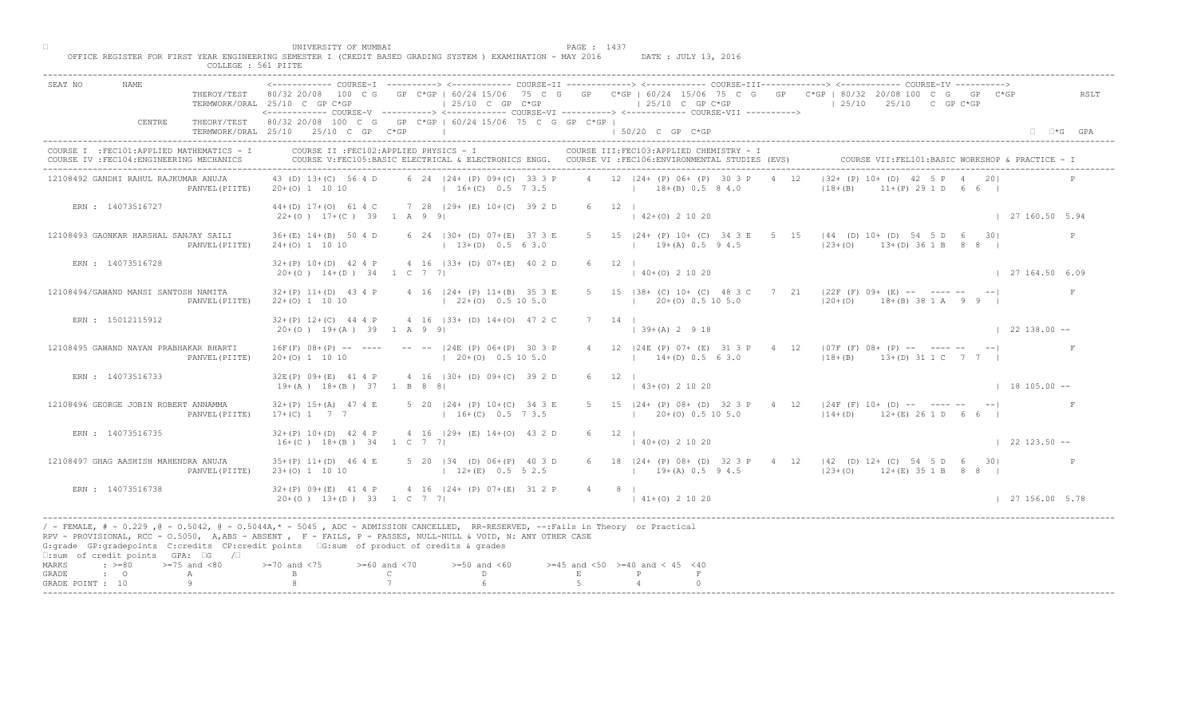UNIVERSITY OF MUMBAI

OFFICE REGISTER FOR FIRST YEAR ENGINEERING SEMESTER I (CREDIT BASED GRADING SYSTEM ) EXAMINATION - MAY 2016 DATE : JULY 13, 2016

COLLEGE : 561 PIITE

```
SEAT NO      NAME                          <------------ COURSE-I  ----------> <------------ COURSE-II -------------> <------------ COURSE-III-------------> <------------ COURSE-IV ---------->
                          THEROY/TEST    80/32 20/08  100  C G   GP  C*GP | 60/24 15/06  75  C  G   GP   C*GP | 60/24  15/06  75  C  G   GP   C*GP | 80/32  20/08 100  C  G   GP  C*GP          RSLT
                          TERMWORK/ORAL  25/10  C  GP C*GP               | 25/10  C  GP  C*GP                 | 25/10  C  GP C*GP                   | 25/10    25/10    C  GP C*GP
                                         <------------ COURSE-V ----------> <------------ COURSE-VI ----------> <------------ COURSE-VII ---------->
             CENTRE       THEORY/TEST    80/32 20/08  100  C  G   GP  C*GP | 60/24 15/06  75  C  G  GP  C*GP |
                          TERMWORK/ORAL  25/10   25/10  C  GP   C*GP      |                                 | 50/20  C  GP  C*GP                                                        □  □*G  GPA

COURSE I  :FEC101:APPLIED MATHEMATICS - I        COURSE II :FEC102:APPLIED PHYSICS - I                     COURSE III:FEC103:APPLIED CHEMISTRY - I
COURSE IV :FEC104:ENGINEERING MECHANICS          COURSE V:FEC105:BASIC ELECTRICAL & ELECTRONICS ENGG.   COURSE VI :FEC106:ENVIRONMENTAL STUDIES (EVS)        COURSE VII:FEL101:BASIC WORKSHOP & PRACTICE - I

12108492 GANDHI RAHUL RAJKUMAR ANUJA     43 (D) 13+(C)  56 4 D     6  24  |24+ (P) 09+(C)  33 3 P     4   12  |24+ (P) 06+ (P)  30 3 P    4  12    |32+ (P) 10+ (D)  42  5 P   4   20|            P
                     PANVEL(PIITE)       20+(O) 1  10 10                    | 16+(C)  0.5  7 3.5                 |   18+(B) 0.5  8 4.0                  |18+(B)     11+(P) 29 1 D   6  6  |
    ERN : 14073516727                    44+(D) 17+(O)  61 4 C     7  28  |29+ (E) 10+(C)  39 2 D     6   12  |
                                          22+(O )  17+(C )  39   1  A  9  9|                                   | 42+(O) 2 10 20                                                          | 27 160.50  5.94

12108493 GAONKAR HARSHAL SANJAY SAILI    36+(E) 14+(B)  50 4 D     6  24  |30+ (D) 07+(E)  37 3 E     5   15  |24+ (P) 10+ (C)  34 3 E    5  15    |44  (D) 10+ (D)  54  5 D   6   30|            P
                     PANVEL(PIITE)       24+(O) 1  10 10                    | 13+(D)  0.5  6 3.0                 |   19+(A) 0.5  9 4.5                  |23+(O)     13+(D) 36 1 B   8  8  |
    ERN : 14073516728                    32+(P) 10+(D)  42 4 P     4  16  |33+ (D) 07+(E)  40 2 D     6   12  |
                                          20+(O )  14+(D )  34   1  C  7  7|                                   | 40+(O) 2 10 20                                                          | 27 164.50  6.09

12108494/GAWAND MANSI SANTOSH NAMITA     32+(P) 11+(D)  43 4 P     4  16  |24+ (P) 11+(B)  35 3 E     5   15  |38+ (C) 10+ (C)  48 3 C    7  21    |22F (F) 09+ (E)  --  ---- --   --|            F
                     PANVEL(PIITE)       22+(O) 1  10 10                    | 22+(O)  0.5 10 5.0                 |   20+(O) 0.5 10 5.0                  |20+(O)     18+(B) 38 1 A   9  9  |
    ERN : 15012115912                    32+(P) 12+(C)  44 4 P     4  16  |33+ (D) 14+(O)  47 2 C     7   14  |
                                          20+(O )  19+(A )  39   1  A  9  9|                                   | 39+(A) 2  9 18                                                          | 22 138.00  --

12108495 GAWAND NAYAN PRABHAKAR BHARTI   16F(F) 08+(P)  --  ----   --  --  |24E (P) 06+(P)  30 3 P     4   12  |24E (P) 07+ (E)  31 3 P    4  12    |07F (F) 08+ (P)  --  ---- --   --|            F
                     PANVEL(PIITE)       20+(O) 1  10 10                    | 20+(O)  0.5 10 5.0                 |   14+(D) 0.5  6 3.0                  |18+(B)     13+(D) 31 1 C   7  7  |
    ERN : 14073516733                    32E(P) 09+(E)  41 4 P     4  16  |30+ (D) 09+(C)  39 2 D     6   12  |
                                          19+(A )  18+(B )  37   1  B  8  8|                                   | 43+(O) 2 10 20                                                          | 18 105.00  --

12108496 GEORGE JOBIN ROBERT ANNAMMA     32+(P) 15+(A)  47 4 E     5  20  |24+ (P) 10+(C)  34 3 E     5   15  |24+ (P) 08+ (D)  32 3 P    4  12    |24F (F) 10+ (D)  --  ---- --   --|            F
                     PANVEL(PIITE)       17+(C) 1   7  7                    | 16+(C)  0.5  7 3.5                 |   20+(O) 0.5 10 5.0                  |14+(D)     12+(E) 26 1 D   6  6  |
    ERN : 14073516735                    32+(P) 10+(D)  42 4 P     4  16  |29+ (E) 14+(O)  43 2 D     6   12  |
                                          16+(C )  18+(B )  34   1  C  7  7|                                   | 40+(O) 2 10 20                                                          | 22 123.50  --

12108497 GHAG AASHISH MAHENDRA ANUJA     35+(P) 11+(D)  46 4 E     5  20  |34  (D) 06+(P)  40 3 D     6   18  |24+ (P) 08+ (D)  32 3 P    4  12    |42  (D) 12+ (C)  54  5 D   6   30|            P
                     PANVEL(PIITE)       23+(O) 1  10 10                    | 12+(E)  0.5  5 2.5                 |   19+(A) 0.5  9 4.5                  |23+(O)     12+(E) 35 1 B   8  8  |
    ERN : 14073516738                    32+(P) 09+(E)  41 4 P     4  16  |24+ (P) 07+(E)  31 2 P     4    8  |
                                          20+(O )  13+(D )  33   1  C  7  7|                                   | 41+(O) 2 10 20                                                          | 27 156.00  5.78
```

/ - FEMALE, # - 0.229 ,@ - O.5042, @ - O.5044A,* - 5045 , ADC - ADMISSION CANCELLED, RR-RESERVED, --:Fails in Theory or Practical
RPV - PROVISIONAL, RCC - O.5050, A,ABS - ABSENT , F - FAILS, P - PASSES, NULL-NULL & VOID, N: ANY OTHER CASE
G:grade GP:gradepoints C:credits CP:credit points □G:sum of product of credits & grades
□:sum of credit points GPA: □G /□

| MARKS | : >=80 | >=75 and <80 | >=70 and <75 | >=60 and <70 | >=50 and <60 | >=45 and <50 | >=40 and < 45 | <40 |
|---|---|---|---|---|---|---|---|---|
| GRADE | : O | A | B | C | D | E | P | F |
| GRADE POINT | : 10 | 9 | 8 | 7 | 6 | 5 | 4 | 0 |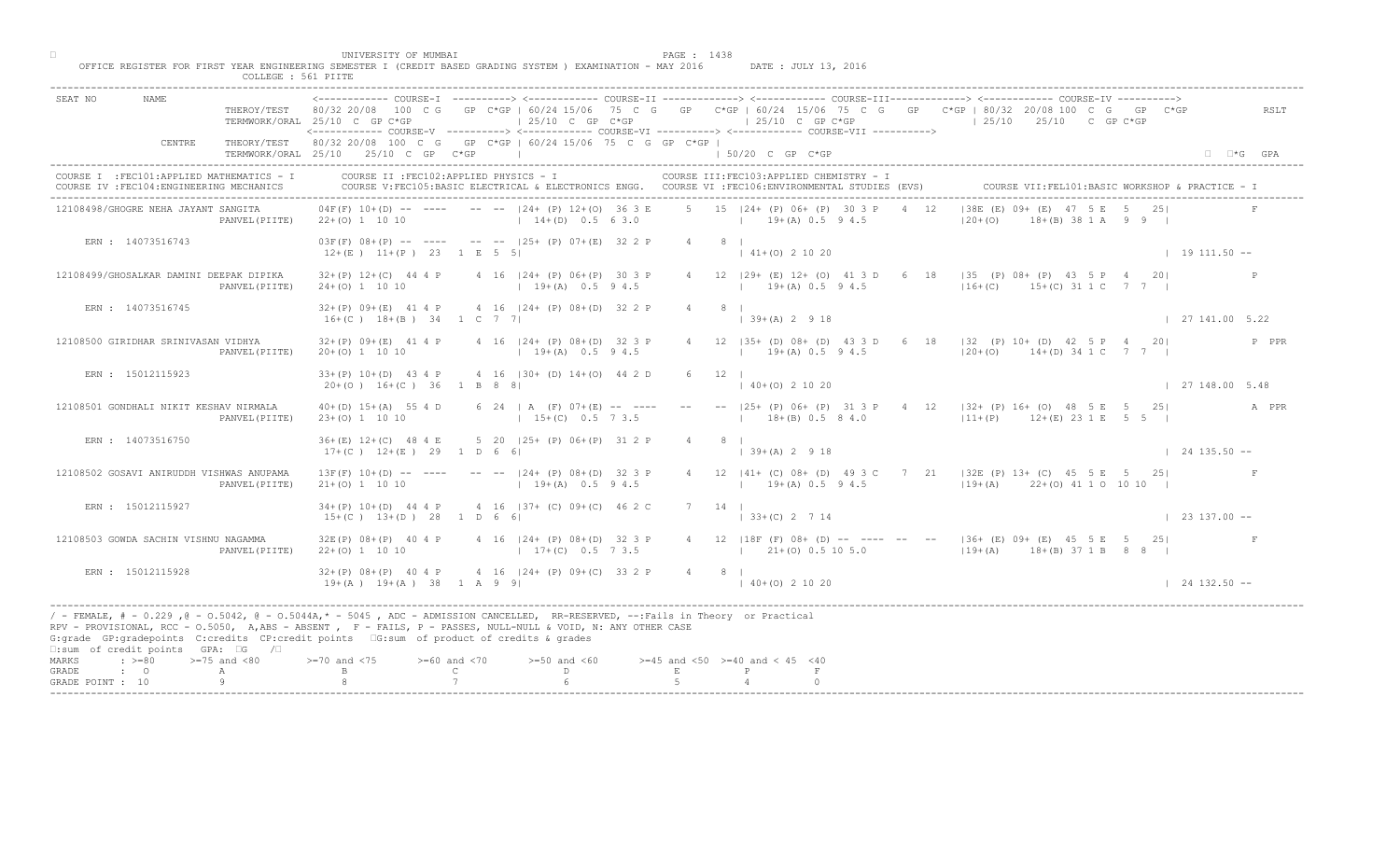UNIVERSITY OF MUMBAI

OFFICE REGISTER FOR FIRST YEAR ENGINEERING SEMESTER I (CREDIT BASED GRADING SYSTEM ) EXAMINATION - MAY 2016 DATE : JULY 13, 2016

COLLEGE : 561 PIITE

```
SEAT NO       NAME                    <------------ COURSE-I  ----------> <------------ COURSE-II -------------> <------------ COURSE-III------------> <------------ COURSE-IV ---------->
                         THEROY/TEST   80/32 20/08  100  C G   GP  C*GP | 60/24 15/06  75  C  G   GP   C*GP | 60/24  15/06  75  C  G   GP   C*GP | 80/32  20/08 100  C  G   GP  C*GP          RSLT
                         TERMWORK/ORAL 25/10  C  GP C*GP                | 25/10  C  GP  C*GP              | 25/10  C  GP C*GP                 | 25/10    25/10    C  GP C*GP
                                      <------------ COURSE-V  ----------> <------------ COURSE-VI ----------> <------------ COURSE-VII ---------->
              CENTRE     THEORY/TEST   80/32 20/08  100  C  G   GP  C*GP | 60/24 15/06  75  C  G  GP  C*GP |
                         TERMWORK/ORAL 25/10    25/10  C  GP   C*GP      |                                 | 50/20  C  GP  C*GP                                                      □  □*G  GPA
------------------------------------------------------------------------------------------------------------------------------------------------------------------------------------
COURSE I  :FEC101:APPLIED MATHEMATICS - I        COURSE II :FEC102:APPLIED PHYSICS - I                  COURSE III:FEC103:APPLIED CHEMISTRY - I
COURSE IV :FEC104:ENGINEERING MECHANICS          COURSE V:FEC105:BASIC ELECTRICAL & ELECTRONICS ENGG.   COURSE VI :FEC106:ENVIRONMENTAL STUDIES (EVS)       COURSE VII:FEL101:BASIC WORKSHOP & PRACTICE - I
------------------------------------------------------------------------------------------------------------------------------------------------------------------------------------
 12108498/GHOGRE NEHA JAYANT SANGITA     04F(F) 10+(D) --  ----    -- -- |24+ (P) 12+(O)  36 3 E     5  15 |24+ (P) 06+ (P)  30 3 P    4  12   |38E (E) 09+ (E)  47  5 E  5   25|              F
                          PANVEL(PIITE)  22+(O) 1  10 10                 | 14+(D)  0.5  6 3.0                |  19+(A) 0.5  9 4.5                |20+(O)    18+(B) 38 1 A   9  9  |

     ERN : 14073516743                   03F(F) 08+(P) --  ----    -- -- |25+ (P) 07+(E)  32 2 P     4    8 |
                                          12+(E )  11+(P )  23   1  E  5  5|                                   | 41+(O) 2 10 20                                                     | 19 111.50 --

 12108499/GHOSALKAR DAMINI DEEPAK DIPIKA 32+(P) 12+(C)  44 4 P     4 16 |24+ (P) 06+(P)  30 3 P     4  12 |29+ (E) 12+ (O)  41 3 D    6  18   |35  (P) 08+ (P)  43  5 P  4   20|              P
                          PANVEL(PIITE)  24+(O) 1  10 10                 | 19+(A)  0.5  9 4.5                |  19+(A) 0.5  9 4.5                |16+(C)    15+(C) 31 1 C   7  7  |

     ERN : 14073516745                   32+(P) 09+(E)  41 4 P     4 16 |24+ (P) 08+(D)  32 2 P     4    8 |
                                          16+(C )  18+(B )  34   1  C  7  7|                                   | 39+(A) 2  9 18                                                     | 27 141.00 5.22

 12108500 GIRIDHAR SRINIVASAN VIDHYA     32+(P) 09+(E)  41 4 P     4 16 |24+ (P) 08+(D)  32 3 P     4  12 |35+ (D) 08+ (D)  43 3 D    6  18   |32  (P) 10+ (D)  42  5 P  4   20|              P  PPR
                          PANVEL(PIITE)  20+(O) 1  10 10                 | 19+(A)  0.5  9 4.5                |  19+(A) 0.5  9 4.5                |20+(O)    14+(D) 34 1 C   7  7  |

     ERN : 15012115923                   33+(P) 10+(D)  43 4 P     4 16 |30+ (D) 14+(O)  44 2 D     6   12 |
                                          20+(O )  16+(C )  36   1  B  8  8|                                   | 40+(O) 2 10 20                                                     | 27 148.00 5.48

 12108501 GONDHALI NIKIT KESHAV NIRMALA  40+(D) 15+(A)  55 4 D     6 24 | A  (F) 07+(E) --  ----    --   -- |25+ (P) 06+ (P)  31 3 P    4  12   |32+ (P) 16+ (O)  48  5 E  5   25|              A  PPR
                          PANVEL(PIITE)  23+(O) 1  10 10                 | 15+(C)  0.5  7 3.5                |  18+(B) 0.5  8 4.0                |11+(P)    12+(E) 23 1 E   5  5  |

     ERN : 14073516750                   36+(E) 12+(C)  48 4 E     5 20 |25+ (P) 06+(P)  31 2 P     4    8 |
                                          17+(C )  12+(E )  29   1  D  6  6|                                   | 39+(A) 2  9 18                                                     | 24 135.50 --

 12108502 GOSAVI ANIRUDDH VISHWAS ANUPAMA 13F(F) 10+(D) --  ----   -- -- |24+ (P) 08+(D)  32 3 P     4  12 |41+ (C) 08+ (D)  49 3 C    7  21   |32E (P) 13+ (C)  45  5 E  5   25|              F
                          PANVEL(PIITE)  21+(O) 1  10 10                 | 19+(A)  0.5  9 4.5                |  19+(A) 0.5  9 4.5                |19+(A)    22+(O) 41 1 O  10 10  |

     ERN : 15012115927                   34+(P) 10+(D)  44 4 P     4 16 |37+ (C) 09+(C)  46 2 C     7   14 |
                                          15+(C )  13+(D )  28   1  D  6  6|                                   | 33+(C) 2  7 14                                                     | 23 137.00 --

 12108503 GOWDA SACHIN VISHNU NAGAMMA    32E(P) 08+(P)  40 4 P     4 16 |24+ (P) 08+(D)  32 3 P     4  12 |18F (F) 08+ (D) --  ----  --  --    |36+ (E) 09+ (E)  45  5 E  5   25|              F
                          PANVEL(PIITE)  22+(O) 1  10 10                 | 17+(C)  0.5  7 3.5                |  21+(O) 0.5 10 5.0                |19+(A)    18+(B) 37 1 B   8  8  |

     ERN : 15012115928                   32+(P) 08+(P)  40 4 P     4 16 |24+ (P) 09+(C)  33 2 P     4    8 |
                                          19+(A )  19+(A )  38   1  A  9  9|                                   | 40+(O) 2 10 20                                                     | 24 132.50 --
------------------------------------------------------------------------------------------------------------------------------------------------------------------------------------
/ - FEMALE, # - 0.229 ,@ - O.5042, @ - O.5044A,* - 5045 , ADC - ADMISSION CANCELLED,  RR-RESERVED, --:Fails in Theory  or Practical
RPV - PROVISIONAL, RCC - O.5050,  A,ABS - ABSENT , F - FAILS, P - PASSES, NULL-NULL & VOID, N: ANY OTHER CASE
G:grade  GP:gradepoints  C:credits  CP:credit points  □G:sum  of product of credits & grades
□:sum  of credit points   GPA: □G   /□
MARKS       : >=80      >=75 and <80       >=70 and <75       >=60 and <70       >=50 and <60       >=45 and <50  >=40 and < 45  <40
GRADE       :  O              A                  B                  C                  D                  E              P          F
GRADE POINT : 10              9                  8                  7                  6                  5              4          0
------------------------------------------------------------------------------------------------------------------------------------------------------------------------------------
```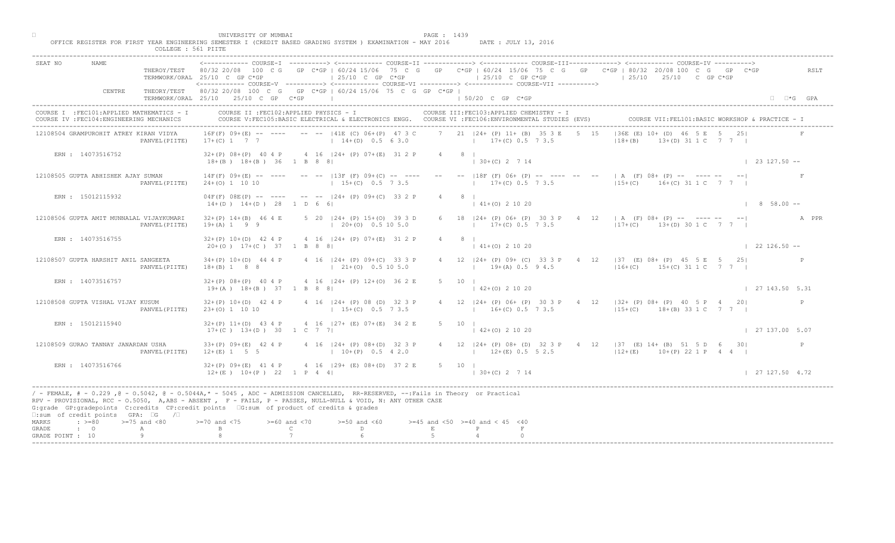UNIVERSITY OF MUMBAI

OFFICE REGISTER FOR FIRST YEAR ENGINEERING SEMESTER I (CREDIT BASED GRADING SYSTEM ) EXAMINATION - MAY 2016 DATE : JULY 13, 2016

COLLEGE : 561 PIITE

```
SEAT NO      NAME                   <------------ COURSE-I  ----------> <------------ COURSE-II -------------> <------------ COURSE-III------------> <------------ COURSE-IV ---------->
                        THEROY/TEST    80/32 20/08  100  C G   GP  C*GP | 60/24 15/06  75  C G   GP   C*GP | 60/24  15/06  75  C  G   GP   C*GP | 80/32  20/08 100  C  G   GP  C*GP              RSLT
                        TERMWORK/ORAL  25/10  C  GP C*GP                | 25/10  C  GP  C*GP               | 25/10  C  GP C*GP                 | 25/10   25/10   C  GP C*GP
                                       <------------ COURSE-V ----------> <------------ COURSE-VI ----------> <------------ COURSE-VII ---------->
             CENTRE     THEORY/TEST    80/32 20/08  100  C  G   GP C*GP | 60/24 15/06  75  C  G  GP  C*GP |
                        TERMWORK/ORAL  25/10   25/10  C  GP   C*GP      |                                  | 50/20  C  GP  C*GP                                                              □  □*G  GPA
```

COURSE I :FEC101:APPLIED MATHEMATICS - I  COURSE II :FEC102:APPLIED PHYSICS - I  COURSE III:FEC103:APPLIED CHEMISTRY - I
COURSE IV :FEC104:ENGINEERING MECHANICS  COURSE V:FEC105:BASIC ELECTRICAL & ELECTRONICS ENGG.  COURSE VI :FEC106:ENVIRONMENTAL STUDIES (EVS)  COURSE VII:FEL101:BASIC WORKSHOP & PRACTICE - I

```
12108504 GRAMPUROHIT ATREY KIRAN VIDYA    16F(F) 09+(E) -- ----    -- -- |41E (C) 06+(P)  47 3 C    7  21 |24+ (P) 11+ (B)  35 3 E   5  15   |36E (E) 10+ (D)  46  5 E   5   25|           F
                        PANVEL(PIITE)     17+(C) 1   7  7                | 14+(D)  0.5  6 3.0              |  17+(C) 0.5  7 3.5                |18+(B)    13+(D) 31 1 C   7  7  |

   ERN : 14073516752                      32+(P) 08+(P)  40 4 P     4 16 |24+ (P) 07+(E)  31 2 P     4    8 |
                                          18+(B )  18+(B )  36   1  B  8  8|                              | 30+(C) 2  7 14                                                       | 23 127.50 --

12108505 GUPTA ABHISHEK AJAY SUMAN        14F(F) 09+(E) -- ----    -- -- |13F (F) 09+(C) -- ----    --   -- |18F (F) 06+ (P) -- ----  --  --  | A  (F) 08+ (P) --  ---- --   --|           F
                        PANVEL(PIITE)     24+(O) 1  10 10                | 15+(C)  0.5  7 3.5              |  17+(C) 0.5  7 3.5                |15+(C)     16+(C) 31 1 C   7  7  |

   ERN : 15012115932                      04F(F) 08E(P) -- ----    -- -- |24+ (P) 09+(C)  33 2 P     4    8 |
                                          14+(D )  14+(D )  28   1  D  6  6|                              | 41+(O) 2 10 20                                                       |  8  58.00 --

12108506 GUPTA AMIT MUNNALAL VIJAYKUMARI  32+(P) 14+(B)  46 4 E     5 20 |24+ (P) 15+(O)  39 3 D     6   18 |24+ (P) 06+ (P)  30 3 P   4  12  | A  (F) 08+ (P) --  ---- --   --|           A  PPR
                        PANVEL(PIITE)     19+(A) 1   9  9                | 20+(O)  0.5 10 5.0             |  17+(C) 0.5  7 3.5                |17+(C)     13+(D) 30 1 C   7  7  |

   ERN : 14073516755                      32+(P) 10+(D)  42 4 P     4 16 |24+ (P) 07+(E)  31 2 P     4    8 |
                                          20+(O )  17+(C )  37   1  B  8  8|                              | 41+(O) 2 10 20                                                       | 22 126.50 --

12108507 GUPTA HARSHIT ANIL SANGEETA      34+(P) 10+(D)  44 4 P     4 16 |24+ (P) 09+(C)  33 3 P     4   12 |24+ (P) 09+ (C)  33 3 P   4  12  |37  (E) 08+ (P)  45  5 E   5   25|           P
                        PANVEL(PIITE)     18+(B) 1   8  8                | 21+(O)  0.5 10 5.0             |  19+(A) 0.5  9 4.5                |16+(C)     15+(C) 31 1 C   7  7  |

   ERN : 14073516757                      32+(P) 08+(P)  40 4 P     4 16 |24+ (P) 12+(O)  36 2 E     5   10 |
                                          19+(A )  18+(B )  37   1  B  8  8|                              | 42+(O) 2 10 20                                                       | 27 143.50 5.31

12108508 GUPTA VISHAL VIJAY KUSUM         32+(P) 10+(D)  42 4 P     4 16 |24+ (P) 08 (D)  32 3 P     4   12 |24+ (P) 06+ (P)  30 3 P   4  12  |32+ (P) 08+ (P)  40  5 P   4   20|           P
                        PANVEL(PIITE)     23+(O) 1  10 10                | 15+(C)  0.5  7 3.5              |  16+(C) 0.5  7 3.5                |15+(C)     18+(B) 33 1 C   7  7  |

   ERN : 15012115940                      32+(P) 11+(D)  43 4 P     4 16 |27+ (E) 07+(E)  34 2 E     5   10 |
                                          17+(C )  13+(D )  30   1  C  7  7|                              | 42+(O) 2 10 20                                                       | 27 137.00 5.07

12108509 GURAO TANNAY JANARDAN USHA       33+(P) 09+(E)  42 4 P     4 16 |24+ (P) 08+(D)  32 3 P     4   12 |24+ (P) 08+ (D)  32 3 P   4  12  |37  (E) 14+ (B)  51  5 D   6   30|           P
                        PANVEL(PIITE)     12+(E) 1   5  5                | 10+(P)  0.5  4 2.0              |  12+(E) 0.5  5 2.5                |12+(E)     10+(P) 22 1 P   4  4  |

   ERN : 14073516766                      32+(P) 09+(E)  41 4 P     4 16 |29+ (E) 08+(D)  37 2 E     5   10 |
                                          12+(E )  10+(P )  22   1  P  4  4|                              | 30+(C) 2  7 14                                                       | 27 127.50 4.72
```

/ - FEMALE, # - 0.229 ,@ - O.5042, @ - O.5044A,* - 5045 , ADC - ADMISSION CANCELLED, RR-RESERVED, --:Fails in Theory or Practical
RPV - PROVISIONAL, RCC - O.5050, A,ABS - ABSENT , F - FAILS, P - PASSES, NULL-NULL & VOID, N: ANY OTHER CASE
G:grade GP:gradepoints C:credits CP:credit points □G:sum of product of credits & grades
□:sum of credit points GPA: □G /□

| MARKS | : >=80 | >=75 and <80 | >=70 and <75 | >=60 and <70 | >=50 and <60 | >=45 and <50 | >=40 and < 45 | <40 |
|---|---|---|---|---|---|---|---|---|
| GRADE | : O | A | B | C | D | E | P | F |
| GRADE POINT | : 10 | 9 | 8 | 7 | 6 | 5 | 4 | 0 |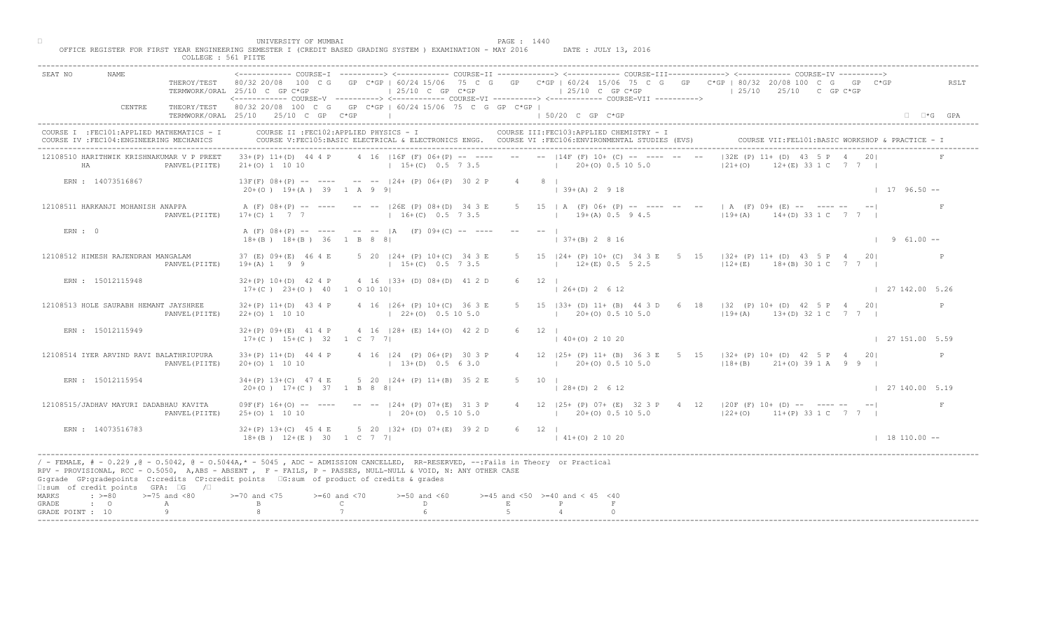UNIVERSITY OF MUMBAI

OFFICE REGISTER FOR FIRST YEAR ENGINEERING SEMESTER I (CREDIT BASED GRADING SYSTEM ) EXAMINATION - MAY 2016 DATE : JULY 13, 2016

COLLEGE : 561 PIITE

```
SEAT NO      NAME                   <------------ COURSE-I  ----------> <------------ COURSE-II -------------> <------------ COURSE-III------------> <------------ COURSE-IV ---------->
                   THEROY/TEST    80/32 20/08  100  C G   GP  C*GP | 60/24 15/06  75  C G   GP   C*GP | 60/24  15/06  75  C  G   GP   C*GP | 80/32  20/08 100  C  G   GP  C*GP          RSLT
                   TERMWORK/ORAL  25/10  C  GP C*GP               | 25/10  C  GP  C*GP                 | 25/10  C  GP C*GP                    | 25/10    25/10    C  GP C*GP
                                  <------------ COURSE-V ----------> <------------ COURSE-VI ----------> <------------ COURSE-VII ---------->
           CENTRE  THEORY/TEST    80/32 20/08  100  C  G   GP  C*GP | 60/24 15/06  75  C  G  GP  C*GP |
                   TERMWORK/ORAL  25/10   25/10  C  GP   C*GP      |                                  | 50/20  C  GP  C*GP                                                    □*G  GPA

COURSE I  :FEC101:APPLIED MATHEMATICS - I       COURSE II :FEC102:APPLIED PHYSICS - I                COURSE III:FEC103:APPLIED CHEMISTRY - I
COURSE IV :FEC104:ENGINEERING MECHANICS         COURSE V:FEC105:BASIC ELECTRICAL & ELECTRONICS ENGG.  COURSE VI :FEC106:ENVIRONMENTAL STUDIES (EVS)      COURSE VII:FEL101:BASIC WORKSHOP & PRACTICE - I

12108510 HARITHWIK KRISHNAKUMAR V P PREET    33+(P) 11+(D)  44 4 P     4  16  |16F (F) 06+(P) --  ----    --   --  |14F (F) 10+ (C) --  ----  --  --    |32E (P) 11+ (D)  43  5 P   4   20|              F
        HA                  PANVEL(PIITE)    21+(O) 1  10 10                   | 15+(C)  0.5  7 3.5                   |  20+(O) 0.5 10 5.0                   |21+(O)     12+(E) 33 1 C   7  7  |

    ERN : 14073516867                        13F(F) 08+(P) --  ----    --  --  |24+ (P) 06+(P)  30 2 P     4    8  |
                                              20+(O )  19+(A )  39   1  A  9  9|                                   | 39+(A) 2  9 18                                                          | 17  96.50 --

12108511 HARKANJI MOHANISH ANAPPA            A (F) 08+(P) --  ----    --  --  |26E (P) 08+(D)  34 3 E     5   15  | A  (F) 06+ (P) --  ----  --  --    | A  (F) 09+ (E) --  ---- --   --|             F
                            PANVEL(PIITE)    17+(C) 1   7  7                   | 16+(C)  0.5  7 3.5                   |  19+(A) 0.5  9 4.5                   |19+(A)     14+(D) 33 1 C   7  7  |

    ERN : 0                                  A (F) 08+(P) --  ----    --  --  |A    (F) 09+(C) --  ----    --   --  |
                                              18+(B )  18+(B )  36   1  B  8  8|                                   | 37+(B) 2  8 16                                                          |  9  61.00 --

12108512 HIMESH RAJENDRAN MANGALAM           37 (E) 09+(E)  46 4 E     5  20  |24+ (P) 10+(C)  34 3 E     5   15  |24+ (P) 10+ (C)  34 3 E    5  15    |32+ (P) 11+ (D)  43  5 P   4   20|             P
                            PANVEL(PIITE)    19+(A) 1   9  9                   | 15+(C)  0.5  7 3.5                   |  12+(E) 0.5  5 2.5                   |12+(E)     18+(B) 30 1 C   7  7  |

    ERN : 15012115948                        32+(P) 10+(D)  42 4 P     4  16  |33+ (D) 08+(D)  41 2 D     6   12  |
                                              17+(C )  23+(O )  40   1  O 10 10|                                   | 26+(D) 2  6 12                                                          | 27 142.00  5.26

12108513 HOLE SAURABH HEMANT JAYSHREE        32+(P) 11+(D)  43 4 P     4  16  |26+ (P) 10+(C)  36 3 E     5   15  |33+ (D) 11+ (B)  44 3 D    6  18    |32  (P) 10+ (D)  42  5 P   4   20|             P
                            PANVEL(PIITE)    22+(O) 1  10 10                   | 22+(O)  0.5 10 5.0                   |  20+(O) 0.5 10 5.0                   |19+(A)     13+(D) 32 1 C   7  7  |

    ERN : 15012115949                        32+(P) 09+(E)  41 4 P     4  16  |28+ (E) 14+(O)  42 2 D     6   12  |
                                              17+(C )  15+(C )  32   1  C  7  7|                                   | 40+(O) 2 10 20                                                          | 27 151.00  5.59

12108514 IYER ARVIND RAVI BALATHRIUPURA      33+(P) 11+(D)  44 4 P     4  16  |24  (P) 06+(P)  30 3 P     4   12  |25+ (P) 11+ (B)  36 3 E    5  15    |32+ (P) 10+ (D)  42  5 P   4   20|             P
                            PANVEL(PIITE)    20+(O) 1  10 10                   | 13+(D)  0.5  6 3.0                   |  20+(O) 0.5 10 5.0                   |18+(B)     21+(O) 39 1 A   9  9  |

    ERN : 15012115954                        34+(P) 13+(C)  47 4 E     5  20  |24+ (P) 11+(B)  35 2 E     5   10  |
                                              20+(O )  17+(C )  37   1  B  8  8|                                   | 28+(D) 2  6 12                                                          | 27 140.00  5.19

12108515/JADHAV MAYURI DADABHAU KAVITA       09F(F) 16+(O) --  ----    --  --  |24+ (P) 07+(E)  31 3 P     4   12  |25+ (P) 07+ (E)  32 3 P    4  12    |20F (F) 10+ (D) --  ---- --   --|             F
                            PANVEL(PIITE)    25+(O) 1  10 10                   | 20+(O)  0.5 10 5.0                   |  20+(O) 0.5 10 5.0                   |22+(O)     11+(P) 33 1 C   7  7  |

    ERN : 14073516783                        32+(P) 13+(C)  45 4 E     5  20  |32+ (P) 07+(E)  39 2 D     6   12  |
                                              18+(B )  12+(E )  30   1  C  7  7|                                   | 41+(O) 2 10 20                                                          | 18 110.00 --
```

/ - FEMALE, # - 0.229 ,@ - O.5042, @ - O.5044A,* - 5045 , ADC - ADMISSION CANCELLED, RR-RESERVED, --:Fails in Theory or Practical
RPV - PROVISIONAL, RCC - O.5050, A,ABS - ABSENT , F - FAILS, P - PASSES, NULL-NULL & VOID, N: ANY OTHER CASE
G:grade GP:gradepoints C:credits CP:credit points □G:sum of product of credits & grades
□:sum of credit points GPA: □G /□

| MARKS | : >=80 | >=75 and <80 | >=70 and <75 | >=60 and <70 | >=50 and <60 | >=45 and <50 | >=40 and < 45 | <40 |
|---|---|---|---|---|---|---|---|---|
| GRADE | : O | A | B | C | D | E | P | F |
| GRADE POINT | : 10 | 9 | 8 | 7 | 6 | 5 | 4 | 0 |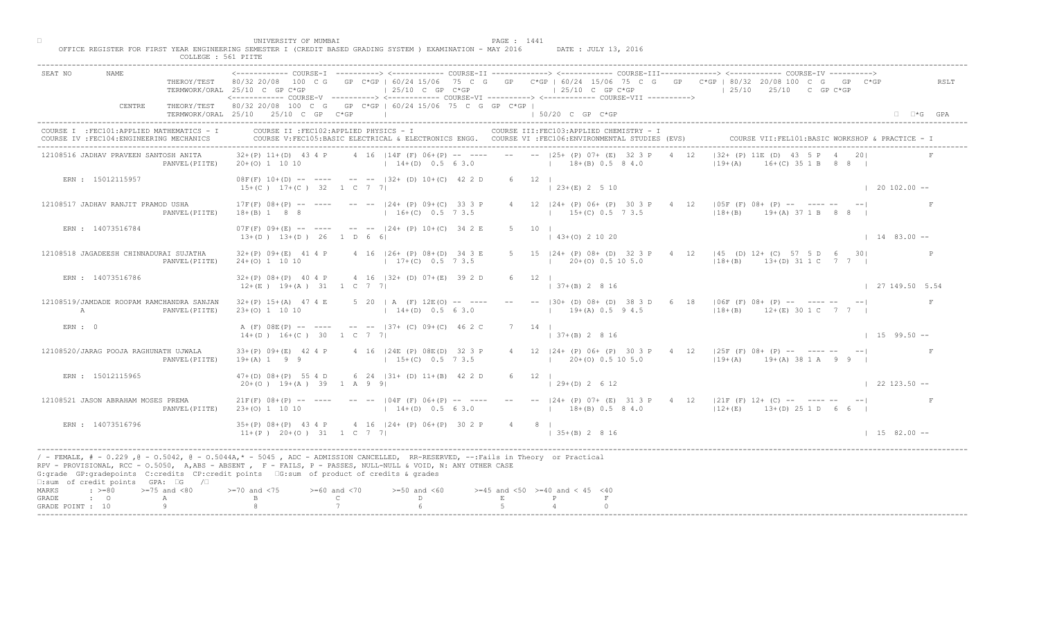UNIVERSITY OF MUMBAI

OFFICE REGISTER FOR FIRST YEAR ENGINEERING SEMESTER I (CREDIT BASED GRADING SYSTEM ) EXAMINATION - MAY 2016 DATE : JULY 13, 2016

COLLEGE : 561 PIITE

```
SEAT NO      NAME                <------------ COURSE-I  ----------> <------------ COURSE-II -------------> <------------ COURSE-III------------> <------------ COURSE-IV ---------->
                 THEROY/TEST     80/32 20/08  100 C G   GP C*GP | 60/24 15/06  75 C G   GP  C*GP | 60/24 15/06  75 C G   GP  C*GP | 80/32 20/08 100 C G   GP  C*GP          RSLT
                 TERMWORK/ORAL 25/10 C GP C*GP              | 25/10  C GP C*GP                 | 25/10  C GP C*GP                 | 25/10    25/10   C GP C*GP
                                 <------------ COURSE-V  ----------> <------------ COURSE-VI ----------> <------------ COURSE-VII ---------->
          CENTRE  THEORY/TEST   80/32 20/08 100 C G   GP C*GP | 60/24 15/06  75 C G GP C*GP |
                 TERMWORK/ORAL 25/10   25/10  C GP  C*GP    |                              | 50/20  C GP C*GP                                                     ☐ ☐*G  GPA
```

COURSE I :FEC101:APPLIED MATHEMATICS - I COURSE II :FEC102:APPLIED PHYSICS - I COURSE III:FEC103:APPLIED CHEMISTRY - I
COURSE IV :FEC104:ENGINEERING MECHANICS COURSE V:FEC105:BASIC ELECTRICAL & ELECTRONICS ENGG. COURSE VI :FEC106:ENVIRONMENTAL STUDIES (EVS) COURSE VII:FEL101:BASIC WORKSHOP & PRACTICE - I

```
12108516 JADHAV PRAVEEN SANTOSH ANITA    32+(P) 11+(D)  43 4 P     4 16 |14F (F) 06+(P) -- ----   --   -- |25+ (P) 07+ (E)  32 3 P   4  12   |32+ (P) 11E (D)  43  5 P  4  20|           F
                    PANVEL(PIITE)   20+(O) 1  10 10                | 14+(D)  0.5  6 3.0             |   18+(B) 0.5  8 4.0             |19+(A)    16+(C) 35 1 B   8  8  |

    ERN : 15012115957               08F(F) 10+(D) -- ----   -- -- |32+ (D) 10+(C)  42 2 D     6  12 |
                                    15+(C )  17+(C )  32   1  C  7  7|                              | 23+(E) 2  5 10                                               | 20 102.00 --

12108517 JADHAV RANJIT PRAMOD USHA       17F(F) 08+(P) -- ----   -- -- |24+ (P) 09+(C)  33 3 P     4  12 |24+ (P) 06+ (P)  30 3 P   4  12   |05F (F) 08+ (P) --  ---- --   --|           F
                    PANVEL(PIITE)   18+(B) 1   8  8                | 16+(C)  0.5  7 3.5             |   15+(C) 0.5  7 3.5             |18+(B)     19+(A) 37 1 B   8  8  |

    ERN : 14073516784               07F(F) 09+(E) -- ----   -- -- |24+ (P) 10+(C)  34 2 E     5  10 |
                                    13+(D )  13+(D )  26   1  D  6  6|                              | 43+(O) 2 10 20                                               | 14  83.00 --

12108518 JAGADEESH CHINNADURAI SUJATHA   32+(P) 09+(E)  41 4 P     4 16 |26+ (P) 08+(D)  34 3 E     5  15 |24+ (P) 08+ (D)  32 3 P   4  12   |45  (D) 12+ (C)  57  5 D   6   30|          P
                    PANVEL(PIITE)   24+(O) 1  10 10                | 17+(C)  0.5  7 3.5             |   20+(O) 0.5 10 5.0             |18+(B)     13+(D) 31 1 C   7  7  |

    ERN : 14073516786               32+(P) 08+(P)  40 4 P     4 16 |32+ (D) 07+(E)  39 2 D     6  12 |
                                    12+(E )  19+(A )  31   1  C  7  7|                              | 37+(B) 2  8 16                                               | 27 149.50 5.54

12108519/JAMDADE ROOPAM RAMCHANDRA SANJAN 32+(P) 15+(A)  47 4 E     5 20 | A  (F) 12E(O) -- ----   --   -- |30+ (D) 08+ (D)  38 3 D   6  18   |06F (F) 08+ (P) --  ---- --   --|           F
         A          PANVEL(PIITE)   23+(O) 1  10 10                | 14+(D)  0.5  6 3.0             |   19+(A) 0.5  9 4.5             |18+(B)     12+(E) 30 1 C   7  7  |

    ERN : 0                         A (F) 08E(P) -- ----    -- -- |37+ (C) 09+(C)  46 2 C     7  14 |
                                    14+(D )  16+(C )  30   1  C  7  7|                              | 37+(B) 2  8 16                                               | 15  99.50 --

12108520/JARAG POOJA RAGHUNATH UJWALA    33+(P) 09+(E)  42 4 P     4 16 |24E (P) 08E(D)  32 3 P     4  12 |24+ (P) 06+ (P)  30 3 P   4  12   |25F (F) 08+ (P) --  ---- --   --|           F
                    PANVEL(PIITE)   19+(A) 1   9  9                | 15+(C)  0.5  7 3.5             |   20+(O) 0.5 10 5.0             |19+(A)     19+(A) 38 1 A   9  9  |

    ERN : 15012115965               47+(D) 08+(P)  55 4 D     6 24 |31+ (D) 11+(B)  42 2 D     6  12 |
                                    20+(O )  19+(A )  39   1  A  9  9|                              | 29+(D) 2  6 12                                               | 22 123.50 --

12108521 JASON ABRAHAM MOSES PREMA       21F(F) 08+(P) -- ----   -- -- |04F (F) 06+(P) -- ----   --   -- |24+ (P) 07+ (E)  31 3 P   4  12   |21F (F) 12+ (C) --  ---- --   --|           F
                    PANVEL(PIITE)   23+(O) 1  10 10                | 14+(D)  0.5  6 3.0             |   18+(B) 0.5  8 4.0             |12+(E)     13+(D) 25 1 D   6  6  |

    ERN : 14073516796               35+(P) 08+(P)  43 4 P     4 16 |24+ (P) 06+(P)  30 2 P     4   8 |
                                    11+(P )  20+(O )  31   1  C  7  7|                              | 35+(B) 2  8 16                                               | 15  82.00 --
```

/ - FEMALE, # - 0.229 ,@ - O.5042, @ - O.5044A,* - 5045 , ADC - ADMISSION CANCELLED, RR-RESERVED, --:Fails in Theory or Practical
RPV - PROVISIONAL, RCC - O.5050, A,ABS - ABSENT , F - FAILS, P - PASSES, NULL-NULL & VOID, N: ANY OTHER CASE
G:grade GP:gradepoints C:credits CP:credit points ☐G:sum of product of credits & grades
☐:sum of credit points GPA: ☐G /☐

| MARKS | : >=80 | >=75 and <80 | >=70 and <75 | >=60 and <70 | >=50 and <60 | >=45 and <50 | >=40 and < 45 | <40 |
|---|---|---|---|---|---|---|---|---|
| GRADE | : O | A | B | C | D | E | P | F |
| GRADE POINT | : 10 | 9 | 8 | 7 | 6 | 5 | 4 | 0 |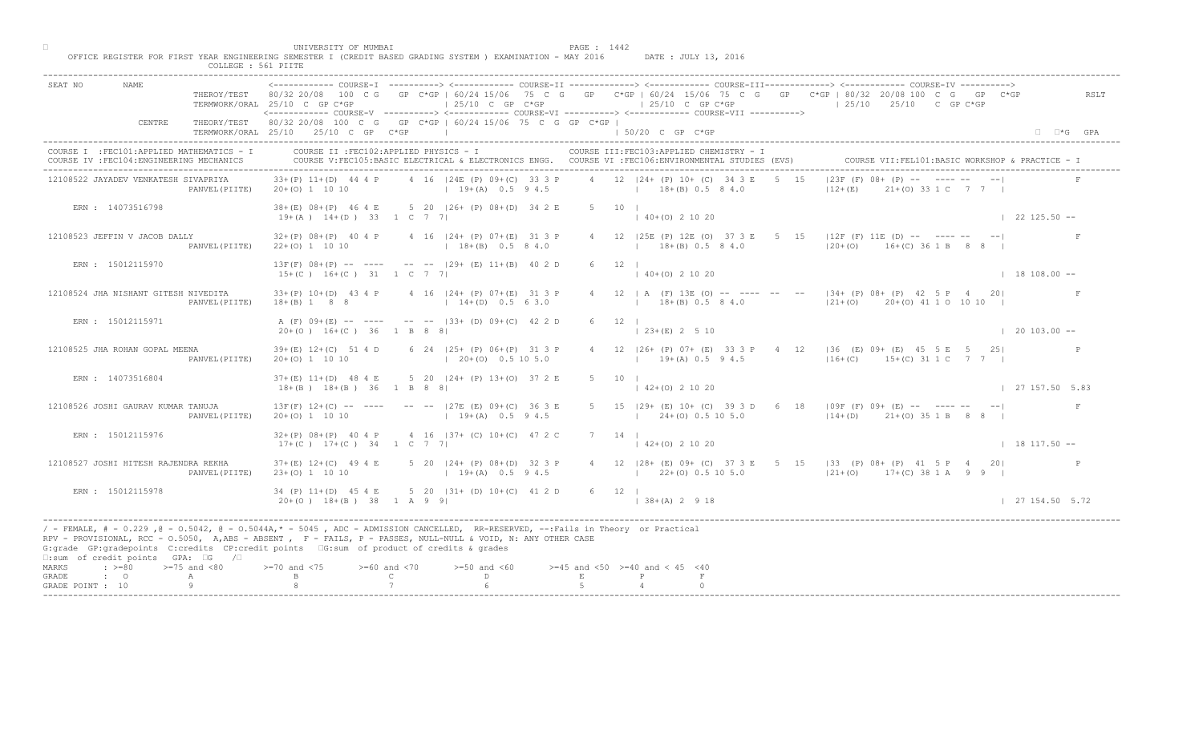UNIVERSITY OF MUMBAI

OFFICE REGISTER FOR FIRST YEAR ENGINEERING SEMESTER I (CREDIT BASED GRADING SYSTEM ) EXAMINATION - MAY 2016 DATE : JULY 13, 2016

COLLEGE : 561 PIITE

```
SEAT NO      NAME                   <------------ COURSE-I  ----------> <------------ COURSE-II -------------> <------------ COURSE-III------------> <------------ COURSE-IV ---------->
                      THEROY/TEST   80/32 20/08  100  C G   GP C*GP | 60/24 15/06  75  C G   GP   C*GP | 60/24 15/06  75  C  G   GP   C*GP | 80/32 20/08 100  C  G   GP  C*GP          RSLT
                      TERMWORK/ORAL 25/10  C  GP C*GP               | 25/10  C  GP  C*GP                | 25/10  C  GP C*GP                  | 25/10    25/10    C  GP C*GP
                                    <------------ COURSE-V ----------> <------------ COURSE-VI ----------> <------------ COURSE-VII ---------->
             CENTRE   THEORY/TEST   80/32 20/08  100  C  G   GP C*GP | 60/24 15/06  75  C  G  GP  C*GP |
                      TERMWORK/ORAL 25/10   25/10  C  GP   C*GP     |                                   | 50/20  C  GP  C*GP                                                       G  *G  GPA
```

COURSE I :FEC101:APPLIED MATHEMATICS - I — COURSE II :FEC102:APPLIED PHYSICS - I — COURSE III:FEC103:APPLIED CHEMISTRY - I
COURSE IV :FEC104:ENGINEERING MECHANICS — COURSE V:FEC105:BASIC ELECTRICAL & ELECTRONICS ENGG. — COURSE VI :FEC106:ENVIRONMENTAL STUDIES (EVS) — COURSE VII:FEL101:BASIC WORKSHOP & PRACTICE - I

```
12108522 JAYADEV VENKATESH SIVAPRIYA    33+(P) 11+(D)  44 4 P    4 16 |24E (P) 09+(C)  33 3 P    4  12 |24+ (P) 10+ (C)  34 3 E   5  15  |23F (F) 08+ (P) --  ---- --   --|           F
                        PANVEL(PIITE)   20+(O) 1  10 10               | 19+(A)  0.5  9 4.5            |  18+(B) 0.5  8 4.0                |12+(E)     21+(O) 33 1 C   7  7  |
     ERN : 14073516798                  38+(E) 08+(P)  46 4 E    5 20 |26+ (P) 08+(D)  34 2 E    5  10 |
                                        19+(A ) 14+(D )  33  1  C  7  7|                               | 40+(O) 2 10 20                                                      | 22 125.50 --

12108523 JEFFIN V JACOB DALLY           32+(P) 08+(P)  40 4 P    4 16 |24+ (P) 07+(E)  31 3 P    4  12 |25E (P) 12E (O)  37 3 E   5  15  |12F (F) 11E (D) --  ---- --   --|           F
                        PANVEL(PIITE)   22+(O) 1  10 10               | 18+(B)  0.5  8 4.0            |  18+(B) 0.5  8 4.0                |20+(O)     16+(C) 36 1 B   8  8  |
     ERN : 15012115970                  13F(F) 08+(P) --  ----   -- -- |29+ (E) 11+(B)  40 2 D    6  12 |
                                        15+(C ) 16+(C )  31  1  C  7  7|                               | 40+(O) 2 10 20                                                      | 18 108.00 --

12108524 JHA NISHANT GITESH NIVEDITA    33+(P) 10+(D)  43 4 P    4 16 |24+ (P) 07+(E)  31 3 P    4  12 | A  (F) 13E (O) --  ----  --  --  |34+ (P) 08+ (P)  42  5 P   4   20|           F
                        PANVEL(PIITE)   18+(B) 1   8  8               | 14+(D)  0.5  6 3.0            |  18+(B) 0.5  8 4.0                |21+(O)     20+(O) 41 1 O  10 10  |
     ERN : 15012115971                  A (F) 09+(E) --  ----    -- -- |33+ (D) 09+(C)  42 2 D    6  12 |
                                        20+(O ) 16+(C )  36  1  B  8  8|                               | 23+(E) 2  5 10                                                      | 20 103.00 --

12108525 JHA ROHAN GOPAL MEENA          39+(E) 12+(C)  51 4 D    6 24 |25+ (P) 06+(P)  31 3 P    4  12 |26+ (P) 07+ (E)  33 3 P   4  12  |36  (E) 09+ (E)  45  5 E   5   25|           P
                        PANVEL(PIITE)   20+(O) 1  10 10               | 20+(O)  0.5 10 5.0            |  19+(A) 0.5  9 4.5                |16+(C)     15+(C) 31 1 C   7  7  |
     ERN : 14073516804                  37+(E) 11+(D)  48 4 E    5 20 |24+ (P) 13+(O)  37 2 E    5  10 |
                                        18+(B ) 18+(B )  36  1  B  8  8|                               | 42+(O) 2 10 20                                                      | 27 157.50 5.83

12108526 JOSHI GAURAV KUMAR TANUJA      13F(F) 12+(C) --  ----   -- -- |27E (E) 09+(C)  36 3 E    5  15 |29+ (E) 10+ (C)  39 3 D   6  18  |09F (F) 09+ (E) --  ---- --   --|           F
                        PANVEL(PIITE)   20+(O) 1  10 10               | 19+(A)  0.5  9 4.5            |  24+(O) 0.5 10 5.0                |14+(D)     21+(O) 35 1 B   8  8  |
     ERN : 15012115976                  32+(P) 08+(P)  40 4 P    4 16 |37+ (C) 10+(C)  47 2 C    7  14 |
                                        17+(C ) 17+(C )  34  1  C  7  7|                               | 42+(O) 2 10 20                                                      | 18 117.50 --

12108527 JOSHI HITESH RAJENDRA REKHA    37+(E) 12+(C)  49 4 E    5 20 |24+ (P) 08+(D)  32 3 P    4  12 |28+ (E) 09+ (C)  37 3 E   5  15  |33  (P) 08+ (P)  41  5 P   4   20|           P
                        PANVEL(PIITE)   23+(O) 1  10 10               | 19+(A)  0.5  9 4.5            |  22+(O) 0.5 10 5.0                |21+(O)     17+(C) 38 1 A   9  9  |
     ERN : 15012115978                  34 (P) 11+(D)  45 4 E    5 20 |31+ (D) 10+(C)  41 2 D    6  12 |
                                        20+(O ) 18+(B )  38  1  A  9  9|                               | 38+(A) 2  9 18                                                      | 27 154.50 5.72
```

/ - FEMALE, # - 0.229 ,@ - O.5042, @ - O.5044A,* - 5045 , ADC - ADMISSION CANCELLED, RR-RESERVED, --:Fails in Theory or Practical
RPV - PROVISIONAL, RCC - O.5050, A,ABS - ABSENT , F - FAILS, P - PASSES, NULL-NULL & VOID, N: ANY OTHER CASE
G:grade GP:gradepoints C:credits CP:credit points G:sum of product of credits & grades
:sum of credit points GPA: G /

| MARKS | : >=80 | >=75 and <80 | >=70 and <75 | >=60 and <70 | >=50 and <60 | >=45 and <50 | >=40 and < 45 | <40 |
|---|---|---|---|---|---|---|---|---|
| GRADE | : O | A | B | C | D | E | P | F |
| GRADE POINT | : 10 | 9 | 8 | 7 | 6 | 5 | 4 | 0 |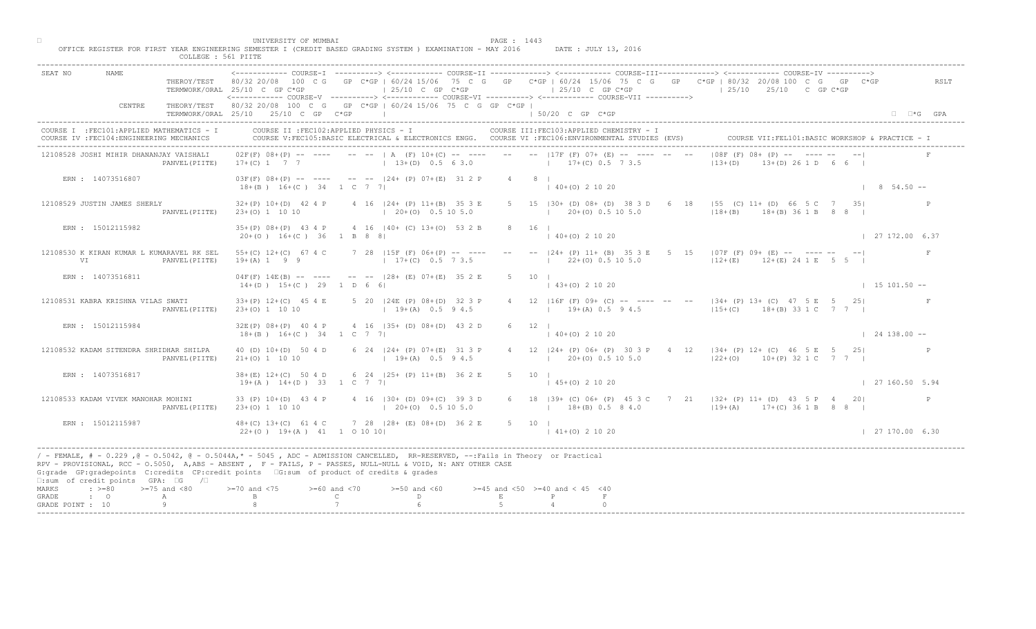UNIVERSITY OF MUMBAI

OFFICE REGISTER FOR FIRST YEAR ENGINEERING SEMESTER I (CREDIT BASED GRADING SYSTEM ) EXAMINATION - MAY 2016 DATE : JULY 13, 2016

COLLEGE : 561 PIITE

```
SEAT NO      NAME                      <------------ COURSE-I  ----------> <------------ COURSE-II -------------> <------------ COURSE-III-------------> <------------ COURSE-IV ---------->
                         THEROY/TEST   80/32 20/08  100  C G   GP  C*GP | 60/24 15/06  75  C  G   GP   C*GP | 60/24  15/06  75  C  G   GP   C*GP | 80/32  20/08 100  C  G   GP  C*GP          RSLT
                         TERMWORK/ORAL 25/10  C  GP C*GP                | 25/10  C  GP  C*GP               | 25/10  C  GP C*GP                  | 25/10   25/10   C  GP C*GP
                                       <------------ COURSE-V ----------> <------------ COURSE-VI ----------> <------------ COURSE-VII ---------->
             CENTRE      THEORY/TEST   80/32 20/08  100  C  G   GP  C*GP | 60/24 15/06  75  C  G  GP  C*GP |
                         TERMWORK/ORAL 25/10   25/10  C  GP   C*GP       |                                  | 50/20  C  GP  C*GP                                                      □  □*G  GPA

COURSE I  :FEC101:APPLIED MATHEMATICS - I       COURSE II :FEC102:APPLIED PHYSICS - I                       COURSE III:FEC103:APPLIED CHEMISTRY - I
COURSE IV :FEC104:ENGINEERING MECHANICS         COURSE V:FEC105:BASIC ELECTRICAL & ELECTRONICS ENGG.   COURSE VI :FEC106:ENVIRONMENTAL STUDIES (EVS)        COURSE VII:FEL101:BASIC WORKSHOP & PRACTICE - I

12108528 JOSHI MIHIR DHANANJAY VAISHALI    02F(F) 08+(P) -- ----    -- -- | A  (F) 10+(C) -- ----   --   -- |17F (F) 07+ (E) -- ---- -- --   |08F (F) 08+ (P) -- ---- -- --|          F
                        PANVEL(PIITE)      17+(C) 1  7  7                  | 13+(D)  0.5  6 3.0              |    17+(C) 0.5  7 3.5             |13+(D)    13+(D) 26 1 D  6  6 |
    ERN : 14073516807                      03F(F) 08+(P) -- ----    -- -- |24+ (P) 07+(E)  31 2 P     4    8 |
                                           18+(B ) 16+(C ) 34  1  C  7  7|                                   | 40+(O) 2 10 20                                                        |  8  54.50 --

12108529 JUSTIN JAMES SHERLY               32+(P) 10+(D)  42 4 P     4 16 |24+ (P) 11+(B)  35 3 E     5   15 |30+ (D) 08+ (D)  38 3 D    6  18  |55  (C) 11+ (D)  66  5 C   7   35|          P
                        PANVEL(PIITE)      23+(O) 1  10 10                 | 20+(O)  0.5 10 5.0              |    20+(O) 0.5 10 5.0             |18+(B)    18+(B) 36 1 B  8  8 |
    ERN : 15012115982                      35+(P) 08+(P)  43 4 P     4 16 |40+ (C) 13+(O)  53 2 B     8   16 |
                                           20+(O ) 16+(C ) 36  1  B  8  8|                                   | 40+(O) 2 10 20                                                        | 27 172.00  6.37

12108530 K KIRAN KUMAR L KUMARAVEL RK SEL  55+(C) 12+(C)  67 4 C     7 28 |15F (F) 06+(P) -- ----   --   -- |24+ (P) 11+ (B)  35 3 E    5  15  |07F (F) 09+ (E) -- ---- -- --|          F
      VI                PANVEL(PIITE)      19+(A) 1  9  9                  | 17+(C)  0.5  7 3.5              |    22+(O) 0.5 10 5.0             |12+(E)    12+(E) 24 1 E  5  5 |
    ERN : 14073516811                      04F(F) 14E(B) -- ----    -- -- |28+ (E) 07+(E)  35 2 E     5   10 |
                                           14+(D ) 15+(C ) 29  1  D  6  6|                                   | 43+(O) 2 10 20                                                        | 15 101.50 --

12108531 KABRA KRISHNA VILAS SWATI         33+(P) 12+(C)  45 4 E     5 20 |24E (P) 08+(D)  32 3 P     4   12 |16F (F) 09+ (C) -- ---- -- --   |34+ (P) 13+ (C)  47  5 E   5   25|          F
                        PANVEL(PIITE)      23+(O) 1  10 10                 | 19+(A)  0.5  9 4.5              |    19+(A) 0.5  9 4.5             |15+(C)    18+(B) 33 1 C  7  7 |
    ERN : 15012115984                      32E(P) 08+(P)  40 4 P     4 16 |35+ (D) 08+(D)  43 2 D     6   12 |
                                           18+(B ) 16+(C ) 34  1  C  7  7|                                   | 40+(O) 2 10 20                                                        | 24 138.00 --

12108532 KADAM SITENDRA SHRIDHAR SHILPA    40 (D) 10+(D)  50 4 D     6 24 |24+ (P) 07+(E)  31 3 P     4   12 |24+ (P) 06+ (P)  30 3 P    4  12  |34+ (P) 12+ (C)  46  5 E   5   25|          P
                        PANVEL(PIITE)      21+(O) 1  10 10                 | 19+(A)  0.5  9 4.5              |    20+(O) 0.5 10 5.0             |22+(O)    10+(P) 32 1 C  7  7 |
    ERN : 14073516817                      38+(E) 12+(C)  50 4 D     6 24 |25+ (P) 11+(B)  36 2 E     5   10 |
                                           19+(A ) 14+(D ) 33  1  C  7  7|                                   | 45+(O) 2 10 20                                                        | 27 160.50  5.94

12108533 KADAM VIVEK MANOHAR MOHINI        33 (P) 10+(D)  43 4 P     4 16 |30+ (D) 09+(C)  39 3 D     6   18 |39+ (C) 06+ (P)  45 3 C    7  21  |32+ (P) 11+ (D)  43  5 P   4   20|          P
                        PANVEL(PIITE)      23+(O) 1  10 10                 | 20+(O)  0.5 10 5.0              |    18+(B) 0.5  8 4.0             |19+(A)    17+(C) 36 1 B  8  8 |
    ERN : 15012115987                      48+(C) 13+(C)  61 4 C     7 28 |28+ (E) 08+(D)  36 2 E     5   10 |
                                           22+(O ) 19+(A ) 41  1  O 10 10|                                   | 41+(O) 2 10 20                                                        | 27 170.00  6.30
```

/ - FEMALE, # - 0.229 ,@ - O.5042, @ - O.5044A,* - 5045 , ADC - ADMISSION CANCELLED, RR-RESERVED, --:Fails in Theory or Practical
RPV - PROVISIONAL, RCC - O.5050, A,ABS - ABSENT , F - FAILS, P - PASSES, NULL-NULL & VOID, N: ANY OTHER CASE
G:grade GP:gradepoints C:credits CP:credit points □G:sum of product of credits & grades
□:sum of credit points GPA: □G /□

| MARKS | : >=80 | >=75 and <80 | >=70 and <75 | >=60 and <70 | >=50 and <60 | >=45 and <50 | >=40 and < 45 | <40 |
|---|---|---|---|---|---|---|---|---|
| GRADE | : O | A | B | C | D | E | P | F |
| GRADE POINT | : 10 | 9 | 8 | 7 | 6 | 5 | 4 | 0 |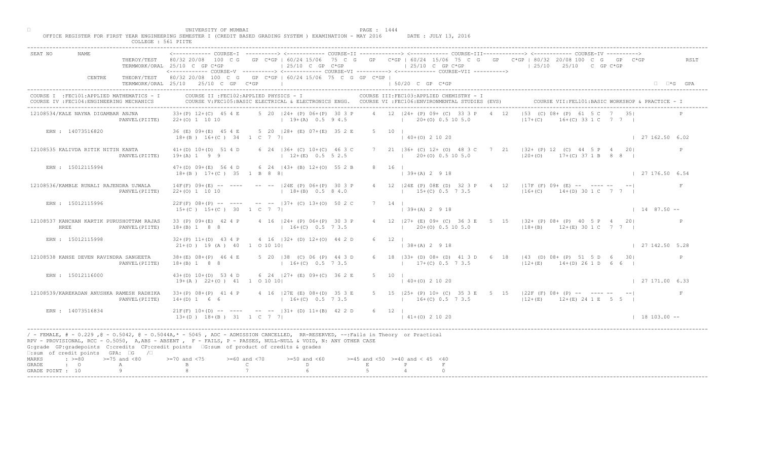UNIVERSITY OF MUMBAI

OFFICE REGISTER FOR FIRST YEAR ENGINEERING SEMESTER I (CREDIT BASED GRADING SYSTEM ) EXAMINATION - MAY 2016 DATE : JULY 13, 2016

COLLEGE : 561 PIITE

```
SEAT NO      NAME                          <------------ COURSE-I  ----------> <------------ COURSE-II -------------> <------------ COURSE-III------------> <------------ COURSE-IV ---------->
                         THEROY/TEST    80/32 20/08  100  C G   GP  C*GP | 60/24 15/06  75  C G   GP  C*GP | 60/24 15/06  75  C G   GP  C*GP | 80/32 20/08 100  C  G   GP  C*GP      RSLT
                         TERMWORK/ORAL  25/10  C  GP C*GP              | 25/10  C  GP  C*GP              | 25/10  C  GP C*GP              | 25/10    25/10    C  GP C*GP
                                        <------------ COURSE-V ----------> <------------ COURSE-VI ----------> <------------ COURSE-VII ---------->
             CENTRE      THEORY/TEST    80/32 20/08  100  C G   GP  C*GP | 60/24 15/06  75  C G  GP  C*GP |
                         TERMWORK/ORAL  25/10   25/10  C  GP   C*GP     |                                  | 50/20  C  GP  C*GP                                                   *G  GPA

COURSE I  :FEC101:APPLIED MATHEMATICS - I       COURSE II :FEC102:APPLIED PHYSICS - I                   COURSE III:FEC103:APPLIED CHEMISTRY - I
COURSE IV :FEC104:ENGINEERING MECHANICS         COURSE V:FEC105:BASIC ELECTRICAL & ELECTRONICS ENGG.   COURSE VI :FEC106:ENVIRONMENTAL STUDIES (EVS)        COURSE VII:FEL101:BASIC WORKSHOP & PRACTICE - I

12108534/KALE NAYNA DIGAMBAR ANJNA         33+(P) 12+(C)  45 4 E     5  20  |24+ (P) 06+(P)  30 3 P    4  12  |24+ (P) 09+ (C)  33 3 P   4  12   |53  (C) 08+ (P)  61  5 C   7   35|            P
                       PANVEL(PIITE)       22+(O) 1  10 10                  | 19+(A)  0.5  9 4.5             |   20+(O) 0.5 10 5.0              |17+(C)     16+(C) 33 1 C   7  7  |
     ERN : 14073516820                     36 (E) 09+(E)  45 4 E     5  20  |28+ (E) 07+(E)  35 2 E    5   10 |
                                           18+(B )  16+(C )  34   1  C  7  7|                                 | 40+(O) 2 10 20                                                    | 27 162.50  6.02

12108535 KALIVDA RITIK NITIN KANTA         41+(D) 10+(D)  51 4 D     6  24  |36+ (C) 10+(C)  46 3 C    7   21 |36+ (C) 12+ (O)  48 3 C   7  21   |32+ (P) 12  (C)  44  5 P   4   20|            P
                       PANVEL(PIITE)       19+(A) 1   9  9                  | 12+(E)  0.5  5 2.5             |   20+(O) 0.5 10 5.0              |20+(O)     17+(C) 37 1 B   8  8  |
     ERN : 15012115994                     47+(D) 09+(E)  56 4 D     6  24  |43+ (B) 12+(O)  55 2 B    8   16 |
                                           18+(B )  17+(C )  35   1  B  8  8|                                 | 39+(A) 2  9 18                                                    | 27 176.50  6.54

12108536/KAMBLE RUNALI RAJENDRA UJWALA     14F(F) 09+(E) --  ----    --  --  |24E (P) 06+(P)  30 3 P    4   12 |24E (P) 08E (D)  32 3 P   4  12   |17F (F) 09+ (E) --  ---- --    --|            F
                       PANVEL(PIITE)       22+(O) 1  10 10                  | 18+(B)  0.5  8 4.0             |   15+(C) 0.5  7 3.5              |16+(C)     14+(D) 30 1 C   7  7  |
     ERN : 15012115996                     22F(F) 08+(P) --  ----    --  --  |37+ (C) 13+(O)  50 2 C    7   14 |
                                           15+(C )  15+(C )  30   1  C  7  7|                                 | 39+(A) 2  9 18                                                    | 14  87.50 --

12108537 KANCHAN KARTIK PURUSHOTTAM RAJAS  33 (P) 09+(E)  42 4 P     4  16  |24+ (P) 06+(P)  30 3 P    4   12 |27+ (E) 09+ (C)  36 3 E   5  15   |32+ (P) 08+ (P)  40  5 P   4   20|            P
         HREE          PANVEL(PIITE)       18+(B) 1   8  8                  | 16+(C)  0.5  7 3.5             |   20+(O) 0.5 10 5.0              |18+(B)     12+(E) 30 1 C   7  7  |
     ERN : 15012115998                     32+(P) 11+(D)  43 4 P     4  16  |32+ (D) 12+(O)  44 2 D    6   12 |
                                           21+(O )  19 (A )  40   1  O 10 10|                                 | 38+(A) 2  9 18                                                    | 27 142.50  5.28

12108538 KANSE DEVEN RAVINDRA SANGEETA     38+(E) 08+(P)  46 4 E     5  20  |38  (C) 06 (P)  44 3 D    6   18 |33+ (D) 08+ (D)  41 3 D   6  18   |43  (D) 08+ (P)  51  5 D   6   30|            P
                       PANVEL(PIITE)       18+(B) 1   8  8                  | 16+(C)  0.5  7 3.5             |   17+(C) 0.5  7 3.5              |12+(E)     14+(D) 26 1 D   6  6  |
     ERN : 15012116000                     43+(D) 10+(D)  53 4 D     6  24  |27+ (E) 09+(C)  36 2 E    5   10 |
                                           19+(A )  22+(O )  41   1  O 10 10|                                 | 40+(O) 2 10 20                                                    | 27 171.00  6.33

12108539/KAREKADAN ANUSHKA RAMESH RADHIKA  33+(P) 08+(P)  41 4 P     4  16  |27E (E) 08+(D)  35 3 E    5   15 |25+ (P) 10+ (C)  35 3 E   5  15   |22F (F) 08+ (P) --  ---- --    --|            F
                       PANVEL(PIITE)       14+(D) 1   6  6                  | 16+(C)  0.5  7 3.5             |   16+(C) 0.5  7 3.5              |12+(E)     12+(E) 24 1 E   5  5  |
     ERN : 14073516834                     21F(F) 10+(D) --  ----    --  --  |31+ (D) 11+(B)  42 2 D    6   12 |
                                           13+(D )  18+(B )  31   1  C  7  7|                                 | 41+(O) 2 10 20                                                    | 18 103.00 --
```

/ - FEMALE, # - 0.229 ,@ - 0.5042, @ - 0.5044A,* - 5045 , ADC - ADMISSION CANCELLED, RR-RESERVED, --:Fails in Theory or Practical
RPV - PROVISIONAL, RCC - O.5050, A,ABS - ABSENT , F - FAILS, P - PASSES, NULL-NULL & VOID, N: ANY OTHER CASE
G:grade GP:gradepoints C:credits CP:credit points G:sum of product of credits & grades
:sum of credit points GPA: G /

| MARKS | : >=80 | >=75 and <80 | >=70 and <75 | >=60 and <70 | >=50 and <60 | >=45 and <50 | >=40 and < 45 | <40 |
|---|---|---|---|---|---|---|---|---|
| GRADE | : O | A | B | C | D | E | P | F |
| GRADE POINT | : 10 | 9 | 8 | 7 | 6 | 5 | 4 | 0 |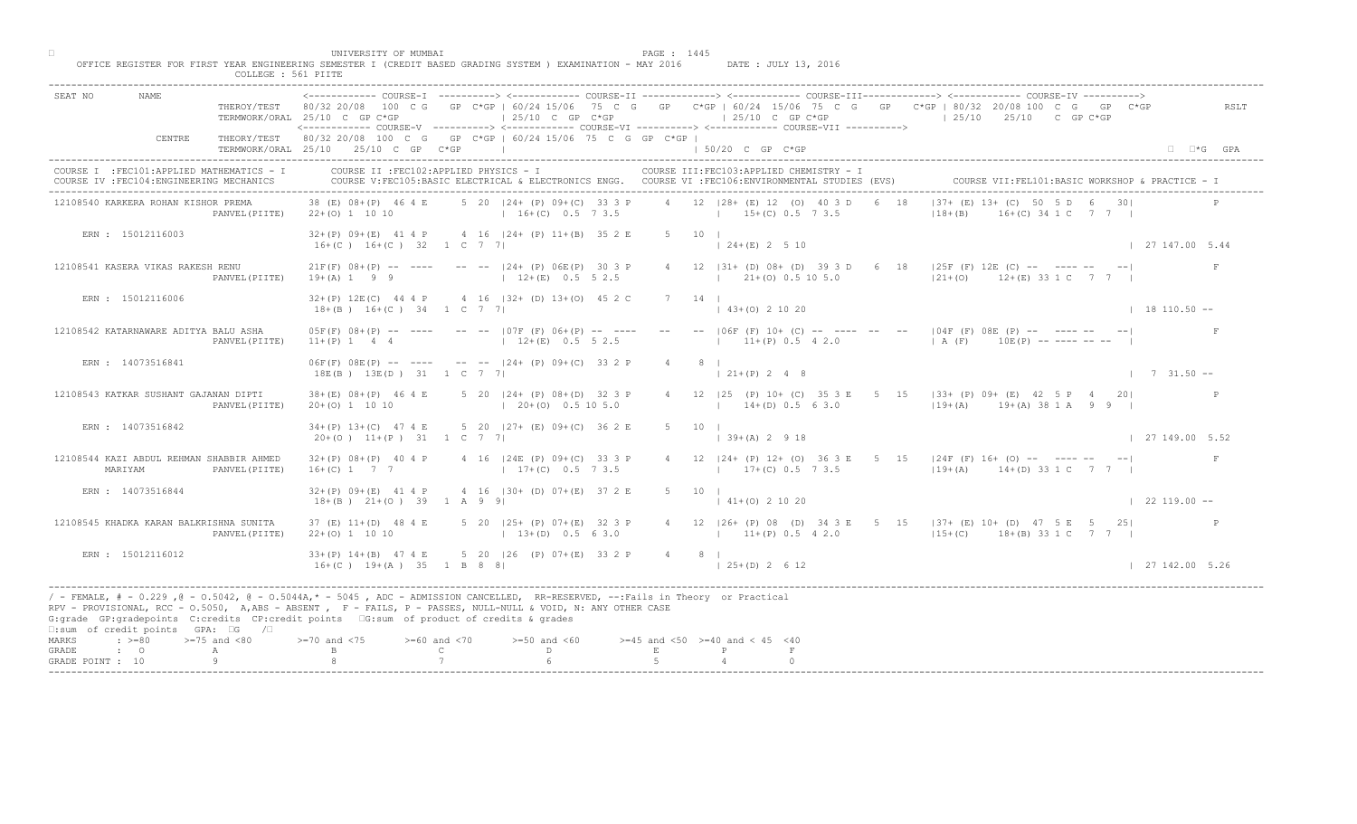UNIVERSITY OF MUMBAI

OFFICE REGISTER FOR FIRST YEAR ENGINEERING SEMESTER I (CREDIT BASED GRADING SYSTEM ) EXAMINATION - MAY 2016 DATE : JULY 13, 2016

COLLEGE : 561 PIITE

```
SEAT NO      NAME                 <------------ COURSE-I  ----------> <------------ COURSE-II -------------> <------------ COURSE-III------------> <------------ COURSE-IV ---------->
                    THEROY/TEST    80/32 20/08  100 C G   GP  C*GP | 60/24 15/06  75 C G    GP   C*GP | 60/24 15/06  75 C G    GP   C*GP | 80/32 20/08 100  C G   GP  C*GP           RSLT
                    TERMWORK/ORAL  25/10  C  GP C*GP               | 25/10  C  GP  C*GP               | 25/10  C  GP C*GP               | 25/10   25/10   C  GP C*GP
                                   <------------ COURSE-V ----------> <------------ COURSE-VI ----------> <------------ COURSE-VII ---------->
            CENTRE  THEORY/TEST    80/32 20/08  100  C  G   GP  C*GP | 60/24 15/06  75  C  G  GP  C*GP |
                    TERMWORK/ORAL  25/10   25/10  C  GP  C*GP        |                                 | 50/20  C  GP  C*GP                                                     □  □*G  GPA

COURSE I  :FEC101:APPLIED MATHEMATICS - I      COURSE II :FEC102:APPLIED PHYSICS - I                     COURSE III:FEC103:APPLIED CHEMISTRY - I
COURSE IV :FEC104:ENGINEERING MECHANICS        COURSE V:FEC105:BASIC ELECTRICAL & ELECTRONICS ENGG.   COURSE VI :FEC106:ENVIRONMENTAL STUDIES (EVS)       COURSE VII:FEL101:BASIC WORKSHOP & PRACTICE - I

12108540 KARKERA ROHAN KISHOR PREMA      38 (E) 08+(P)  46 4 E     5  20  |24+ (P) 09+(C)  33 3 P     4   12  |28+ (E) 12  (O)  40 3 D    6  18   |37+ (E) 13+ (C)  50  5 D   6   30|            P
                    PANVEL(PIITE)  22+(O) 1  10 10                    | 16+(C)  0.5  7 3.5               |  15+(C) 0.5  7 3.5               |18+(B)    16+(C) 34 1 C   7  7  |
     ERN : 15012116003                   32+(P) 09+(E)  41 4 P     4  16  |24+ (P) 11+(B)  35 2 E     5   10  |
                                   16+(C )  16+(C )  32   1  C  7  7|                                | 24+(E)  2   5 10                                                     | 27 147.00  5.44

12108541 KASERA VIKAS RAKESH RENU        21F(F) 08+(P) --  ----    --  --  |24+ (P) 06E(P)  30 3 P    4   12  |31+ (D) 08+ (D)  39 3 D    6  18   |25F (F) 12E (C) --  ---- --   --|            F
                    PANVEL(PIITE)  19+(A) 1   9  9                    | 12+(E)  0.5  5 2.5               |  21+(O) 0.5 10 5.0               |21+(O)    12+(E) 33 1 C   7  7  |
     ERN : 15012116006                   32+(P) 12E(C)  44 4 P     4  16  |32+ (D) 13+(O)  45 2 C     7   14  |
                                   18+(B )  16+(C )  34   1  C  7  7|                                | 43+(O)  2  10 20                                                     | 18 110.50 --

12108542 KATARNAWARE ADITYA BALU ASHA    05F(F) 08+(P) --  ----    --  --  |07F (F) 06+(P) --  ----    --   --  |06F (F) 10+ (C) --  ----  --  --   |04F (F) 08E (P) --  ---- --   --|            F
                    PANVEL(PIITE)  11+(P) 1   4  4                    | 12+(E)  0.5  5 2.5               |  11+(P) 0.5  4 2.0               | A (F)    10E(P) -- ---- -- --  |
     ERN : 14073516841                   06F(F) 08E(P) --  ----    --  --  |24+ (P) 09+(C)  33 2 P     4    8  |
                                   18E(B )  13E(D )  31   1  C  7  7|                                | 21+(P)  2   4  8                                                     |  7  31.50 --

12108543 KATKAR SUSHANT GAJANAN DIPTI    38+(E) 08+(P)  46 4 E     5  20  |24+ (P) 08+(D)  32 3 P     4   12  |25  (P) 10+ (C)  35 3 E    5  15   |33+ (P) 09+ (E)  42  5 P   4   20|            P
                    PANVEL(PIITE)  20+(O) 1  10 10                    | 20+(O)  0.5 10 5.0               |  14+(D) 0.5  6 3.0               |19+(A)    19+(A) 38 1 A   9  9  |
     ERN : 14073516842                   34+(P) 13+(C)  47 4 E     5  20  |27+ (E) 09+(C)  36 2 E     5   10  |
                                   20+(O )  11+(P )  31   1  C  7  7|                                | 39+(A)  2   9 18                                                     | 27 149.00  5.52

12108544 KAZI ABDUL REHMAN SHABBIR AHMED 32+(P) 08+(P)  40 4 P     4  16  |24E (P) 09+(C)  33 3 P     4   12  |24+ (P) 12+ (O)  36 3 E    5  15   |24F (F) 16+ (O) --  ---- --   --|            F
         MARIYAM    PANVEL(PIITE)  16+(C) 1   7  7                    | 17+(C)  0.5  7 3.5               |  17+(C) 0.5  7 3.5               |19+(A)    14+(D) 33 1 C   7  7  |
     ERN : 14073516844                   32+(P) 09+(E)  41 4 P     4  16  |30+ (D) 07+(E)  37 2 E     5   10  |
                                   18+(B )  21+(O )  39   1  A  9  9|                                | 41+(O)  2  10 20                                                     | 22 119.00 --

12108545 KHADKA KARAN BALKRISHNA SUNITA  37 (E) 11+(D)  48 4 E     5  20  |25+ (P) 07+(E)  32 3 P     4   12  |26+ (P) 08  (D)  34 3 E    5  15   |37+ (E) 10+ (D)  47  5 E   5   25|            P
                    PANVEL(PIITE)  22+(O) 1  10 10                    | 13+(D)  0.5  6 3.0               |  11+(P) 0.5  4 2.0               |15+(C)    18+(B) 33 1 C   7  7  |
     ERN : 15012116012                   33+(P) 14+(B)  47 4 E     5  20  |26  (P) 07+(E)  33 2 P     4    8  |
                                   16+(C )  19+(A )  35   1  B  8  8|                                | 25+(D)  2   6 12                                                     | 27 142.00  5.26
```

/ - FEMALE, # - 0.229 ,@ - 0.5042, @ - 0.5044A,* - 5045 , ADC - ADMISSION CANCELLED, RR-RESERVED, --:Fails in Theory or Practical
RPV - PROVISIONAL, RCC - 0.5050, A,ABS - ABSENT , F - FAILS, P - PASSES, NULL-NULL & VOID, N: ANY OTHER CASE
G:grade GP:gradepoints C:credits CP:credit points □G:sum of product of credits & grades
□:sum of credit points GPA: □G /□

| MARKS | : >=80 | >=75 and <80 | >=70 and <75 | >=60 and <70 | >=50 and <60 | >=45 and <50 | >=40 and < 45 | <40 |
|---|---|---|---|---|---|---|---|---|
| GRADE | : O | A | B | C | D | E | P | F |
| GRADE POINT | : 10 | 9 | 8 | 7 | 6 | 5 | 4 | 0 |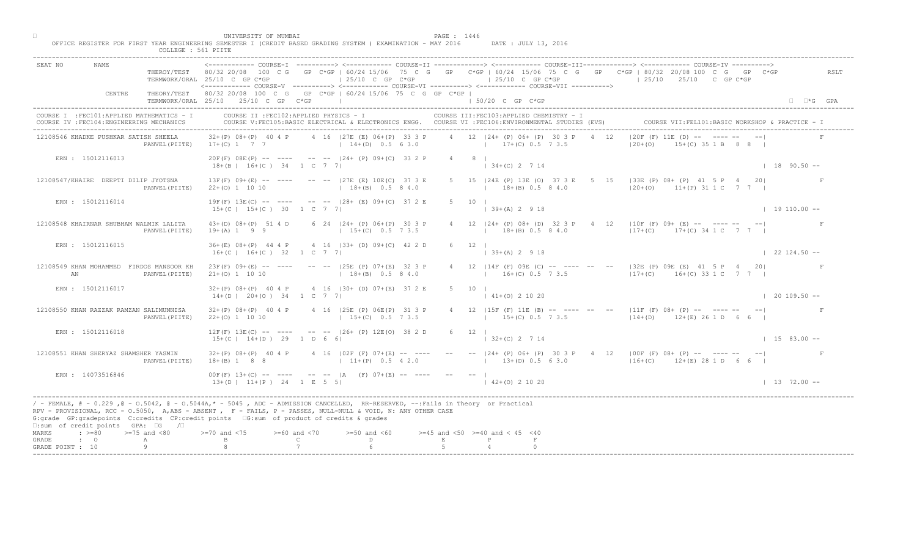UNIVERSITY OF MUMBAI

OFFICE REGISTER FOR FIRST YEAR ENGINEERING SEMESTER I (CREDIT BASED GRADING SYSTEM ) EXAMINATION - MAY 2016 DATE : JULY 13, 2016

COLLEGE : 561 PIITE

```
SEAT NO      NAME         <------------ COURSE-I  ----------> <------------ COURSE-II -------------> <------------ COURSE-III------------> <------------ COURSE-IV ---------->
                 THEROY/TEST   80/32 20/08  100 C G   GP C*GP | 60/24 15/06  75 C G   GP  C*GP | 60/24 15/06 75 C G   GP  C*GP | 80/32 20/08 100 C G  GP C*GP       RSLT
                 TERMWORK/ORAL 25/10 C  GP C*GP              | 25/10  C GP C*GP               | 25/10  C GP C*GP              | 25/10  25/10  C GP C*GP
                               <------------ COURSE-V ----------> <------------ COURSE-VI ----------> <------------ COURSE-VII ---------->
         CENTRE  THEORY/TEST   80/32 20/08  100 C G  GP C*GP | 60/24 15/06 75 C G GP C*GP |
                 TERMWORK/ORAL 25/10  25/10 C  GP  C*GP      |                            | 50/20  C  GP  C*GP                                                   ΣC*G GPA
```

COURSE I :FEC101:APPLIED MATHEMATICS - I   COURSE II :FEC102:APPLIED PHYSICS - I   COURSE III:FEC103:APPLIED CHEMISTRY - I
COURSE IV :FEC104:ENGINEERING MECHANICS   COURSE V:FEC105:BASIC ELECTRICAL & ELECTRONICS ENGG.   COURSE VI :FEC106:ENVIRONMENTAL STUDIES (EVS)   COURSE VII:FEL101:BASIC WORKSHOP & PRACTICE - I

```
12108546 KHADKE PUSHKAR SATISH SHEELA      32+(P) 08+(P)  40 4 P    4 16 |27E (E) 06+(P)  33 3 P    4  12 |24+ (P) 06+ (P)  30 3 P   4  12  |20F (F) 11E (D) --  ---- --  --|          F
                          PANVEL(PIITE)    17+(C) 1  7  7                 | 14+(D)  0.5  6 3.0              |  17+(C) 0.5  7 3.5                |20+(O)    15+(C) 35 1 B  8  8 |
    ERN : 15012116013                      20F(F) 08E(P) --  ----   -- -- |24+ (P) 09+(C)  33 2 P    4    8 |
                                            18+(B )  16+(C )  34  1  C  7  7|                                  | 34+(C) 2  7 14                                                    | 18  90.50 --

12108547/KHAIRE  DEEPTI DILIP JYOTSNA      13F(F) 09+(E) --  ----   -- -- |27E (E) 10E(C)  37 3 E    5  15 |24E (P) 13E (O)  37 3 E   5  15  |33E (P) 08+ (P)  41  5 P   4   20|          F
                          PANVEL(PIITE)    22+(O) 1  10 10                | 18+(B)  0.5  8 4.0              |  18+(B) 0.5  8 4.0                |20+(O)    11+(P) 31 1 C  7  7 |
    ERN : 15012116014                      19F(F) 13E(C) --  ----   -- -- |28+ (E) 09+(C)  37 2 E    5   10 |
                                            15+(C )  15+(C )  30  1  C  7  7|                                  | 39+(A) 2  9 18                                                    | 19 110.00 --

12108548 KHAIRNAR SHUBHAM WALMIK LALITA    43+(D) 08+(P)  51 4 D    6 24 |24+ (P) 06+(P)  30 3 P    4  12 |24+ (P) 08+ (D)  32 3 P   4  12  |10F (F) 09+ (E) --  ---- --  --|          F
                          PANVEL(PIITE)    19+(A) 1  9  9                 | 15+(C)  0.5  7 3.5              |  18+(B) 0.5  8 4.0                |17+(C)    17+(C) 34 1 C  7  7 |
    ERN : 15012116015                      36+(E) 08+(P)  44 4 P    4 16 |33+ (D) 09+(C)  42 2 D    6   12 |
                                            16+(C )  16+(C )  32  1  C  7  7|                                  | 39+(A) 2  9 18                                                    | 22 124.50 --

12108549 KHAN MOHAMMED  FIRDOS MANSOOR KH  23F(F) 09+(E) --  ----   -- -- |25E (P) 07+(E)  32 3 P    4  12 |14F (F) 09E (C) --  ----  --  --  |32E (P) 09E (E)  41  5 P   4   20|          F
       AN                 PANVEL(PIITE)    21+(O) 1  10 10                | 18+(B)  0.5  8 4.0              |  16+(C) 0.5  7 3.5                |17+(C)    16+(C) 33 1 C  7  7 |
    ERN : 15012116017                      32+(P) 08+(P)  40 4 P    4 16 |30+ (D) 07+(E)  37 2 E    5   10 |
                                            14+(D )  20+(O )  34  1  C  7  7|                                  | 41+(O) 2 10 20                                                    | 20 109.50 --

12108550 KHAN RAZZAK RAMZAN SALIMUNNISA    32+(P) 08+(P)  40 4 P    4 16 |25E (P) 06E(P)  31 3 P    4  12 |15F (F) 11E (B) --  ----  --  --  |11F (F) 08+ (P) --  ---- --  --|          F
                          PANVEL(PIITE)    22+(O) 1  10 10                | 15+(C)  0.5  7 3.5              |  15+(C) 0.5  7 3.5                |14+(D)    12+(E) 26 1 D  6  6 |
    ERN : 15012116018                      12F(F) 13E(C) --  ----   -- -- |26+ (P) 12E(O)  38 2 D    6   12 |
                                            15+(C )  14+(D )  29  1  D  6  6|                                  | 32+(C) 2  7 14                                                    | 15  83.00 --

12108551 KHAN SHERYAZ SHAMSHER YASMIN      32+(P) 08+(P)  40 4 P    4 16 |02F (F) 07+(E) --  ----   --  -- |24+ (P) 06+ (P)  30 3 P   4  12  |00F (F) 08+ (P) --  ---- --  --|          F
                          PANVEL(PIITE)    18+(B) 1  8  8                 | 11+(P)  0.5  4 2.0              |  13+(D) 0.5  6 3.0                |16+(C)    12+(E) 28 1 D  6  6 |
    ERN : 14073516846                      00F(F) 13+(C) --  ----   -- -- |A   (F) 07+(E) --  ----   --  -- |
                                            13+(D )  11+(P )  24  1  E  5  5|                                  | 42+(O) 2 10 20                                                    | 13  72.00 --
```

/ - FEMALE, # - 0.229 ,@ - O.5042, @ - O.5044A,* - 5045 , ADC - ADMISSION CANCELLED, RR-RESERVED, --:Fails in Theory or Practical
RPV - PROVISIONAL, RCC - O.5050, A,ABS - ABSENT , F - FAILS, P - PASSES, NULL-NULL & VOID, N: ANY OTHER CASE
G:grade GP:gradepoints C:credits CP:credit points ΣG:sum of product of credits & grades
Σ:sum of credit points GPA: ΣG /Σ

| MARKS | : >=80 | >=75 and <80 | >=70 and <75 | >=60 and <70 | >=50 and <60 | >=45 and <50 | >=40 and < 45 | <40 |
|---|---|---|---|---|---|---|---|---|
| GRADE | : O | A | B | C | D | E | P | F |
| GRADE POINT | : 10 | 9 | 8 | 7 | 6 | 5 | 4 | 0 |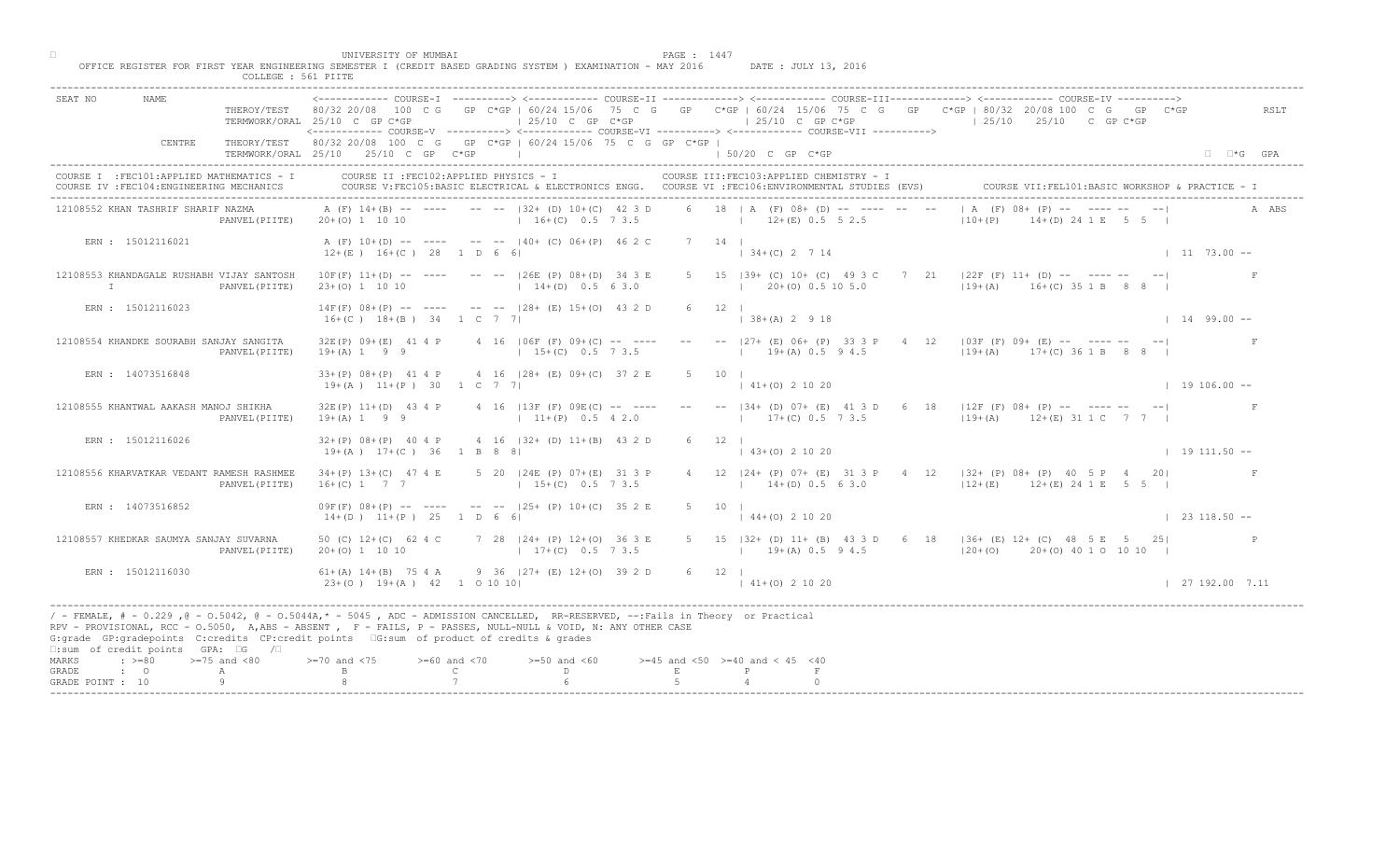UNIVERSITY OF MUMBAI

OFFICE REGISTER FOR FIRST YEAR ENGINEERING SEMESTER I (CREDIT BASED GRADING SYSTEM ) EXAMINATION - MAY 2016 DATE : JULY 13, 2016

COLLEGE : 561 PIITE

```
SEAT NO     NAME                  <------------ COURSE-I  ----------> <------------ COURSE-II -------------> <------------ COURSE-III------------> <------------ COURSE-IV ---------->
                     THEROY/TEST   80/32 20/08  100  C G   GP  C*GP | 60/24 15/06  75  C  G   GP   C*GP | 60/24 15/06  75  C  G   GP   C*GP | 80/32 20/08 100  C  G   GP  C*GP          RSLT
                     TERMWORK/ORAL 25/10  C  GP C*GP              | 25/10  C  GP  C*GP              | 25/10  C  GP C*GP               | 25/10   25/10   C  GP C*GP
                                   <------------ COURSE-V ----------> <------------ COURSE-VI ----------> <------------ COURSE-VII ---------->
             CENTRE  THEORY/TEST   80/32 20/08  100  C  G   GP  C*GP | 60/24 15/06  75  C  G  GP  C*GP |
                     TERMWORK/ORAL 25/10  25/10  C  GP  C*GP        |                                 | 50/20  C  GP  C*GP                                              □  □*G  GPA
```

COURSE I :FEC101:APPLIED MATHEMATICS - I    COURSE II :FEC102:APPLIED PHYSICS - I    COURSE III:FEC103:APPLIED CHEMISTRY - I
COURSE IV :FEC104:ENGINEERING MECHANICS    COURSE V:FEC105:BASIC ELECTRICAL & ELECTRONICS ENGG.    COURSE VI :FEC106:ENVIRONMENTAL STUDIES (EVS)    COURSE VII:FEL101:BASIC WORKSHOP & PRACTICE - I

```
12108552 KHAN TASHRIF SHARIF NAZMA       A (F) 14+(B) -- ----   -- -- |32+ (D) 10+(C)  42 3 D     6  18  | A  (F) 08+ (D) -- ----  --  --   | A  (F) 08+ (P) --  ---- --   --|          A  ABS
                         PANVEL(PIITE)   20+(O) 1  10 10              | 16+(C)  0.5  7 3.5              |   12+(E) 0.5  5 2.5             |10+(P)    14+(D) 24 1 E   5  5  |

    ERN : 15012116021                    A (F) 10+(D) -- ----   -- -- |40+ (C) 06+(P)  46 2 C     7  14  |
                                         12+(E )  16+(C )  28   1  D  6  6|                              | 34+(C) 2  7 14                                                     | 11  73.00 --

12108553 KHANDAGALE RUSHABH VIJAY SANTOSH  10F(F) 11+(D) -- ----   -- -- |26E (P) 08+(D)  34 3 E     5  15  |39+ (C) 10+ (C)  49 3 C   7  21  |22F (F) 11+ (D) --  ---- --   --|          F
         I               PANVEL(PIITE)   23+(O) 1  10 10              | 14+(D)  0.5  6 3.0              |   20+(O) 0.5 10 5.0             |19+(A)    16+(C) 35 1 B   8  8  |

    ERN : 15012116023                    14F(F) 08+(P) -- ----   -- -- |28+ (E) 15+(O)  43 2 D     6  12  |
                                         16+(C )  18+(B )  34   1  C  7  7|                              | 38+(A) 2  9 18                                                     | 14  99.00 --

12108554 KHANDKE SOURABH SANJAY SANGITA  32E(P) 09+(E)  41 4 P     4  16 |06F (F) 09+(C) --  ----   --   --  |27+ (E) 06+ (P)  33 3 P   4  12  |03F (F) 09+ (E) --  ---- --   --|          F
                         PANVEL(PIITE)   19+(A) 1   9  9              | 15+(C)  0.5  7 3.5              |   19+(A) 0.5  9 4.5             |19+(A)    17+(C) 36 1 B   8  8  |

    ERN : 14073516848                    33+(P) 08+(P)  41 4 P     4  16 |28+ (E) 09+(C)  37 2 E     5  10  |
                                         19+(A )  11+(P )  30   1  C  7  7|                              | 41+(O) 2 10 20                                                     | 19 106.00 --

12108555 KHANTWAL AAKASH MANOJ SHIKHA    32E(P) 11+(D)  43 4 P     4  16 |13F (F) 09E(C) --  ----   --   --  |34+ (D) 07+ (E)  41 3 D   6  18  |12F (F) 08+ (P) --  ---- --   --|          F
                         PANVEL(PIITE)   19+(A) 1   9  9              | 11+(P)  0.5  4 2.0              |   17+(C) 0.5  7 3.5             |19+(A)    12+(E) 31 1 C   7  7  |

    ERN : 15012116026                    32+(P) 08+(P)  40 4 P     4  16 |32+ (D) 11+(B)  43 2 D     6  12  |
                                         19+(A )  17+(C )  36   1  B  8  8|                              | 43+(O) 2 10 20                                                     | 19 111.50 --

12108556 KHARVATKAR VEDANT RAMESH RASHMEE  34+(P) 13+(C)  47 4 E     5  20 |24E (P) 07+(E)  31 3 P     4  12  |24+ (P) 07+ (E)  31 3 P   4  12  |32+ (P) 08+ (P)  40  5 P   4   20|          F
                         PANVEL(PIITE)   16+(C) 1   7  7              | 15+(C)  0.5  7 3.5              |   14+(D) 0.5  6 3.0             |12+(E)    12+(E) 24 1 E   5  5  |

    ERN : 14073516852                    09F(F) 08+(P) -- ----   -- -- |25+ (P) 10+(C)  35 2 E     5  10  |
                                         14+(D )  11+(P )  25   1  D  6  6|                              | 44+(O) 2 10 20                                                     | 23 118.50 --

12108557 KHEDKAR SAUMYA SANJAY SUVARNA   50 (C) 12+(C)  62 4 C     7  28 |24+ (P) 12+(O)  36 3 E     5  15  |32+ (D) 11+ (B)  43 3 D   6  18  |36+ (E) 12+ (C)  48  5 E   5   25|          P
                         PANVEL(PIITE)   20+(O) 1  10 10              | 17+(C)  0.5  7 3.5              |   19+(A) 0.5  9 4.5             |20+(O)    20+(O) 40 1 O  10 10  |

    ERN : 15012116030                    61+(A) 14+(B)  75 4 A     9  36 |27+ (E) 12+(O)  39 2 D     6  12  |
                                         23+(O )  19+(A )  42   1  O 10 10|                              | 41+(O) 2 10 20                                                     | 27 192.00  7.11
```

/ - FEMALE, # - 0.229 ,@ - O.5042, @ - O.5044A,* - 5045 , ADC - ADMISSION CANCELLED, RR-RESERVED, --:Fails in Theory or Practical
RPV - PROVISIONAL, RCC - O.5050, A,ABS - ABSENT , F - FAILS, P - PASSES, NULL-NULL & VOID, N: ANY OTHER CASE
G:grade GP:gradepoints C:credits CP:credit points □G:sum of product of credits & grades
□:sum of credit points GPA: □G /□

| MARKS | : >=80 | >=75 and <80 | >=70 and <75 | >=60 and <70 | >=50 and <60 | >=45 and <50 | >=40 and < 45 | <40 |
|---|---|---|---|---|---|---|---|---|
| GRADE | : O | A | B | C | D | E | P | F |
| GRADE POINT | : 10 | 9 | 8 | 7 | 6 | 5 | 4 | 0 |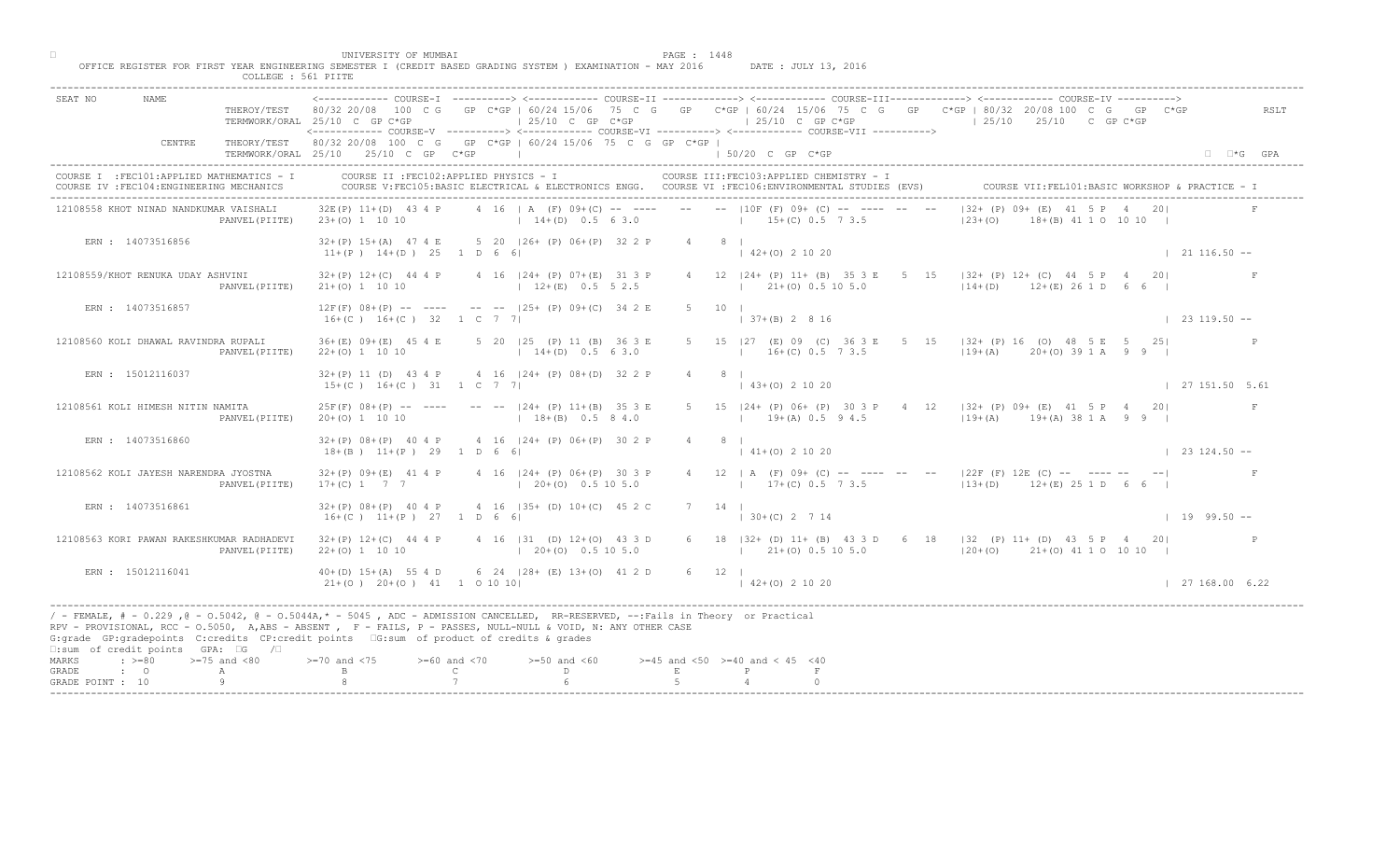UNIVERSITY OF MUMBAI

OFFICE REGISTER FOR FIRST YEAR ENGINEERING SEMESTER I (CREDIT BASED GRADING SYSTEM ) EXAMINATION - MAY 2016 DATE : JULY 13, 2016

COLLEGE : 561 PIITE

```
SEAT NO       NAME                   <------------ COURSE-I  ----------> <------------ COURSE-II -------------> <------------ COURSE-III------------> <------------ COURSE-IV ---------->
                      THEROY/TEST    80/32 20/08  100  C G   GP  C*GP | 60/24 15/06  75  C  G   GP   C*GP | 60/24  15/06  75  C  G   GP   C*GP | 80/32  20/08 100  C  G   GP  C*GP          RSLT
                      TERMWORK/ORAL  25/10  C  GP C*GP                | 25/10  C  GP  C*GP              | 25/10  C  GP C*GP                | 25/10   25/10   C  GP C*GP
                                     <------------ COURSE-V ----------> <------------ COURSE-VI ----------> <------------ COURSE-VII ---------->
              CENTRE  THEORY/TEST    80/32 20/08  100  C  G   GP  C*GP | 60/24 15/06  75  C  G  GP  C*GP |
                      TERMWORK/ORAL  25/10   25/10  C  GP   C*GP       |                                  | 50/20  C  GP  C*GP                                                      □  □*G  GPA
```

COURSE I :FEC101:APPLIED MATHEMATICS - I  COURSE II :FEC102:APPLIED PHYSICS - I  COURSE III:FEC103:APPLIED CHEMISTRY - I
COURSE IV :FEC104:ENGINEERING MECHANICS  COURSE V:FEC105:BASIC ELECTRICAL & ELECTRONICS ENGG.  COURSE VI :FEC106:ENVIRONMENTAL STUDIES (EVS)  COURSE VII:FEL101:BASIC WORKSHOP & PRACTICE - I

```
12108558 KHOT NINAD NANDKUMAR VAISHALI     32E(P) 11+(D)  43 4 P    4  16  | A  (F) 09+(C) -- ----   --  -- |10F (F) 09+ (C) -- ---- --  --  |32+ (P) 09+ (E)  41  5 P   4   20|              F
                      PANVEL(PIITE)        23+(O) 1  10 10                 | 14+(D)  0.5  6 3.0              |  15+(C) 0.5  7 3.5               |23+(O)     18+(B) 41 1 O  10 10  |
    ERN : 14073516856                      32+(P) 15+(A)  47 4 E    5  20 |26+ (P) 06+(P)  32 2 P    4   8 |
                                           11+(P )  14+(D )  25   1  D  6  6|                                 | 42+(O) 2 10 20                                                       | 21 116.50 --

12108559/KHOT RENUKA UDAY ASHVINI          32+(P) 12+(C)  44 4 P    4  16 |24+ (P) 07+(E)  31 3 P    4  12 |24+ (P) 11+ (B)  35 3 E   5  15  |32+ (P) 12+ (C)  44  5 P   4   20|              F
                      PANVEL(PIITE)        21+(O) 1  10 10                 | 12+(E)  0.5  5 2.5              |  21+(O) 0.5 10 5.0               |14+(D)     12+(E) 26 1 D   6  6  |
    ERN : 14073516857                      12F(F) 08+(P) -- ----   -- --  |25+ (P) 09+(C)  34 2 E    5  10 |
                                           16+(C )  16+(C )  32   1  C  7  7|                                 | 37+(B) 2  8 16                                                       | 23 119.50 --

12108560 KOLI DHAWAL RAVINDRA RUPALI       36+(E) 09+(E)  45 4 E    5  20 |25  (P) 11 (B)  36 3 E    5  15 |27  (E) 09  (C)  36 3 E   5  15  |32+ (P) 16  (O)  48  5 E   5   25|              P
                      PANVEL(PIITE)        22+(O) 1  10 10                 | 14+(D)  0.5  6 3.0              |  16+(C) 0.5  7 3.5               |19+(A)     20+(O) 39 1 A   9  9  |
    ERN : 15012116037                      32+(P) 11 (D)  43 4 P    4  16 |24+ (P) 08+(D)  32 2 P    4   8 |
                                           15+(C )  16+(C )  31   1  C  7  7|                                 | 43+(O) 2 10 20                                                       | 27 151.50 5.61

12108561 KOLI HIMESH NITIN NAMITA          25F(F) 08+(P) -- ----   -- --  |24+ (P) 11+(B)  35 3 E    5  15 |24+ (P) 06+ (P)  30 3 P   4  12  |32+ (P) 09+ (E)  41  5 P   4   20|              F
                      PANVEL(PIITE)        20+(O) 1  10 10                 | 18+(B)  0.5  8 4.0              |  19+(A) 0.5  9 4.5               |19+(A)     19+(A) 38 1 A   9  9  |
    ERN : 14073516860                      32+(P) 08+(P)  40 4 P    4  16 |24+ (P) 06+(P)  30 2 P    4   8 |
                                           18+(B )  11+(P )  29   1  D  6  6|                                 | 41+(O) 2 10 20                                                       | 23 124.50 --

12108562 KOLI JAYESH NARENDRA JYOSTNA      32+(P) 09+(E)  41 4 P    4  16 |24+ (P) 06+(P)  30 3 P    4  12 | A  (F) 09+ (C) -- ---- --  --  |22F (F) 12E (C) --   ---- --   --|              F
                      PANVEL(PIITE)        17+(C) 1   7  7                 | 20+(O)  0.5 10 5.0              |  17+(C) 0.5  7 3.5               |13+(D)     12+(E) 25 1 D   6  6  |
    ERN : 14073516861                      32+(P) 08+(P)  40 4 P    4  16 |35+ (D) 10+(C)  45 2 C    7  14 |
                                           16+(C )  11+(P )  27   1  D  6  6|                                 | 30+(C) 2  7 14                                                       | 19  99.50 --

12108563 KORI PAWAN RAKESHKUMAR RADHADEVI  32+(P) 12+(C)  44 4 P    4  16 |31  (D) 12+(O)  43 3 D    6  18 |32+ (D) 11+ (B)  43 3 D   6  18  |32  (P) 11+ (D)  43  5 P   4   20|              P
                      PANVEL(PIITE)        22+(O) 1  10 10                 | 20+(O)  0.5 10 5.0              |  21+(O) 0.5 10 5.0               |20+(O)     21+(O) 41 1 O  10 10  |
    ERN : 15012116041                      40+(D) 15+(A)  55 4 D    6  24 |28+ (E) 13+(O)  41 2 D    6  12 |
                                           21+(O )  20+(O )  41   1  O 10 10|                                 | 42+(O) 2 10 20                                                       | 27 168.00 6.22
```

/ - FEMALE, # - 0.229 ,@ - O.5042, @ - O.5044A,* - 5045 , ADC - ADMISSION CANCELLED, RR-RESERVED, --:Fails in Theory or Practical
RPV - PROVISIONAL, RCC - O.5050, A,ABS - ABSENT , F - FAILS, P - PASSES, NULL-NULL & VOID, N: ANY OTHER CASE
G:grade GP:gradepoints C:credits CP:credit points □G:sum of product of credits & grades
□:sum of credit points GPA: □G /□

| MARKS | : >=80 | >=75 and <80 | >=70 and <75 | >=60 and <70 | >=50 and <60 | >=45 and <50 | >=40 and < 45 | <40 |
|---|---|---|---|---|---|---|---|---|
| GRADE | : O | A | B | C | D | E | P | F |
| GRADE POINT | : 10 | 9 | 8 | 7 | 6 | 5 | 4 | 0 |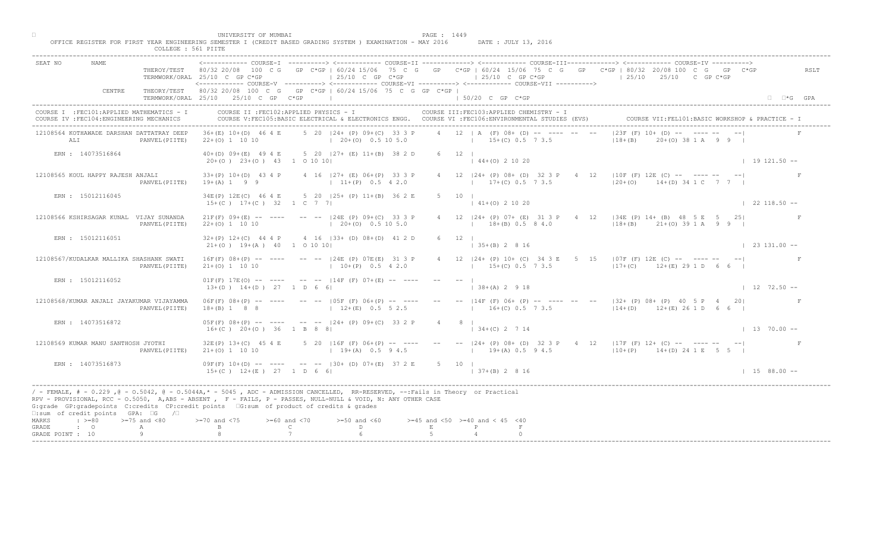UNIVERSITY OF MUMBAI

OFFICE REGISTER FOR FIRST YEAR ENGINEERING SEMESTER I (CREDIT BASED GRADING SYSTEM ) EXAMINATION - MAY 2016 DATE : JULY 13, 2016

COLLEGE : 561 PIITE

```
SEAT NO      NAME                     <------------ COURSE-I  ----------> <------------ COURSE-II -------------> <------------ COURSE-III------------> <------------ COURSE-IV ---------->
                        THEROY/TEST    80/32 20/08  100 C G   GP C*GP | 60/24 15/06  75 C G   GP   C*GP | 60/24 15/06  75 C G   GP   C*GP | 80/32 20/08 100  C  G   GP  C*GP            RSLT
                        TERMWORK/ORAL  25/10 C  GP C*GP              | 25/10  C  GP  C*GP               | 25/10  C  GP C*GP                | 25/10    25/10   C  GP C*GP
                                       <------------ COURSE-V  ----------> <------------ COURSE-VI ----------> <------------ COURSE-VII ---------->
               CENTRE   THEORY/TEST    80/32 20/08  100  C  G    GP C*GP | 60/24 15/06  75  C  G  GP  C*GP |
                        TERMWORK/ORAL  25/10   25/10  C  GP   C*GP       |                                   | 50/20  C  GP  C*GP                                                  ΣC*G  GPA

COURSE I  :FEC101:APPLIED MATHEMATICS - I       COURSE II :FEC102:APPLIED PHYSICS - I                COURSE III:FEC103:APPLIED CHEMISTRY - I
COURSE IV :FEC104:ENGINEERING MECHANICS         COURSE V:FEC105:BASIC ELECTRICAL & ELECTRONICS ENGG.  COURSE VI :FEC106:ENVIRONMENTAL STUDIES (EVS)        COURSE VII:FEL101:BASIC WORKSHOP & PRACTICE - I

12108564 KOTHAWADE DARSHAN DATTATRAY DEEP   36+(E) 10+(D)  46 4 E     5  20  |24+ (P) 09+(C)  33 3 P     4   12  | A  (F) 08+ (D) -- ----  --  --   |23F (F) 10+ (D) --  ---- --   --|              F
         ALI                 PANVEL(PIITE)  22+(O) 1  10 10                  | 20+(O)  0.5 10 5.0                |    15+(C) 0.5  7 3.5               |18+(B)     20+(O) 38 1 A   9  9  |

    ERN : 14073516864                       40+(D) 09+(E)  49 4 E     5  20  |27+ (E) 11+(B)  38 2 D     6   12  |
                                             20+(O ) 23+(O )  43   1  O 10 10|                                    | 44+(O) 2 10 20                                                       | 19 121.50 --

12108565 KOUL HAPPY RAJESH ANJALI           33+(P) 10+(D)  43 4 P     4  16  |27+ (E) 06+(P)  33 3 P     4   12  |24+ (P) 08+ (D)  32 3 P   4  12   |10F (F) 12E (C) --  ---- --   --|              F
                             PANVEL(PIITE)  19+(A) 1   9  9                  | 11+(P)  0.5  4 2.0                |    17+(C) 0.5  7 3.5               |20+(O)     14+(D) 34 1 C   7  7  |

    ERN : 15012116045                       34E(P) 12E(C)  46 4 E     5  20  |25+ (P) 11+(B)  36 2 E     5   10  |
                                             15+(C )  17+(C )  32   1  C  7  7|                                   | 41+(O) 2 10 20                                                       | 22 118.50 --

12108566 KSHIRSAGAR KUNAL  VIJAY SUNANDA    21F(F) 09+(E) --  ----    --  --  |24E (P) 09+(C)  33 3 P     4   12  |24+ (P) 07+ (E)  31 3 P   4  12   |34E (P) 14+ (B)  48  5 E   5   25|              F
                             PANVEL(PIITE)  22+(O) 1  10 10                  | 20+(O)  0.5 10 5.0                |    18+(B) 0.5  8 4.0               |18+(B)     21+(O) 39 1 A   9  9  |

    ERN : 15012116051                       32+(P) 12+(C)  44 4 P     4  16  |33+ (D) 08+(D)  41 2 D     6   12  |
                                             21+(O )  19+(A )  40   1  O 10 10|                                   | 35+(B) 2  8 16                                                       | 23 131.00 --

12108567/KUDALKAR MALLIKA SHASHANK SWATI    16F(F) 08+(P) --  ----    --  --  |24E (P) 07E(E)  31 3 P     4   12  |24+ (P) 10+ (C)  34 3 E   5  15   |07F (F) 12E (C) --  ---- --   --|              F
                             PANVEL(PIITE)  21+(O) 1  10 10                  | 10+(P)  0.5  4 2.0                |    15+(C) 0.5  7 3.5               |17+(C)     12+(E) 29 1 D   6  6  |

    ERN : 15012116052                       01F(F) 17E(O) --  ----    --  --  |14F (F) 07+(E) --  ----    --   --  |
                                             13+(D )  14+(D )  27   1  D  6  6|                                   | 38+(A) 2  9 18                                                       | 12  72.50 --

12108568/KUMAR ANJALI JAYAKUMAR VIJAYAMMA   06F(F) 08+(P) --  ----    --  --  |05F (F) 06+(P) --  ----    --   --  |14F (F) 06+ (P) -- ----  --  --   |32+ (P) 08+ (P)  40  5 P   4   20|              F
                             PANVEL(PIITE)  18+(B) 1   8  8                  | 12+(E)  0.5  5 2.5                |    16+(C) 0.5  7 3.5               |14+(D)     12+(E) 26 1 D   6  6  |

    ERN : 14073516872                       05F(F) 08+(P) --  ----    --  --  |24+ (P) 09+(C)  33 2 P     4    8  |
                                             16+(C )  20+(O )  36   1  B  8  8|                                   | 34+(C) 2  7 14                                                       | 13  70.00 --

12108569 KUMAR MANU SANTHOSH JYOTHI         32E(P) 13+(C)  45 4 E     5  20  |16F (F) 06+(P) --  ----    --   --  |24+ (P) 08+ (D)  32 3 P   4  12   |17F (F) 12+ (C) --  ---- --   --|              F
                             PANVEL(PIITE)  21+(O) 1  10 10                  | 19+(A)  0.5  9 4.5                |    19+(A) 0.5  9 4.5               |10+(P)     14+(D) 24 1 E   5  5  |

    ERN : 14073516873                       09F(F) 10+(D) --  ----    --  --  |30+ (D) 07+(E)  37 2 E     5   10  |
                                             15+(C )  12+(E )  27   1  D  6  6|                                   | 37+(B) 2  8 16                                                       | 15  88.00 --
```

/ - FEMALE, # - 0.229 ,@ - O.5042, @ - O.5044A,* - 5045 , ADC - ADMISSION CANCELLED, RR-RESERVED, --:Fails in Theory or Practical
RPV - PROVISIONAL, RCC - O.5050, A,ABS - ABSENT , F - FAILS, P - PASSES, NULL-NULL & VOID, N: ANY OTHER CASE
G:grade GP:gradepoints C:credits CP:credit points ΣG:sum of product of credits & grades
Σ:sum of credit points GPA: ΣG /Σ

| MARKS | : >=80 | >=75 and <80 | >=70 and <75 | >=60 and <70 | >=50 and <60 | >=45 and <50 | >=40 and < 45 | <40 |
|---|---|---|---|---|---|---|---|---|
| GRADE | : O | A | B | C | D | E | P | F |
| GRADE POINT | : 10 | 9 | 8 | 7 | 6 | 5 | 4 | 0 |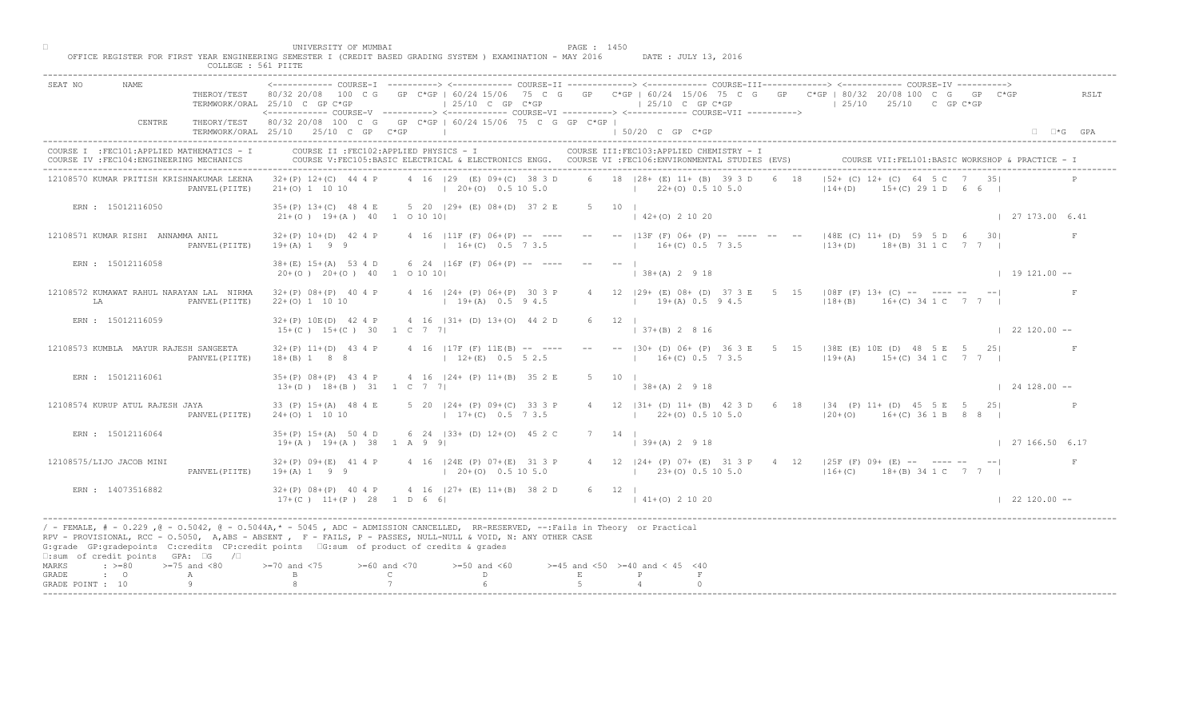UNIVERSITY OF MUMBAI

OFFICE REGISTER FOR FIRST YEAR ENGINEERING SEMESTER I (CREDIT BASED GRADING SYSTEM ) EXAMINATION - MAY 2016 DATE : JULY 13, 2016

COLLEGE : 561 PIITE

```
SEAT NO      NAME                   <----------- COURSE-I ----------> <----------- COURSE-II ------------> <----------- COURSE-III------------> <----------- COURSE-IV ---------->
                  THEROY/TEST    80/32 20/08  100  C G   GP  C*GP | 60/24 15/06  75  C G   GP   C*GP | 60/24 15/06  75  C G   GP   C*GP | 80/32 20/08 100  C  G   GP  C*GP        RSLT
                  TERMWORK/ORAL  25/10  C  GP C*GP                |  25/10  C  GP  C*GP              |  25/10  C  GP C*GP                 | 25/10   25/10    C  GP C*GP
                                 <----------- COURSE-V ----------> <----------- COURSE-VI ----------> <----------- COURSE-VII ---------->
           CENTRE  THEORY/TEST   80/32 20/08  100  C G   GP  C*GP | 60/24 15/06  75  C G  GP  C*GP |
                  TERMWORK/ORAL  25/10   25/10  C  GP   C*GP      |                                  | 50/20  C  GP  C*GP                                                       □  □*G  GPA

COURSE I  :FEC101:APPLIED MATHEMATICS - I      COURSE II :FEC102:APPLIED PHYSICS - I                    COURSE III:FEC103:APPLIED CHEMISTRY - I
COURSE IV :FEC104:ENGINEERING MECHANICS        COURSE V:FEC105:BASIC ELECTRICAL & ELECTRONICS ENGG.  COURSE VI :FEC106:ENVIRONMENTAL STUDIES (EVS)      COURSE VII:FEL101:BASIC WORKSHOP & PRACTICE - I

12108570 KUMAR PRITISH KRISHNAKUMAR LEENA   32+(P) 12+(C)  44 4 P    4 16 |29  (E) 09+(C)  38 3 D    6  18 |28+ (E) 11+ (B)  39 3 D   6  18  |52+ (C) 12+ (C)  64  5 C   7  35|         P
                           PANVEL(PIITE)    21+(O) 1  10 10               | 20+(O)  0.5 10 5.0              |   22+(O) 0.5 10 5.0              |14+(D)     15+(C) 29 1 D   6  6  |
    ERN : 15012116050                       35+(P) 13+(C)  48 4 E    5 20 |29+ (E) 08+(D)  37 2 E    5  10 |
                                            21+(O )  19+(A )  40   1  O 10 10|                           | 42+(O) 2 10 20                                                     | 27 173.00 6.41

12108571 KUMAR RISHI  ANNAMMA ANIL          32+(P) 10+(D)  42 4 P    4 16 |11F (F) 06+(P) --  ----   --  -- |13F (F) 06+ (P) --  ----  --  --  |48E (C) 11+ (D)  59  5 D   6  30|         F
                           PANVEL(PIITE)    19+(A) 1  9  9                | 16+(C)  0.5  7 3.5              |   16+(C) 0.5  7 3.5              |13+(D)     18+(B) 31 1 C   7  7  |
    ERN : 15012116058                       38+(E) 15+(A)  53 4 D    6 24 |16F (F) 06+(P) --  ----   --  -- |
                                            20+(O )  20+(O )  40   1  O 10 10|                           | 38+(A) 2  9 18                                                     | 19 121.00 --

12108572 KUMAWAT RAHUL NARAYAN LAL  NIRMA   32+(P) 08+(P)  40 4 P    4 16 |24+ (P) 06+(P)  30 3 P    4  12 |29+ (E) 08+ (D)  37 3 E   5  15  |08F (F) 13+ (C) --  ---- --   --|         F
       LA                  PANVEL(PIITE)    22+(O) 1  10 10               | 19+(A)  0.5  9 4.5              |   19+(A) 0.5  9 4.5              |18+(B)     16+(C) 34 1 C   7  7  |
    ERN : 15012116059                       32+(P) 10E(D)  42 4 P    4 16 |31+ (D) 13+(O)  44 2 D    6  12 |
                                            15+(C )  15+(C )  30   1  C  7  7|                           | 37+(B) 2  8 16                                                     | 22 120.00 --

12108573 KUMBLA  MAYUR RAJESH SANGEETA      32+(P) 11+(D)  43 4 P    4 16 |17F (F) 11E(B) --  ----   --  -- |30+ (D) 06+ (P)  36 3 E   5  15  |38E (E) 10E (D)  48  5 E   5  25|         F
                           PANVEL(PIITE)    18+(B) 1  8  8                | 12+(E)  0.5  5 2.5              |   16+(C) 0.5  7 3.5              |19+(A)     15+(C) 34 1 C   7  7  |
    ERN : 15012116061                       35+(P) 08+(P)  43 4 P    4 16 |24+ (P) 11+(B)  35 2 E    5  10 |
                                            13+(D )  18+(B )  31   1  C  7  7|                           | 38+(A) 2  9 18                                                     | 24 128.00 --

12108574 KURUP ATUL RAJESH JAYA             33 (P) 15+(A)  48 4 E    5 20 |24+ (P) 09+(C)  33 3 P    4  12 |31+ (D) 11+ (B)  42 3 D   6  18  |34  (P) 11+ (D)  45  5 E   5  25|         P
                           PANVEL(PIITE)    24+(O) 1  10 10               | 17+(C)  0.5  7 3.5              |   22+(O) 0.5 10 5.0              |20+(O)     16+(C) 36 1 B   8  8  |
    ERN : 15012116064                       35+(P) 15+(A)  50 4 D    6 24 |33+ (D) 12+(O)  45 2 C    7  14 |
                                            19+(A )  19+(A )  38   1  A  9  9|                           | 39+(A) 2  9 18                                                     | 27 166.50 6.17

12108575/LIJO JACOB MINI                    32+(P) 09+(E)  41 4 P    4 16 |24E (P) 07+(E)  31 3 P    4  12 |24+ (P) 07+ (E)  31 3 P   4  12  |25F (F) 09+ (E) --  ---- --   --|         F
                           PANVEL(PIITE)    19+(A) 1  9  9                | 20+(O)  0.5 10 5.0              |   23+(O) 0.5 10 5.0              |16+(C)     18+(B) 34 1 C   7  7  |
    ERN : 14073516882                       32+(P) 08+(P)  40 4 P    4 16 |27+ (E) 11+(B)  38 2 D    6  12 |
                                            17+(C )  11+(P )  28   1  D  6  6|                           | 41+(O) 2 10 20                                                     | 22 120.00 --
```

/ - FEMALE, # - 0.229 ,@ - O.5042, @ - O.5044A,* - 5045 , ADC - ADMISSION CANCELLED, RR-RESERVED, --:Fails in Theory or Practical
RPV - PROVISIONAL, RCC - O.5050, A,ABS - ABSENT , F - FAILS, P - PASSES, NULL-NULL & VOID, N: ANY OTHER CASE
G:grade GP:gradepoints C:credits CP:credit points □G:sum of product of credits & grades
□:sum of credit points GPA: □G /□

| MARKS | : >=80 | >=75 and <80 | >=70 and <75 | >=60 and <70 | >=50 and <60 | >=45 and <50 | >=40 and < 45 | <40 |
|---|---|---|---|---|---|---|---|---|
| GRADE | : O | A | B | C | D | E | P | F |
| GRADE POINT | : 10 | 9 | 8 | 7 | 6 | 5 | 4 | 0 |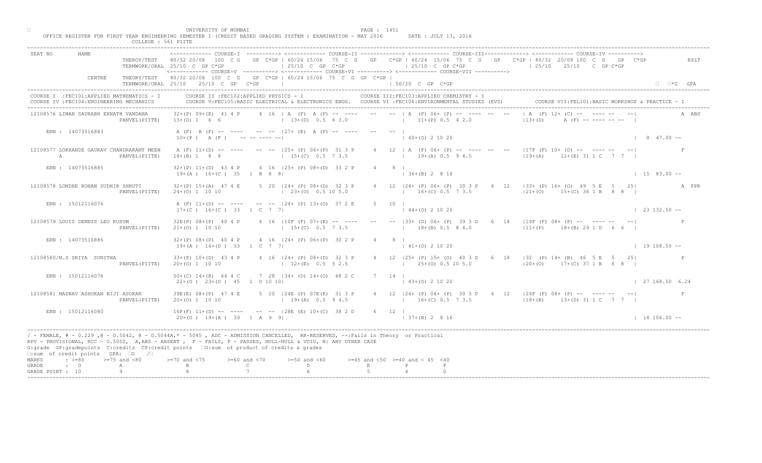UNIVERSITY OF MUMBAI

OFFICE REGISTER FOR FIRST YEAR ENGINEERING SEMESTER I (CREDIT BASED GRADING SYSTEM ) EXAMINATION - MAY 2016 DATE : JULY 13, 2016

COLLEGE : 561 PIITE

```
SEAT NO      NAME                   <------------ COURSE-I  ----------> <------------ COURSE-II -------------> <------------ COURSE-III-------------> <------------ COURSE-IV ---------->
                     THEROY/TEST    80/32 20/08  100  C G    GP  C*GP | 60/24 15/06  75  C  G    GP   C*GP | 60/24  15/06  75  C  G    GP    C*GP | 80/32  20/08 100  C  G    GP   C*GP           RSLT
                     TERMWORK/ORAL  25/10  C  GP C*GP                 | 25/10  C  GP  C*GP                 | 25/10  C  GP C*GP                   | 25/10    25/10    C  GP C*GP
                                    <------------ COURSE-V  ----------> <------------ COURSE-VI ----------> <------------ COURSE-VII ---------->
             CENTRE  THEORY/TEST    80/32 20/08  100  C  G    GP  C*GP | 60/24 15/06  75  C  G  GP  C*GP |
                     TERMWORK/ORAL  25/10    25/10  C  GP   C*GP      |                                   | 50/20  C  GP  C*GP                                                          □  □*G  GPA
```

COURSE I :FEC101:APPLIED MATHEMATICS - I COURSE II :FEC102:APPLIED PHYSICS - I COURSE III:FEC103:APPLIED CHEMISTRY - I
COURSE IV :FEC104:ENGINEERING MECHANICS COURSE V:FEC105:BASIC ELECTRICAL & ELECTRONICS ENGG. COURSE VI :FEC106:ENVIRONMENTAL STUDIES (EVS) COURSE VII:FEL101:BASIC WORKSHOP & PRACTICE - I

```
12108576 LIMAN SAURABH EKNATH VANDANA      32+(P) 09+(E)  41 4 P     4  16  | A  (F)  A (F) -- ----   --   -- | A  (F) 06+ (P) -- ----  --  --   | A  (F) 12+ (C) --  ---- --  --|           A  ABS
                        PANVEL(PIITE)      13+(D) 1   6  6                  | 13+(D)  0.5  6 3.0                |   11+(P) 0.5  4 2.0                 |13+(D)     A (F) -- ---- -- -- |
    ERN : 14073516883                      A (F)  A (F) --  ----   --  --  |27+ (E)  A (F) --  ----   --   -- |
                                           10+(P )  A (F )    -- -- ---- --|                                   | 40+(O) 2 10 20                                                      |  8  47.00 --

12108577 LOKHANDE GAURAV CHANDRAKANT MEEN  A (F) 11+(D) --  ----   --  --  |25+ (P) 06+(P)  31 3 P    4   12  | A  (F) 06+ (P) -- ----  --  --    |17F (F) 10+ (D) --  ---- --  --|           F
         A              PANVEL(PIITE)      18+(B) 1   8  8                  | 15+(C)  0.5  7 3.5                |   19+(A) 0.5  9 4.5                 |19+(A)     12+(E) 31 1 C   7  7 |
    ERN : 14073516885                      32+(P) 11+(D)  43 4 P     4  16  |25+ (P) 08+(D)  33 2 P    4    8  |
                                           19+(A )  16+(C )  35   1  B  8  8|                                   | 36+(B) 2  8 16                                                      | 15  83.00 --

12108578 LONDHE ROHAN SUDHIR SHRUTI        32+(P) 15+(A)  47 4 E     5  20  |24+ (P) 08+(D)  32 3 P    4   12  |24+ (P) 06+ (P)  30 3 P   4  12    |33+ (P) 16+ (O)  49  5 E   5   25|          A  PPR
                        PANVEL(PIITE)      24+(O) 1  10 10                  | 23+(O)  0.5 10 5.0                |   16+(C) 0.5  7 3.5                 |21+(O)     15+(C) 36 1 B   8  8 |
    ERN : 15012116076                      A (F) 11+(D) --  ----   --  --  |24+ (P) 13+(O)  37 2 E    5   10  |
                                           17+(C )  16+(C )  33   1  C  7  7|                                   | 44+(O) 2 10 20                                                      | 23 132.50 --

12108579 LOUIS DENNIS LEO KUSUM            32E(P) 08+(P)  40 4 P     4  16  |10F (F) 07+(E) --  ----   --   -- |33+ (D) 06+ (P)  39 3 D   6  18    |19F (F) 08+ (P) --  ---- --  --|           F
                        PANVEL(PIITE)      21+(O) 1  10 10                  | 15+(C)  0.5  7 3.5                |   18+(B) 0.5  8 4.0                 |11+(P)     18+(B) 29 1 D   6  6 |
    ERN : 14073516886                      32+(P) 08+(P)  40 4 P     4  16  |24+ (P) 06+(P)  30 2 P    4    8  |
                                           19+(A )  14+(D )  33   1  C  7  7|                                   | 41+(O) 2 10 20                                                      | 19 108.50 --

12108580/M.S SRIYA  SUNITHA                33+(P) 10+(D)  43 4 P     4  16  |24+ (P) 08+(D)  32 3 P    4   12  |25+ (P) 15+ (O)  40 3 D   6  18    |32  (P) 14+ (B)  46  5 E   5   25|           P
                        PANVEL(PIITE)      20+(O) 1  10 10                  | 12+(E)  0.5  5 2.5                |   25+(O) 0.5 10 5.0                 |20+(O)     17+(C) 37 1 B   8  8 |
    ERN : 15012116078                      50+(C) 14+(B)  64 4 C     7  28  |34+ (D) 14+(O)  48 2 C    7   14  |
                                           22+(O )  23+(O )  45   1  O 10 10|                                   | 43+(O) 2 10 20                                                      | 27 168.50  6.24

12108581 MADHAV ASHOKAN BIJI ASOKAN        39E(E) 08+(P)  47 4 E     5  20  |24E (P) 07E(E)  31 3 P    4   12  |24+ (P) 06+ (P)  30 3 P   4  12    |24F (F) 08+ (P) --  ---- --  --|           F
                        PANVEL(PIITE)      20+(O) 1  10 10                  | 19+(A)  0.5  9 4.5                |   16+(C) 0.5  7 3.5                 |18+(B)     13+(D) 31 1 C   7  7 |
    ERN : 15012116080                      16F(F) 11+(D) --  ----   --  --  |28E (E) 10+(C)  38 2 D    6   12  |
                                           20+(O )  19+(A )  39   1  A  9  9|                                   | 37+(B) 2  8 16                                                      | 18 106.00 --
```

/ - FEMALE, # - 0.229 ,@ - O.5042, @ - O.5044A,* - 5045 , ADC - ADMISSION CANCELLED, RR-RESERVED, --:Fails in Theory or Practical
RPV - PROVISIONAL, RCC - O.5050, A,ABS - ABSENT , F - FAILS, P - PASSES, NULL-NULL & VOID, N: ANY OTHER CASE
G:grade GP:gradepoints C:credits CP:credit points □G:sum of product of credits & grades
□:sum of credit points GPA: □G /□

| MARKS | : >=80 | >=75 and <80 | >=70 and <75 | >=60 and <70 | >=50 and <60 | >=45 and <50 | >=40 and < 45 | <40 |
|---|---|---|---|---|---|---|---|---|
| GRADE | : O | A | B | C | D | E | P | F |
| GRADE POINT | : 10 | 9 | 8 | 7 | 6 | 5 | 4 | 0 |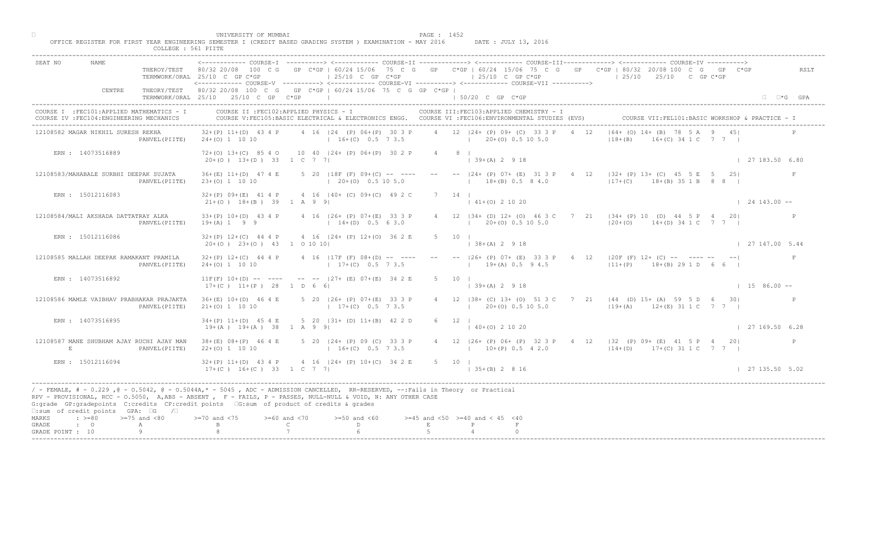UNIVERSITY OF MUMBAI

OFFICE REGISTER FOR FIRST YEAR ENGINEERING SEMESTER I (CREDIT BASED GRADING SYSTEM ) EXAMINATION - MAY 2016 DATE : JULY 13, 2016

COLLEGE : 561 PIITE

```
SEAT NO      NAME            <------------ COURSE-I  ----------> <------------ COURSE-II -------------> <------------ COURSE-III------------> <------------ COURSE-IV ---------->
                  THEROY/TEST    80/32 20/08  100  C G   GP  C*GP | 60/24 15/06  75  C  G   GP   C*GP | 60/24  15/06  75  C  G   GP   C*GP | 80/32  20/08 100  C  G   GP  C*GP       RSLT
                  TERMWORK/ORAL  25/10  C  GP C*GP               | 25/10  C  GP  C*GP                 | 25/10  C  GP C*GP                  | 25/10    25/10   C  GP C*GP
                                 <------------ COURSE-V ----------> <------------ COURSE-VI ----------> <------------ COURSE-VII ---------->
          CENTRE  THEORY/TEST    80/32 20/08  100  C  G   GP  C*GP | 60/24 15/06  75  C  G  GP  C*GP |
                  TERMWORK/ORAL  25/10   25/10  C  GP   C*GP     |                                   | 50/20  C  GP  C*GP                                                  ∑*G  GPA
```

COURSE I :FEC101:APPLIED MATHEMATICS - I   COURSE II :FEC102:APPLIED PHYSICS - I   COURSE III:FEC103:APPLIED CHEMISTRY - I
COURSE IV :FEC104:ENGINEERING MECHANICS   COURSE V:FEC105:BASIC ELECTRICAL & ELECTRONICS ENGG.   COURSE VI :FEC106:ENVIRONMENTAL STUDIES (EVS)   COURSE VII:FEL101:BASIC WORKSHOP & PRACTICE - I

```
12108582 MAGAR NIKHIL SURESH REKHA      32+(P) 11+(D)  43 4 P    4  16 |24  (P) 06+(P)  30 3 P    4  12 |24+ (P) 09+ (C)  33 3 P   4  12  |64+ (O) 14+ (B)  78  5 A   9   45|          P
                    PANVEL(PIITE)    24+(O) 1  10 10                 | 16+(C)  0.5  7 3.5              |   20+(O) 0.5 10 5.0               |18+(B)     16+(C) 34 1 C   7  7  |
    ERN : 14073516889                72+(O) 13+(C)  85 4 O    10  40 |24+ (P) 06+(P)  30 2 P    4    8 |
                                      20+(O )  13+(D )  33   1  C  7  7|                                  | 39+(A) 2  9 18                                                     | 27 183.50  6.80

12108583/MAHABALE SURBHI DEEPAK SUJATA  36+(E) 11+(D)  47 4 E    5  20 |18F (F) 09+(C) -- ----  --   -- |24+ (P) 07+ (E)  31 3 P   4  12  |32+ (P) 13+ (C)  45  5 E   5   25|          F
                    PANVEL(PIITE)    23+(O) 1  10 10                 | 20+(O)  0.5 10 5.0              |   18+(B) 0.5  8 4.0               |17+(C)     18+(B) 35 1 B   8  8  |
    ERN : 15012116083                32+(P) 09+(E)  41 4 P     4  16 |40+ (C) 09+(C)  49 2 C    7   14 |
                                      21+(O )  18+(B )  39   1  A  9  9|                                  | 41+(O) 2 10 20                                                     | 24 143.00 --

12108584/MALI AKSHADA DATTATRAY ALKA    33+(P) 10+(D)  43 4 P    4  16 |26+ (P) 07+(E)  33 3 P    4  12 |34+ (D) 12+ (O)  46 3 C   7  21  |34+ (P) 10  (D)  44  5 P   4   20|          P
                    PANVEL(PIITE)    19+(A) 1   9  9                 | 14+(D)  0.5  6 3.0              |   20+(O) 0.5 10 5.0               |20+(O)     14+(D) 34 1 C   7  7  |
    ERN : 15012116086                32+(P) 12+(C)  44 4 P     4  16 |24+ (P) 12+(O)  36 2 E    5   10 |
                                      20+(O )  23+(O )  43   1  O 10 10|                                  | 38+(A) 2  9 18                                                     | 27 147.00  5.44

12108585 MALLAH DEEPAK RAMAKANT PRAMILA 32+(P) 12+(C)  44 4 P    4  16 |17F (F) 08+(D) -- ----  --   -- |26+ (P) 07+ (E)  33 3 P   4  12  |20F (F) 12+ (C) --  ---- --   --|          F
                    PANVEL(PIITE)    24+(O) 1  10 10                 | 17+(C)  0.5  7 3.5              |   19+(A) 0.5  9 4.5               |11+(P)     18+(B) 29 1 D   6  6  |
    ERN : 14073516892                11F(F) 10+(D) -- ----    --  -- |27+ (E) 07+(E)  34 2 E    5   10 |
                                      17+(C )  11+(P )  28   1  D  6  6|                                  | 39+(A) 2  9 18                                                     | 15  86.00 --

12108586 MAMLE VAIBHAV PRABHAKAR PRAJAKTA 36+(E) 10+(D)  46 4 E    5  20 |26+ (P) 07+(E)  33 3 P    4  12 |38+ (C) 13+ (O)  51 3 C   7  21  |44  (D) 15+ (A)  59  5 D   6   30|          P
                    PANVEL(PIITE)    21+(O) 1  10 10                 | 17+(C)  0.5  7 3.5              |   20+(O) 0.5 10 5.0               |19+(A)     12+(E) 31 1 C   7  7  |
    ERN : 14073516895                34+(P) 11+(D)  45 4 E     5  20 |31+ (D) 11+(B)  42 2 D    6   12 |
                                      19+(A )  19+(A )  38   1  A  9  9|                                  | 40+(O) 2 10 20                                                     | 27 169.50  6.28

12108587 MANE SHUBHAM AJAY RUCHI AJAY MAN 38+(E) 08+(P)  46 4 E    5  20 |24+ (P) 09  (C)  33 3 P    4  12 |26+ (P) 06+ (P)  32 3 P   4  12  |32  (P) 09+ (E)  41  5 P   4   20|          P
        E           PANVEL(PIITE)    22+(O) 1  10 10                 | 16+(C)  0.5  7 3.5              |   10+(P) 0.5  4 2.0               |14+(D)     17+(C) 31 1 C   7  7  |
    ERN : 15012116094                32+(P) 11+(D)  43 4 P     4  16 |24+ (P) 10+(C)  34 2 E    5   10 |
                                      17+(C )  16+(C )  33   1  C  7  7|                                  | 35+(B) 2  8 16                                                     | 27 135.50  5.02
```

/ - FEMALE, # - 0.229 ,@ - O.5042, @ - O.5044A,* - 5045 , ADC - ADMISSION CANCELLED, RR-RESERVED, --:Fails in Theory or Practical
RPV - PROVISIONAL, RCC - O.5050, A,ABS - ABSENT , F - FAILS, P - PASSES, NULL-NULL & VOID, N: ANY OTHER CASE
G:grade GP:gradepoints C:credits CP:credit points ∑G:sum of product of credits & grades
∑:sum of credit points GPA: ∑G /∑

| MARKS | : >=80 | >=75 and <80 | >=70 and <75 | >=60 and <70 | >=50 and <60 | >=45 and <50 | >=40 and < 45 | <40 |
|---|---|---|---|---|---|---|---|---|
| GRADE | : O | A | B | C | D | E | P | F |
| GRADE POINT | : 10 | 9 | 8 | 7 | 6 | 5 | 4 | 0 |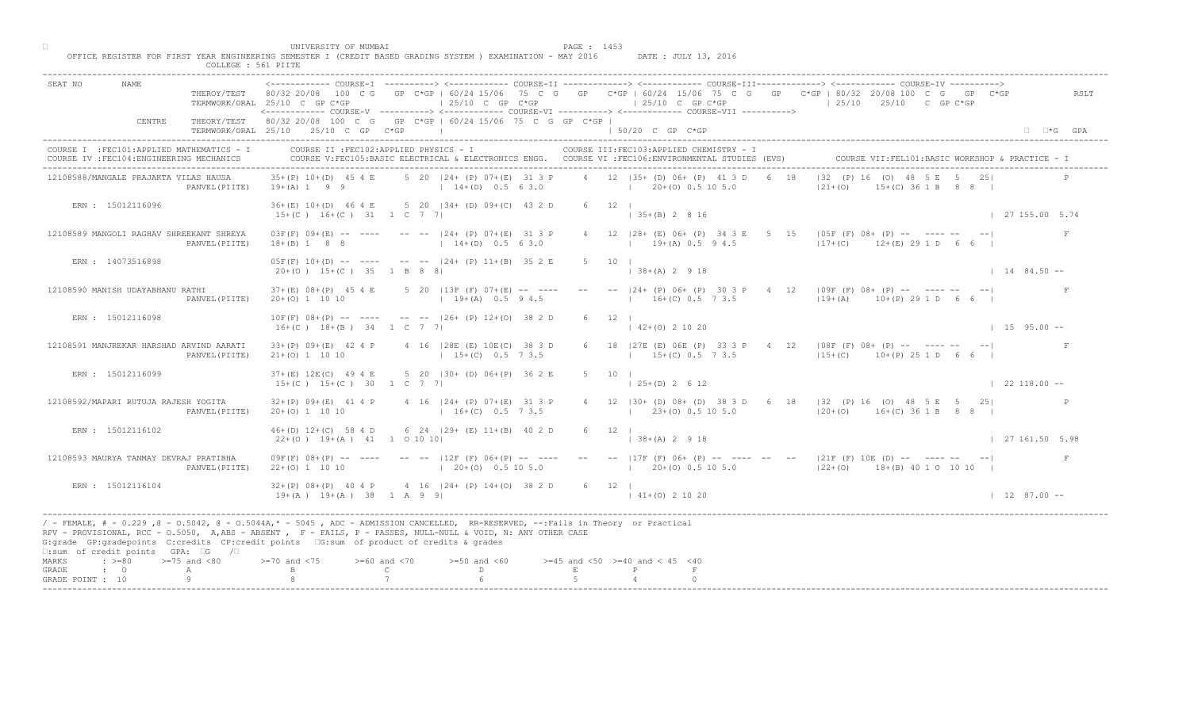UNIVERSITY OF MUMBAI

OFFICE REGISTER FOR FIRST YEAR ENGINEERING SEMESTER I (CREDIT BASED GRADING SYSTEM ) EXAMINATION - MAY 2016 DATE : JULY 13, 2016

COLLEGE : 561 PIITE

```
SEAT NO     NAME                          <------------ COURSE-I  ----------> <------------ COURSE-II -------------> <------------ COURSE-III------------> <------------ COURSE-IV ---------->
                        THEROY/TEST    80/32 20/08  100  C G   GP  C*GP | 60/24 15/06  75  C  G   GP   C*GP | 60/24  15/06  75  C  G   GP   C*GP | 80/32  20/08 100  C  G   GP  C*GP          RSLT
                        TERMWORK/ORAL  25/10  C  GP C*GP               | 25/10  C  GP  C*GP              | 25/10  C  GP C*GP                 | 25/10    25/10   C  GP C*GP
                                       <------------ COURSE-V  ----------> <------------ COURSE-VI ----------> <------------ COURSE-VII ---------->
            CENTRE      THEORY/TEST    80/32 20/08  100  C  G   GP  C*GP | 60/24 15/06  75  C  G  GP  C*GP |
                        TERMWORK/ORAL  25/10    25/10   C  GP   C*GP      |                                  | 50/20  C  GP  C*GP                                                    □  □*G  GPA

COURSE I  :FEC101:APPLIED MATHEMATICS - I      COURSE II :FEC102:APPLIED PHYSICS - I                    COURSE III:FEC103:APPLIED CHEMISTRY - I
COURSE IV :FEC104:ENGINEERING MECHANICS        COURSE V:FEC105:BASIC ELECTRICAL & ELECTRONICS ENGG.   COURSE VI :FEC106:ENVIRONMENTAL STUDIES (EVS)       COURSE VII:FEL101:BASIC WORKSHOP & PRACTICE - I

12108588/MANGALE PRAJAKTA VILAS HAUSA    35+(P) 10+(D)  45 4 E     5  20 |24+ (P) 07+(E)  31 3 P     4   12 |35+ (D) 06+ (P)  41 3 D    6  18   |32  (P) 16  (O)  48  5 E   5   25|             P
                       PANVEL(PIITE)     19+(A) 1   9   9                |  14+(D)  0.5  6 3.0                |   20+(O) 0.5 10 5.0                |21+(O)      15+(C) 36 1 B   8  8  |
     ERN : 15012116096                   36+(E) 10+(D)  46 4 E     5  20 |34+ (D) 09+(C)  43 2 D     6   12 |
                                          15+(C )  16+(C )  31   1  C  7  7|                                   | 35+(B) 2  8 16                                                         | 27 155.00 5.74

12108589 MANGOLI RAGHAV SHREEKANT SHREYA 03F(F) 09+(E) --  ----    --  -- |24+ (P) 07+(E)  31 3 P     4   12 |28+ (E) 06+ (P)  34 3 E    5  15   |05F (F) 08+ (P) --  ---- --    --|             F
                       PANVEL(PIITE)     18+(B) 1   8   8                |  14+(D)  0.5  6 3.0                |   19+(A) 0.5  9 4.5                |17+(C)      12+(E) 29 1 D   6  6  |
     ERN : 14073516898                   05F(F) 10+(D) --  ----    --  -- |24+ (P) 11+(B)  35 2 E     5   10 |
                                          20+(O )  15+(C )  35   1  B  8  8|                                   | 38+(A) 2  9 18                                                         | 14  84.50 --

12108590 MANISH UDAYABHANU RATHI         37+(E) 08+(P)  45 4 E     5  20 |13F (F) 07+(E) --  ----    --   -- |24+ (P) 06+ (P)  30 3 P    4  12   |09F (F) 08+ (P) --  ---- --    --|             F
                       PANVEL(PIITE)     20+(O) 1  10  10                |  19+(A)  0.5  9 4.5                |   16+(C) 0.5  7 3.5                |19+(A)      10+(P) 29 1 D   6  6  |
     ERN : 15012116098                   10F(F) 08+(P) --  ----    --  -- |26+ (P) 12+(O)  38 2 D     6   12 |
                                          16+(C )  18+(B )  34   1  C  7  7|                                   | 42+(O) 2 10 20                                                         | 15  95.00 --

12108591 MANJREKAR HARSHAD ARVIND AARATI 33+(P) 09+(E)  42 4 P     4  16 |28E (E) 10E(C)  38 3 D     6   18 |27E (E) 06E (P)  33 3 P    4  12   |08F (F) 08+ (P) --  ---- --    --|             F
                       PANVEL(PIITE)     21+(O) 1  10  10                |  15+(C)  0.5  7 3.5                |   15+(C) 0.5  7 3.5                |15+(C)      10+(P) 25 1 D   6  6  |
     ERN : 15012116099                   37+(E) 12E(C)  49 4 E     5  20 |30+ (D) 06+(P)  36 2 E     5   10 |
                                          15+(C )  15+(C )  30   1  C  7  7|                                   | 25+(D) 2  6 12                                                         | 22 118.00 --

12108592/MAPARI RUTUJA RAJESH YOGITA     32+(P) 09+(E)  41 4 P     4  16 |24+ (P) 07+(E)  31 3 P     4   12 |30+ (D) 08+ (D)  38 3 D    6  18   |32  (P) 16  (O)  48  5 E   5   25|             P
                       PANVEL(PIITE)     20+(O) 1  10  10                |  16+(C)  0.5  7 3.5                |   23+(O) 0.5 10 5.0                |20+(O)      16+(C) 36 1 B   8  8  |
     ERN : 15012116102                   46+(D) 12+(C)  58 4 D     6  24 |29+ (E) 11+(B)  40 2 D     6   12 |
                                          22+(O )  19+(A )  41   1  O 10 10|                                   | 38+(A) 2  9 18                                                         | 27 161.50 5.98

12108593 MAURYA TANMAY DEVRAJ PRATIBHA   09F(F) 08+(P) --  ----    --  -- |12F (F) 06+(P) --  ----    --   -- |17F (F) 06+ (P) --  ---- --  --   |21F (F) 10E (D) --  ---- --    --|             F
                       PANVEL(PIITE)     22+(O) 1  10  10                |  20+(O)  0.5 10 5.0                |   20+(O) 0.5 10 5.0                |22+(O)      18+(B) 40 1 O  10 10  |
     ERN : 15012116104                   32+(P) 08+(P)  40 4 P     4  16 |24+ (P) 14+(O)  38 2 D     6   12 |
                                          19+(A )  19+(A )  38   1  A  9  9|                                   | 41+(O) 2 10 20                                                         | 12  87.00 --
```

/ - FEMALE, # - 0.229 ,@ - O.5042, @ - O.5044A,* - 5045 , ADC - ADMISSION CANCELLED, RR-RESERVED, --:Fails in Theory or Practical
RPV - PROVISIONAL, RCC - O.5050, A,ABS - ABSENT , F - FAILS, P - PASSES, NULL-NULL & VOID, N: ANY OTHER CASE
G:grade GP:gradepoints C:credits CP:credit points □G:sum of product of credits & grades
□:sum of credit points GPA: □G /□

| MARKS | : >=80 | >=75 and <80 | >=70 and <75 | >=60 and <70 | >=50 and <60 | >=45 and <50 | >=40 and < 45 | <40 |
|---|---|---|---|---|---|---|---|---|
| GRADE | : O | A | B | C | D | E | P | F |
| GRADE POINT | : 10 | 9 | 8 | 7 | 6 | 5 | 4 | 0 |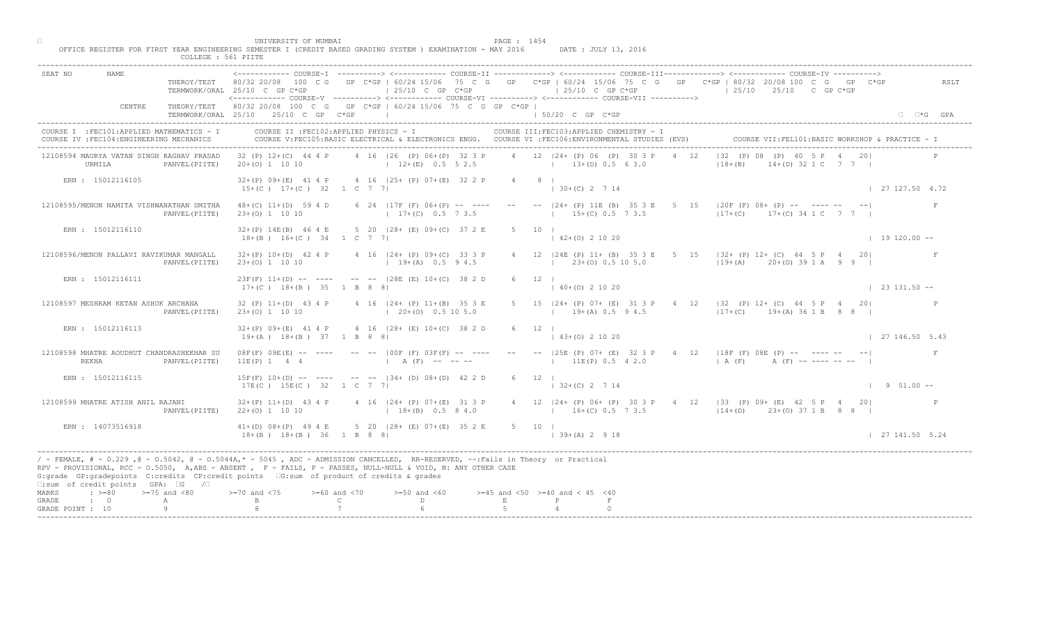UNIVERSITY OF MUMBAI

OFFICE REGISTER FOR FIRST YEAR ENGINEERING SEMESTER I (CREDIT BASED GRADING SYSTEM ) EXAMINATION - MAY 2016 DATE : JULY 13, 2016

COLLEGE : 561 PIITE

```
SEAT NO       NAME                 <------------ COURSE-I  ----------> <------------ COURSE-II -------------> <------------ COURSE-III------------> <------------ COURSE-IV ---------->
                     THEROY/TEST   80/32 20/08  100  C G   GP  C*GP | 60/24 15/06  75  C  G   GP   C*GP | 60/24 15/06  75  C  G   GP   C*GP | 80/32 20/08 100  C  G   GP  C*GP          RSLT
                     TERMWORK/ORAL 25/10  C  GP C*GP               | 25/10  C  GP  C*GP               | 25/10  C  GP C*GP                | 25/10   25/10   C  GP C*GP
                                   <------------ COURSE-V  ----------> <------------ COURSE-VI ----------> <------------ COURSE-VII ---------->
             CENTRE  THEORY/TEST   80/32 20/08  100  C G   GP  C*GP | 60/24 15/06  75  C  G  GP  C*GP |
                     TERMWORK/ORAL 25/10   25/10  C  GP   C*GP     |                                  | 50/20  C  GP  C*GP                                                      ΣC*G  GPA

COURSE I  :FEC101:APPLIED MATHEMATICS - I       COURSE II :FEC102:APPLIED PHYSICS - I                 COURSE III:FEC103:APPLIED CHEMISTRY - I
COURSE IV :FEC104:ENGINEERING MECHANICS         COURSE V:FEC105:BASIC ELECTRICAL & ELECTRONICS ENGG.  COURSE VI :FEC106:ENVIRONMENTAL STUDIES (EVS)     COURSE VII:FEL101:BASIC WORKSHOP & PRACTICE - I

12108594 MAURYA VATAN SINGH RAGHAV PRASAD   32 (P) 12+(C)  44 4 P    4 16 |26 (P) 06+(P)  32 3 P    4  12 |24+ (P) 06  (P)  30 3 P   4  12  |32  (P) 08  (P)  40  5 P  4   20|          P
         URMILA           PANVEL(PIITE)     20+(O) 1  10 10               | 12+(E)  0.5  5 2.5            |  13+(D) 0.5  6 3.0              |18+(B)     14+(D) 32 1 C   7  7  |
    ERN : 15012116105                       32+(P) 09+(E)  41 4 P    4 16 |25+ (P) 07+(E)  32 2 P    4    8 |
                                            15+(C ) 17+(C ) 32   1  C  7  7|                                | 30+(C) 2  7 14                                                       | 27 127.50  4.72

12108595/MENON NAMITA VISHWANATHAN SMITHA   48+(C) 11+(D)  59 4 D    6 24 |17F (F) 06+(P) -- ----   --   -- |24+ (P) 11E (B)  35 3 E   5  15  |20F (F) 08+ (P) --  ---- --   --|          F
                          PANVEL(PIITE)     23+(O) 1  10 10               | 17+(C)  0.5  7 3.5            |  15+(C) 0.5  7 3.5              |17+(C)     17+(C) 34 1 C   7  7  |
    ERN : 15012116110                       32+(P) 14E(B)  46 4 E    5 20 |28+ (E) 09+(C)  37 2 E    5   10 |
                                            18+(B ) 16+(C ) 34   1  C  7  7|                                | 42+(O) 2 10 20                                                       | 19 120.00 --

12108596/MENON PALLAVI RAVIKUMAR MANGALL     32+(P) 10+(D)  42 4 P    4 16 |24+ (P) 09+(C)  33 3 P    4  12 |24E (P) 11+ (B)  35 3 E   5  15  |32+ (P) 12+ (C)  44  5 P  4   20|          F
                          PANVEL(PIITE)     23+(O) 1  10 10               | 19+(A)  0.5  9 4.5            |  23+(O) 0.5 10 5.0              |19+(A)     20+(O) 39 1 A   9  9  |
    ERN : 15012116111                       23F(F) 11+(D) --  ----   --  -- |28E (E) 10+(C)  38 2 D    6   12 |
                                            17+(C ) 18+(B ) 35   1  B  8  8|                                | 40+(O) 2 10 20                                                       | 23 131.50 --

12108597 MESHRAM KETAN ASHOK ARCHANA        32 (P) 11+(D)  43 4 P    4 16 |24+ (P) 11+(B)  35 3 E    5  15 |24+ (P) 07+ (E)  31 3 P   4  12  |32  (P) 12+ (C)  44  5 P  4   20|          P
                          PANVEL(PIITE)     23+(O) 1  10 10               | 20+(O)  0.5 10 5.0            |  19+(A) 0.5  9 4.5              |17+(C)     19+(A) 36 1 B   8  8  |
    ERN : 15012116113                       32+(P) 09+(E)  41 4 P    4 16 |28+ (E) 10+(C)  38 2 D    6   12 |
                                            19+(A ) 18+(B ) 37   1  B  8  8|                                | 43+(O) 2 10 20                                                       | 27 146.50  5.43

12108598 MHATRE AOUDHUT CHANDRASHEKHAR SU   08F(F) 09E(E) --  ----   --  -- |00F (F) 03F(F) -- ----   --   -- |25E (P) 07+ (E)  32 3 P   4  12  |18F (F) 08E (P) --  ---- --   --|          F
         REKHA            PANVEL(PIITE)     11E(P) 1   4  4               |  A (F)   --  -- --             |  11E(P) 0.5  4 2.0              | A (F)      A (F) -- ---- -- --  |
    ERN : 15012116115                       15F(F) 10+(D) --  ----   --  -- |34+ (D) 08+(D)  42 2 D    6   12 |
                                            17E(C ) 15E(C ) 32   1  C  7  7|                                | 32+(C) 2  7 14                                                       |  9  51.00 --

12108599 MHATRE ATISH ANIL RAJANI           32+(P) 11+(D)  43 4 P    4 16 |24+ (P) 07+(E)  31 3 P    4  12 |24+ (P) 06+ (P)  30 3 P   4  12  |33  (P) 09+ (E)  42  5 P  4   20|          P
                          PANVEL(PIITE)     22+(O) 1  10 10               | 18+(B)  0.5  8 4.0            |  16+(C) 0.5  7 3.5              |14+(D)     23+(O) 37 1 B   8  8  |
    ERN : 14073516918                       41+(D) 08+(P)  49 4 E    5 20 |28+ (E) 07+(E)  35 2 E    5   10 |
                                            18+(B ) 18+(B ) 36   1  B  8  8|                                | 39+(A) 2  9 18                                                       | 27 141.50  5.24
```

/ - FEMALE, # - 0.229 ,@ - O.5042, @ - O.5044A,* - 5045 , ADC - ADMISSION CANCELLED, RR-RESERVED, --:Fails in Theory or Practical
RPV - PROVISIONAL, RCC - O.5050, A,ABS - ABSENT , F - FAILS, P - PASSES, NULL-NULL & VOID, N: ANY OTHER CASE
G:grade GP:gradepoints C:credits CP:credit points ΣG:sum of product of credits & grades
ΣC:sum of credit points GPA: ΣCG /ΣC

| MARKS | : >=80 | >=75 and <80 | >=70 and <75 | >=60 and <70 | >=50 and <60 | >=45 and <50 | >=40 and < 45 | <40 |
|---|---|---|---|---|---|---|---|---|
| GRADE | : O | A | B | C | D | E | P | F |
| GRADE POINT | : 10 | 9 | 8 | 7 | 6 | 5 | 4 | 0 |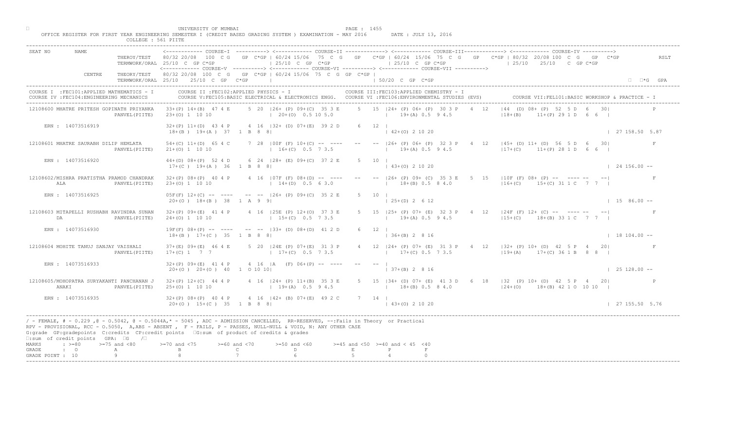UNIVERSITY OF MUMBAI

OFFICE REGISTER FOR FIRST YEAR ENGINEERING SEMESTER I (CREDIT BASED GRADING SYSTEM ) EXAMINATION - MAY 2016 DATE : JULY 13, 2016

COLLEGE : 561 PIITE

```
SEAT NO       NAME                 <------------ COURSE-I  ----------> <------------ COURSE-II -------------> <------------ COURSE-III------------> <------------ COURSE-IV ---------->
                    THEROY/TEST    80/32 20/08  100  C G   GP  C*GP | 60/24 15/06  75  C G   GP   C*GP | 60/24  15/06  75  C  G   GP   C*GP | 80/32  20/08 100  C  G   GP  C*GP          RSLT
                    TERMWORK/ORAL  25/10  C  GP C*GP                | 25/10  C  GP  C*GP               | 25/10  C  GP C*GP                   | 25/10    25/10    C  GP C*GP
                                   <------------ COURSE-V ----------> <------------ COURSE-VI ----------> <------------ COURSE-VII ---------->
              CENTRE  THEORY/TEST  80/32 20/08  100  C  G   GP  C*GP | 60/24 15/06  75  C  G  GP  C*GP |
                    TERMWORK/ORAL  25/10   25/10  C  GP   C*GP      |                                   | 50/20  C  GP  C*GP                                                     □  □*G  GPA

COURSE I  :FEC101:APPLIED MATHEMATICS - I      COURSE II :FEC102:APPLIED PHYSICS - I                  COURSE III:FEC103:APPLIED CHEMISTRY - I
COURSE IV :FEC104:ENGINEERING MECHANICS        COURSE V:FEC105:BASIC ELECTRICAL & ELECTRONICS ENGG.  COURSE VI :FEC106:ENVIRONMENTAL STUDIES (EVS)       COURSE VII:FEL101:BASIC WORKSHOP & PRACTICE - I

 12108600 MHATRE PRITESH GOPINATH PRIYANKA   33+(P) 14+(B)  47 4 E     5  20  |26+ (P) 09+(C)  35 3 E     5  15  |24+ (P) 06+ (P)  30 3 P    4  12   |44  (D) 08+ (P)  52  5 D   6   30|             P
                       PANVEL(PIITE)        23+(O) 1  10 10                  |  20+(O)  0.5 10 5.0               |    19+(A) 0.5  9 4.5                 |18+(B)     11+(P) 29 1 D   6  6  |
     ERN : 14073516919                      32+(P) 11+(D)  43 4 P     4  16  |32+ (D) 07+(E)  39 2 D     6   12 |
                                             18+(B )  19+(A )  37   1  B  8  8|                                   | 42+(O) 2 10 20                                              | 27 158.50  5.87

 12108601 MHATRE SAURABH DILIP HEMLATA       54+(C) 11+(D)  65 4 C     7  28  |00F (F) 10+(C) -- ----   --   --  |26+ (P) 06+ (P)  32 3 P    4  12   |45+ (D) 11+ (D)  56  5 D   6   30|             F
                       PANVEL(PIITE)        21+(O) 1  10 10                  |  16+(C)  0.5  7 3.5               |    19+(A) 0.5  9 4.5                 |17+(C)     11+(P) 28 1 D   6  6  |
     ERN : 14073516920                      44+(D) 08+(P)  52 4 D     6  24  |28+ (E) 09+(C)  37 2 E     5   10 |
                                             17+(C )  19+(A )  36   1  B  8  8|                                   | 43+(O) 2 10 20                                              | 24 156.00 --

 12108602/MISHRA PRATISTHA PRAMOD CHANDRAK  32+(P) 08+(P)  40 4 P     4  16  |07F (F) 08+(D) -- ----   --   --  |26+ (P) 09+ (C)  35 3 E    5  15   |10F (F) 08+ (P) --  ---- --   --|             F
       ALA             PANVEL(PIITE)        23+(O) 1  10 10                  |  14+(D)  0.5  6 3.0               |    18+(B) 0.5  8 4.0                 |16+(C)     15+(C) 31 1 C   7  7  |
     ERN : 14073516925                      05F(F) 12+(C) --  ----   --  --  |26+ (P) 09+(C)  35 2 E     5   10 |
                                             20+(O )  18+(B )  38   1  A  9  9|                                   | 25+(D) 2  6 12                                              | 15  86.00 --

 12108603 MITAPELLI RUSHABH RAVINDRA SUNAN  32+(P) 09+(E)  41 4 P     4  16  |25E (P) 12+(O)  37 3 E     5  15  |25+ (P) 07+ (E)  32 3 P    4  12   |24F (F) 12+ (C) --  ---- --   --|             F
       DA              PANVEL(PIITE)        24+(O) 1  10 10                  |  15+(C)  0.5  7 3.5               |    19+(A) 0.5  9 4.5                 |15+(C)     18+(B) 33 1 C   7  7  |
     ERN : 14073516930                      19F(F) 08+(P) --  ----   --  --  |33+ (D) 08+(D)  41 2 D     6   12 |
                                             18+(B )  17+(C )  35   1  B  8  8|                                   | 36+(B) 2  8 16                                              | 18 104.00 --

 12108604 MOHITE TANUJ SANJAY VAISHALI       37+(E) 09+(E)  46 4 E     5  20  |24E (P) 07+(E)  31 3 P     4  12  |24+ (P) 07+ (E)  31 3 P    4  12   |32+ (P) 10+ (D)  42  5 P   4   20|             F
                       PANVEL(PIITE)        17+(C) 1   7  7                  |  17+(C)  0.5  7 3.5               |    17+(C) 0.5  7 3.5                 |19+(A)     17+(C) 36 1 B   8  8  |
     ERN : 14073516933                      32+(P) 09+(E)  41 4 P     4  16  |A    (F) 06+(P) -- ----   --   -- |
                                             20+(O )  20+(O )  40   1  O 10 10|                                   | 37+(B) 2  8 16                                              | 25 128.00 --

 12108605/MOHOPATRA SURYAKANTI PANCHANAN J  32+(P) 12+(C)  44 4 P     4  16  |24+ (P) 11+(B)  35 3 E     5  15  |34+ (D) 07+ (E)  41 3 D    6  18   |32  (P) 10+ (D)  42  5 P   4   20|             P
       ANAKI           PANVEL(PIITE)        25+(O) 1  10 10                  |  19+(A)  0.5  9 4.5               |    18+(B) 0.5  8 4.0                 |24+(O)     18+(B) 42 1 O  10 10  |
     ERN : 14073516935                      32+(P) 08+(P)  40 4 P     4  16  |42+ (B) 07+(E)  49 2 C     7   14 |
                                             20+(O )  15+(C )  35   1  B  8  8|                                   | 43+(O) 2 10 20                                              | 27 155.50  5.76
```

/ - FEMALE, # - 0.229 ,@ - O.5042, @ - O.5044A,* - 5045 , ADC - ADMISSION CANCELLED, RR-RESERVED, --:Fails in Theory or Practical
RPV - PROVISIONAL, RCC - O.5050, A,ABS - ABSENT , F - FAILS, P - PASSES, NULL-NULL & VOID, N: ANY OTHER CASE
G:grade GP:gradepoints C:credits CP:credit points □G:sum of product of credits & grades
□:sum of credit points GPA: □G /□

| MARKS | : >=80 | >=75 and <80 | >=70 and <75 | >=60 and <70 | >=50 and <60 | >=45 and <50 | >=40 and < 45 | <40 |
|---|---|---|---|---|---|---|---|---|
| GRADE | : O | A | B | C | D | E | P | F |
| GRADE POINT | : 10 | 9 | 8 | 7 | 6 | 5 | 4 | 0 |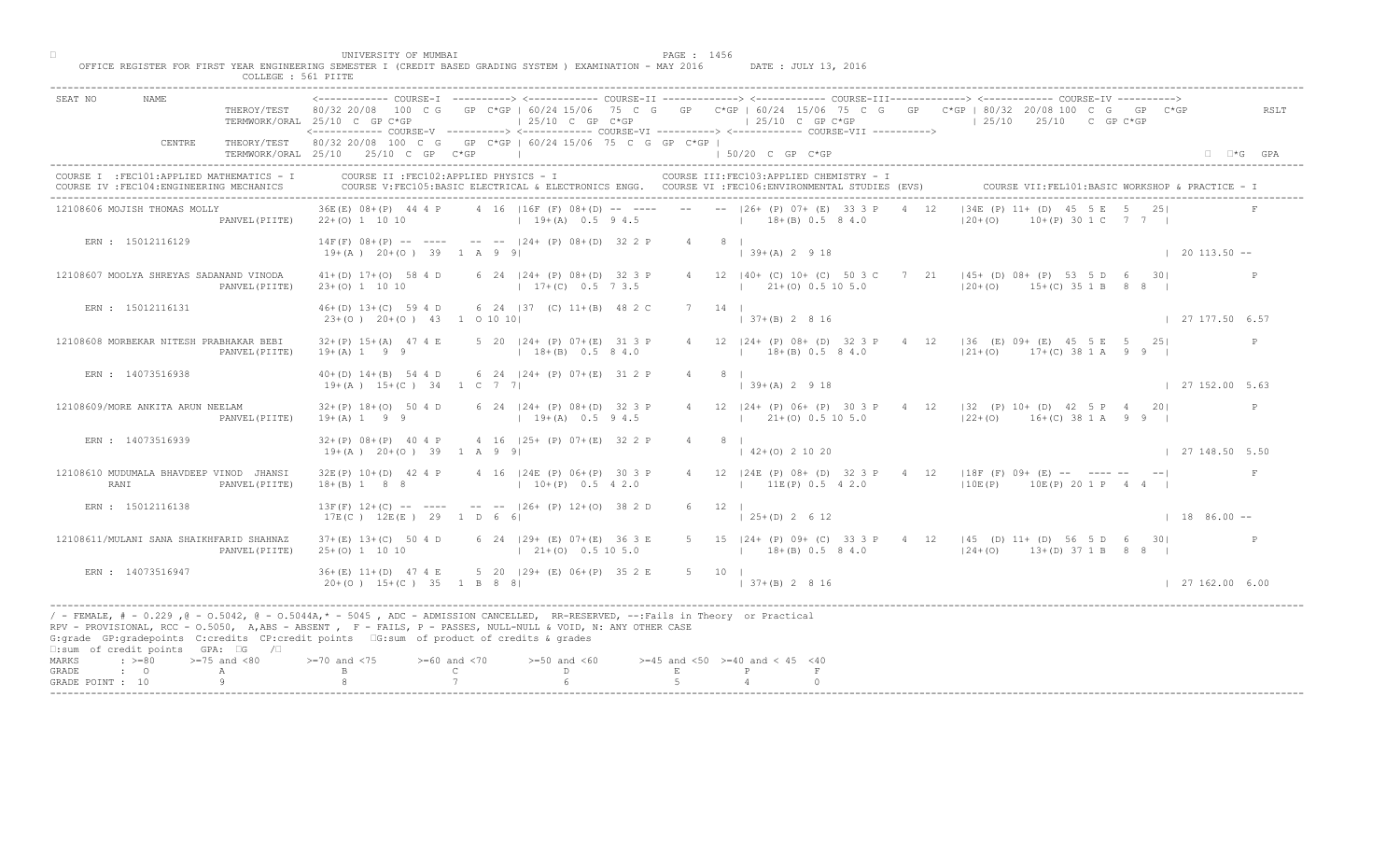UNIVERSITY OF MUMBAI PAGE : 1456

OFFICE REGISTER FOR FIRST YEAR ENGINEERING SEMESTER I (CREDIT BASED GRADING SYSTEM ) EXAMINATION - MAY 2016 DATE : JULY 13, 2016

COLLEGE : 561 PIITE

```
SEAT NO      NAME                  <------------ COURSE-I  ----------> <------------ COURSE-II -------------> <------------ COURSE-III------------> <------------ COURSE-IV ---------->
                    THEROY/TEST    80/32 20/08  100  C G   GP  C*GP | 60/24 15/06  75  C G   GP   C*GP | 60/24  15/06  75  C  G   GP    C*GP | 80/32 20/08 100  C  G   GP  C*GP          RSLT
                    TERMWORK/ORAL  25/10  C  GP C*GP                | 25/10  C  GP  C*GP               | 25/10  C  GP C*GP                    | 25/10    25/10    C  GP C*GP
                                   <------------ COURSE-V ----------> <------------ COURSE-VI ----------> <------------ COURSE-VII ---------->
             CENTRE THEORY/TEST    80/32 20/08  100  C G   GP  C*GP | 60/24 15/06  75  C  G  GP  C*GP |
                    TERMWORK/ORAL  25/10   25/10  C  GP   C*GP      |                                   | 50/20  C  GP  C*GP                                                             □  □*G  GPA
-----------------------------------------------------------------------------------------------------------------------------------------------------------------------------------------------
COURSE I  :FEC101:APPLIED MATHEMATICS - I       COURSE II :FEC102:APPLIED PHYSICS - I                 COURSE III:FEC103:APPLIED CHEMISTRY - I
COURSE IV :FEC104:ENGINEERING MECHANICS         COURSE V:FEC105:BASIC ELECTRICAL & ELECTRONICS ENGG.  COURSE VI :FEC106:ENVIRONMENTAL STUDIES (EVS)        COURSE VII:FEL101:BASIC WORKSHOP & PRACTICE - I
-----------------------------------------------------------------------------------------------------------------------------------------------------------------------------------------------
12108606 MOJISH THOMAS MOLLY              36E(E) 08+(P)  44 4 P     4  16  |16F (F) 08+(D) -- ----    --   -- |26+ (P) 07+ (E)  33 3 P   4  12   |34E (P) 11+ (D)  45  5 E   5   25|            F
                    PANVEL(PIITE)         22+(O) 1  10 10                  | 19+(A)  0.5  9 4.5               |   18+(B) 0.5  8 4.0                |20+(O)     10+(P) 30 1 C   7  7  |
    ERN : 15012116129                     14F(F) 08+(P) -- ----    --  --  |24+ (P) 08+(D)  32 2 P     4    8 |
                                            19+(A )  20+(O )  39   1 A  9  9|                                   | 39+(A) 2  9 18                                                        | 20 113.50 --

12108607 MOOLYA SHREYAS SADANAND VINODA   41+(D) 17+(O)  58 4 D     6  24  |24+ (P) 08+(D)  32 3 P     4   12 |40+ (C) 10+ (C)  50 3 C   7  21   |45+ (D) 08+ (P)  53  5 D   6   30|            P
                    PANVEL(PIITE)         23+(O) 1  10 10                  | 17+(C)  0.5  7 3.5               |   21+(O) 0.5 10 5.0                |20+(O)     15+(C) 35 1 B   8  8  |
    ERN : 15012116131                     46+(D) 13+(C)  59 4 D     6  24  |37  (C) 11+(B)  48 2 C     7   14 |
                                            23+(O )  20+(O )  43   1 O 10 10|                                   | 37+(B) 2  8 16                                                        | 27 177.50  6.57

12108608 MORBEKAR NITESH PRABHAKAR BEBI   32+(P) 15+(A)  47 4 E     5  20  |24+ (P) 07+(E)  31 3 P     4   12 |24+ (P) 08+ (D)  32 3 P   4  12   |36  (E) 09+ (E)  45  5 E   5   25|            P
                    PANVEL(PIITE)         19+(A) 1   9  9                  | 18+(B)  0.5  8 4.0               |   18+(B) 0.5  8 4.0                |21+(O)     17+(C) 38 1 A   9  9  |
    ERN : 14073516938                     40+(D) 14+(B)  54 4 D     6  24  |24+ (P) 07+(E)  31 2 P     4    8 |
                                            19+(A )  15+(C )  34   1 C  7  7|                                   | 39+(A) 2  9 18                                                        | 27 152.00  5.63

12108609/MORE ANKITA ARUN NEELAM          32+(P) 18+(O)  50 4 D     6  24  |24+ (P) 08+(D)  32 3 P     4   12 |24+ (P) 06+ (P)  30 3 P   4  12   |32  (P) 10+ (D)  42  5 P   4   20|            P
                    PANVEL(PIITE)         19+(A) 1   9  9                  | 19+(A)  0.5  9 4.5               |   21+(O) 0.5 10 5.0                |22+(O)     16+(C) 38 1 A   9  9  |
    ERN : 14073516939                     32+(P) 08+(P)  40 4 P     4  16  |25+ (P) 07+(E)  32 2 P     4    8 |
                                            19+(A )  20+(O )  39   1 A  9  9|                                   | 42+(O) 2 10 20                                                        | 27 148.50  5.50

12108610 MUDUMALA BHAVDEEP VINOD  JHANSI  32E(P) 10+(D)  42 4 P     4  16  |24E (P) 06+(P)  30 3 P     4   12 |24E (P) 08+ (D)  32 3 P   4  12   |18F (F) 09+ (E) --  ---- --   --|            F
         RANI       PANVEL(PIITE)         18+(B) 1   8  8                  | 10+(P)  0.5  4 2.0               |   11E(P) 0.5  4 2.0                |10E(P)     10E(P) 20 1 P   4  4  |
    ERN : 15012116138                     13F(F) 12+(C) -- ----    --  --  |26+ (P) 12+(D)  38 2 D     6   12 |
                                            17E(C )  12E(E )  29   1 D  6  6|                                   | 25+(D) 2  6 12                                                        | 18  86.00 --

12108611/MULANI SANA SHAIKHFARID SHAHNAZ  37+(E) 13+(C)  50 4 D     6  24  |29+ (E) 07+(E)  36 3 E     5   15 |24+ (P) 09+ (C)  33 3 P   4  12   |45  (D) 11+ (D)  56  5 D   6   30|            P
                    PANVEL(PIITE)         25+(O) 1  10 10                  | 21+(O)  0.5 10 5.0               |   18+(B) 0.5  8 4.0                |24+(O)     13+(D) 37 1 B   8  8  |
    ERN : 14073516947                     36+(E) 11+(D)  47 4 E     5  20  |29+ (E) 06+(P)  35 2 E     5   10 |
                                            20+(O )  15+(C )  35   1 B  8  8|                                   | 37+(B) 2  8 16                                                        | 27 162.00  6.00
```

/ - FEMALE, # - 0.229 ,@ - O.5042, @ - O.5044A,* - 5045 , ADC - ADMISSION CANCELLED, RR-RESERVED, --:Fails in Theory or Practical
RPV - PROVISIONAL, RCC - O.5050, A,ABS - ABSENT , F - FAILS, P - PASSES, NULL-NULL & VOID, N: ANY OTHER CASE
G:grade GP:gradepoints C:credits CP:credit points □G:sum of product of credits & grades
□:sum of credit points GPA: □G /□

| MARKS | : >=80 | >=75 and <80 | >=70 and <75 | >=60 and <70 | >=50 and <60 | >=45 and <50 | >=40 and < 45 | <40 |
|---|---|---|---|---|---|---|---|---|
| GRADE | : O | A | B | C | D | E | P | F |
| GRADE POINT | : 10 | 9 | 8 | 7 | 6 | 5 | 4 | 0 |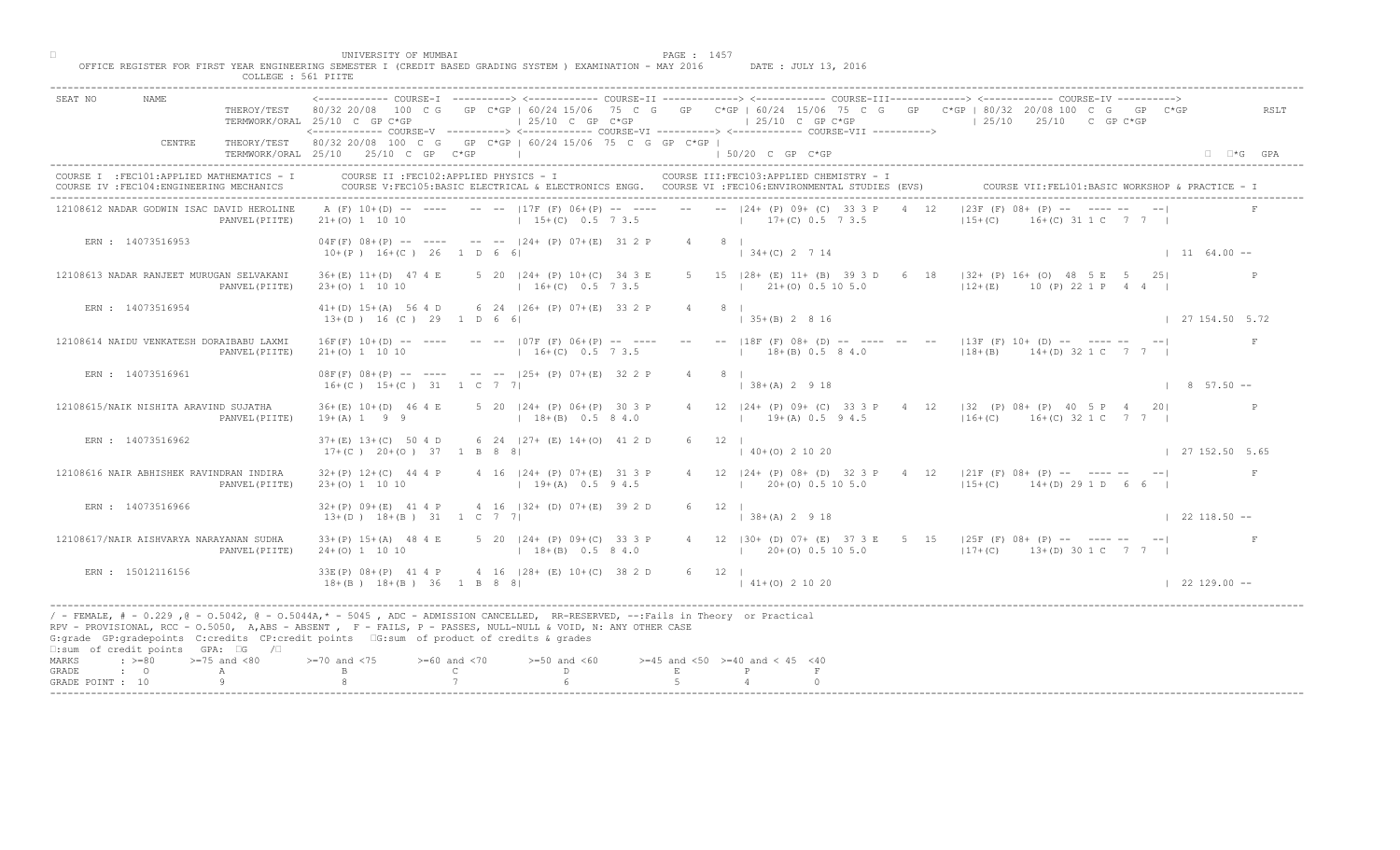UNIVERSITY OF MUMBAI

OFFICE REGISTER FOR FIRST YEAR ENGINEERING SEMESTER I (CREDIT BASED GRADING SYSTEM ) EXAMINATION - MAY 2016 DATE : JULY 13, 2016

COLLEGE : 561 PIITE

```
SEAT NO      NAME              <------------ COURSE-I  ----------> <------------ COURSE-II -------------> <------------ COURSE-III------------> <------------ COURSE-IV ---------->
                  THEROY/TEST   80/32 20/08  100  C G   GP  C*GP | 60/24 15/06  75  C G   GP   C*GP | 60/24 15/06  75  C G   GP   C*GP | 80/32 20/08 100  C  G   GP  C*GP          RSLT
                  TERMWORK/ORAL 25/10  C  GP C*GP                | 25/10  C  GP  C*GP              | 25/10  C  GP C*GP               | 25/10    25/10   C  GP C*GP
                                <------------ COURSE-V ----------> <------------ COURSE-VI ----------> <------------ COURSE-VII ---------->
             CENTRE   THEORY/TEST   80/32 20/08  100  C  G   GP  C*GP | 60/24 15/06  75  C  G  GP  C*GP |
                  TERMWORK/ORAL 25/10   25/10  C  GP   C*GP      |                                 | 50/20  C  GP  C*GP                                                  ∑  ∑*G  GPA
---------------------------------------------------------------------------------------------------------------------------------------------------------------------------------
COURSE I  :FEC101:APPLIED MATHEMATICS - I        COURSE II :FEC102:APPLIED PHYSICS - I              COURSE III:FEC103:APPLIED CHEMISTRY - I
COURSE IV :FEC104:ENGINEERING MECHANICS          COURSE V:FEC105:BASIC ELECTRICAL & ELECTRONICS ENGG.   COURSE VI :FEC106:ENVIRONMENTAL STUDIES (EVS)      COURSE VII:FEL101:BASIC WORKSHOP & PRACTICE - I
---------------------------------------------------------------------------------------------------------------------------------------------------------------------------------
12108612 NADAR GODWIN ISAC DAVID HEROLINE    A (F) 10+(D) --  ----    -- -- |17F (F) 06+(P) -- ----    --   -- |24+ (P) 09+ (C)  33 3 P    4  12   |23F (F) 08+ (P) --  ---- --   --|            F
                         PANVEL(PIITE)   21+(O) 1  10 10                   | 15+(C)  0.5  7 3.5                 |  17+(C) 0.5  7 3.5              |15+(C)     16+(C) 31 1 C   7  7  |

    ERN : 14073516953                    04F(F) 08+(P) --  ----    -- -- |24+ (P) 07+(E)  31 2 P     4     8 |
                                          10+(P )  16+(C )  26   1  D  6  6|                                   | 34+(C) 2  7 14                                                   | 11  64.00 --

12108613 NADAR RANJEET MURUGAN SELVAKANI   36+(E) 11+(D)  47 4 E     5  20 |24+ (P) 10+(C)  34 3 E     5   15 |28+ (E) 11+ (B)  39 3 D    6  18   |32+ (P) 16+ (O)  48  5 E   5   25|           P
                         PANVEL(PIITE)   23+(O) 1  10 10                   | 16+(C)  0.5  7 3.5                 |  21+(O) 0.5 10 5.0              |12+(E)     10 (P) 22 1 P   4  4  |

    ERN : 14073516954                    41+(D) 15+(A)  56 4 D     6  24 |26+ (P) 07+(E)  33 2 P     4     8 |
                                          13+(D )  16 (C )  29   1  D  6  6|                                   | 35+(B) 2  8 16                                                   | 27 154.50  5.72

12108614 NAIDU VENKATESH DORAIBABU LAXMI   16F(F) 10+(D) --  ----    -- -- |07F (F) 06+(P) -- ----    --   -- |18F (F) 08+ (D) --  ----  --  --   |13F (F) 10+ (D) --  ---- --   --|           F
                         PANVEL(PIITE)   21+(O) 1  10 10                   | 16+(C)  0.5  7 3.5                 |  18+(B) 0.5  8 4.0              |18+(B)     14+(D) 32 1 C   7  7  |

    ERN : 14073516961                    08F(F) 08+(P) --  ----    -- -- |25+ (P) 07+(E)  32 2 P     4     8 |
                                          16+(C )  15+(C )  31   1  C  7  7|                                   | 38+(A) 2  9 18                                                   | 8  57.50 --

12108615/NAIK NISHITA ARAVIND SUJATHA      36+(E) 10+(D)  46 4 E     5  20 |24+ (P) 06+(P)  30 3 P     4   12 |24+ (P) 09+ (C)  33 3 P    4  12   |32  (P) 08+ (P)  40  5 P   4   20|           P
                         PANVEL(PIITE)   19+(A) 1   9  9                   | 18+(B)  0.5  8 4.0                 |  19+(A) 0.5  9 4.5              |16+(C)     16+(C) 32 1 C   7  7  |

    ERN : 14073516962                    37+(E) 13+(C)  50 4 D     6  24 |27+ (E) 14+(O)  41 2 D     6    12 |
                                          17+(C )  20+(O )  37   1  B  8  8|                                   | 40+(O) 2 10 20                                                   | 27 152.50  5.65

12108616 NAIR ABHISHEK RAVINDRAN INDIRA    32+(P) 12+(C)  44 4 P     4  16 |24+ (P) 07+(E)  31 3 P     4   12 |24+ (P) 08+ (D)  32 3 P    4  12   |21F (F) 08+ (P) --  ---- --   --|           F
                         PANVEL(PIITE)   23+(O) 1  10 10                   | 19+(A)  0.5  9 4.5                 |  20+(O) 0.5 10 5.0              |15+(C)     14+(D) 29 1 D   6  6  |

    ERN : 14073516966                    32+(P) 09+(E)  41 4 P     4  16 |32+ (D) 07+(E)  39 2 D     6    12 |
                                          13+(D )  18+(B )  31   1  C  7  7|                                   | 38+(A) 2  9 18                                                   | 22 118.50 --

12108617/NAIR AISHVARYA NARAYANAN SUDHA    33+(P) 15+(A)  48 4 E     5  20 |24+ (P) 09+(C)  33 3 P     4   12 |30+ (D) 07+ (E)  37 3 E    5  15   |25F (F) 08+ (P) --  ---- --   --|           F
                         PANVEL(PIITE)   24+(O) 1  10 10                   | 18+(B)  0.5  8 4.0                 |  20+(O) 0.5 10 5.0              |17+(C)     13+(D) 30 1 C   7  7  |

    ERN : 15012116156                    33E(P) 08+(P)  41 4 P     4  16 |28+ (E) 10+(C)  38 2 D     6    12 |
                                          18+(B )  18+(B )  36   1  B  8  8|                                   | 41+(O) 2 10 20                                                   | 22 129.00 --
---------------------------------------------------------------------------------------------------------------------------------------------------------------------------------
```

/ - FEMALE, # - 0.229 ,@ - O.5042, @ - O.5044A,* - 5045 , ADC - ADMISSION CANCELLED, RR-RESERVED, --:Fails in Theory or Practical
RPV - PROVISIONAL, RCC - O.5050, A,ABS - ABSENT , F - FAILS, P - PASSES, NULL-NULL & VOID, N: ANY OTHER CASE
G:grade GP:gradepoints C:credits CP:credit points ∑G:sum of product of credits & grades
∑:sum of credit points GPA: ∑G /∑

| MARKS | : >=80 | >=75 and <80 | >=70 and <75 | >=60 and <70 | >=50 and <60 | >=45 and <50 | >=40 and < 45 | <40 |
|---|---|---|---|---|---|---|---|---|
| GRADE | : O | A | B | C | D | E | P | F |
| GRADE POINT | : 10 | 9 | 8 | 7 | 6 | 5 | 4 | 0 |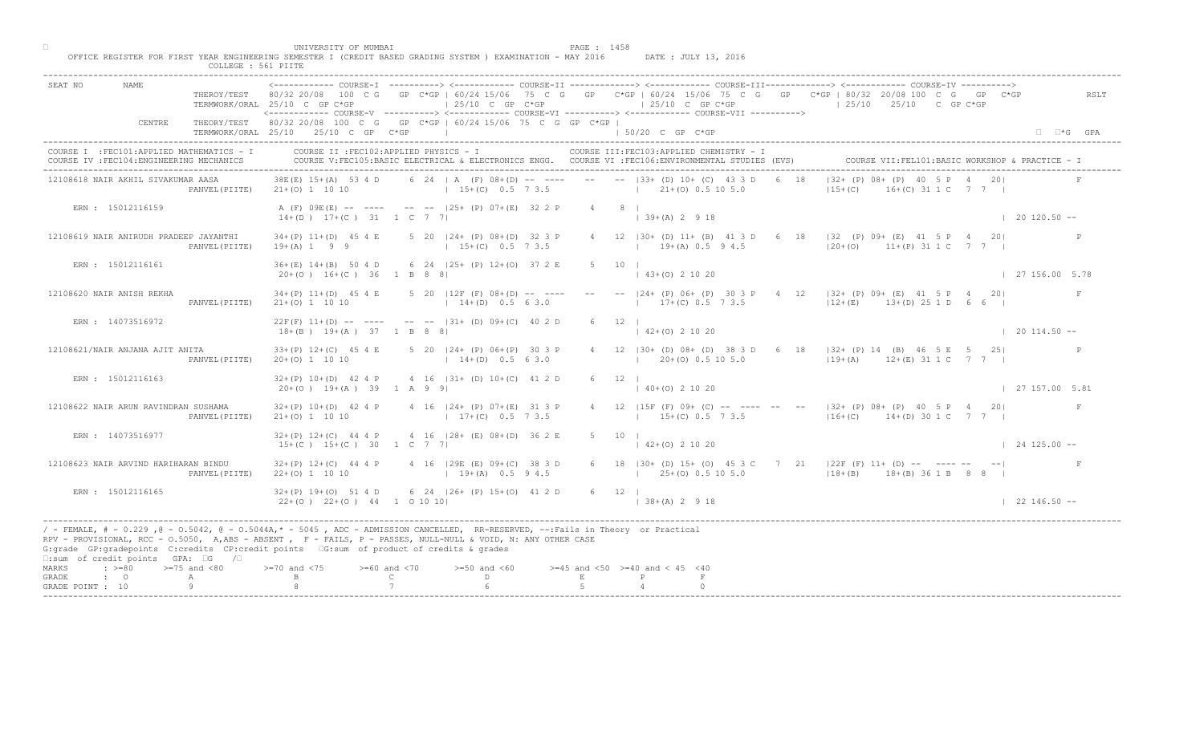UNIVERSITY OF MUMBAI

OFFICE REGISTER FOR FIRST YEAR ENGINEERING SEMESTER I (CREDIT BASED GRADING SYSTEM ) EXAMINATION - MAY 2016 DATE : JULY 13, 2016

COLLEGE : 561 PIITE

```
SEAT NO    NAME                     <------------ COURSE-I  ----------> <------------ COURSE-II -------------> <------------ COURSE-III------------> <------------ COURSE-IV ---------->
                       THEROY/TEST    80/32 20/08  100  C G   GP  C*GP | 60/24 15/06  75  C G   GP   C*GP | 60/24  15/06  75  C  G   GP   C*GP | 80/32  20/08 100  C  G   GP  C*GP           RSLT
                       TERMWORK/ORAL  25/10  C  GP C*GP               | 25/10  C  GP  C*GP               | 25/10  C  GP C*GP                | 25/10   25/10   C  GP C*GP
                                      <------------ COURSE-V ----------> <------------ COURSE-VI ----------> <------------ COURSE-VII ---------->
           CENTRE      THEORY/TEST    80/32 20/08  100  C G   GP  C*GP | 60/24 15/06  75  C  G  GP  C*GP |
                       TERMWORK/ORAL  25/10   25/10  C  GP  C*GP      |                                   | 50/20  C  GP  C*GP                                                  □  □*G  GPA
```

COURSE I :FEC101:APPLIED MATHEMATICS - I    COURSE II :FEC102:APPLIED PHYSICS - I    COURSE III:FEC103:APPLIED CHEMISTRY - I
COURSE IV :FEC104:ENGINEERING MECHANICS    COURSE V:FEC105:BASIC ELECTRICAL & ELECTRONICS ENGG.    COURSE VI :FEC106:ENVIRONMENTAL STUDIES (EVS)    COURSE VII:FEL101:BASIC WORKSHOP & PRACTICE - I

```
12108618 NAIR AKHIL SIVAKUMAR AASA          38E(E) 15+(A)  53 4 D     6  24  | A  (F) 08+(D) --  ----    --   --  |33+ (D) 10+ (C)  43 3 D    6  18   |32+ (P) 08+ (P)  40  5 P   4   20|              F
                     PANVEL(PIITE)          21+(O) 1  10 10                  | 15+(C)  0.5  7 3.5                 |    21+(O) 0.5 10 5.0                 |15+(C)     16+(C) 31 1 C   7  7  |
    ERN : 15012116159                       A (F) 09E(E) --  ----    --  --  |25+ (P) 07+(E)  32 2 P     4    8  |
                                            14+(D )  17+(C )  31   1  C  7  7|                                     | 39+(A) 2  9 18                                                   | 20 120.50 --

12108619 NAIR ANIRUDH PRADEEP JAYANTHI      34+(P) 11+(D)  45 4 E     5  20  |24+ (P) 08+(D)  32 3 P     4   12  |30+ (D) 11+ (B)  41 3 D    6  18   |32  (P) 09+ (E)  41  5 P   4   20|              P
                     PANVEL(PIITE)          19+(A) 1   9  9                  | 15+(C)  0.5  7 3.5                 |    19+(A) 0.5  9 4.5                 |20+(O)     11+(P) 31 1 C   7  7  |
    ERN : 15012116161                       36+(E) 14+(B)  50 4 D     6  24  |25+ (P) 12+(O)  37 2 E     5   10  |
                                            20+(O )  16+(C )  36   1  B  8  8|                                     | 43+(O) 2 10 20                                                   | 27 156.00 5.78

12108620 NAIR ANISH REKHA                   34+(P) 11+(D)  45 4 E     5  20  |12F (F) 08+(D) --  ----    --   --  |24+ (P) 06+ (P)  30 3 P    4  12   |32+ (P) 09+ (E)  41  5 P   4   20|              F
                     PANVEL(PIITE)          21+(O) 1  10 10                  | 14+(D)  0.5  6 3.0                 |    17+(C) 0.5  7 3.5                 |12+(E)     13+(D) 25 1 D   6  6  |
    ERN : 14073516972                       22F(F) 11+(D) --  ----    --  --  |31+ (D) 09+(C)  40 2 D     6   12  |
                                            18+(B )  19+(A )  37   1  B  8  8|                                     | 42+(O) 2 10 20                                                   | 20 114.50 --

12108621/NAIR ANJANA AJIT ANITA             33+(P) 12+(C)  45 4 E     5  20  |24+ (P) 06+(P)  30 3 P     4   12  |30+ (D) 08+ (D)  38 3 D    6  18   |32+ (P) 14  (B)  46  5 E   5   25|              P
                     PANVEL(PIITE)          20+(O) 1  10 10                  | 14+(D)  0.5  6 3.0                 |    20+(O) 0.5 10 5.0                 |19+(A)     12+(E) 31 1 C   7  7  |
    ERN : 15012116163                       32+(P) 10+(D)  42 4 P     4  16  |31+ (D) 10+(C)  41 2 D     6   12  |
                                            20+(O )  19+(A )  39   1  A  9  9|                                     | 40+(O) 2 10 20                                                   | 27 157.00 5.81

12108622 NAIR ARUN RAVINDRAN SUSHAMA        32+(P) 10+(D)  42 4 P     4  16  |24+ (P) 07+(E)  31 3 P     4   12  |15F (F) 09+ (C)  --  ----  --  --   |32+ (P) 08+ (P)  40  5 P   4   20|              F
                     PANVEL(PIITE)          21+(O) 1  10 10                  | 17+(C)  0.5  7 3.5                 |    15+(C) 0.5  7 3.5                 |16+(C)     14+(D) 30 1 C   7  7  |
    ERN : 14073516977                       32+(P) 12+(C)  44 4 P     4  16  |28+ (E) 08+(D)  36 2 E     5   10  |
                                            15+(C )  15+(C )  30   1  C  7  7|                                     | 42+(O) 2 10 20                                                   | 24 125.00 --

12108623 NAIR ARVIND HARIHARAN BINDU        32+(P) 12+(C)  44 4 P     4  16  |29E (E) 09+(C)  38 3 D     6   18  |30+ (D) 15+ (O)  45 3 C    7  21   |22F (F) 11+ (D) --  ---- --   --|              F
                     PANVEL(PIITE)          22+(O) 1  10 10                  | 19+(A)  0.5  9 4.5                 |    25+(O) 0.5 10 5.0                 |18+(B)     18+(B) 36 1 B   8  8  |
    ERN : 15012116165                       32+(P) 19+(O)  51 4 D     6  24  |26+ (P) 15+(O)  41 2 D     6   12  |
                                            22+(O )  22+(O )  44   1  O 10 10|                                     | 38+(A) 2  9 18                                                   | 22 146.50 --
```

/ - FEMALE, # - 0.229 ,@ - 0.5042, @ - 0.5044A,* - 5045 , ADC - ADMISSION CANCELLED, RR-RESERVED, --:Fails in Theory or Practical
RPV - PROVISIONAL, RCC - 0.5050, A,ABS - ABSENT , F - FAILS, P - PASSES, NULL-NULL & VOID, N: ANY OTHER CASE
G:grade GP:gradepoints C:credits CP:credit points □G:sum of product of credits & grades
□:sum of credit points GPA: □G /□

| MARKS | : >=80 | >=75 and <80 | >=70 and <75 | >=60 and <70 | >=50 and <60 | >=45 and <50 | >=40 and < 45 | <40 |
|---|---|---|---|---|---|---|---|---|
| GRADE | : O | A | B | C | D | E | P | F |
| GRADE POINT | : 10 | 9 | 8 | 7 | 6 | 5 | 4 | 0 |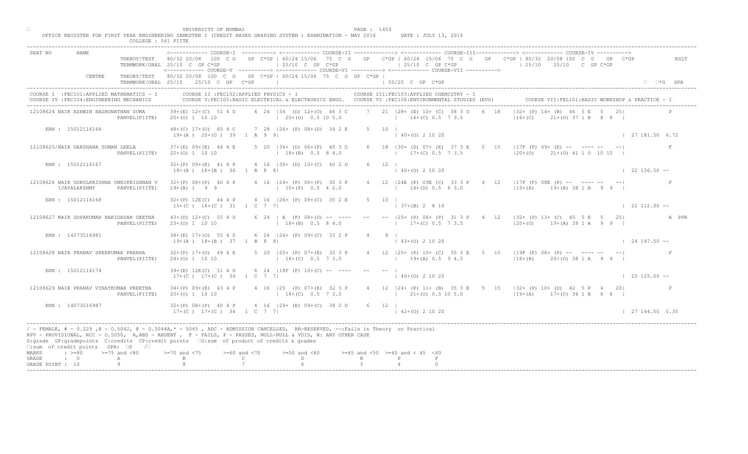UNIVERSITY OF MUMBAI

OFFICE REGISTER FOR FIRST YEAR ENGINEERING SEMESTER I (CREDIT BASED GRADING SYSTEM ) EXAMINATION - MAY 2016 DATE : JULY 13, 2016

COLLEGE : 561 PIITE

```
SEAT NO      NAME
                          THEROY/TEST    80/32 20/08  100 C G   GP C*GP | 60/24 15/06  75 C G   GP  C*GP | 60/24 15/06  75 C G   GP   C*GP | 80/32 20/08 100 C G  GP  C*GP            RSLT
                          TERMWORK/ORAL  25/10  C  GP C*GP              | 25/10  C  GP  C*GP              | 25/10  C  GP C*GP               | 25/10    25/10    C  GP C*GP
                                         <------------ COURSE-V ----------> <------------ COURSE-VI ----------> <------------ COURSE-VII ---------->
              CENTRE      THEORY/TEST    80/32 20/08  100  C  G    GP C*GP | 60/24 15/06  75  C  G  GP  C*GP |
                          TERMWORK/ORAL  25/10    25/10  C  GP   C*GP      |                                  | 50/20  C  GP  C*GP                                              □  □*G  GPA

COURSE I  :FEC101:APPLIED MATHEMATICS - I        COURSE II :FEC102:APPLIED PHYSICS - I                  COURSE III:FEC103:APPLIED CHEMISTRY - I
COURSE IV :FEC104:ENGINEERING MECHANICS          COURSE V:FEC105:BASIC ELECTRICAL & ELECTRONICS ENGG.   COURSE VI :FEC106:ENVIRONMENTAL STUDIES (EVS)        COURSE VII:FEL101:BASIC WORKSHOP & PRACTICE - I

12108624 NAIR ASHWIN RAGHUNATHAN SUMA        39+(E) 12+(C)  51 4 D     6 24 |34  (D) 12+(O)  46 3 C     7  21 |28+ (E) 10+ (C)  38 3 D   6  18   |32+ (P) 14+ (B)  46  5 E  5   25|              P
                          PANVEL(PIITE)      20+(O) 1  10 10                  | 20+(O)  0.5 10 5.0              |   16+(C) 0.5  7 3.5              |16+(C)     21+(O) 37 1 B   8  8  |
     ERN : 15012116166                       48+(C) 17+(O)  65 4 C     7 28 |26+ (P) 08+(D)  34 2 E     5  10 |
                                              19+(A )  20+(O )  39   1  A  9  9|                               | 40+(O) 2 10 20                                                    | 27 181.50  6.72

12108625/NAIR DARSHANA SOMAN LEELA           37+(E) 09+(E)  46 4 E     5 20 |34+ (D) 06+(P)  40 3 D     6  18 |30+ (D) 07+ (E)  37 3 E   5  15   |17F (F) 09+ (E) --   ---- --   --|              F
                          PANVEL(PIITE)      22+(O) 1  10 10                  | 18+(B)  0.5  8 4.0              |   17+(C) 0.5  7 3.5              |20+(O)     21+(O) 41 1 O  10 10  |
     ERN : 15012116167                       32+(P) 09+(E)  41 4 P     4 16 |30+ (D) 10+(C)  40 2 D     6  12 |
                                              18+(B )  18+(B )  36   1  B  8  8|                               | 40+(O) 2 10 20                                                    | 22 136.50 --

12108626 NAIR GOKULKRISHNA UNNIKRISHNAN V    32+(P) 08+(P)  40 4 P     4 16 |24+ (P) 06+(P)  30 3 P     4  12 |24E (P) 09E (C)  33 3 P   4  12   |17F (F) 08E (P) --   ---- --   --|              F
         IJAYALAKSHMY     PANVEL(PIITE)      19+(A) 1   9  9                  | 10+(P)  0.5  4 2.0              |   14+(D) 0.5  6 3.0              |19+(A)     19+(A) 38 1 A   9  9  |
     ERN : 15012116168                       32+(P) 12E(C)  44 4 P     4 16 |26+ (P) 09+(C)  35 2 E     5  10 |
                                              15+(C )  16+(C )  31   1  C  7  7|                               | 37+(B) 2  8 16                                                    | 22 112.00 --

12108627 NAIR GOPAKUMAR HARIDASAN GEETHA     43+(D) 12+(C)  55 4 D     6 24 | A  (F) 08+(D) --  ----   --  -- |25+ (P) 06+ (P)  31 3 P   4  12   |32+ (P) 13+ (C)  45  5 E  5   25|              A PPR
                          PANVEL(PIITE)      23+(O) 1  10 10                  | 18+(B)  0.5  8 4.0              |   17+(C) 0.5  7 3.5              |20+(O)     19+(A) 39 1 A   9  9  |
     ERN : 14073516981                       38+(E) 17+(O)  55 4 D     6 24 |24+ (P) 09+(C)  33 2 P     4   8 |
                                              19+(A )  18+(B )  37   1  B  8  8|                               | 43+(O) 2 10 20                                                    | 24 147.50 --

12108628 NAIR PRANAV SREEKUMAR PRABHA        32+(P) 17+(O)  49 4 E     5 20 |25+ (P) 07+(E)  32 3 P     4  12 |25+ (P) 10+ (C)  35 3 E   5  15   |19F (F) 08+ (P) --   ---- --   --|              F
                          PANVEL(PIITE)      24+(O) 1  10 10                  | 16+(C)  0.5  7 3.5              |   19+(A) 0.5  9 4.5              |18+(B)     20+(O) 38 1 A   9  9  |
     ERN : 15012116174                       39+(E) 12E(C)  51 4 D     6 24 |18F (F) 10+(C) --  ----   --  -- |
                                              17+(C )  17+(C )  34   1  C  7  7|                               | 40+(O) 2 10 20                                                    | 20 125.00 --

12108629 NAIR PRANAV VINAYKUMAR PREETHA      34+(P) 09+(E)  43 4 P     4 16 |25  (P) 07+(E)  32 3 P     4  12 |24+ (P) 11+ (B)  35 3 E   5  15   |32+ (P) 10+ (D)  42  5 P  4   20|              P
                          PANVEL(PIITE)      20+(O) 1  10 10                  | 16+(C)  0.5  7 3.5              |   21+(O) 0.5 10 5.0              |19+(A)     17+(C) 36 1 B   8  8  |
     ERN : 14073516987                       32+(P) 08+(P)  40 4 P     4 16 |29+ (P) 09+(C)  38 2 D     6  12 |
                                              17+(C )  17+(C )  34   1  C  7  7|                               | 42+(O) 2 10 20                                                    | 27 144.50  5.35
```

/ - FEMALE, # - 0.229 ,@ - 0.5042, @ - 0.5044A,* - 5045 , ADC - ADMISSION CANCELLED, RR-RESERVED, --:Fails in Theory or Practical
RPV - PROVISIONAL, RCC - 0.5050, A,ABS - ABSENT , F - FAILS, P - PASSES, NULL-NULL & VOID, N: ANY OTHER CASE
G:grade GP:gradepoints C:credits CP:credit points □G:sum of product of credits & grades
□:sum of credit points GPA: □G /□

| MARKS | : >=80 | >=75 and <80 | >=70 and <75 | >=60 and <70 | >=50 and <60 | >=45 and <50 | >=40 and < 45 | <40 |
|---|---|---|---|---|---|---|---|---|
| GRADE | : O | A | B | C | D | E | P | F |
| GRADE POINT | : 10 | 9 | 8 | 7 | 6 | 5 | 4 | 0 |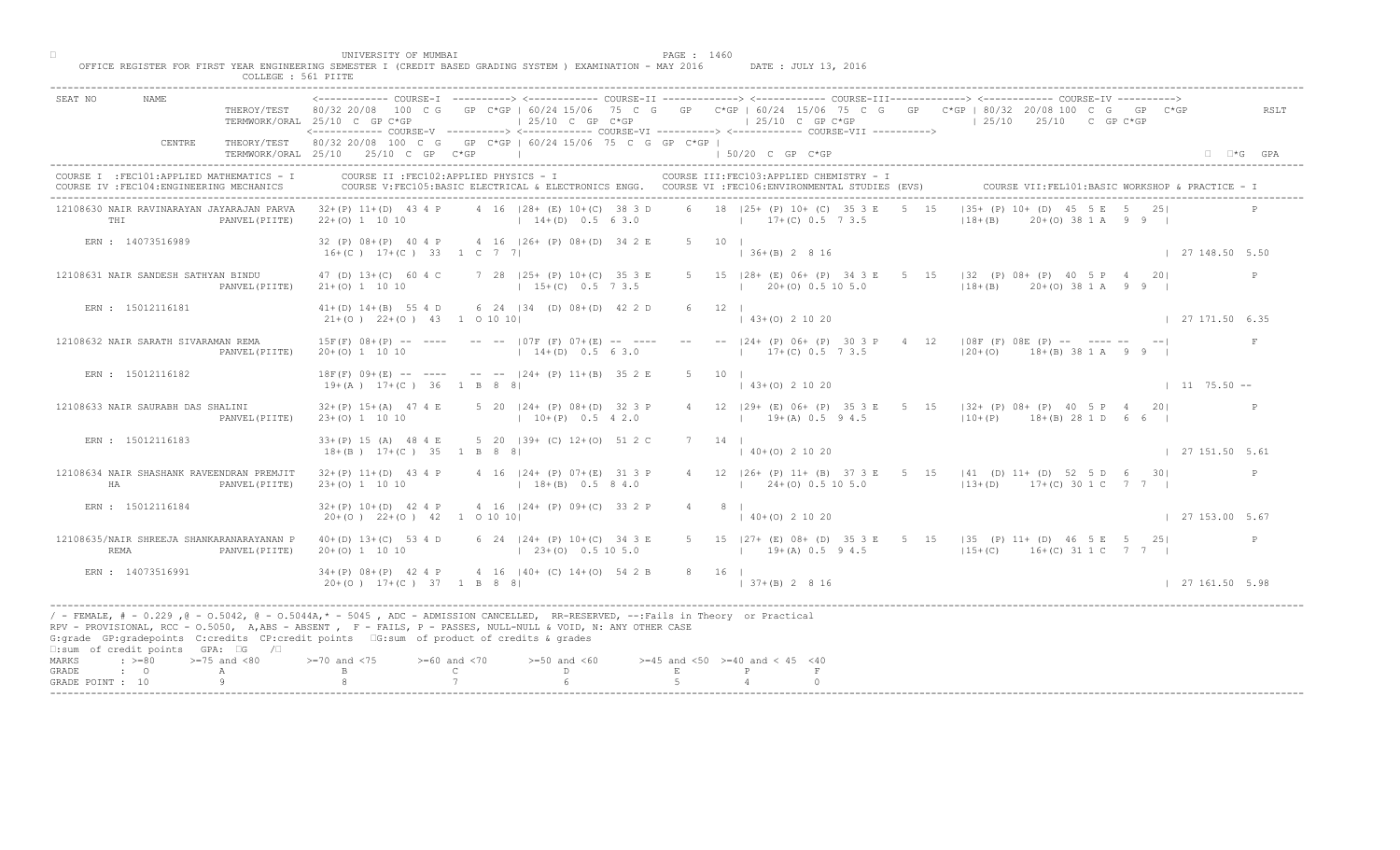UNIVERSITY OF MUMBAI

OFFICE REGISTER FOR FIRST YEAR ENGINEERING SEMESTER I (CREDIT BASED GRADING SYSTEM ) EXAMINATION - MAY 2016 DATE : JULY 13, 2016

COLLEGE : 561 PIITE

```
SEAT NO       NAME                     <------------ COURSE-I  ----------> <------------ COURSE-II -------------> <------------ COURSE-III-------------> <------------ COURSE-IV ---------->
                          THEROY/TEST    80/32 20/08  100  C G   GP C*GP | 60/24 15/06  75  C G   GP  C*GP | 60/24  15/06  75  C  G   GP  C*GP | 80/32  20/08 100  C  G   GP  C*GP      RSLT
                          TERMWORK/ORAL  25/10  C  GP C*GP             | 25/10  C  GP  C*GP              | 25/10  C  GP C*GP                  | 25/10   25/10   C  GP C*GP
                                       <------------ COURSE-V  ----------> <------------ COURSE-VI ----------> <------------ COURSE-VII ---------->
              CENTRE      THEORY/TEST    80/32 20/08  100  C  G   GP C*GP | 60/24 15/06  75  C  G  GP  C*GP |
                          TERMWORK/ORAL  25/10   25/10  C  GP   C*GP    |                                   | 50/20  C  GP  C*GP                                                    □  □*G  GPA

COURSE I  :FEC101:APPLIED MATHEMATICS - I        COURSE II :FEC102:APPLIED PHYSICS - I              COURSE III:FEC103:APPLIED CHEMISTRY - I
COURSE IV :FEC104:ENGINEERING MECHANICS          COURSE V:FEC105:BASIC ELECTRICAL & ELECTRONICS ENGG.   COURSE VI :FEC106:ENVIRONMENTAL STUDIES (EVS)        COURSE VII:FEL101:BASIC WORKSHOP & PRACTICE - I

12108630 NAIR RAVINARAYAN JAYARAJAN PARVA   32+(P) 11+(D)  43 4 P    4  16 |28+ (E) 10+(C)  38 3 D    6  18 |25+ (P) 10+ (C)  35 3 E   5  15  |35+ (P) 10+ (D)  45  5 E  5   25|            P
        THI                PANVEL(PIITE)   22+(O) 1  10 10               | 14+(D)  0.5  6 3.0              |  17+(C) 0.5  7 3.5               |18+(B)    20+(O) 38 1 A   9  9  |
    ERN : 14073516989                      32 (P) 08+(P)  40 4 P    4  16 |26+ (P) 08+(D)  34 2 E    5  10 |
                                            16+(C )  17+(C )  33   1  C  7  7|                                  | 36+(B) 2  8 16                                                       | 27 148.50  5.50

12108631 NAIR SANDESH SATHYAN BINDU         47 (D) 13+(C)  60 4 C    7  28 |25+ (P) 10+(C)  35 3 E    5  15 |28+ (E) 06+ (P)  34 3 E   5  15  |32  (P) 08+ (P)  40  5 P  4   20|            P
                           PANVEL(PIITE)   21+(O) 1  10 10               | 15+(C)  0.5  7 3.5              |  20+(O) 0.5 10 5.0               |18+(B)    20+(O) 38 1 A   9  9  |
    ERN : 15012116181                      41+(D) 14+(B)  55 4 D    6  24 |34  (D) 08+(D)  42 2 D    6  12 |
                                            21+(O )  22+(O )  43   1  O 10 10|                                  | 43+(O) 2 10 20                                                       | 27 171.50  6.35

12108632 NAIR SARATH SIVARAMAN REMA         15F(F) 08+(P) --  ----   --  -- |07F (F) 07+(E) -- ----   --   -- |24+ (P) 06+ (P)  30 3 P   4  12  |08F (F) 08E (P) --  ---- --   --|            F
                           PANVEL(PIITE)   20+(O) 1  10 10               | 14+(D)  0.5  6 3.0              |  17+(C) 0.5  7 3.5               |20+(O)    18+(B) 38 1 A   9  9  |
    ERN : 15012116182                      18F(F) 09+(E) --  ----   --  -- |24+ (P) 11+(B)  35 2 E    5  10 |
                                            19+(A )  17+(C )  36   1  B  8  8|                                  | 43+(O) 2 10 20                                                       | 11  75.50 --

12108633 NAIR SAURABH DAS SHALINI           32+(P) 15+(A)  47 4 E    5  20 |24+ (P) 08+(D)  32 3 P    4  12 |29+ (E) 06+ (P)  35 3 E   5  15  |32+ (P) 08+ (P)  40  5 P  4   20|            P
                           PANVEL(PIITE)   23+(O) 1  10 10               | 10+(P)  0.5  4 2.0              |  19+(A) 0.5  9 4.5               |10+(P)    18+(B) 28 1 D   6  6  |
    ERN : 15012116183                      33+(P) 15 (A)  48 4 E    5  20 |39+ (C) 12+(O)  51 2 C    7  14 |
                                            18+(B )  17+(C )  35   1  B  8  8|                                  | 40+(O) 2 10 20                                                       | 27 151.50  5.61

12108634 NAIR SHASHANK RAVEENDRAN PREMJIT   32+(P) 11+(D)  43 4 P    4  16 |24+ (P) 07+(E)  31 3 P    4  12 |26+ (P) 11+ (B)  37 3 E   5  15  |41  (D) 11+ (D)  52  5 D  6   30|            P
        HA                 PANVEL(PIITE)   23+(O) 1  10 10               | 18+(B)  0.5  8 4.0              |  24+(O) 0.5 10 5.0               |13+(D)    17+(C) 30 1 C   7  7  |
    ERN : 15012116184                      32+(P) 10+(D)  42 4 P    4  16 |24+ (P) 09+(C)  33 2 P    4   8 |
                                            20+(O )  22+(O )  42   1  O 10 10|                                  | 40+(O) 2 10 20                                                       | 27 153.00  5.67

12108635/NAIR SHREEJA SHANKARANARAYANAN P   40+(D) 13+(C)  53 4 D    6  24 |24+ (P) 10+(C)  34 3 E    5  15 |27+ (E) 08+ (D)  35 3 E   5  15  |35  (P) 11+ (D)  46  5 E  5   25|            P
        REMA               PANVEL(PIITE)   20+(O) 1  10 10               | 23+(O)  0.5 10 5.0              |  19+(A) 0.5  9 4.5               |15+(C)    16+(C) 31 1 C   7  7  |
    ERN : 14073516991                      34+(P) 08+(P)  42 4 P    4  16 |40+ (C) 14+(O)  54 2 B    8  16 |
                                            20+(O )  17+(C )  37   1  B  8  8|                                  | 37+(B) 2  8 16                                                       | 27 161.50  5.98
```

/ - FEMALE, # - 0.229 ,@ - O.5042, @ - O.5044A,* - 5045 , ADC - ADMISSION CANCELLED, RR-RESERVED, --:Fails in Theory or Practical
RPV - PROVISIONAL, RCC - O.5050, A,ABS - ABSENT , F - FAILS, P - PASSES, NULL-NULL & VOID, N: ANY OTHER CASE
G:grade GP:gradepoints C:credits CP:credit points □G:sum of product of credits & grades
□:sum of credit points GPA: □G /□

| MARKS | : >=80 | >=75 and <80 | >=70 and <75 | >=60 and <70 | >=50 and <60 | >=45 and <50 | >=40 and < 45 | <40 |
|---|---|---|---|---|---|---|---|---|
| GRADE | : O | A | B | C | D | E | P | F |
| GRADE POINT | : 10 | 9 | 8 | 7 | 6 | 5 | 4 | 0 |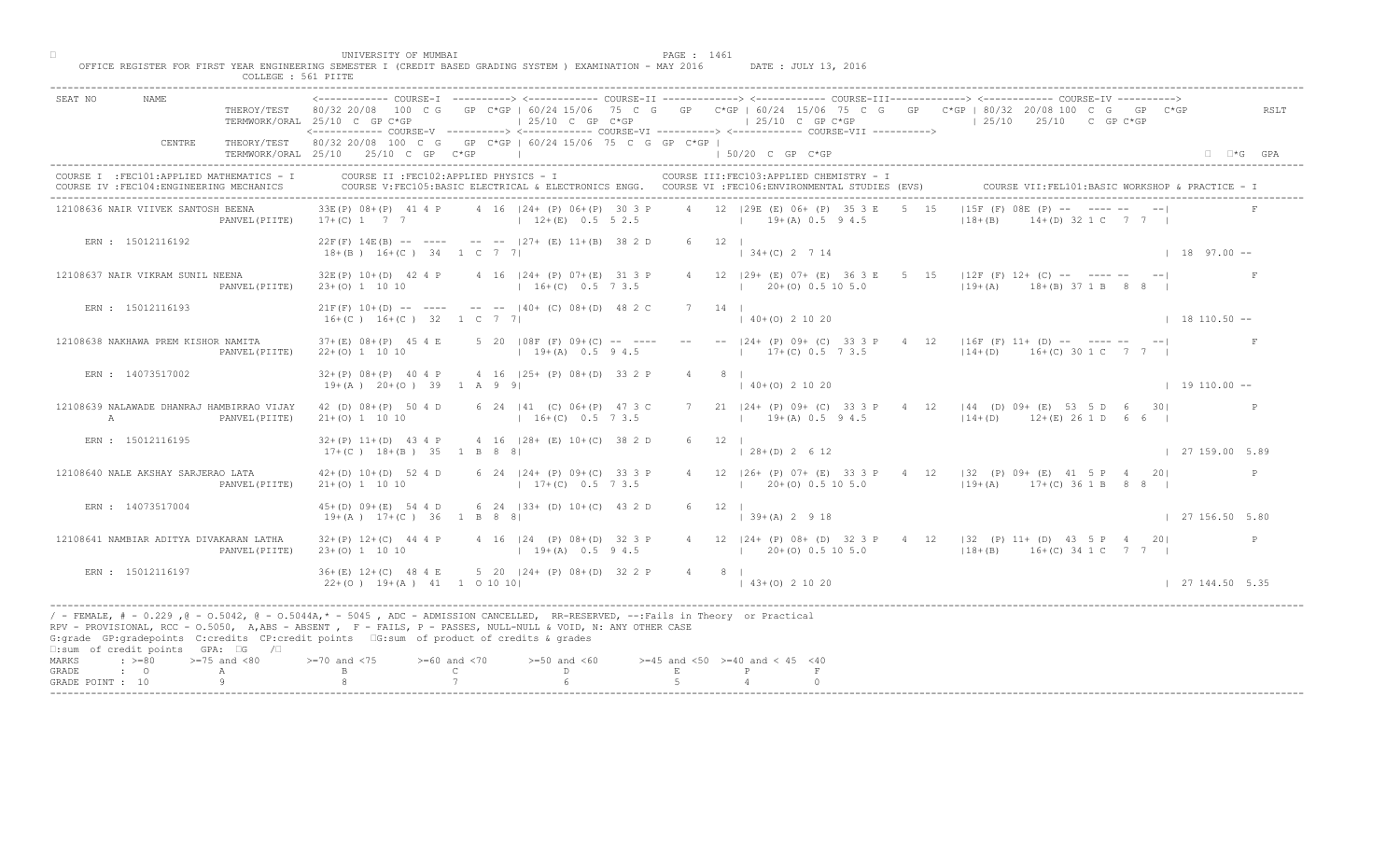UNIVERSITY OF MUMBAI

OFFICE REGISTER FOR FIRST YEAR ENGINEERING SEMESTER I (CREDIT BASED GRADING SYSTEM ) EXAMINATION - MAY 2016        DATE : JULY 13, 2016

COLLEGE : 561 PIITE

```
SEAT NO      NAME                          <------------ COURSE-I ----------> <------------ COURSE-II -------------> <------------ COURSE-III-------------> <------------ COURSE-IV ---------->
                          THEROY/TEST    80/32 20/08  100  C G   GP C*GP | 60/24 15/06  75  C G   GP  C*GP | 60/24 15/06  75  C G   GP  C*GP | 80/32 20/08 100  C  G   GP  C*GP        RSLT
                          TERMWORK/ORAL 25/10  C  GP C*GP                | 25/10  C  GP  C*GP              | 25/10  C  GP C*GP               | 25/10   25/10   C  GP C*GP
                                         <------------ COURSE-V ----------> <------------ COURSE-VI ----------> <------------ COURSE-VII ---------->
              CENTRE      THEORY/TEST    80/32 20/08  100  C G   GP C*GP | 60/24 15/06  75  C G  GP  C*GP |
                          TERMWORK/ORAL 25/10   25/10  C  GP   C*GP      |                                 | 50/20  C  GP  C*GP                                                   □  □*G  GPA

COURSE I  :FEC101:APPLIED MATHEMATICS - I      COURSE II :FEC102:APPLIED PHYSICS - I              COURSE III:FEC103:APPLIED CHEMISTRY - I
COURSE IV :FEC104:ENGINEERING MECHANICS        COURSE V:FEC105:BASIC ELECTRICAL & ELECTRONICS ENGG.   COURSE VI :FEC106:ENVIRONMENTAL STUDIES (EVS)      COURSE VII:FEL101:BASIC WORKSHOP & PRACTICE - I

12108636 NAIR VIIVEK SANTOSH BEENA        33E(P) 08+(P)  41 4 P     4  16 |24+ (P) 06+(P)  30 3 P     4  12 |29E (E) 06+ (P)  35 3 E    5  15   |15F (F) 08E (P) --  ---- --   --|            F
                          PANVEL(PIITE)   17+(C) 1  7  7                  | 12+(E)  0.5  5 2.5             |    19+(A) 0.5  9 4.5              |18+(B)     14+(D) 32 1 C   7  7  |
    ERN : 15012116192                     22F(F) 14E(B) --  ----   --  -- |27+ (E) 11+(B)  38 2 D     6  12 |
                                           18+(B )  16+(C )  34   1  C  7  7|                               | 34+(C) 2  7 14                                                       | 18  97.00 --

12108637 NAIR VIKRAM SUNIL NEENA          32E(P) 10+(D)  42 4 P     4  16 |24+ (P) 07+(E)  31 3 P     4  12 |29+ (E) 07+ (E)  36 3 E    5  15   |12F (F) 12+ (C) --  ---- --   --|            F
                          PANVEL(PIITE)   23+(O) 1  10 10                 | 16+(C)  0.5  7 3.5             |    20+(O) 0.5 10 5.0              |19+(A)     18+(B) 37 1 B   8  8  |
    ERN : 15012116193                     21F(F) 10+(D) --  ----   --  -- |40+ (C) 08+(D)  48 2 C     7  14 |
                                           16+(C )  16+(C )  32   1  C  7  7|                               | 40+(O) 2 10 20                                                       | 18 110.50 --

12108638 NAKHAWA PREM KISHOR NAMITA       37+(E) 08+(P)  45 4 E     5  20 |08F (F) 09+(C) --  ----   --  -- |24+ (P) 09+ (C)  33 3 P    4  12   |16F (F) 11+ (D) --  ---- --   --|            F
                          PANVEL(PIITE)   22+(O) 1  10 10                 | 19+(A)  0.5  9 4.5             |    17+(C) 0.5  7 3.5              |14+(D)     16+(C) 30 1 C   7  7  |
    ERN : 14073517002                     32+(P) 08+(P)  40 4 P     4  16 |25+ (P) 08+(D)  33 2 P     4   8 |
                                           19+(A )  20+(O )  39   1  A  9  9|                               | 40+(O) 2 10 20                                                       | 19 110.00 --

12108639 NALAWADE DHANRAJ HAMBIRRAO VIJAY 42 (D) 08+(P)  50 4 D     6  24 |41  (C) 06+(P)  47 3 C     7  21 |24+ (P) 09+ (C)  33 3 P    4  12   |44  (D) 09+ (E)  53  5 D   6   30|            P
         A                PANVEL(PIITE)   21+(O) 1  10 10                 | 16+(C)  0.5  7 3.5             |    19+(A) 0.5  9 4.5              |14+(D)     12+(E) 26 1 D   6  6  |
    ERN : 15012116195                     32+(P) 11+(D)  43 4 P     4  16 |28+ (E) 10+(C)  38 2 D     6  12 |
                                           17+(C )  18+(B )  35   1  B  8  8|                               | 28+(D) 2  6 12                                                       | 27 159.00 5.89

12108640 NALE AKSHAY SARJERAO LATA        42+(D) 10+(D)  52 4 D     6  24 |24+ (P) 09+(C)  33 3 P     4  12 |26+ (P) 07+ (E)  33 3 P    4  12   |32  (P) 09+ (E)  41  5 P   4   20|            P
                          PANVEL(PIITE)   21+(O) 1  10 10                 | 17+(C)  0.5  7 3.5             |    20+(O) 0.5 10 5.0              |19+(A)     17+(C) 36 1 B   8  8  |
    ERN : 14073517004                     45+(D) 09+(E)  54 4 D     6  24 |33+ (D) 10+(C)  43 2 D     6  12 |
                                           19+(A )  17+(C )  36   1  B  8  8|                               | 39+(A) 2  9 18                                                       | 27 156.50 5.80

12108641 NAMBIAR ADITYA DIVAKARAN LATHA   32+(P) 12+(C)  44 4 P     4  16 |24  (P) 08+(D)  32 3 P     4  12 |24+ (P) 08+ (D)  32 3 P    4  12   |32  (P) 11+ (D)  43  5 P   4   20|            P
                          PANVEL(PIITE)   23+(O) 1  10 10                 | 19+(A)  0.5  9 4.5             |    20+(O) 0.5 10 5.0              |18+(B)     16+(C) 34 1 C   7  7  |
    ERN : 15012116197                     36+(E) 12+(C)  48 4 E     5  20 |24+ (P) 08+(D)  32 2 P     4   8 |
                                           22+(O )  19+(A )  41   1  O 10 10|                               | 43+(O) 2 10 20                                                       | 27 144.50 5.35
```

/ - FEMALE, # - 0.229 ,@ - O.5042, @ - O.5044A,* - 5045 , ADC - ADMISSION CANCELLED, RR-RESERVED, --:Fails in Theory or Practical
RPV - PROVISIONAL, RCC - O.5050, A,ABS - ABSENT , F - FAILS, P - PASSES, NULL-NULL & VOID, N: ANY OTHER CASE
G:grade GP:gradepoints C:credits CP:credit points □G:sum of product of credits & grades
□:sum of credit points GPA: □G /□

| MARKS | : >=80 | >=75 and <80 | >=70 and <75 | >=60 and <70 | >=50 and <60 | >=45 and <50 | >=40 and < 45 | <40 |
|---|---|---|---|---|---|---|---|---|
| GRADE | : O | A | B | C | D | E | P | F |
| GRADE POINT | : 10 | 9 | 8 | 7 | 6 | 5 | 4 | 0 |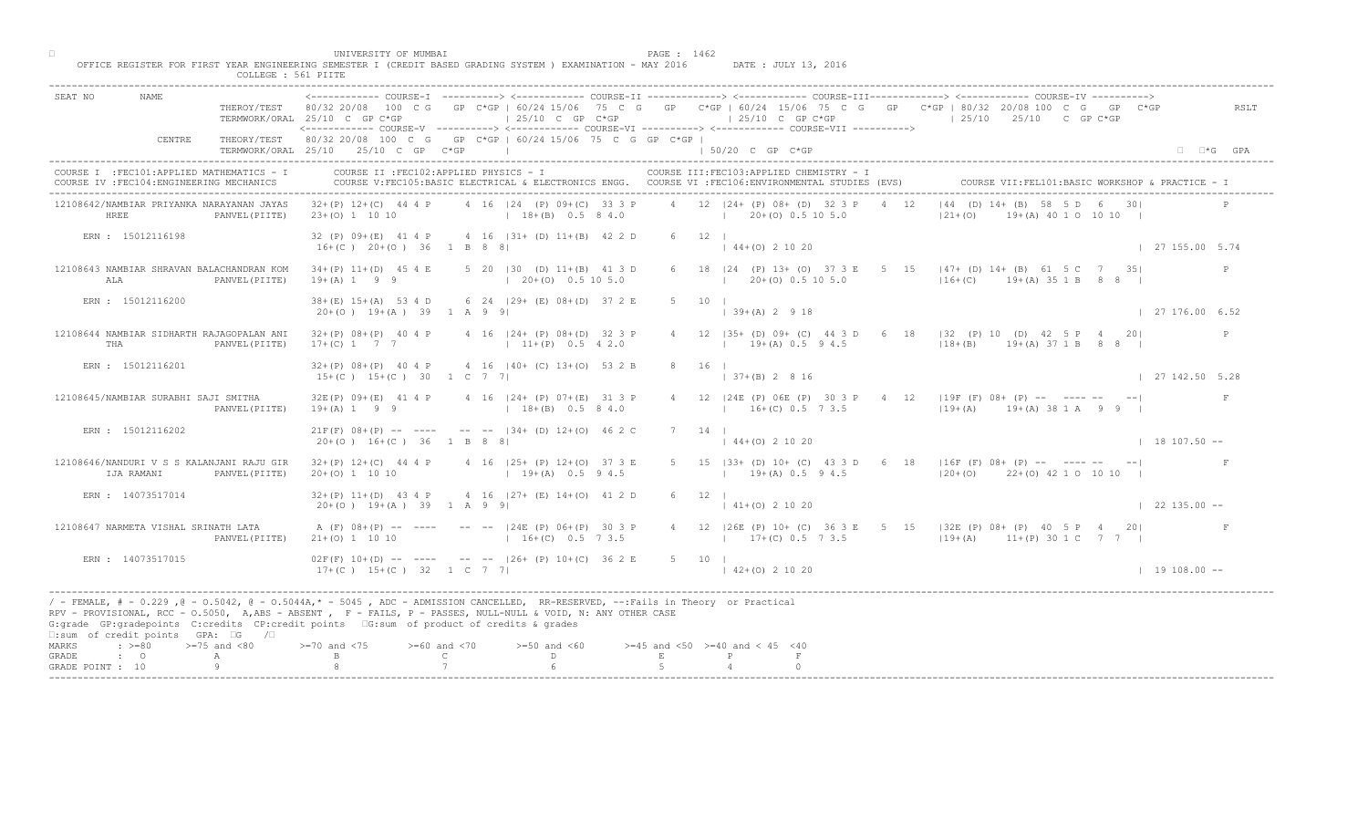UNIVERSITY OF MUMBAI

OFFICE REGISTER FOR FIRST YEAR ENGINEERING SEMESTER I (CREDIT BASED GRADING SYSTEM ) EXAMINATION - MAY 2016 DATE : JULY 13, 2016

COLLEGE : 561 PIITE

```
SEAT NO      NAME                    <------------ COURSE-I  ----------> <------------ COURSE-II -------------> <------------ COURSE-III------------> <------------ COURSE-IV ---------->
                        THEROY/TEST   80/32 20/08  100  C G   GP  C*GP | 60/24 15/06  75  C  G   GP   C*GP | 60/24  15/06  75  C  G   GP   C*GP | 80/32  20/08 100  C  G   GP  C*GP           RSLT
                        TERMWORK/ORAL 25/10  C  GP C*GP                | 25/10  C  GP  C*GP                | 25/10  C  GP C*GP                 | 25/10    25/10    C  GP C*GP
                                      <------------ COURSE-V ----------> <------------ COURSE-VI ----------> <------------ COURSE-VII ---------->
             CENTRE     THEORY/TEST   80/32 20/08  100  C  G    GP  C*GP | 60/24 15/06  75  C  G  GP  C*GP |
                        TERMWORK/ORAL 25/10    25/10  C  GP   C*GP     |                                   | 50/20  C  GP  C*GP                                                           □*G  GPA
------------------------------------------------------------------------------------------------------------------------------------------------------------------------------------------------
COURSE I  :FEC101:APPLIED MATHEMATICS - I        COURSE II :FEC102:APPLIED PHYSICS - I                COURSE III:FEC103:APPLIED CHEMISTRY - I
COURSE IV :FEC104:ENGINEERING MECHANICS          COURSE V:FEC105:BASIC ELECTRICAL & ELECTRONICS ENGG.  COURSE VI :FEC106:ENVIRONMENTAL STUDIES (EVS)       COURSE VII:FEL101:BASIC WORKSHOP & PRACTICE - I
------------------------------------------------------------------------------------------------------------------------------------------------------------------------------------------------
12108642/NAMBIAR PRIYANKA NARAYANAN JAYAS   32+(P) 12+(C)  44 4 P    4 16 |24  (P) 09+(C)  33 3 P    4  12 |24+ (P) 08+ (D)  32 3 P   4  12   |44  (D) 14+ (B)  58  5 D   6   30|             P
        HREE               PANVEL(PIITE)    23+(O) 1  10 10                | 18+(B)  0.5  8 4.0              |     20+(O) 0.5 10 5.0               |21+(O)     19+(A) 40 1 O  10 10  |

     ERN : 15012116198                      32 (P) 09+(E)  41 4 P    4 16 |31+ (D) 11+(B)  42 2 D    6  12 |
                                            16+(C )  20+(O )  36   1  B  8  8|                            | 44+(O) 2 10 20                                                          | 27 155.00  5.74

12108643 NAMBIAR SHRAVAN BALACHANDRAN KOM   34+(P) 11+(D)  45 4 E    5 20 |30  (D) 11+(B)  41 3 D    6  18 |24  (P) 13+ (O)  37 3 E   5  15   |47+ (D) 14+ (B)  61  5 C   7   35|             P
        ALA                PANVEL(PIITE)    19+(A) 1   9  9                | 20+(O)  0.5 10 5.0              |     20+(O) 0.5 10 5.0               |16+(C)     19+(A) 35 1 B   8  8  |

     ERN : 15012116200                      38+(E) 15+(A)  53 4 D    6 24 |29+ (E) 08+(D)  37 2 E    5  10 |
                                            20+(O )  19+(A )  39   1  A  9  9|                            | 39+(A) 2  9 18                                                          | 27 176.00  6.52

12108644 NAMBIAR SIDHARTH RAJAGOPALAN ANI   32+(P) 08+(P)  40 4 P    4 16 |24+ (P) 08+(D)  32 3 P    4  12 |35+ (D) 09+ (C)  44 3 D   6  18   |32  (P) 10  (D)  42  5 P   4   20|             P
        THA                PANVEL(PIITE)    17+(C) 1   7  7                | 11+(P)  0.5  4 2.0              |     19+(A) 0.5  9 4.5               |18+(B)     19+(A) 37 1 B   8  8  |

     ERN : 15012116201                      32+(P) 08+(P)  40 4 P    4 16 |40+ (C) 13+(O)  53 2 B    8  16 |
                                            15+(C )  15+(C )  30   1  C  7  7|                            | 37+(B) 2  8 16                                                          | 27 142.50  5.28

12108645/NAMBIAR SURABHI SAJI SMITHA        32E(P) 09+(E)  41 4 P    4 16 |24+ (P) 07+(E)  31 3 P    4  12 |24E (P) 06E (P)  30 3 P   4  12   |19F (F) 08+ (P)  --  ---- --   --|             F
                           PANVEL(PIITE)    19+(A) 1   9  9                | 18+(B)  0.5  8 4.0              |     16+(C) 0.5  7 3.5               |19+(A)     19+(A) 38 1 A   9  9  |

     ERN : 15012116202                      21F(F) 08+(P)  --  ----   -- -- |34+ (D) 12+(O)  46 2 C    7  14 |
                                            20+(O )  16+(C )  36   1  B  8  8|                            | 44+(O) 2 10 20                                                          | 18 107.50  --

12108646/NANDURI V S S KALANJANI RAJU GIR   32+(P) 12+(C)  44 4 P    4 16 |25+ (P) 12+(O)  37 3 E    5  15 |33+ (D) 10+ (C)  43 3 D   6  18   |16F (F) 08+ (P)  --  ---- --   --|             F
        IJA RAMANI         PANVEL(PIITE)    20+(O) 1  10 10                | 19+(A)  0.5  9 4.5              |     19+(A) 0.5  9 4.5               |20+(O)     22+(O) 42 1 O  10 10  |

     ERN : 14073517014                      32+(P) 11+(D)  43 4 P    4 16 |27+ (E) 14+(O)  41 2 D    6  12 |
                                            20+(O )  19+(A )  39   1  A  9  9|                            | 41+(O) 2 10 20                                                          | 22 135.00  --

12108647 NARMETA VISHAL SRINATH LATA        A (F) 08+(P)  --  ----   -- -- |24E (P) 06+(P)  30 3 P    4  12 |26E (P) 10+ (C)  36 3 E   5  15   |32E (P) 08+ (P)  40  5 P   4   20|             F
                           PANVEL(PIITE)    21+(O) 1  10 10                | 16+(C)  0.5  7 3.5              |     17+(C) 0.5  7 3.5               |19+(A)     11+(P) 30 1 C   7  7  |

     ERN : 14073517015                      02F(F) 10+(D)  --  ----   -- -- |26+ (P) 10+(C)  36 2 E    5  10 |
                                            17+(C )  15+(C )  32   1  C  7  7|                            | 42+(O) 2 10 20                                                          | 19 108.00  --
------------------------------------------------------------------------------------------------------------------------------------------------------------------------------------------------
/ - FEMALE, # - 0.229 ,@ - O.5042, @ - O.5044A,* - 5045 , ADC - ADMISSION CANCELLED,  RR-RESERVED, --:Fails in Theory  or Practical
RPV - PROVISIONAL, RCC - O.5050,  A,ABS - ABSENT ,  F - FAILS, P - PASSES, NULL-NULL & VOID, N: ANY OTHER CASE
G:grade  GP:gradepoints  C:credits  CP:credit points  □G:sum  of product of credits & grades
□:sum  of credit points   GPA: □G   /□
MARKS       : >=80      >=75 and <80        >=70 and <75       >=60 and <70        >=50 and <60       >=45 and <50  >=40 and < 45  <40
GRADE       :  O            A                   B                   C                   D                  E             P            F
GRADE POINT : 10            9                   8                   7                   6                  5             4            0
------------------------------------------------------------------------------------------------------------------------------------------------------------------------------------------------
```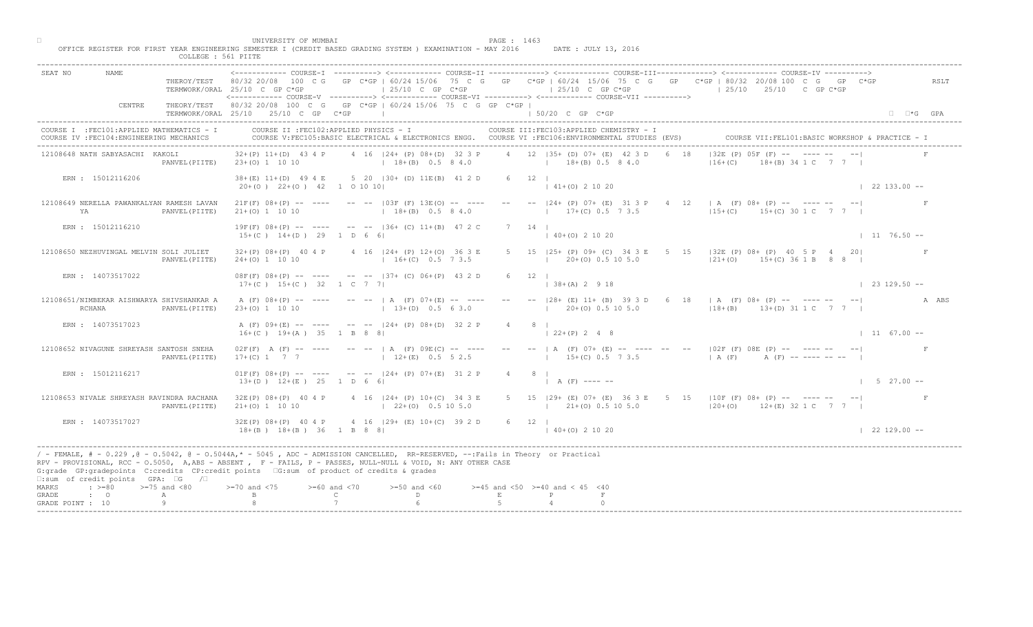UNIVERSITY OF MUMBAI

OFFICE REGISTER FOR FIRST YEAR ENGINEERING SEMESTER I (CREDIT BASED GRADING SYSTEM ) EXAMINATION - MAY 2016 DATE : JULY 13, 2016

COLLEGE : 561 PIITE

```
SEAT NO       NAME                  <------------ COURSE-I  ----------> <------------ COURSE-II -------------> <------------ COURSE-III-------------> <------------ COURSE-IV ---------->
                        THEROY/TEST   80/32 20/08  100  C G   GP  C*GP | 60/24 15/06  75  C  G   GP   C*GP | 60/24  15/06  75  C  G   GP   C*GP | 80/32  20/08 100  C  G   GP  C*GP            RSLT
                        TERMWORK/ORAL 25/10  C  GP C*GP                | 25/10  C  GP  C*GP                | 25/10  C  GP C*GP                 | 25/10   25/10   C  GP C*GP
                                      <------------ COURSE-V ----------> <------------ COURSE-VI ----------> <------------ COURSE-VII ---------->
              CENTRE    THEORY/TEST   80/32 20/08  100  C  G   GP  C*GP | 60/24 15/06  75  C  G  GP  C*GP |
                        TERMWORK/ORAL 25/10   25/10  C  GP   C*GP       |                                  | 50/20  C  GP  C*GP                                                          □  □*G  GPA
```

COURSE I :FEC101:APPLIED MATHEMATICS - I | COURSE II :FEC102:APPLIED PHYSICS - I | COURSE III:FEC103:APPLIED CHEMISTRY - I
COURSE IV :FEC104:ENGINEERING MECHANICS | COURSE V:FEC105:BASIC ELECTRICAL & ELECTRONICS ENGG. | COURSE VI :FEC106:ENVIRONMENTAL STUDIES (EVS) | COURSE VII:FEL101:BASIC WORKSHOP & PRACTICE - I

```
12108648 NATH SABYASACHI  KAKOLI      32+(P) 11+(D)  43 4 P     4  16  |24+ (P) 08+(D)  32 3 P     4   12  |35+ (D) 07+ (E)  42 3 D    6  18   |32E (P) 05F (F) --  ---- --   --|            F
                     PANVEL(PIITE)    23+(O) 1  10 10                  | 18+(B)  0.5  8 4.0               |    18+(B) 0.5  8 4.0               |16+(C)     18+(B) 34 1 C   7  7  |
    ERN : 15012116206                 38+(E) 11+(D)  49 4 E     5  20  |30+ (D) 11E(B)  41 2 D     6   12  |
                                       20+(O )  22+(O )  42   1  O 10 10|                                  | 41+(O) 2 10 20                                                          | 22 133.00 --

12108649 NERELLA PAWANKALYAN RAMESH LAVAN  21F(F) 08+(P) --  ----    -- --  |03F (F) 13E(O) -- ----    --   --  |24+ (P) 07+ (E)  31 3 P    4  12   | A  (F) 08+ (P) --  ---- --   --|            F
        YA           PANVEL(PIITE)    21+(O) 1  10 10                  | 18+(B)  0.5  8 4.0               |    17+(C) 0.5  7 3.5               |15+(C)     15+(C) 30 1 C   7  7  |
    ERN : 15012116210                 19F(F) 08+(P) --  ----    -- --  |36+ (C) 11+(B)  47 2 C     7   14  |
                                       15+(C )  14+(D )  29   1  D  6  6|                                  | 40+(O) 2 10 20                                                          | 11  76.50 --

12108650 NEZHUVINGAL MELVIN SOLI JULIET   32+(P) 08+(P)  40 4 P     4  16  |24+ (P) 12+(O)  36 3 E     5   15  |25+ (P) 09+ (C)  34 3 E    5  15   |32E (P) 08+ (P)  40  5 P   4   20|            F
                     PANVEL(PIITE)    24+(O) 1  10 10                  | 16+(C)  0.5  7 3.5               |    20+(O) 0.5 10 5.0               |21+(O)     15+(C) 36 1 B   8  8  |
    ERN : 14073517022                 08F(F) 08+(P) --  ----    -- --  |37+ (C) 06+(P)  43 2 D     6   12  |
                                       17+(C )  15+(C )  32   1  C  7  7|                                  | 38+(A) 2  9 18                                                          | 23 129.50 --

12108651/NIMBEKAR AISHWARYA SHIVSHANKAR A  A (F) 08+(P) --  ----    -- --  | A  (F) 07+(E) -- ----    --   --  |28+ (E) 11+ (B)  39 3 D    6  18   | A  (F) 08+ (P) --  ---- --   --|            A ABS
        RCHANA       PANVEL(PIITE)    23+(O) 1  10 10                  | 13+(D)  0.5  6 3.0               |    20+(O) 0.5 10 5.0               |18+(B)     13+(D) 31 1 C   7  7  |
    ERN : 14073517023                 A (F) 09+(E) --  ----    -- --  |24+ (P) 08+(D)  32 2 P     4    8  |
                                       16+(C )  19+(A )  35   1  B  8  8|                                  | 22+(P) 2  4  8                                                          | 11  67.00 --

12108652 NIVAGUNE SHREYASH SANTOSH SNEHA  02F(F)  A (F) --  ----    -- --  | A  (F) 09E(C) -- ----    --   --  | A  (F) 07+ (E) --  ----  --  --   |02F (F) 08E (P) --  ---- --   --|            F
                     PANVEL(PIITE)    17+(C) 1   7  7                  | 12+(E)  0.5  5 2.5               |    15+(C) 0.5  7 3.5               | A (F)      A (F) -- ---- -- --  |
    ERN : 15012116217                 01F(F) 08+(P) --  ----    -- --  |24+ (P) 07+(E)  31 2 P     4    8  |
                                       13+(D )  12+(E )  25   1  D  6  6|                                  | A (F) ---- --                                                           |  5  27.00 --

12108653 NIVALE SHREYASH RAVINDRA RACHANA  32E(P) 08+(P)  40 4 P     4  16  |24+ (P) 10+(C)  34 3 E     5   15  |29+ (E) 07+ (E)  36 3 E    5  15   |10F (F) 08+ (P) --  ---- --   --|            F
                     PANVEL(PIITE)    21+(O) 1  10 10                  | 22+(O)  0.5 10 5.0               |    21+(O) 0.5 10 5.0               |20+(O)     12+(E) 32 1 C   7  7  |
    ERN : 14073517027                 32E(P) 08+(P)  40 4 P     4  16  |29+ (E) 10+(C)  39 2 D     6   12  |
                                       18+(B )  18+(B )  36   1  B  8  8|                                  | 40+(O) 2 10 20                                                          | 22 129.00 --
```

/ - FEMALE, # - 0.229 ,@ - O.5042, @ - O.5044A,* - 5045 , ADC - ADMISSION CANCELLED, RR-RESERVED, --:Fails in Theory or Practical
RPV - PROVISIONAL, RCC - O.5050, A,ABS - ABSENT , F - FAILS, P - PASSES, NULL-NULL & VOID, N: ANY OTHER CASE
G:grade GP:gradepoints C:credits CP:credit points □G:sum of product of credits & grades
□:sum of credit points GPA: □G /□

| MARKS | : >=80 | >=75 and <80 | >=70 and <75 | >=60 and <70 | >=50 and <60 | >=45 and <50 | >=40 and < 45 | <40 |
|---|---|---|---|---|---|---|---|---|
| GRADE | : O | A | B | C | D | E | P | F |
| GRADE POINT | : 10 | 9 | 8 | 7 | 6 | 5 | 4 | 0 |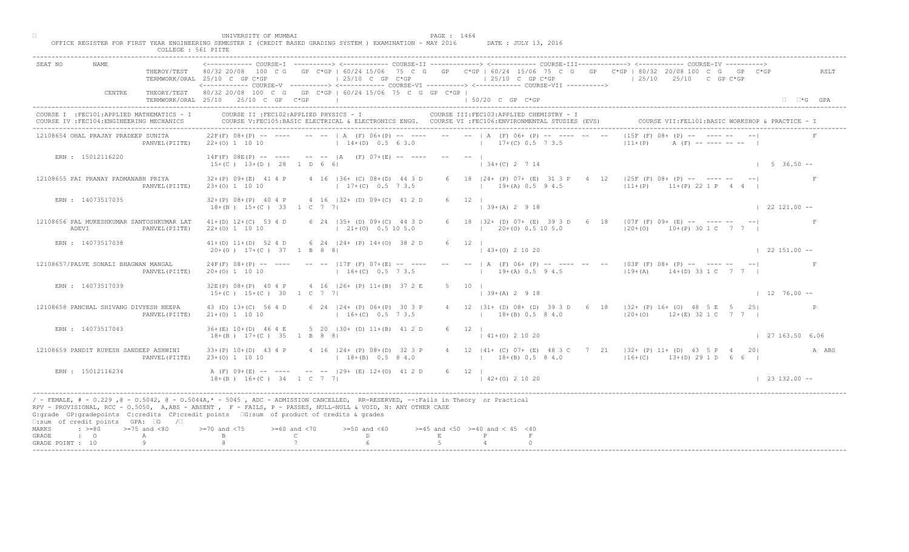UNIVERSITY OF MUMBAI

OFFICE REGISTER FOR FIRST YEAR ENGINEERING SEMESTER I (CREDIT BASED GRADING SYSTEM ) EXAMINATION - MAY 2016 DATE : JULY 13, 2016

COLLEGE : 561 PIITE

```
SEAT NO      NAME                   <------------ COURSE-I  ----------> <------------ COURSE-II -------------> <------------ COURSE-III------------> <------------ COURSE-IV ---------->
                    THEROY/TEST    80/32 20/08  100 C G   GP C*GP | 60/24 15/06  75 C G   GP   C*GP | 60/24 15/06  75 C G   GP   C*GP | 80/32 20/08 100 C  G   GP  C*GP        RSLT
                    TERMWORK/ORAL  25/10 C  GP C*GP               | 25/10  C  GP  C*GP              | 25/10  C  GP C*GP               | 25/10    25/10    C  GP C*GP
                                   <------------ COURSE-V ----------> <------------ COURSE-VI ----------> <------------ COURSE-VII ---------->
             CENTRE THEORY/TEST    80/32 20/08  100  C  G    GP C*GP | 60/24 15/06  75  C  G  GP  C*GP |
                    TERMWORK/ORAL  25/10   25/10  C  GP   C*GP       |                                 | 50/20  C  GP  C*GP                                                  ΣC*G  GPA
```

COURSE I :FEC101:APPLIED MATHEMATICS - I    COURSE II :FEC102:APPLIED PHYSICS - I    COURSE III:FEC103:APPLIED CHEMISTRY - I

COURSE IV :FEC104:ENGINEERING MECHANICS    COURSE V:FEC105:BASIC ELECTRICAL & ELECTRONICS ENGG.    COURSE VI :FEC106:ENVIRONMENTAL STUDIES (EVS)    COURSE VII:FEL101:BASIC WORKSHOP & PRACTICE - I

```
12108654 OHAL PRAJAY PRADEEP SUNITA    22F(F) 08+(P) -- ----    -- -- | A  (F) 06+(P) -- ----    --    -- | A  (F) 06+ (P) -- ---- -- --    |15F (F) 08+ (P) --  ---- --   --|            F
                    PANVEL(PIITE)     22+(O) 1  10 10                 | 14+(D)  0.5  6 3.0              |  17+(C) 0.5  7 3.5               |11+(P)      A (F) -- ---- -- --  |
    ERN : 15012116220                 14F(F) 08E(P) -- ----    -- -- |A   (F) 07+(E) -- ----    --  -- |
                                      15+(C ) 13+(D ) 28   1 D  6  6|                                 | 34+(C) 2  7 14                                                    |  5  36.50 --

12108655 PAI PRANAY PADMANABH PRIYA    32+(P) 09+(E)  41 4 P     4 16 |36+ (C) 08+(D)  44 3 D      6   18 |24+ (P) 07+ (E)  31 3 P    4  12 |25F (F) 08+ (P) --  ---- --   --|            F
                    PANVEL(PIITE)     23+(O) 1  10 10                 | 17+(C)  0.5  7 3.5              |  19+(A) 0.5  9 4.5               |11+(P)     11+(P) 22 1 P   4  4 |
    ERN : 14073517035                 32+(P) 08+(P)  40 4 P     4 16 |32+ (D) 09+(C)  41 2 D      6   12 |
                                      18+(B ) 15+(C ) 33   1 C  7  7|                                 | 39+(A) 2  9 18                                                    | 22 121.00 --

12108656 PAL MUKESHKUMAR SANTOSHKUMAR LAT 41+(D) 12+(C)  53 4 D  6 24 |35+ (D) 09+(C)  44 3 D      6   18 |32+ (D) 07+ (E)  39 3 D    6  18 |07F (F) 09+ (E) --  ---- --   --|            F
         ADEVI      PANVEL(PIITE)     22+(O) 1  10 10                 | 21+(O)  0.5 10 5.0              |  20+(O) 0.5 10 5.0               |20+(O)     10+(P) 30 1 C   7  7 |
    ERN : 14073517038                 41+(D) 11+(D)  52 4 D     6 24 |24+ (P) 14+(O)  38 2 D      6   12 |
                                      20+(O ) 17+(C ) 37   1 B  8  8|                                 | 43+(O) 2 10 20                                                    | 22 151.00 --

12108657/PALVE SONALI BHAGWAN MANGAL   24F(F) 08+(P) -- ----    -- -- |17F (F) 07+(E) -- ----    --    -- | A  (F) 06+ (P) -- ---- -- --    |03F (F) 08+ (P) --  ---- --   --|            F
                    PANVEL(PIITE)     20+(O) 1  10 10                 | 16+(C)  0.5  7 3.5              |  19+(A) 0.5  9 4.5               |19+(A)     14+(D) 33 1 C   7  7 |
    ERN : 14073517039                 32E(P) 08+(P)  40 4 P     4 16 |26+ (P) 11+(B)  37 2 E      5   10 |
                                      15+(C ) 15+(C ) 30   1 C  7  7|                                 | 39+(A) 2  9 18                                                    | 12  76.00 --

12108658 PANCHAL SHIVANG DIVYESH NEEPA 43 (D) 13+(C)  56 4 D     6 24 |24+ (P) 06+(P)  30 3 P      4   12 |31+ (D) 08+ (D)  39 3 D    6  18 |32+ (P) 16+ (O)  48  5 E   5  25|            P
                    PANVEL(PIITE)     21+(O) 1  10 10                 | 16+(C)  0.5  7 3.5              |  18+(B) 0.5  8 4.0               |20+(O)     12+(E) 32 1 C   7  7 |
    ERN : 14073517043                 36+(E) 10+(D)  46 4 E     5 20 |30+ (D) 11+(B)  41 2 D      6   12 |
                                      18+(B ) 17+(C ) 35   1 B  8  8|                                 | 41+(O) 2 10 20                                                    | 27 163.50 6.06

12108659 PANDIT RUPESH SANDEEP ASHWINI 33+(P) 10+(D)  43 4 P     4 16 |24+ (P) 08+(D)  32 3 P      4   12 |41+ (C) 07+ (E)  48 3 C    7  21 |32+ (P) 11+ (D)  43  5 P   4  20|        A ABS
                    PANVEL(PIITE)     23+(O) 1  10 10                 | 18+(B)  0.5  8 4.0              |  18+(B) 0.5  8 4.0               |16+(C)     13+(D) 29 1 D   6  6 |
    ERN : 15012116234                 A (F) 09+(E) -- ----    -- -- |29+ (E) 12+(O)  41 2 D      6   12 |
                                      18+(B ) 16+(C ) 34   1 C  7  7|                                 | 42+(O) 2 10 20                                                    | 23 132.00 --
```

/ - FEMALE, # - 0.229 ,@ - O.5042, @ - O.5044A,* - 5045 , ADC - ADMISSION CANCELLED, RR-RESERVED, --:Fails in Theory or Practical

RPV - PROVISIONAL, RCC - O.5050, A,ABS - ABSENT , F - FAILS, P - PASSES, NULL-NULL & VOID, N: ANY OTHER CASE

G:grade GP:gradepoints C:credits CP:credit points ΣG:sum of product of credits & grades

Σ:sum of credit points GPA: ΣG /Σ

| MARKS | : >=80 | >=75 and <80 | >=70 and <75 | >=60 and <70 | >=50 and <60 | >=45 and <50 | >=40 and < 45 | <40 |
|---|---|---|---|---|---|---|---|---|
| GRADE | : O | A | B | C | D | E | P | F |
| GRADE POINT | : 10 | 9 | 8 | 7 | 6 | 5 | 4 | 0 |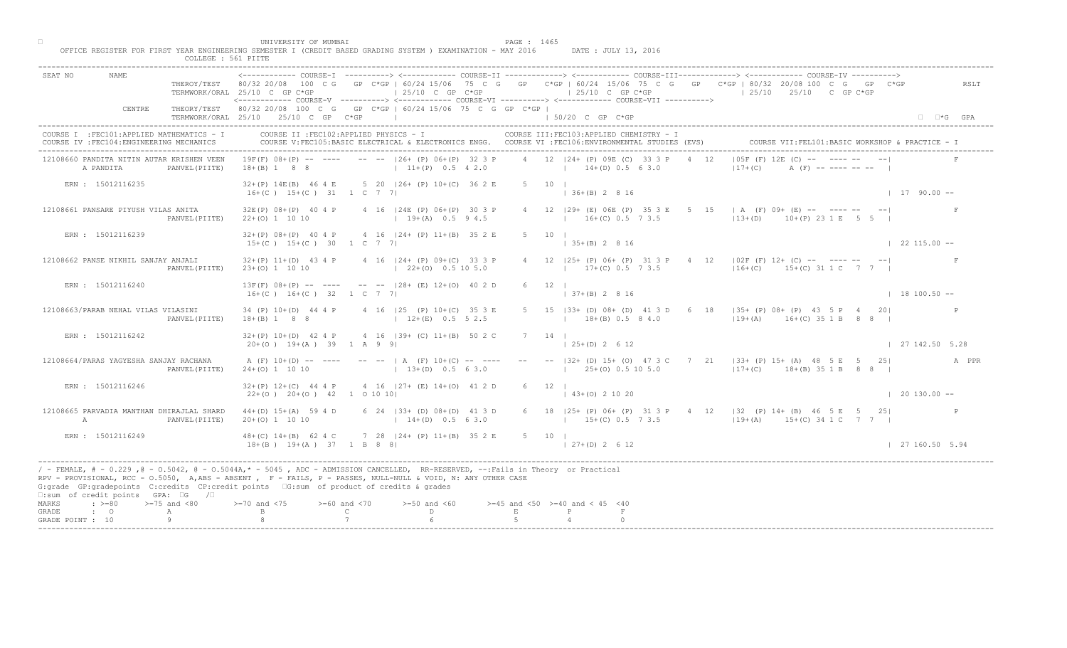UNIVERSITY OF MUMBAI

OFFICE REGISTER FOR FIRST YEAR ENGINEERING SEMESTER I (CREDIT BASED GRADING SYSTEM ) EXAMINATION - MAY 2016 DATE : JULY 13, 2016

COLLEGE : 561 PIITE

```
SEAT NO      NAME                        <------------ COURSE-I  ----------> <------------ COURSE-II -------------> <------------ COURSE-III------------> <------------ COURSE-IV ---------->
                         THEROY/TEST     80/32 20/08  100  C G   GP C*GP | 60/24 15/06  75  C G   GP   C*GP | 60/24  15/06  75  C  G   GP   C*GP | 80/32  20/08 100  C  G   GP  C*GP          RSLT
                         TERMWORK/ORAL  25/10  C  GP C*GP               | 25/10  C  GP  C*GP                 | 25/10  C  GP C*GP                 | 25/10     25/10    C  GP C*GP
                                         <------------ COURSE-V ----------> <------------ COURSE-VI ----------> <------------ COURSE-VII ---------->
             CENTRE      THEORY/TEST    80/32 20/08  100  C  G   GP C*GP | 60/24 15/06  75  C  G  GP  C*GP |
                         TERMWORK/ORAL  25/10    25/10    C  GP   C*GP   |                                   | 50/20  C  GP  C*GP                                                   □  □*G   GPA

COURSE I  :FEC101:APPLIED MATHEMATICS - I        COURSE II :FEC102:APPLIED PHYSICS - I               COURSE III:FEC103:APPLIED CHEMISTRY - I
COURSE IV :FEC104:ENGINEERING MECHANICS          COURSE V:FEC105:BASIC ELECTRICAL & ELECTRONICS ENGG.  COURSE VI :FEC106:ENVIRONMENTAL STUDIES (EVS)      COURSE VII:FEL101:BASIC WORKSHOP & PRACTICE - I

 12108660 PANDITA NITIN AUTAR KRISHEN VEEN   19F(F) 08+(P) -- ----   -- -- |26+ (P) 06+(P)  32 3 P    4  12 |24+ (P) 09E (C)  33 3 P   4  12   |05F (F) 12E (C) --  ---- --  --|             F
        A PANDITA          PANVEL(PIITE)    18+(B) 1   8  8                  | 11+(P)  0.5  4 2.0              |   14+(D) 0.5  6 3.0              |17+(C)      A (F) -- ---- -- --  |

     ERN : 15012116235                      32+(P) 14E(B)  46 4 E     5  20 |26+ (P) 10+(C)  36 2 E     5   10 |
                                             16+(C ) 15+(C )  31   1  C  7  7|                                 | 36+(B) 2  8 16                                                      |  17  90.00 --

 12108661 PANSARE PIYUSH VILAS ANITA         32E(P) 08+(P)  40 4 P     4  16 |24E (P) 06+(P)  30 3 P    4  12 |29+ (E) 06E (P)  35 3 E   5  15   | A  (F) 09+ (E) --  ---- --  --|             F
                           PANVEL(PIITE)    22+(O) 1  10 10                  | 19+(A)  0.5  9 4.5              |   16+(C) 0.5  7 3.5              |13+(D)      10+(P) 23 1 E   5  5  |

     ERN : 15012116239                      32+(P) 08+(P)  40 4 P     4  16 |24+ (P) 11+(B)  35 2 E     5   10 |
                                             15+(C ) 15+(C )  30   1  C  7  7|                                 | 35+(B) 2  8 16                                                      |  22 115.00 --

 12108662 PANSE NIKHIL SANJAY ANJALI         32+(P) 11+(D)  43 4 P     4  16 |24+ (P) 09+(C)  33 3 P    4  12 |25+ (P) 06+ (P)  31 3 P   4  12   |02F (F) 12+ (C) --  ---- --  --|             F
                           PANVEL(PIITE)    23+(O) 1  10 10                  | 22+(O)  0.5 10 5.0              |   17+(C) 0.5  7 3.5              |16+(C)      15+(C) 31 1 C   7  7  |

     ERN : 15012116240                      13F(F) 08+(P) --  ----   -- -- |28+ (E) 12+(O)  40 2 D     6   12 |
                                             16+(C ) 16+(C )  32   1  C  7  7|                                 | 37+(B) 2  8 16                                                      |  18 100.50 --

 12108663/PARAB NEHAL VILAS VILASINI         34 (P) 10+(D)  44 4 P     4  16 |25  (P) 10+(C)  35 3 E    5  15 |33+ (D) 08+ (D)  41 3 D   6  18   |35+ (P) 08+ (P)  43  5 P   4   20|             P
                           PANVEL(PIITE)    18+(B) 1   8  8                  | 12+(E)  0.5  5 2.5              |   18+(B) 0.5  8 4.0              |19+(A)      16+(C) 35 1 B   8  8  |

     ERN : 15012116242                      32+(P) 10+(D)  42 4 P     4  16 |39+ (C) 11+(B)  50 2 C     7   14 |
                                             20+(O ) 19+(A )  39   1  A  9  9|                                 | 25+(D) 2  6 12                                                      |  27 142.50  5.28

 12108664/PARAS YAGYESHA SANJAY RACHANA      A (F) 10+(D) --  ----   -- -- | A  (F) 10+(C) --  ----   --  -- |32+ (D) 15+ (O)  47 3 C   7  21   |33+ (P) 15+ (A)  48  5 E   5   25|            A  PPR
                           PANVEL(PIITE)    24+(O) 1  10 10                  | 13+(D)  0.5  6 3.0              |   25+(O) 0.5 10 5.0              |17+(C)      18+(B) 35 1 B   8  8  |

     ERN : 15012116246                      32+(P) 12+(C)  44 4 P     4  16 |27+ (E) 14+(O)  41 2 D     6   12 |
                                             22+(O ) 20+(O )  42   1  O 10 10|                                 | 43+(O) 2 10 20                                                      |  20 130.00 --

 12108665 PARVADIA MANTHAN DHIRAJLAL SHARD   44+(D) 15+(A)  59 4 D     6  24 |33+ (D) 08+(D)  41 3 D    6  18 |25+ (P) 06+ (P)  31 3 P   4  12   |32  (P) 14+ (B)  46  5 E   5   25|             P
        A                  PANVEL(PIITE)    20+(O) 1  10 10                  | 14+(D)  0.5  6 3.0              |   15+(C) 0.5  7 3.5              |19+(A)      15+(C) 34 1 C   7  7  |

     ERN : 15012116249                      48+(C) 14+(B)  62 4 C     7  28 |24+ (P) 11+(B)  35 2 E     5   10 |
                                             18+(B ) 19+(A )  37   1  B  8  8|                                 | 27+(D) 2  6 12                                                      |  27 160.50  5.94
```

/ - FEMALE, # - 0.229 ,@ - O.5042, @ - O.5044A,* - 5045 , ADC - ADMISSION CANCELLED, RR-RESERVED, --:Fails in Theory or Practical
RPV - PROVISIONAL, RCC - O.5050, A,ABS - ABSENT , F - FAILS, P - PASSES, NULL-NULL & VOID, N: ANY OTHER CASE
G:grade GP:gradepoints C:credits CP:credit points □G:sum of product of credits & grades
□:sum of credit points GPA: □G /□

| MARKS | : >=80 | >=75 and <80 | >=70 and <75 | >=60 and <70 | >=50 and <60 | >=45 and <50 | >=40 and < 45 | <40 |
|---|---|---|---|---|---|---|---|---|
| GRADE | : O | A | B | C | D | E | P | F |
| GRADE POINT | : 10 | 9 | 8 | 7 | 6 | 5 | 4 | 0 |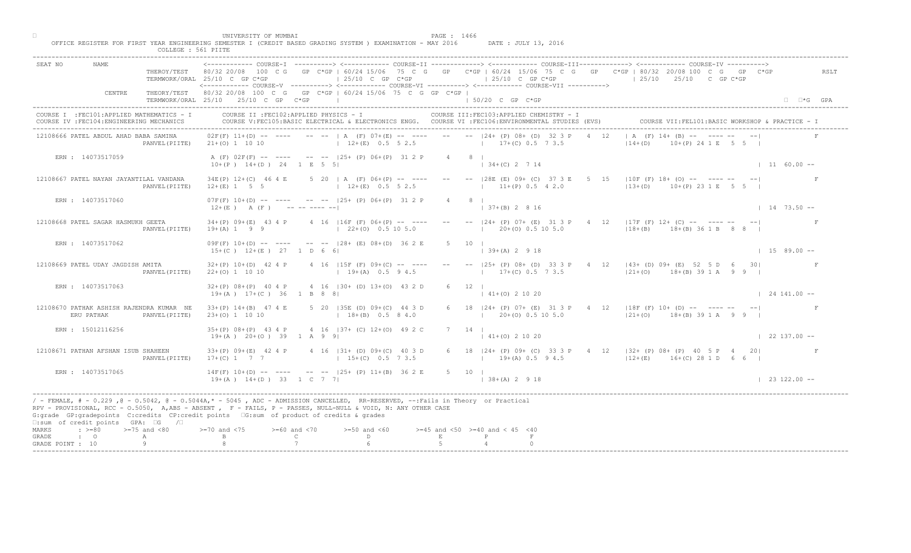UNIVERSITY OF MUMBAI

OFFICE REGISTER FOR FIRST YEAR ENGINEERING SEMESTER I (CREDIT BASED GRADING SYSTEM ) EXAMINATION - MAY 2016 DATE : JULY 13, 2016

COLLEGE : 561 PIITE

```
SEAT NO     NAME                       <------------ COURSE-I  ----------> <------------ COURSE-II -------------> <------------ COURSE-III------------> <------------ COURSE-IV ---------->
                          THEROY/TEST    80/32 20/08  100  C G   GP  C*GP | 60/24 15/06  75  C G   GP  C*GP | 60/24 15/06  75  C G   GP  C*GP | 80/32 20/08 100  C  G  GP  C*GP          RSLT
                          TERMWORK/ORAL  25/10  C  GP C*GP               | 25/10  C  GP  C*GP                 | 25/10  C  GP C*GP                 | 25/10   25/10   C  GP C*GP
                                       <------------ COURSE-V ----------> <------------ COURSE-VI ----------> <------------ COURSE-VII ---------->
            CENTRE        THEORY/TEST    80/32 20/08  100  C  G   GP  C*GP | 60/24 15/06  75  C  G  GP  C*GP |
                          TERMWORK/ORAL  25/10   25/10  C  GP   C*GP       |                                  | 50/20  C  GP  C*GP                                                       ∑*G  GPA
```

COURSE I :FEC101:APPLIED MATHEMATICS - I · COURSE II :FEC102:APPLIED PHYSICS - I · COURSE III:FEC103:APPLIED CHEMISTRY - I
COURSE IV :FEC104:ENGINEERING MECHANICS · COURSE V:FEC105:BASIC ELECTRICAL & ELECTRONICS ENGG. · COURSE VI :FEC106:ENVIRONMENTAL STUDIES (EVS) · COURSE VII:FEL101:BASIC WORKSHOP & PRACTICE - I

```
12108666 PATEL ABDUL AHAD BABA SAMINA      02F(F) 11+(D) --  ----    --  --  | A  (F) 07+(E) --  ----    --    --  |24+ (P) 08+ (D)  32 3 P   4  12   | A  (F) 14+ (B) --  ---- --   --|              F
                         PANVEL(PIITE)     21+(O) 1  10 10                   | 12+(E)  0.5  5 2.5                 |   17+(C) 0.5  7 3.5                |14+(D)     10+(P) 24 1 E   5  5  |

    ERN : 14073517059                       A (F) 02F(F) --  ----    --  --  |25+ (P) 06+(P)  31 2 P     4     8  |
                                            10+(P )  14+(D )  24   1  E  5  5|                                    | 34+(C) 2  7 14                                                          | 11  60.00 --

12108667 PATEL NAYAN JAYANTILAL VANDANA    34E(P) 12+(C)  46 4 E      5  20  | A  (F) 06+(P) --  ----    --    --  |28E (E) 09+ (C)  37 3 E   5  15   |10F (F) 18+ (O) --  ---- --   --|              F
                         PANVEL(PIITE)     12+(E) 1   5  5                   | 12+(E)  0.5  5 2.5                 |   11+(P) 0.5  4 2.0                |13+(D)     10+(P) 23 1 E   5  5  |

    ERN : 14073517060                       07F(F) 10+(D) --  ----    --  --  |25+ (P) 06+(P)  31 2 P     4     8  |
                                            12+(E )   A (F )    -- -- ---- --|                                    | 37+(B) 2  8 16                                                          | 14  73.50 --

12108668 PATEL SAGAR HASMUKH GEETA         34+(P) 09+(E)  43 4 P      4  16  |16F (F) 06+(P) --  ----    --    --  |24+ (P) 07+ (E)  31 3 P   4  12   |17F (F) 12+ (C) --  ---- --   --|              F
                         PANVEL(PIITE)     19+(A) 1   9  9                   | 22+(O)  0.5 10 5.0                 |   20+(O) 0.5 10 5.0                |18+(B)     18+(B) 36 1 B   8  8  |

    ERN : 14073517062                       09F(F) 10+(D) --  ----    --  --  |28+ (E) 08+(D)  36 2 E     5    10  |
                                            15+(C )  12+(E )  27   1  D  6  6|                                    | 39+(A) 2  9 18                                                          | 15  89.00 --

12108669 PATEL UDAY JAGDISH AMITA          32+(P) 10+(D)  42 4 P      4  16  |15F (F) 09+(C) --  ----    --    --  |25+ (P) 08+ (D)  33 3 P   4  12   |43+ (D) 09+ (E)  52  5 D   6   30|              F
                         PANVEL(PIITE)     22+(O) 1  10 10                   | 19+(A)  0.5  9 4.5                 |   17+(C) 0.5  7 3.5                |21+(O)     18+(B) 39 1 A   9  9  |

    ERN : 14073517063                       32+(P) 08+(P)  40 4 P      4  16  |30+ (D) 13+(O)  43 2 D     6    12  |
                                            19+(A )  17+(C )  36   1  B  8  8|                                    | 41+(O) 2 10 20                                                          | 24 141.00 --

12108670 PATHAK ASHISH RAJENDRA KUMAR  NE  33+(P) 14+(B)  47 4 E      5  20  |35E (D) 09+(C)  44 3 D     6    18  |24+ (P) 07+ (E)  31 3 P   4  12   |18F (F) 10+ (D) --  ---- --   --|              F
     ERU PATHAK          PANVEL(PIITE)     23+(O) 1  10 10                   | 18+(B)  0.5  8 4.0                 |   20+(O) 0.5 10 5.0                |21+(O)     18+(B) 39 1 A   9  9  |

    ERN : 15012116256                       35+(P) 08+(P)  43 4 P      4  16  |37+ (C) 12+(O)  49 2 C     7    14  |
                                            19+(A )  20+(O )  39   1  A  9  9|                                    | 41+(O) 2 10 20                                                          | 22 137.00 --

12108671 PATHAN AFSHAN ISUB SHAHEEN        33+(P) 09+(E)  42 4 P      4  16  |31+ (D) 09+(C)  40 3 D     6    18  |24+ (P) 09+ (C)  33 3 P   4  12   |32+ (P) 08+ (P)  40  5 P   4   20|              F
                         PANVEL(PIITE)     17+(C) 1   7  7                   | 15+(C)  0.5  7 3.5                 |   19+(A) 0.5  9 4.5                |12+(E)     16+(C) 28 1 D   6  6  |

    ERN : 14073517065                       14F(F) 10+(D) --  ----    --  --  |25+ (P) 11+(B)  36 2 E     5    10  |
                                            19+(A )  14+(D )  33   1  C  7  7|                                    | 38+(A) 2  9 18                                                          | 23 122.00 --
```

/ - FEMALE, # - 0.229 ,@ - O.5042, @ - O.5044A,* - 5045 , ADC - ADMISSION CANCELLED, RR-RESERVED, --:Fails in Theory or Practical
RPV - PROVISIONAL, RCC - O.5050, A,ABS - ABSENT , F - FAILS, P - PASSES, NULL-NULL & VOID, N: ANY OTHER CASE
G:grade GP:gradepoints C:credits CP:credit points ∑G:sum of product of credits & grades
∑:sum of credit points GPA: ∑G /∑

| MARKS | : >=80 | >=75 and <80 | >=70 and <75 | >=60 and <70 | >=50 and <60 | >=45 and <50 | >=40 and < 45 | <40 |
|---|---|---|---|---|---|---|---|---|
| GRADE | : O | A | B | C | D | E | P | F |
| GRADE POINT | : 10 | 9 | 8 | 7 | 6 | 5 | 4 | 0 |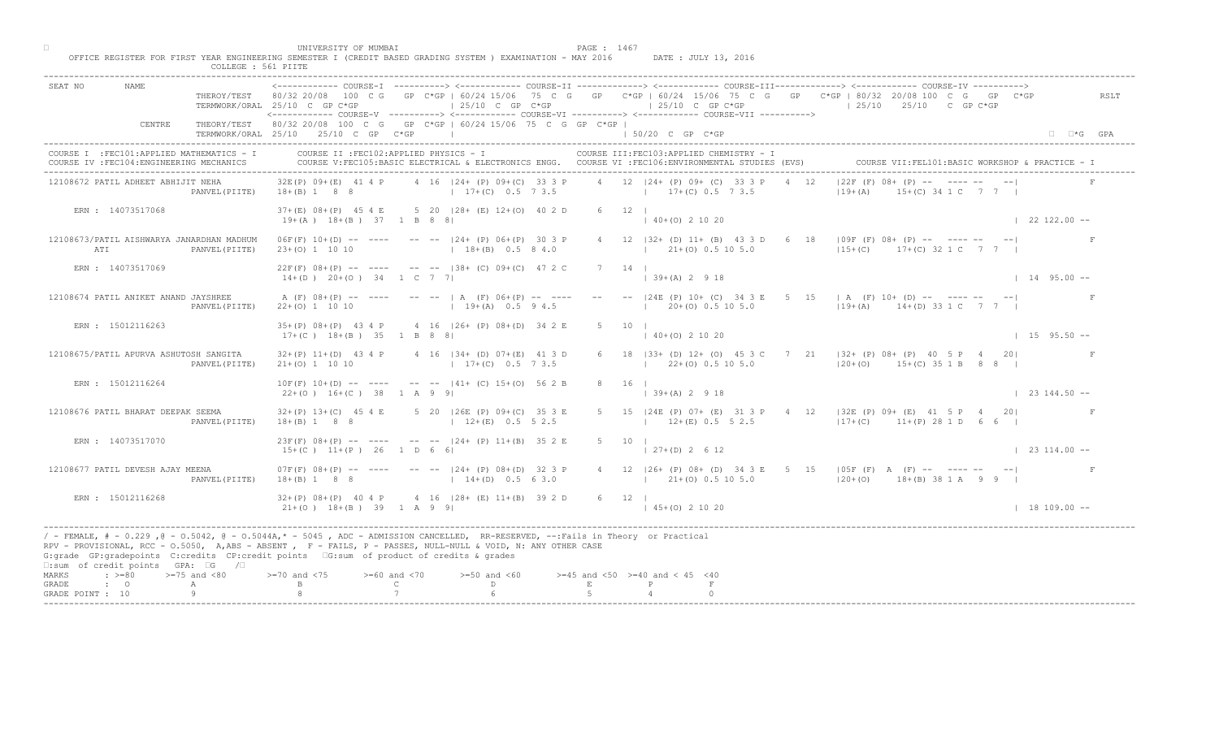UNIVERSITY OF MUMBAI

OFFICE REGISTER FOR FIRST YEAR ENGINEERING SEMESTER I (CREDIT BASED GRADING SYSTEM ) EXAMINATION - MAY 2016     DATE : JULY 13, 2016

COLLEGE : 561 PIITE

```
SEAT NO      NAME                <------------ COURSE-I  ----------> <------------ COURSE-II -------------> <------------ COURSE-III-------------> <------------ COURSE-IV ---------->
                    THEROY/TEST   80/32 20/08  100 C G   GP C*GP | 60/24 15/06  75 C G   GP   C*GP | 60/24 15/06 75 C G   GP   C*GP | 80/32 20/08 100 C  G   GP  C*GP          RSLT
                    TERMWORK/ORAL 25/10 C  GP C*GP               | 25/10  C  GP  C*GP             | 25/10  C  GP C*GP              | 25/10    25/10    C  GP C*GP
                                  <------------ COURSE-V ----------> <------------ COURSE-VI ----------> <------------ COURSE-VII ---------->
             CENTRE  THEORY/TEST  80/32 20/08  100  C  G   GP C*GP | 60/24 15/06  75  C  G  GP  C*GP |
                    TERMWORK/ORAL 25/10   25/10  C  GP   C*GP     |                                  | 50/20  C  GP  C*GP                                                     □  □*G  GPA

COURSE I  :FEC101:APPLIED MATHEMATICS - I      COURSE II :FEC102:APPLIED PHYSICS - I               COURSE III:FEC103:APPLIED CHEMISTRY - I
COURSE IV :FEC104:ENGINEERING MECHANICS        COURSE V:FEC105:BASIC ELECTRICAL & ELECTRONICS ENGG.  COURSE VI :FEC106:ENVIRONMENTAL STUDIES (EVS)      COURSE VII:FEL101:BASIC WORKSHOP & PRACTICE - I

12108672 PATIL ADHEET ABHIJIT NEHA      32E(P) 09+(E)  41 4 P    4 16 |24+ (P) 09+(C)  33 3 P    4  12 |24+ (P) 09+ (C)  33 3 P   4  12  |22F (F) 08+ (P) --  ---- --   --|           F
                   PANVEL(PIITE)        18+(B) 1  8  8                | 17+(C)  0.5  7 3.5              |  17+(C) 0.5  7 3.5               |19+(A)    15+(C) 34 1 C   7  7  |
    ERN : 14073517068                   37+(E) 08+(P)  45 4 E    5 20 |28+ (E) 12+(O)  40 2 D    6  12 |
                                         19+(A ) 18+(B )  37  1  B  8  8|                                 | 40+(O) 2 10 20                                                    | 22 122.00 --

12108673/PATIL AISHWARYA JANARDHAN MADHUM  06F(F) 10+(D) -- ----   -- -- |24+ (P) 06+(P)  30 3 P   4  12 |32+ (D) 11+ (B)  43 3 D   6  18  |09F (F) 08+ (P) --  ---- --   --|           F
        ATI        PANVEL(PIITE)        23+(O) 1  10 10               | 18+(B)  0.5  8 4.0              |  21+(O) 0.5 10 5.0               |15+(C)    17+(C) 32 1 C   7  7  |
    ERN : 14073517069                   22F(F) 08+(P) -- ----   -- -- |38+ (C) 09+(C)  47 2 C    7  14 |
                                         14+(D ) 20+(O )  34  1  C  7  7|                                 | 39+(A) 2  9 18                                                    | 14  95.00 --

12108674 PATIL ANIKET ANAND JAYSHREE    A (F) 08+(P) -- ----    -- -- | A  (F) 06+(P) -- ----    --  -- |24E (P) 10+ (C)  34 3 E   5  15  | A  (F) 10+ (D) --  ---- --   --|           F
                   PANVEL(PIITE)        22+(O) 1  10 10               | 19+(A)  0.5  9 4.5              |  20+(O) 0.5 10 5.0               |19+(A)    14+(D) 33 1 C   7  7  |
    ERN : 15012116263                   35+(P) 08+(P)  43 4 P    4 16 |26+ (P) 08+(D)  34 2 E    5  10 |
                                         17+(C ) 18+(B )  35  1  B  8  8|                                 | 40+(O) 2 10 20                                                    | 15  95.50 --

12108675/PATIL APURVA ASHUTOSH SANGITA  32+(P) 11+(D)  43 4 P    4 16 |34+ (D) 07+(E)  41 3 D    6  18 |33+ (D) 12+ (O)  45 3 C   7  21  |32+ (P) 08+ (P)  40  5 P   4   20|           F
                   PANVEL(PIITE)        21+(O) 1  10 10               | 17+(C)  0.5  7 3.5              |  22+(O) 0.5 10 5.0               |20+(O)    15+(C) 35 1 B   8  8  |
    ERN : 15012116264                   10F(F) 10+(D) -- ----   -- -- |41+ (C) 15+(O)  56 2 B    8  16 |
                                         22+(O ) 16+(C )  38  1  A  9  9|                                 | 39+(A) 2  9 18                                                    | 23 144.50 --

12108676 PATIL BHARAT DEEPAK SEEMA      32+(P) 13+(C)  45 4 E    5 20 |26E (P) 09+(C)  35 3 E    5  15 |24E (P) 07+ (E)  31 3 P   4  12  |32E (P) 09+ (E)  41  5 P   4   20|           F
                   PANVEL(PIITE)        18+(B) 1  8  8                | 12+(E)  0.5  5 2.5              |  12+(E) 0.5  5 2.5               |17+(C)    11+(P) 28 1 D   6  6  |
    ERN : 14073517070                   23F(F) 08+(P) -- ----   -- -- |24+ (P) 11+(B)  35 2 E    5  10 |
                                         15+(C ) 11+(P )  26  1  D  6  6|                                 | 27+(D) 2  6 12                                                    | 23 114.00 --

12108677 PATIL DEVESH AJAY MEENA        07F(F) 08+(P) -- ----   -- -- |24+ (P) 08+(D)  32 3 P    4  12 |26+ (P) 08+ (D)  34 3 E   5  15  |05F (F)  A  (F) --  ---- --   --|           F
                   PANVEL(PIITE)        18+(B) 1  8  8                | 14+(D)  0.5  6 3.0              |  21+(O) 0.5 10 5.0               |20+(O)    18+(B) 38 1 A   9  9  |
    ERN : 15012116268                   32+(P) 08+(P)  40 4 P    4 16 |28+ (E) 11+(B)  39 2 D    6  12 |
                                         21+(O ) 18+(B )  39  1  A  9  9|                                 | 45+(O) 2 10 20                                                    | 18 109.00 --
```

/ - FEMALE, # - 0.229 ,@ - 0.5042, @ - 0.5044A,* - 5045 , ADC - ADMISSION CANCELLED, RR-RESERVED, --:Fails in Theory or Practical
RPV - PROVISIONAL, RCC - 0.5050, A,ABS - ABSENT , F - FAILS, P - PASSES, NULL-NULL & VOID, N: ANY OTHER CASE
G:grade GP:gradepoints C:credits CP:credit points □G:sum of product of credits & grades
□:sum of credit points GPA: □G /□

| MARKS | : >=80 | >=75 and <80 | >=70 and <75 | >=60 and <70 | >=50 and <60 | >=45 and <50 | >=40 and < 45 | <40 |
|---|---|---|---|---|---|---|---|---|
| GRADE | : O | A | B | C | D | E | P | F |
| GRADE POINT | : 10 | 9 | 8 | 7 | 6 | 5 | 4 | 0 |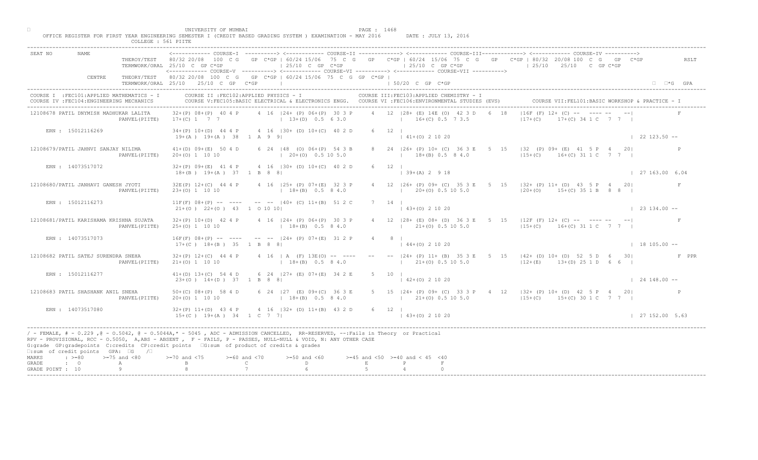UNIVERSITY OF MUMBAI

OFFICE REGISTER FOR FIRST YEAR ENGINEERING SEMESTER I (CREDIT BASED GRADING SYSTEM ) EXAMINATION - MAY 2016    DATE : JULY 13, 2016

COLLEGE : 561 PIITE

```
SEAT NO     NAME
                    THEROY/TEST   80/32 20/08  100  C G   GP  C*GP | 60/24 15/06  75  C G   GP   C*GP | 60/24  15/06  75  C  G   GP   C*GP | 80/32  20/08 100  C  G   GP  C*GP          RSLT
                    TERMWORK/ORAL 25/10  C  GP C*GP                | 25/10  C  GP  C*GP               | 25/10  C  GP C*GP                   | 25/10    25/10    C  GP C*GP
                                  <------------ COURSE-V ----------> <------------ COURSE-VI ----------> <------------ COURSE-VII ---------->
            CENTRE  THEORY/TEST   80/32 20/08  100  C  G   GP  C*GP | 60/24 15/06  75  C  G  GP  C*GP |
                    TERMWORK/ORAL 25/10   25/10  C  GP   C*GP    |                                 | 50/20  C  GP  C*GP                                                    ΣC*G  GPA

COURSE I  :FEC101:APPLIED MATHEMATICS - I     COURSE II :FEC102:APPLIED PHYSICS - I              COURSE III:FEC103:APPLIED CHEMISTRY - I
COURSE IV :FEC104:ENGINEERING MECHANICS       COURSE V:FEC105:BASIC ELECTRICAL & ELECTRONICS ENGG.  COURSE VI :FEC106:ENVIRONMENTAL STUDIES (EVS)     COURSE VII:FEL101:BASIC WORKSHOP & PRACTICE - I

12108678 PATIL DNYMISH MADHUKAR LALITA    32+(P) 08+(P)  40 4 P    4  16 |24+ (P) 06+(P)  30 3 P    4  12 |28+ (E) 14E (O)  42 3 D   6  18  |16F (F) 12+ (C) --  ---- --  --|            F
                    PANVEL(PIITE)   17+(C) 1  7  7                 | 13+(D)  0.5  6 3.0              |  16+(C) 0.5  7 3.5                  |17+(C)    17+(C) 34 1 C   7  7  |
    ERN : 15012116269               34+(P) 10+(D)  44 4 P    4  16 |30+ (D) 10+(C)  40 2 D    6  12 |
                                    19+(A )  19+(A )  38   1  A  9  9|                               | 41+(O) 2 10 20                                                       | 22 123.50 --

12108679/PATIL JAHNVI SANJAY NILIMA      41+(D) 09+(E)  50 4 D    6  24 |48  (O) 06+(P)  54 3 B    8  24 |26+ (P) 10+ (C)  36 3 E   5  15  |32  (P) 09+ (E)  41  5 P  4   20|            P
                    PANVEL(PIITE)   20+(O) 1  10 10                | 20+(O)  0.5 10 5.0              |  18+(B) 0.5  8 4.0                  |15+(C)    16+(C) 31 1 C   7  7  |
    ERN : 14073517072               32+(P) 09+(E)  41 4 P    4  16 |30+ (D) 10+(C)  40 2 D    6  12 |
                                    18+(B )  19+(A )  37   1  B  8  8|                               | 39+(A) 2  9 18                                                       | 27 163.00  6.04

12108680/PATIL JANHAVI GANESH JYOTI      32E(P) 12+(C)  44 4 P    4  16 |25+ (P) 07+(E)  32 3 P    4  12 |26+ (P) 09+ (C)  35 3 E   5  15  |32+ (P) 11+ (D)  43  5 P  4   20|            F
                    PANVEL(PIITE)   23+(O) 1  10 10                | 18+(B)  0.5  8 4.0              |  20+(O) 0.5 10 5.0                  |20+(O)    15+(C) 35 1 B   8  8  |
    ERN : 15012116273               11F(F) 08+(P) --  ----   --  -- |40+ (C) 11+(B)  51 2 C    7  14 |
                                    21+(O )  22+(O )  43   1  O 10 10|                               | 43+(O) 2 10 20                                                       | 23 134.00 --

12108681/PATIL KARISHAMA KRISHNA SUJATA  32+(P) 10+(D)  42 4 P    4  16 |24+ (P) 06+(P)  30 3 P    4  12 |28+ (E) 08+ (D)  36 3 E   5  15  |12F (F) 12+ (C) --  ---- --  --|            F
                    PANVEL(PIITE)   25+(O) 1  10 10                | 18+(B)  0.5  8 4.0              |  21+(O) 0.5 10 5.0                  |15+(C)    16+(C) 31 1 C   7  7  |
    ERN : 14073517073               16F(F) 08+(P) --  ----   --  -- |24+ (P) 07+(E)  31 2 P    4   8 |
                                    17+(C )  18+(B )  35   1  B  8  8|                               | 44+(O) 2 10 20                                                       | 18 105.00 --

12108682 PATIL SATEJ SURENDRA SNEHA      32+(P) 12+(C)  44 4 P    4  16 | A  (F) 13E(O) --  ----   --  -- |24+ (P) 11+ (B)  35 3 E   5  15  |42+ (D) 10+ (D)  52  5 D  6   30|            F PPR
                    PANVEL(PIITE)   21+(O) 1  10 10                | 18+(B)  0.5  8 4.0              |  21+(O) 0.5 10 5.0                  |12+(E)    13+(D) 25 1 D   6  6  |
    ERN : 15012116277               41+(D) 13+(C)  54 4 D    6  24 |27+ (E) 07+(E)  34 2 E    5  10 |
                                    23+(O )  14+(D )  37   1  B  8  8|                               | 42+(O) 2 10 20                                                       | 24 148.00 --

12108683 PATIL SHASHANK ANIL SNEHA       50+(C) 08+(P)  58 4 D    6  24 |27  (E) 09+(C)  36 3 E    5  15 |24+ (P) 09+ (C)  33 3 P   4  12  |32+ (P) 10+ (D)  42  5 P  4   20|            P
                    PANVEL(PIITE)   20+(O) 1  10 10                | 18+(B)  0.5  8 4.0              |  21+(O) 0.5 10 5.0                  |15+(C)    15+(C) 30 1 C   7  7  |
    ERN : 14073517080               32+(P) 11+(D)  43 4 P    4  16 |32+ (D) 11+(B)  43 2 D    6  12 |
                                    15+(C )  19+(A )  34   1  C  7  7|                               | 43+(O) 2 10 20                                                       | 27 152.00  5.63
```

/ - FEMALE, # - 0.229 ,@ - O.5042, @ - O.5044A,* - 5045 , ADC - ADMISSION CANCELLED, RR-RESERVED, --:Fails in Theory or Practical

RPV - PROVISIONAL, RCC - O.5050, A,ABS - ABSENT , F - FAILS, P - PASSES, NULL-NULL & VOID, N: ANY OTHER CASE

G:grade GP:gradepoints C:credits CP:credit points ΣG:sum of product of credits & grades

ΣC:sum of credit points GPA: ΣG /ΣC

| MARKS | : >=80 | >=75 and <80 | >=70 and <75 | >=60 and <70 | >=50 and <60 | >=45 and <50 | >=40 and < 45 | <40 |
|---|---|---|---|---|---|---|---|---|
| GRADE | : O | A | B | C | D | E | P | F |
| GRADE POINT | : 10 | 9 | 8 | 7 | 6 | 5 | 4 | 0 |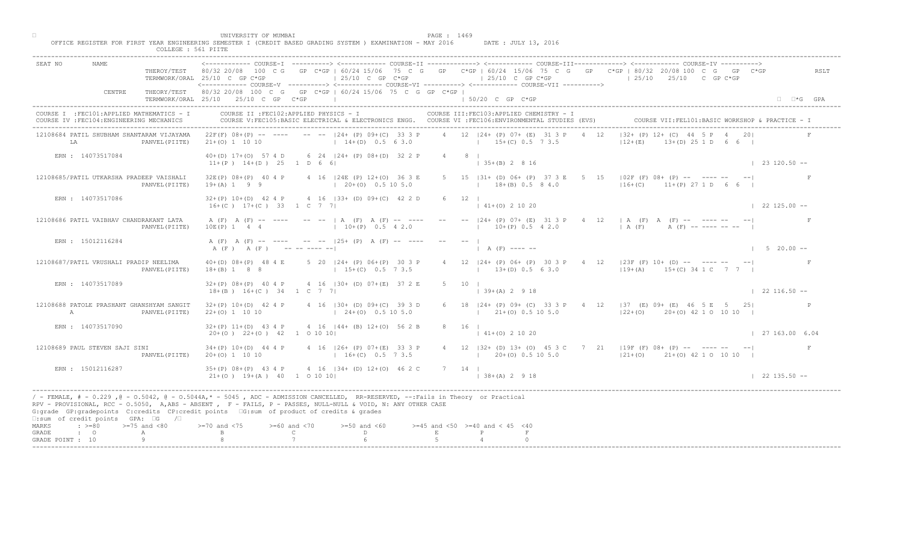UNIVERSITY OF MUMBAI

OFFICE REGISTER FOR FIRST YEAR ENGINEERING SEMESTER I (CREDIT BASED GRADING SYSTEM ) EXAMINATION - MAY 2016 DATE : JULY 13, 2016

COLLEGE : 561 PIITE

```
SEAT NO     NAME                     <------------ COURSE-I  ----------> <------------ COURSE-II -------------> <------------ COURSE-III------------> <------------ COURSE-IV ---------->
                      THEROY/TEST    80/32 20/08  100  C G   GP  C*GP | 60/24 15/06  75  C  G   GP   C*GP | 60/24  15/06  75  C  G   GP   C*GP | 80/32  20/08 100  C  G   GP  C*GP        RSLT
                      TERMWORK/ORAL  25/10  C  GP C*GP               | 25/10  C  GP  C*GP                |  25/10  C  GP C*GP                 | 25/10   25/10   C  GP C*GP
                                     <------------ COURSE-V ----------> <------------ COURSE-VI ----------> <------------ COURSE-VII ---------->
            CENTRE    THEORY/TEST    80/32 20/08  100  C  G    GP  C*GP | 60/24 15/06  75  C  G  GP  C*GP |
                      TERMWORK/ORAL  25/10   25/10  C  GP   C*GP      |                                 | 50/20  C  GP  C*GP                                                    □  □*G  GPA
```

COURSE I :FEC101:APPLIED MATHEMATICS - I    COURSE II :FEC102:APPLIED PHYSICS - I    COURSE III:FEC103:APPLIED CHEMISTRY - I
COURSE IV :FEC104:ENGINEERING MECHANICS    COURSE V:FEC105:BASIC ELECTRICAL & ELECTRONICS ENGG.    COURSE VI :FEC106:ENVIRONMENTAL STUDIES (EVS)    COURSE VII:FEL101:BASIC WORKSHOP & PRACTICE - I

```
12108684 PATIL SHUBHAM SHANTARAM VIJAYAMA   22F(F) 08+(P) --  ----   -- --  |24+ (P) 09+(C)  33 3 P    4  12 |24+ (P) 07+ (E)  31 3 P   4  12   |32+ (P) 12+ (C)  44  5 P   4   20|           F
         LA               PANVEL(PIITE)     21+(O) 1  10 10                 | 14+(D)  0.5  6 3.0              |  15+(C) 0.5  7 3.5                 |12+(E)    13+(D) 25 1 D   6  6  |
    ERN : 14073517084                       40+(D) 17+(O)  57 4 D     6  24 |24+ (P) 08+(D)  32 2 P    4    8 |
                                             11+(P )  14+(D )  25   1  D  6  6|                                | 35+(B) 2  8 16                                                       | 23 120.50 --

12108685/PATIL UTKARSHA PRADEEP VAISHALI    32E(P) 08+(P)  40 4 P     4  16 |24E (P) 12+(O)  36 3 E    5  15 |31+ (D) 06+ (P)  37 3 E   5  15   |02F (F) 08+ (P) --  ---- --  --|           F
                          PANVEL(PIITE)     19+(A) 1   9  9                 | 20+(O)  0.5 10 5.0              |  18+(B) 0.5  8 4.0                 |16+(C)      11+(P) 27 1 D   6  6  |
    ERN : 14073517086                       32+(P) 10+(D)  42 4 P     4  16 |33+ (D) 09+(C)  42 2 D    6   12 |
                                             16+(C )  17+(C )  33   1  C  7  7|                                | 41+(O) 2 10 20                                                       | 22 125.00 --

12108686 PATIL VAIBHAV CHANDRAKANT LATA     A (F)  A (F) --  ----   -- --  | A  (F)  A (F) -- ----    --   -- |24+ (P) 07+ (E)  31 3 P   4  12   | A  (F)  A  (F) --  ---- --  --|           F
                          PANVEL(PIITE)     10E(P) 1   4  4                 | 10+(P)  0.5  4 2.0              |  10+(P) 0.5  4 2.0                 | A (F)      A (F) -- ---- -- --  |
    ERN : 15012116284                       A (F)  A (F) --  ----   -- --  |25+ (P)  A (F) --  ----    --   -- |
                                             A (F )   A (F )    -- -- ---- --|                                | A (F) ---- --                                                        |  5  20.00 --

12108687/PATIL VRUSHALI PRADIP NEELIMA      40+(D) 08+(P)  48 4 E     5  20 |24+ (P) 06+(P)  30 3 P    4  12 |24+ (P) 06+ (P)  30 3 P   4  12   |23F (F) 10+ (D) --  ---- --  --|           F
                          PANVEL(PIITE)     18+(B) 1   8  8                 | 15+(C)  0.5  7 3.5              |  13+(D) 0.5  6 3.0                 |19+(A)      15+(C) 34 1 C   7  7  |
    ERN : 14073517089                       32+(P) 08+(P)  40 4 P     4  16 |30+ (D) 07+(E)  37 2 E    5   10 |
                                             18+(B )  16+(C )  34   1  C  7  7|                                | 39+(A) 2  9 18                                                       | 22 116.50 --

12108688 PATOLE PRASHANT GHANSHYAM SANGIT   32+(P) 10+(D)  42 4 P     4  16 |30+ (D) 09+(C)  39 3 D    6  18 |24+ (P) 09+ (C)  33 3 P   4  12   |37  (E) 09+ (E)  46  5 E   5   25|           P
         A                PANVEL(PIITE)     22+(O) 1  10 10                 | 24+(O)  0.5 10 5.0              |  21+(O) 0.5 10 5.0                 |22+(O)      20+(O) 42 1 O  10 10  |
    ERN : 14073517090                       32+(P) 11+(D)  43 4 P     4  16 |44+ (B) 12+(O)  56 2 B    8   16 |
                                             20+(O )  22+(O )  42   1  O 10 10|                                | 41+(O) 2 10 20                                                       | 27 163.00 6.04

12108689 PAUL STEVEN SAJI SINI              34+(P) 10+(D)  44 4 P     4  16 |26+ (P) 07+(E)  33 3 P    4  12 |32+ (D) 13+ (O)  45 3 C   7  21   |19F (F) 08+ (P) --  ---- --  --|           F
                          PANVEL(PIITE)     20+(O) 1  10 10                 | 16+(C)  0.5  7 3.5              |  20+(O) 0.5 10 5.0                 |21+(O)      21+(O) 42 1 O  10 10  |
    ERN : 15012116287                       35+(P) 08+(P)  43 4 P     4  16 |34+ (D) 12+(O)  46 2 C    7   14 |
                                             21+(O )  19+(A )  40   1  O 10 10|                                | 38+(A) 2  9 18                                                       | 22 135.50 --
```

/ - FEMALE, # - 0.229 ,@ - O.5042, @ - O.5044A,* - 5045 , ADC - ADMISSION CANCELLED, RR-RESERVED, --:Fails in Theory or Practical
RPV - PROVISIONAL, RCC - O.5050, A,ABS - ABSENT , F - FAILS, P - PASSES, NULL-NULL & VOID, N: ANY OTHER CASE
G:grade GP:gradepoints C:credits CP:credit points □G:sum of product of credits & grades
□:sum of credit points GPA: □G /□

| MARKS | : >=80 | >=75 and <80 | >=70 and <75 | >=60 and <70 | >=50 and <60 | >=45 and <50 | >=40 and < 45 | <40 |
|---|---|---|---|---|---|---|---|---|
| GRADE | : O | A | B | C | D | E | P | F |
| GRADE POINT | : 10 | 9 | 8 | 7 | 6 | 5 | 4 | 0 |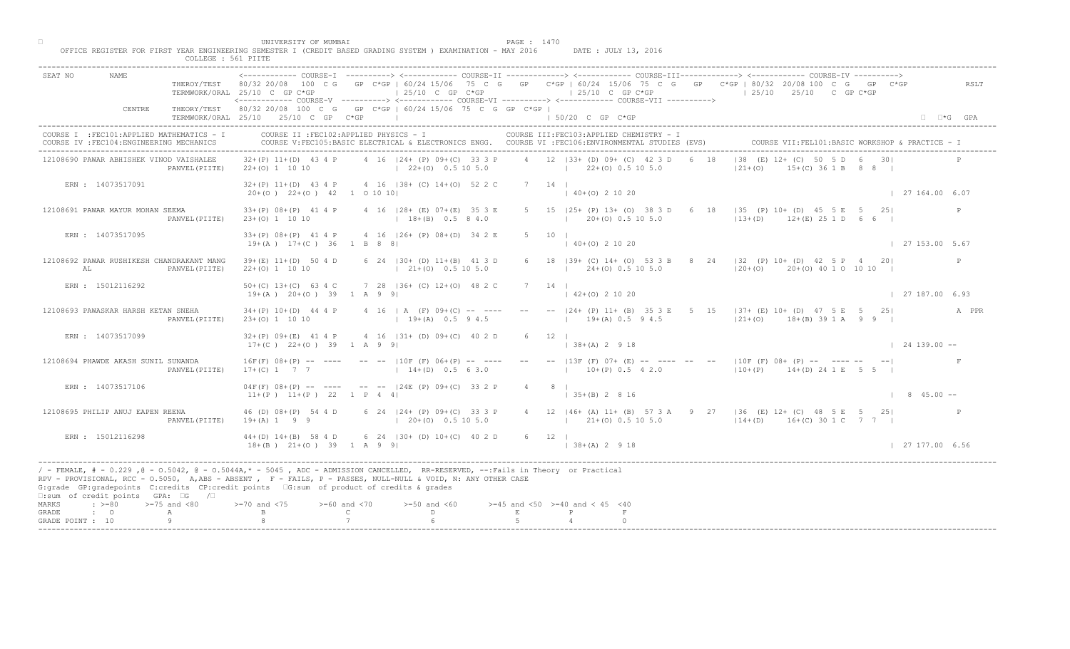UNIVERSITY OF MUMBAI

OFFICE REGISTER FOR FIRST YEAR ENGINEERING SEMESTER I (CREDIT BASED GRADING SYSTEM ) EXAMINATION - MAY 2016 DATE : JULY 13, 2016

COLLEGE : 561 PIITE

```
SEAT NO      NAME              <------------ COURSE-I  ----------> <------------ COURSE-II -------------> <------------ COURSE-III------------> <------------ COURSE-IV ---------->
                 THEROY/TEST    80/32 20/08  100  C G   GP  C*GP | 60/24 15/06  75  C  G   GP  C*GP | 60/24  15/06  75  C  G   GP  C*GP | 80/32  20/08 100  C  G   GP  C*GP        RSLT
                 TERMWORK/ORAL  25/10  C  GP C*GP               | 25/10  C  GP  C*GP               | 25/10  C  GP C*GP                  | 25/10    25/10   C  GP C*GP
                                <------------ COURSE-V ----------> <------------ COURSE-VI ----------> <------------ COURSE-VII ---------->
         CENTRE  THEORY/TEST    80/32 20/08  100  C  G   GP  C*GP | 60/24 15/06  75  C  G  GP  C*GP |
                 TERMWORK/ORAL  25/10   25/10  C  GP   C*GP     |                                  | 50/20  C  GP  C*GP                                                     □  □*G  GPA
--------------------------------------------------------------------------------------------------------------------------------------------------------------------------------------
COURSE I  :FEC101:APPLIED MATHEMATICS - I       COURSE II :FEC102:APPLIED PHYSICS - I             COURSE III:FEC103:APPLIED CHEMISTRY - I
COURSE IV :FEC104:ENGINEERING MECHANICS         COURSE V:FEC105:BASIC ELECTRICAL & ELECTRONICS ENGG.  COURSE VI :FEC106:ENVIRONMENTAL STUDIES (EVS)      COURSE VII:FEL101:BASIC WORKSHOP & PRACTICE - I
--------------------------------------------------------------------------------------------------------------------------------------------------------------------------------------
12108690 PAWAR ABHISHEK VINOD VAISHALEE   32+(P) 11+(D)  43 4 P    4 16  |24+ (P) 09+(C)  33 3 P    4  12  |33+ (D) 09+ (C)  42 3 D   6  18   |38  (E) 12+ (C)  50  5 D  6   30|          P
                       PANVEL(PIITE)      22+(O) 1  10 10                | 22+(O)  0.5 10 5.0              |   22+(O) 0.5 10 5.0               |21+(O)     15+(C) 36 1 B   8  8  |

    ERN : 14073517091                     32+(P) 11+(D)  43 4 P    4 16  |38+ (C) 14+(O)  52 2 C    7  14  |
                                           20+(O ) 22+(O )  42   1  O 10 10|                                 | 40+(O) 2 10 20                                                    | 27 164.00  6.07

12108691 PAWAR MAYUR MOHAN SEEMA          33+(P) 08+(P)  41 4 P    4 16  |28+ (E) 07+(E)  35 3 E    5  15  |25+ (P) 13+ (O)  38 3 D   6  18   |35  (P) 10+ (D)  45  5 E  5   25|          P
                       PANVEL(PIITE)      23+(O) 1  10 10                | 18+(B)  0.5  8 4.0              |   20+(O) 0.5 10 5.0               |13+(D)     12+(E) 25 1 D   6  6  |

    ERN : 14073517095                     33+(P) 08+(P)  41 4 P    4 16  |26+ (P) 08+(D)  34 2 E    5  10  |
                                           19+(A ) 17+(C )  36   1  B  8  8|                                 | 40+(O) 2 10 20                                                    | 27 153.00  5.67

12108692 PAWAR RUSHIKESH CHANDRAKANT MANG 39+(E) 11+(D)  50 4 D    6 24  |30+ (D) 11+(B)  41 3 D    6  18  |39+ (C) 14+ (O)  53 3 B   8  24   |32  (P) 10+ (D)  42  5 P  4   20|          P
         AL            PANVEL(PIITE)      22+(O) 1  10 10                | 21+(O)  0.5 10 5.0              |   24+(O) 0.5 10 5.0               |20+(O)     20+(O) 40 1 O  10 10  |

    ERN : 15012116292                     50+(C) 13+(C)  63 4 C    7 28  |36+ (C) 12+(O)  48 2 C    7  14  |
                                           19+(A ) 20+(O )  39   1  A  9  9|                                 | 42+(O) 2 10 20                                                    | 27 187.00  6.93

12108693 PAWASKAR HARSH KETAN SNEHA       34+(P) 10+(D)  44 4 P    4 16  | A  (F) 09+(C)  --  ----   --  --  |24+ (P) 11+ (B)  35 3 E   5  15   |37+ (E) 10+ (D)  47  5 E  5   25|          A  PPR
                       PANVEL(PIITE)      23+(O) 1  10 10                | 19+(A)  0.5  9 4.5              |   19+(A) 0.5  9 4.5               |21+(O)     18+(B) 39 1 A   9  9  |

    ERN : 14073517099                     32+(P) 09+(E)  41 4 P    4 16  |31+ (D) 09+(C)  40 2 D    6  12  |
                                           17+(C ) 22+(O )  39   1  A  9  9|                                 | 38+(A) 2  9 18                                                    | 24 139.00  --

12108694 PHAWDE AKASH SUNIL SUNANDA       16F(F) 08+(P)  --  ----  --  -- |10F (F) 06+(P)  --  ----   --  --  |13F (F) 07+ (E)  --  ----  --  --  |10F (F) 08+ (P)  --  ----  --   --|          F
                       PANVEL(PIITE)      17+(C) 1   7  7                | 14+(D)  0.5  6 3.0              |   10+(P) 0.5  4 2.0               |10+(P)     14+(D) 24 1 E   5  5  |

    ERN : 14073517106                     04F(F) 08+(P)  --  ----  --  -- |24E (P) 09+(C)  33 2 P    4   8  |
                                           11+(P ) 11+(P )  22   1  P  4  4|                                 | 35+(B) 2  8 16                                                    |  8  45.00  --

12108695 PHILIP ANUJ EAPEN REENA          46 (D) 08+(P)  54 4 D    6 24  |24+ (P) 09+(C)  33 3 P    4  12  |46+ (A) 11+ (B)  57 3 A   9  27   |36  (E) 12+ (C)  48  5 E  5   25|          P
                       PANVEL(PIITE)      19+(A) 1   9  9                | 20+(O)  0.5 10 5.0              |   21+(O) 0.5 10 5.0               |14+(D)     16+(C) 30 1 C   7  7  |

    ERN : 15012116298                     44+(D) 14+(B)  58 4 D    6 24  |30+ (D) 10+(C)  40 2 D    6  12  |
                                           18+(B ) 21+(O )  39   1  A  9  9|                                 | 38+(A) 2  9 18                                                    | 27 177.00  6.56
--------------------------------------------------------------------------------------------------------------------------------------------------------------------------------------
```

/ - FEMALE, # - 0.229 ,@ - 0.5042, @ - 0.5044A,* - 5045 , ADC - ADMISSION CANCELLED, RR-RESERVED, --:Fails in Theory or Practical
RPV - PROVISIONAL, RCC - 0.5050, A,ABS - ABSENT , F - FAILS, P - PASSES, NULL-NULL & VOID, N: ANY OTHER CASE
G:grade GP:gradepoints C:credits CP:credit points □G:sum of product of credits & grades
□:sum of credit points GPA: □G /□

| MARKS | : >=80 | >=75 and <80 | >=70 and <75 | >=60 and <70 | >=50 and <60 | >=45 and <50 | >=40 and < 45 | <40 |
|---|---|---|---|---|---|---|---|---|
| GRADE | : O | A | B | C | D | E | P | F |
| GRADE POINT | : 10 | 9 | 8 | 7 | 6 | 5 | 4 | 0 |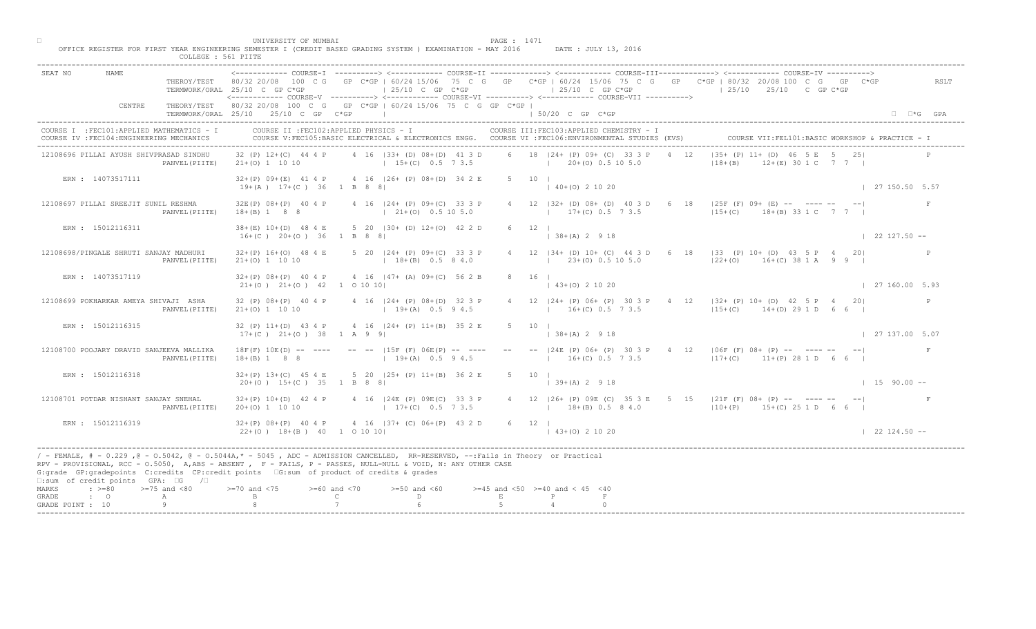UNIVERSITY OF MUMBAI

OFFICE REGISTER FOR FIRST YEAR ENGINEERING SEMESTER I (CREDIT BASED GRADING SYSTEM ) EXAMINATION - MAY 2016 DATE : JULY 13, 2016

COLLEGE : 561 PIITE

```
SEAT NO       NAME                   <------------ COURSE-I  ----------> <------------ COURSE-II -------------> <------------ COURSE-III------------> <------------ COURSE-IV ---------->
                        THEROY/TEST   80/32 20/08  100 C G   GP C*GP | 60/24 15/06  75  C  G   GP   C*GP | 60/24  15/06  75  C  G   GP   C*GP | 80/32  20/08 100  C  G   GP  C*GP           RSLT
                        TERMWORK/ORAL 25/10  C  GP C*GP              | 25/10  C  GP  C*GP               | 25/10  C  GP C*GP                  | 25/10   25/10   C  GP C*GP
                                      <------------ COURSE-V ----------> <------------ COURSE-VI ----------> <------------ COURSE-VII ---------->
              CENTRE    THEORY/TEST   80/32 20/08  100  C  G   GP C*GP | 60/24 15/06  75  C  G  GP  C*GP |
                        TERMWORK/ORAL 25/10   25/10  C  GP   C*GP    |                                  | 50/20  C  GP  C*GP                                                     □  □*G  GPA
-----------------------------------------------------------------------------------------------------------------------------------------------------------------------------------------------
COURSE I  :FEC101:APPLIED MATHEMATICS - I       COURSE II :FEC102:APPLIED PHYSICS - I                 COURSE III:FEC103:APPLIED CHEMISTRY - I
COURSE IV :FEC104:ENGINEERING MECHANICS         COURSE V:FEC105:BASIC ELECTRICAL & ELECTRONICS ENGG.   COURSE VI :FEC106:ENVIRONMENTAL STUDIES (EVS)        COURSE VII:FEL101:BASIC WORKSHOP & PRACTICE - I
-----------------------------------------------------------------------------------------------------------------------------------------------------------------------------------------------
 12108696 PILLAI AYUSH SHIVPRASAD SINDHU    32 (P) 12+(C)  44 4 P     4  16  |33+ (D) 08+(D)  41 3 D     6   18  |24+ (P) 09+ (C)  33 3 P    4  12   |35+ (P) 11+ (D)  46  5 E   5   25|           P
                        PANVEL(PIITE)      21+(O) 1  10 10                   |  15+(C)  0.5  7 3.5              |    20+(O) 0.5 10 5.0               |18+(B)     12+(E) 30 1 C   7  7  |

     ERN : 14073517111                     32+(P) 09+(E)  41 4 P     4  16  |26+ (P) 08+(D)  34 2 E     5   10  |
                                            19+(A )  17+(C )  36   1  B  8  8|                                  | 40+(O) 2 10 20                                                       | 27 150.50  5.57

 12108697 PILLAI SREEJIT SUNIL RESHMA       32E(P) 08+(P)  40 4 P     4  16  |24+ (P) 09+(C)  33 3 P     4   12  |32+ (D) 08+ (D)  40 3 D    6  18   |25F (F) 09+ (E) --  ---- --   --|           F
                        PANVEL(PIITE)      18+(B) 1   8  8                   |  21+(O)  0.5 10 5.0              |    17+(C) 0.5  7 3.5               |15+(C)     18+(B) 33 1 C   7  7  |

     ERN : 15012116311                     38+(E) 10+(D)  48 4 E     5  20  |30+ (D) 12+(O)  42 2 D     6   12  |
                                            16+(C )  20+(O )  36   1  B  8  8|                                  | 38+(A) 2  9 18                                                       | 22 127.50 --

 12108698/PINGALE SHRUTI SANJAY MADHURI     32+(P) 16+(O)  48 4 E     5  20  |24+ (P) 09+(C)  33 3 P     4   12  |34+ (D) 10+ (C)  44 3 D    6  18   |33  (P) 10+ (D)  43  5 P   4   20|           P
                        PANVEL(PIITE)      21+(O) 1  10 10                   |  18+(B)  0.5  8 4.0              |    23+(O) 0.5 10 5.0               |22+(O)     16+(C) 38 1 A   9  9  |

     ERN : 14073517119                     32+(P) 08+(P)  40 4 P     4  16  |47+ (A) 09+(C)  56 2 B     8   16  |
                                            21+(O )  21+(O )  42   1  O 10 10|                                  | 43+(O) 2 10 20                                                       | 27 160.00  5.93

 12108699 POKHARKAR AMEYA SHIVAJI  ASHA     32 (P) 08+(P)  40 4 P     4  16  |24+ (P) 08+(D)  32 3 P     4   12  |24+ (P) 06+ (P)  30 3 P    4  12   |32+ (P) 10+ (D)  42  5 P   4   20|           P
                        PANVEL(PIITE)      21+(O) 1  10 10                   |  19+(A)  0.5  9 4.5              |    17+(C) 0.5  7 3.5               |15+(C)     14+(D) 29 1 D   6  6  |

     ERN : 15012116315                     32 (P) 11+(D)  43 4 P     4  16  |24+ (P) 11+(B)  35 2 E     5   10  |
                                            17+(C )  21+(O )  38   1  A  9  9|                                  | 38+(A) 2  9 18                                                       | 27 137.00  5.07

 12108700 POOJARY DRAVID SANJEEVA MALLIKA   18F(F) 10E(D) --  ----    --  --  |15F (F) 06E(P) --  ----    --   --  |24E (P) 06+ (P)  30 3 P    4  12   |06F (F) 08+ (P) --  ---- --   --|           F
                        PANVEL(PIITE)      18+(B) 1   8  8                   |  19+(A)  0.5  9 4.5              |    16+(C) 0.5  7 3.5               |17+(C)     11+(P) 28 1 D   6  6  |

     ERN : 15012116318                     32+(P) 13+(C)  45 4 E     5  20  |25+ (P) 11+(B)  36 2 E     5   10  |
                                            20+(O )  15+(C )  35   1  B  8  8|                                  | 39+(A) 2  9 18                                                       | 15  90.00 --

 12108701 POTDAR NISHANT SANJAY SNEHAL      32+(P) 10+(D)  42 4 P     4  16  |24E (P) 09E(C)  33 3 P     4   12  |26+ (P) 09E (C)  35 3 E    5  15   |21F (F) 08+ (P) --  ---- --   --|           F
                        PANVEL(PIITE)      20+(O) 1  10 10                   |  17+(C)  0.5  7 3.5              |    18+(B) 0.5  8 4.0               |10+(P)     15+(C) 25 1 D   6  6  |

     ERN : 15012116319                     32+(P) 08+(P)  40 4 P     4  16  |37+ (C) 06+(P)  43 2 D     6   12  |
                                            22+(O )  18+(B )  40   1  O 10 10|                                  | 43+(O) 2 10 20                                                       | 22 124.50 --
-----------------------------------------------------------------------------------------------------------------------------------------------------------------------------------------------
```

/ - FEMALE, # - 0.229 ,@ - O.5042, @ - O.5044A,* - 5045 , ADC - ADMISSION CANCELLED, RR-RESERVED, --:Fails in Theory or Practical
RPV - PROVISIONAL, RCC - O.5050, A,ABS - ABSENT , F - FAILS, P - PASSES, NULL-NULL & VOID, N: ANY OTHER CASE
G:grade GP:gradepoints C:credits CP:credit points □G:sum of product of credits & grades
□:sum of credit points GPA: □G /□

| MARKS | : >=80 | >=75 and <80 | >=70 and <75 | >=60 and <70 | >=50 and <60 | >=45 and <50 | >=40 and < 45 | <40 |
|---|---|---|---|---|---|---|---|---|
| GRADE | : O | A | B | C | D | E | P | F |
| GRADE POINT | : 10 | 9 | 8 | 7 | 6 | 5 | 4 | 0 |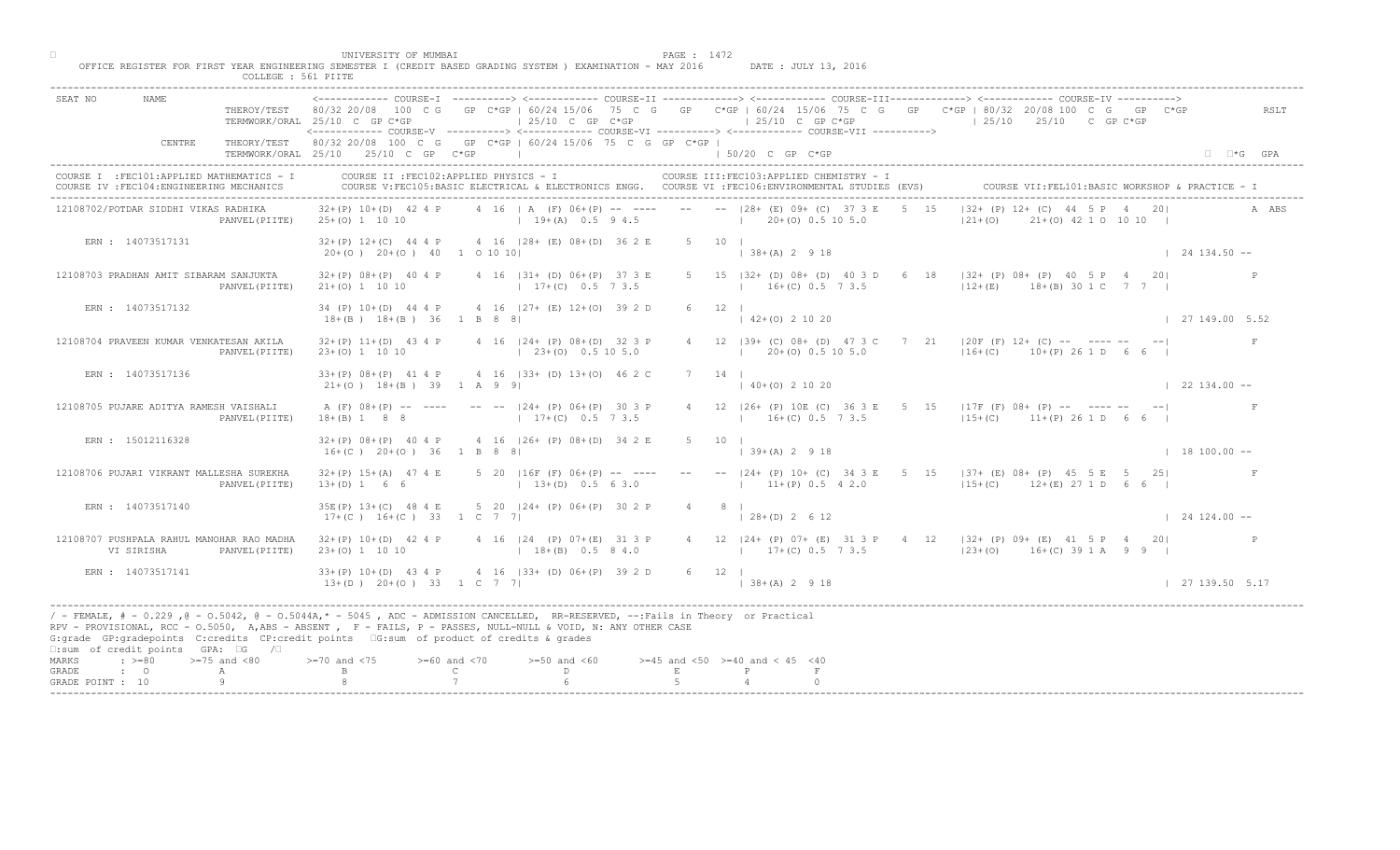UNIVERSITY OF MUMBAI

OFFICE REGISTER FOR FIRST YEAR ENGINEERING SEMESTER I (CREDIT BASED GRADING SYSTEM ) EXAMINATION - MAY 2016 DATE : JULY 13, 2016

COLLEGE : 561 PIITE

```
SEAT NO      NAME                     <------------ COURSE-I  ----------> <------------ COURSE-II -------------> <------------ COURSE-III-------------> <------------ COURSE-IV ---------->
                         THEROY/TEST   80/32 20/08  100  C G   GP C*GP | 60/24 15/06  75  C G   GP  C*GP | 60/24 15/06  75  C  G   GP   C*GP | 80/32 20/08 100  C  G   GP  C*GP          RSLT
                         TERMWORK/ORAL 25/10  C  GP C*GP               | 25/10  C  GP  C*GP              | 25/10  C  GP C*GP                 | 25/10    25/10   C  GP C*GP
                                      <------------ COURSE-V ----------> <------------ COURSE-VI ----------> <------------ COURSE-VII ---------->
              CENTRE     THEORY/TEST   80/32 20/08  100  C  G   GP C*GP | 60/24 15/06  75  C  G  GP  C*GP |
                         TERMWORK/ORAL 25/10   25/10  C  GP   C*GP     |                                  | 50/20  C  GP  C*GP                                                    □  □*G  GPA
--------------------------------------------------------------------------------------------------------------------------------------------------------------------------------------------
COURSE I  :FEC101:APPLIED MATHEMATICS - I      COURSE II :FEC102:APPLIED PHYSICS - I                COURSE III:FEC103:APPLIED CHEMISTRY - I
COURSE IV :FEC104:ENGINEERING MECHANICS        COURSE V:FEC105:BASIC ELECTRICAL & ELECTRONICS ENGG.  COURSE VI :FEC106:ENVIRONMENTAL STUDIES (EVS)      COURSE VII:FEL101:BASIC WORKSHOP & PRACTICE - I
--------------------------------------------------------------------------------------------------------------------------------------------------------------------------------------------
12108702/POTDAR SIDDHI VIKAS RADHIKA     32+(P) 10+(D)  42 4 P     4 16  | A  (F) 06+(P) -- ----   --   -- |28+ (E) 09+ (C)  37 3 E   5  15   |32+ (P) 12+ (C)  44  5 P   4   20|            A ABS
                       PANVEL(PIITE)     25+(O) 1  10 10                 | 19+(A)  0.5  9 4.5              |   20+(O) 0.5 10 5.0                |21+(O)     21+(O) 42 1 O  10 10  |

    ERN : 14073517131                    32+(P) 12+(C)  44 4 P     4 16  |28+ (E) 08+(D)  36 2 E     5   10 |
                                          20+(O ) 20+(O )  40   1  O 10 10|                                   | 38+(A) 2  9 18                                                      | 24 134.50 --

12108703 PRADHAN AMIT SIBARAM SANJUKTA   32+(P) 08+(P)  40 4 P     4 16  |31+ (D) 06+(P)  37 3 E     5   15 |32+ (D) 08+ (D)  40 3 D    6  18   |32+ (P) 08+ (P)  40  5 P   4   20|            P
                       PANVEL(PIITE)     21+(O) 1  10 10                 | 17+(C)  0.5  7 3.5              |   16+(C) 0.5  7 3.5                |12+(E)     18+(B) 30 1 C   7  7  |

    ERN : 14073517132                    34 (P) 10+(D)  44 4 P     4 16  |27+ (E) 12+(O)  39 2 D     6   12 |
                                          18+(B ) 18+(B )  36   1  B  8  8|                                   | 42+(O) 2 10 20                                                      | 27 149.00  5.52

12108704 PRAVEEN KUMAR VENKATESAN AKILA  32+(P) 11+(D)  43 4 P     4 16  |24+ (P) 08+(D)  32 3 P     4   12 |39+ (C) 08+ (D)  47 3 C    7  21   |20F (F) 12+ (C)  --  ---- --   --|            F
                       PANVEL(PIITE)     23+(O) 1  10 10                 | 23+(O)  0.5 10 5.0              |   20+(O) 0.5 10 5.0                |16+(C)     10+(P) 26 1 D   6  6  |

    ERN : 14073517136                    33+(P) 08+(P)  41 4 P     4 16  |33+ (D) 13+(O)  46 2 C     7   14 |
                                          21+(O ) 18+(B )  39   1  A  9  9|                                   | 40+(O) 2 10 20                                                      | 22 134.00 --

12108705 PUJARE ADITYA RAMESH VAISHALI   A  (F) 08+(P)  -- ----    -- -- |24+ (P) 06+(P)  30 3 P     4   12 |26+ (P) 10E (C)  36 3 E    5  15   |17F (F) 08+ (P)  --  ---- --   --|            F
                       PANVEL(PIITE)     18+(B) 1  8  8                  | 17+(C)  0.5  7 3.5              |   16+(C) 0.5  7 3.5                |15+(C)     11+(P) 26 1 D   6  6  |

    ERN : 15012116328                    32+(P) 08+(P)  40 4 P     4 16  |26+ (P) 08+(D)  34 2 E     5   10 |
                                          16+(C ) 20+(O )  36   1  B  8  8|                                   | 39+(A) 2  9 18                                                      | 18 100.00 --

12108706 PUJARI VIKRANT MALLESHA SUREKHA 32+(P) 15+(A)  47 4 E     5 20  |16F (F) 06+(P) -- ----   --   -- |24+ (P) 10+ (C)  34 3 E    5  15   |37+ (E) 08+ (P)  45  5 E   5   25|            F
                       PANVEL(PIITE)     13+(D) 1  6  6                  | 13+(D)  0.5  6 3.0              |   11+(P) 0.5  4 2.0                |15+(C)     12+(E) 27 1 D   6  6  |

    ERN : 14073517140                    35E(P) 13+(C)  48 4 E     5 20  |24+ (P) 06+(P)  30 2 P     4    8 |
                                          17+(C ) 16+(C )  33   1  C  7  7|                                   | 28+(D) 2  6 12                                                      | 24 124.00 --

12108707 PUSHPALA RAHUL MANOHAR RAO MADHA 32+(P) 10+(D) 42 4 P     4 16  |24  (P) 07+(E)  31 3 P     4   12 |24+ (P) 07+ (E)  31 3 P    4  12   |32+ (P) 09+ (E)  41  5 P   4   20|            P
        VI SIRISHA     PANVEL(PIITE)     23+(O) 1  10 10                 | 18+(B)  0.5  8 4.0              |   17+(C) 0.5  7 3.5                |23+(O)     16+(C) 39 1 A   9  9  |

    ERN : 14073517141                    33+(P) 10+(D)  43 4 P     4 16  |33+ (D) 06+(P)  39 2 D     6   12 |
                                          13+(D ) 20+(O )  33   1  C  7  7|                                   | 38+(A) 2  9 18                                                      | 27 139.50  5.17
--------------------------------------------------------------------------------------------------------------------------------------------------------------------------------------------
```

/ - FEMALE, # - 0.229 ,@ - O.5042, @ - O.5044A,* - 5045 , ADC - ADMISSION CANCELLED, RR-RESERVED, --:Fails in Theory or Practical
RPV - PROVISIONAL, RCC - O.5050, A,ABS - ABSENT , F - FAILS, P - PASSES, NULL-NULL & VOID, N: ANY OTHER CASE
G:grade GP:gradepoints C:credits CP:credit points □G:sum of product of credits & grades
□:sum of credit points GPA: □G /□

| MARKS | : >=80 | >=75 and <80 | >=70 and <75 | >=60 and <70 | >=50 and <60 | >=45 and <50 | >=40 and < 45 | <40 |
|---|---|---|---|---|---|---|---|---|
| GRADE | : O | A | B | C | D | E | P | F |
| GRADE POINT | : 10 | 9 | 8 | 7 | 6 | 5 | 4 | 0 |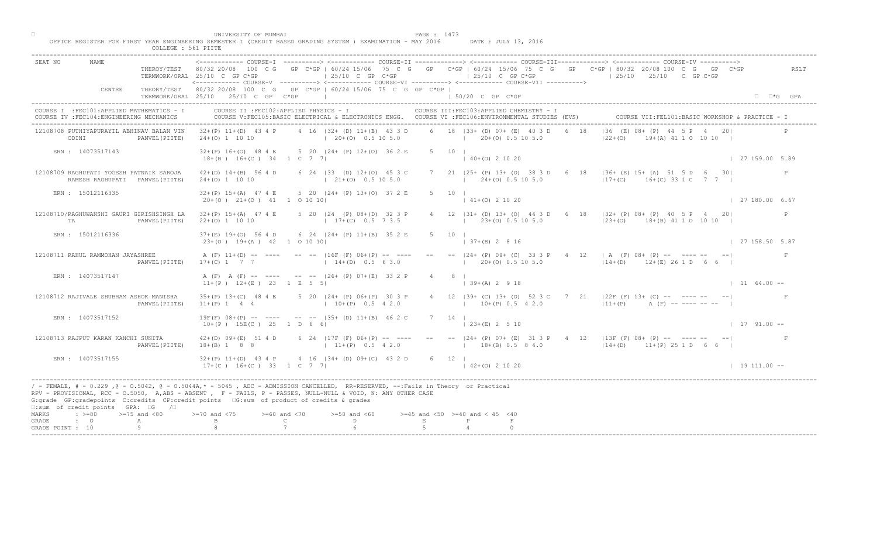UNIVERSITY OF MUMBAI

OFFICE REGISTER FOR FIRST YEAR ENGINEERING SEMESTER I (CREDIT BASED GRADING SYSTEM ) EXAMINATION - MAY 2016 DATE : JULY 13, 2016

COLLEGE : 561 PIITE

```
SEAT NO     NAME                  <------------ COURSE-I  ----------> <------------ COURSE-II -------------> <------------ COURSE-III------------> <------------ COURSE-IV ---------->
                      THEROY/TEST   80/32 20/08  100  C G   GP  C*GP | 60/24 15/06  75  C  G   GP   C*GP | 60/24  15/06  75  C  G   GP   C*GP | 80/32  20/08 100  C  G   GP  C*GP        RSLT
                      TERMWORK/ORAL 25/10  C  GP C*GP                 | 25/10  C  GP  C*GP               | 25/10  C  GP C*GP                   | 25/10   25/10   C  GP C*GP
                                    <------------ COURSE-V ----------> <------------ COURSE-VI ----------> <------------ COURSE-VII ---------->
            CENTRE    THEORY/TEST   80/32 20/08  100  C  G   GP  C*GP | 60/24 15/06  75  C  G  GP  C*GP |
                      TERMWORK/ORAL 25/10   25/10  C  GP   C*GP      |                                    | 50/20  C  GP  C*GP                                                      *G  GPA
```

COURSE I :FEC101:APPLIED MATHEMATICS - I    COURSE II :FEC102:APPLIED PHYSICS - I    COURSE III:FEC103:APPLIED CHEMISTRY - I
COURSE IV :FEC104:ENGINEERING MECHANICS    COURSE V:FEC105:BASIC ELECTRICAL & ELECTRONICS ENGG.    COURSE VI :FEC106:ENVIRONMENTAL STUDIES (EVS)    COURSE VII:FEL101:BASIC WORKSHOP & PRACTICE - I

```
12108708 PUTHIYAPURAYIL ABHINAV BALAN VIN   32+(P) 11+(D)  43 4 P     4  16  |32+ (D) 11+(B)  43 3 D     6   18  |33+ (D) 07+ (E)  40 3 D    6  18   |36  (E) 08+ (P)  44  5 P   4   20|            P
         ODINI             PANVEL(PIITE)    24+(O) 1  10 10                  | 20+(O)  0.5 10 5.0                |  20+(O) 0.5 10 5.0                 |22+(O)     19+(A) 41 1 O  10 10  |

    ERN : 14073517143                       32+(P) 16+(O)  48 4 E     5  20  |24+ (P) 12+(O)  36 2 E     5   10  |
                                            18+(B )  16+(C )  34   1  C  7  7|                                     | 40+(O) 2 10 20                                                         | 27 159.00  5.89

12108709 RAGHUPATI YOGESH PATNAIK SAROJA    42+(D) 14+(B)  56 4 D     6  24  |33  (D) 12+(O)  45 3 C     7   21  |25+ (P) 13+ (O)  38 3 D    6  18   |36+ (E) 15+ (A)  51  5 D   6   30|            P
         RAMESH RAGHUPATI  PANVEL(PIITE)    24+(O) 1  10 10                  | 21+(O)  0.5 10 5.0                |  24+(O) 0.5 10 5.0                 |17+(C)     16+(C) 33 1 C   7  7  |

    ERN : 15012116335                       32+(P) 15+(A)  47 4 E     5  20  |24+ (P) 13+(O)  37 2 E     5   10  |
                                            20+(O )  21+(O )  41   1  O 10 10|                                     | 41+(O) 2 10 20                                                         | 27 180.00  6.67

12108710/RAGHUWANSHI GAURI GIRISHSINGH LA   32+(P) 15+(A)  47 4 E     5  20  |24  (P) 08+(D)  32 3 P     4   12  |31+ (D) 13+ (O)  44 3 D    6  18   |32+ (P) 08+ (P)  40  5 P   4   20|            P
         TA                PANVEL(PIITE)    22+(O) 1  10 10                  | 17+(C)  0.5  7 3.5                |  23+(O) 0.5 10 5.0                 |23+(O)     18+(B) 41 1 O  10 10  |

    ERN : 15012116336                       37+(E) 19+(O)  56 4 D     6  24  |24+ (P) 11+(B)  35 2 E     5   10  |
                                            23+(O )  19+(A )  42   1  O 10 10|                                     | 37+(B) 2  8 16                                                         | 27 158.50  5.87

12108711 RAHUL RAMMOHAN JAYASHREE           A (F) 11+(D)  --  ----    --  -- |16F (F) 06+(P)  --  ----    --   -- |24+ (P) 09+ (C)  33 3 P    4  12   | A  (F) 08+ (P)  --  ---- --   --|            F
                           PANVEL(PIITE)    17+(C) 1   7  7                  | 14+(D)  0.5  6 3.0                |  20+(O) 0.5 10 5.0                 |14+(D)     12+(E) 26 1 D   6  6  |

    ERN : 14073517147                       A (F)  A (F) --  ----    --  -- |26+ (P) 07+(E)  33 2 P     4    8  |
                                            11+(P )  12+(E )  23   1  E  5  5|                                     | 39+(A) 2  9 18                                                         | 11  64.00 --

12108712 RAJIVALE SHUBHAM ASHOK MANISHA     35+(P) 13+(C)  48 4 E     5  20  |24+ (P) 06+(P)  30 3 P     4   12  |39+ (C) 13+ (O)  52 3 C    7  21   |22F (F) 13+ (C)  --  ---- --   --|            F
                           PANVEL(PIITE)    11+(P) 1   4  4                  | 10+(P)  0.5  4 2.0                |  10+(P) 0.5  4 2.0                 |11+(P)      A (F) -- ---- -- --  |

    ERN : 14073517152                       19F(F) 08+(P) --  ----    --  -- |35+ (D) 11+(B)  46 2 C     7   14  |
                                            10+(P )  15E(C )  25   1  D  6  6|                                     | 23+(E) 2  5 10                                                         | 17  91.00 --

12108713 RAJPUT KARAN KANCHI SUNITA         42+(D) 09+(E)  51 4 D     6  24  |17F (F) 06+(P)  --  ----    --   -- |24+ (P) 07+ (E)  31 3 P    4  12   |13F (F) 08+ (P)  --  ---- --   --|            F
                           PANVEL(PIITE)    18+(B) 1   8  8                  | 11+(P)  0.5  4 2.0                |  18+(B) 0.5  8 4.0                 |14+(D)     11+(P) 25 1 D   6  6  |

    ERN : 14073517155                       32+(P) 11+(D)  43 4 P     4  16  |34+ (D) 09+(C)  43 2 D     6   12  |
                                            17+(C )  16+(C )  33   1  C  7  7|                                     | 42+(O) 2 10 20                                                         | 19 111.00 --
```

/ - FEMALE, # - 0.229 ,@ - O.5042, @ - O.5044A,* - 5045 , ADC - ADMISSION CANCELLED, RR-RESERVED, --:Fails in Theory or Practical
RPV - PROVISIONAL, RCC - O.5050, A,ABS - ABSENT , F - FAILS, P - PASSES, NULL-NULL & VOID, N: ANY OTHER CASE
G:grade GP:gradepoints C:credits CP:credit points G:sum of product of credits & grades
:sum of credit points GPA: G /

| MARKS | : >=80 | >=75 and <80 | >=70 and <75 | >=60 and <70 | >=50 and <60 | >=45 and <50 | >=40 and < 45 | <40 |
|---|---|---|---|---|---|---|---|---|
| GRADE | : O | A | B | C | D | E | P | F |
| GRADE POINT | : 10 | 9 | 8 | 7 | 6 | 5 | 4 | 0 |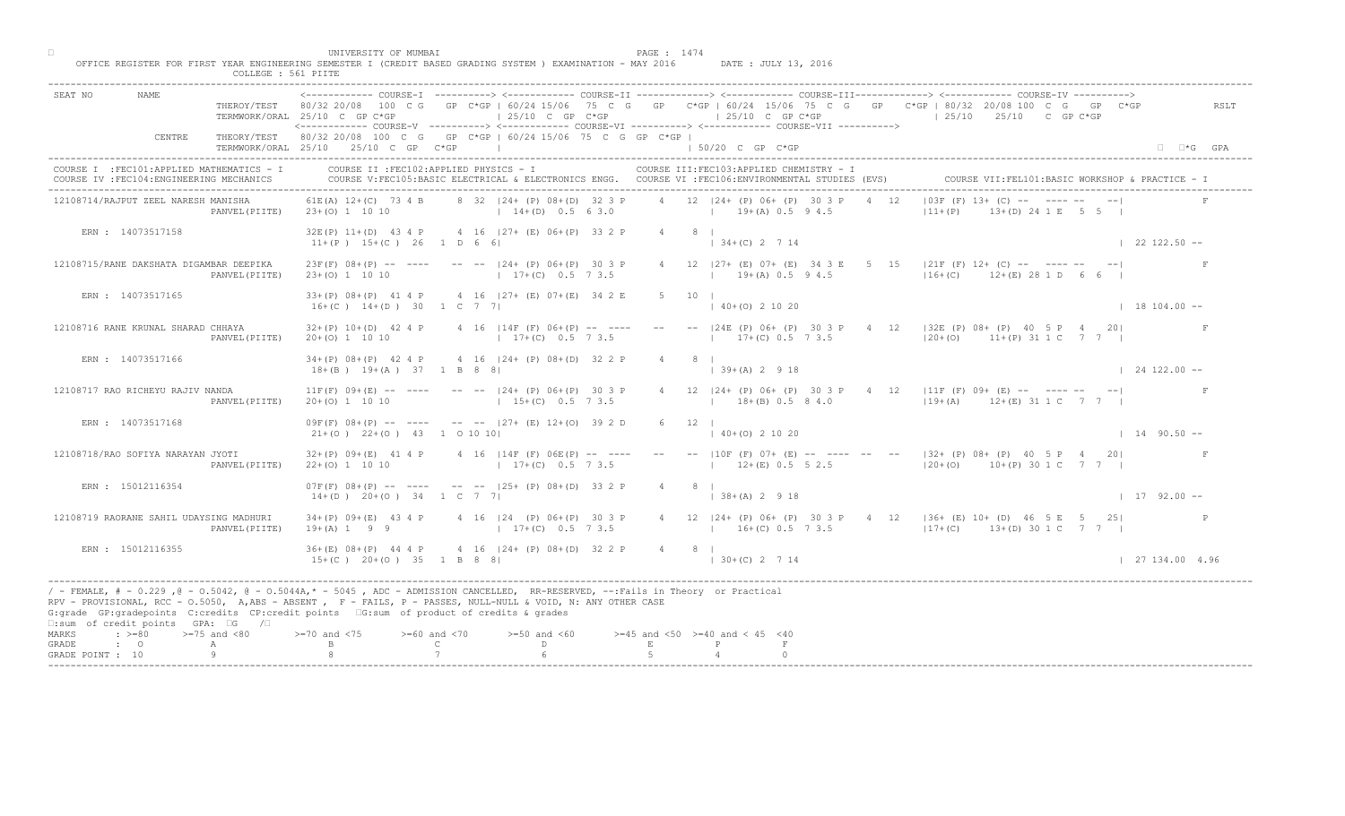UNIVERSITY OF MUMBAI

OFFICE REGISTER FOR FIRST YEAR ENGINEERING SEMESTER I (CREDIT BASED GRADING SYSTEM ) EXAMINATION - MAY 2016     DATE : JULY 13, 2016

COLLEGE : 561 PIITE

```
SEAT NO      NAME                         <------------ COURSE-I  ----------> <------------ COURSE-II -------------> <------------ COURSE-III------------> <------------ COURSE-IV ---------->
                        THEROY/TEST    80/32 20/08  100  C G    GP  C*GP | 60/24 15/06  75  C  G    GP   C*GP | 60/24  15/06  75  C  G    GP    C*GP | 80/32  20/08 100  C  G    GP   C*GP            RSLT
                        TERMWORK/ORAL  25/10  C  GP C*GP                 | 25/10  C  GP  C*GP                 | 25/10  C  GP C*GP                   | 25/10    25/10    C  GP C*GP
                                       <------------ COURSE-V ----------> <------------ COURSE-VI ----------> <------------ COURSE-VII ---------->
                 CENTRE THEORY/TEST    80/32 20/08  100  C  G    GP  C*GP | 60/24 15/06  75  C  G  GP  C*GP |
                        TERMWORK/ORAL  25/10    25/10   C  GP   C*GP      |                                   | 50/20  C  GP  C*GP                                                             ∑*G   GPA
-----------------------------------------------------------------------------------------------------------------------------------------------------------------------------------------------------------
COURSE I  :FEC101:APPLIED MATHEMATICS - I       COURSE II :FEC102:APPLIED PHYSICS - I                COURSE III:FEC103:APPLIED CHEMISTRY - I
COURSE IV :FEC104:ENGINEERING MECHANICS         COURSE V:FEC105:BASIC ELECTRICAL & ELECTRONICS ENGG.  COURSE VI :FEC106:ENVIRONMENTAL STUDIES (EVS)     COURSE VII:FEL101:BASIC WORKSHOP & PRACTICE - I
-----------------------------------------------------------------------------------------------------------------------------------------------------------------------------------------------------------
12108714/RAJPUT ZEEL NARESH MANISHA        61E(A) 12+(C)  73 4 B     8  32 |24+ (P) 08+(D)  32 3 P     4   12 |24+ (P) 06+ (P)  30 3 P   4  12   |03F (F) 13+ (C) --  ---- --   --|               F
                         PANVEL(PIITE)     23+(O) 1  10 10                 | 14+(D)  0.5  6 3.0               |    19+(A) 0.5  9 4.5                |11+(P)    13+(D) 24 1 E  5  5  |

    ERN : 14073517158                      32E(P) 11+(D)  43 4 P     4  16 |27+ (E) 06+(P)  33 2 P     4    8 |
                                           11+(P )  15+(C )  26   1  D  6  6|                                   | 34+(C) 2  7 14                                                            | 22 122.50 --

12108715/RANE DAKSHATA DIGAMBAR DEEPIKA    23F(F) 08+(P) --  ----    --  -- |24+ (P) 06+(P)  30 3 P     4   12 |27+ (E) 07+ (E)  34 3 E   5  15   |21F (F) 12+ (C) --  ---- --   --|               F
                         PANVEL(PIITE)     23+(O) 1  10 10                 | 17+(C)  0.5  7 3.5               |    19+(A) 0.5  9 4.5                |16+(C)    12+(E) 28 1 D  6  6  |

    ERN : 14073517165                      33+(P) 08+(P)  41 4 P     4  16 |27+ (E) 07+(E)  34 2 E     5   10 |
                                           16+(C )  14+(D )  30   1  C  7  7|                                   | 40+(O) 2 10 20                                                            | 18 104.00 --

12108716 RANE KRUNAL SHARAD CHHAYA         32+(P) 10+(D)  42 4 P     4  16 |14F (F) 06+(P) --  ----    --   -- |24E (P) 06+ (P)  30 3 P   4  12   |32E (P) 08+ (P)  40  5 P  4   20|               F
                         PANVEL(PIITE)     20+(O) 1  10 10                 | 17+(C)  0.5  7 3.5               |    17+(C) 0.5  7 3.5                |20+(O)    11+(P) 31 1 C  7  7  |

    ERN : 14073517166                      34+(P) 08+(P)  42 4 P     4  16 |24+ (P) 08+(D)  32 2 P     4    8 |
                                           18+(B )  19+(A )  37   1  B  8  8|                                   | 39+(A) 2  9 18                                                            | 24 122.00 --

12108717 RAO RICHEYU RAJIV NANDA           11F(F) 09+(E) --  ----    --  -- |24+ (P) 06+(P)  30 3 P     4   12 |24+ (P) 06+ (P)  30 3 P   4  12   |11F (F) 09+ (E) --  ---- --   --|               F
                         PANVEL(PIITE)     20+(O) 1  10 10                 | 15+(C)  0.5  7 3.5               |    18+(B) 0.5  8 4.0                |19+(A)    12+(E) 31 1 C  7  7  |

    ERN : 14073517168                      09F(F) 08+(P) --  ----    --  -- |27+ (E) 12+(O)  39 2 D     6   12 |
                                           21+(O )  22+(O )  43   1  O 10 10|                                   | 40+(O) 2 10 20                                                            | 14  90.50 --

12108718/RAO SOFIYA NARAYAN JYOTI          32+(P) 09+(E)  41 4 P     4  16 |14F (F) 06E(P) --  ----    --   -- |10F (F) 07+ (E) --  ----  --  --   |32+ (P) 08+ (P)  40  5 P  4   20|               F
                         PANVEL(PIITE)     22+(O) 1  10 10                 | 17+(C)  0.5  7 3.5               |    12+(E) 0.5  5 2.5                |20+(O)    10+(P) 30 1 C  7  7  |

    ERN : 15012116354                      07F(F) 08+(P) --  ----    --  -- |25+ (P) 08+(D)  33 2 P     4    8 |
                                           14+(D )  20+(O )  34   1  C  7  7|                                   | 38+(A) 2  9 18                                                            | 17  92.00 --

12108719 RAORANE SAHIL UDAYSING MADHURI    34+(P) 09+(E)  43 4 P     4  16 |24  (P) 06+(P)  30 3 P     4   12 |24+ (P) 06+ (P)  30 3 P   4  12   |36+ (E) 10+ (D)  46  5 E  5   25|               P
                         PANVEL(PIITE)     19+(A) 1   9  9                 | 17+(C)  0.5  7 3.5               |    16+(C) 0.5  7 3.5                |17+(C)    13+(D) 30 1 C  7  7  |

    ERN : 15012116355                      36+(E) 08+(P)  44 4 P     4  16 |24+ (P) 08+(D)  32 2 P     4    8 |
                                           15+(C )  20+(O )  35   1  B  8  8|                                   | 30+(C) 2  7 14                                                            | 27 134.00 4.96
-----------------------------------------------------------------------------------------------------------------------------------------------------------------------------------------------------------
```

/ - FEMALE, # - 0.229 ,@ - O.5042, @ - O.5044A,* - 5045 , ADC - ADMISSION CANCELLED, RR-RESERVED, --:Fails in Theory or Practical
RPV - PROVISIONAL, RCC - O.5050, A,ABS - ABSENT , F - FAILS, P - PASSES, NULL-NULL & VOID, N: ANY OTHER CASE
G:grade GP:gradepoints C:credits CP:credit points ∑G:sum of product of credits & grades
∑:sum of credit points GPA: ∑G /∑

| MARKS | : >=80 | >=75 and <80 | >=70 and <75 | >=60 and <70 | >=50 and <60 | >=45 and <50 | >=40 and < 45 | <40 |
|---|---|---|---|---|---|---|---|---|
| GRADE | : O | A | B | C | D | E | P | F |
| GRADE POINT | : 10 | 9 | 8 | 7 | 6 | 5 | 4 | 0 |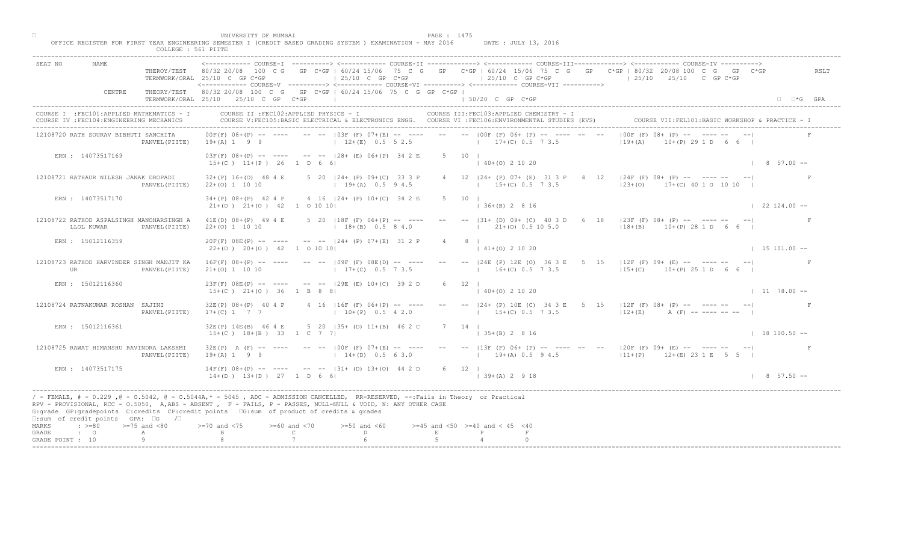UNIVERSITY OF MUMBAI

OFFICE REGISTER FOR FIRST YEAR ENGINEERING SEMESTER I (CREDIT BASED GRADING SYSTEM ) EXAMINATION - MAY 2016 DATE : JULY 13, 2016

COLLEGE : 561 PIITE

```
SEAT NO      NAME                          <------------ COURSE-I  ----------> <------------ COURSE-II -------------> <------------ COURSE-III-------------> <------------ COURSE-IV ---------->
                           THEROY/TEST    80/32 20/08  100  C G   GP  C*GP | 60/24 15/06  75  C  G   GP   C*GP | 60/24 15/06  75  C  G   GP   C*GP | 80/32 20/08 100  C  G   GP  C*GP          RSLT
                           TERMWORK/ORAL  25/10  C  GP C*GP              | 25/10  C  GP  C*GP               | 25/10  C  GP C*GP               | 25/10   25/10   C  GP C*GP
                                          <------------ COURSE-V ----------> <------------ COURSE-VI ----------> <------------ COURSE-VII ---------->
             CENTRE        THEORY/TEST    80/32 20/08  100  C  G   GP  C*GP | 60/24 15/06  75  C  G  GP  C*GP |
                           TERMWORK/ORAL  25/10   25/10  C  GP   C*GP    |                                  | 50/20  C  GP  C*GP                                                            *G   GPA
```

COURSE I :FEC101:APPLIED MATHEMATICS - I    COURSE II :FEC102:APPLIED PHYSICS - I    COURSE III:FEC103:APPLIED CHEMISTRY - I
COURSE IV :FEC104:ENGINEERING MECHANICS    COURSE V:FEC105:BASIC ELECTRICAL & ELECTRONICS ENGG.    COURSE VI :FEC106:ENVIRONMENTAL STUDIES (EVS)    COURSE VII:FEL101:BASIC WORKSHOP & PRACTICE - I

```
12108720 RATH SOURAV BIBHUTI SANCHITA      00F(F) 08+(P) -- ----    -- -- |03F (F) 07+(E) -- ----    --   -- |00F (F) 06+ (P) -- ---- -- --    |00F (F) 08+ (P) -- ---- -- --|           F
                        PANVEL(PIITE)      19+(A) 1  9  9                 | 12+(E)  0.5  5 2.5                 |   17+(C) 0.5  7 3.5               |19+(A)    10+(P) 29 1 D  6  6 |
    ERN : 14073517169                      03F(F) 08+(P) -- ----    -- -- |28+ (E) 06+(P)  34 2 E     5   10 |
                                           15+(C ) 11+(P )  26  1  D  6  6|                                    | 40+(O) 2 10 20                                                     |  8  57.00 --

12108721 RATHAUR NILESH JANAK DROPADI      32+(P) 16+(O)  48 4 E     5  20 |24+ (P) 09+(C)  33 3 P     4   12 |24+ (P) 07+ (E)  31 3 P    4  12  |24F (F) 08+ (P) -- ---- -- --|           F
                        PANVEL(PIITE)      22+(O) 1  10 10                | 19+(A)  0.5  9 4.5                 |   15+(C) 0.5  7 3.5               |23+(O)    17+(C) 40 1 O  10 10 |
    ERN : 14073517170                      34+(P) 08+(P)  42 4 P     4  16 |24+ (P) 10+(C)  34 2 E     5   10 |
                                           21+(O ) 21+(O )  42  1  O 10 10|                                    | 36+(B) 2  8 16                                                     | 22 124.00 --

12108722 RATHOD ASPALSINGH MANOHARSINGH A  41E(D) 08+(P)  49 4 E     5  20 |18F (F) 06+(P) -- ----    --   -- |31+ (D) 09+ (C)  40 3 D    6  18  |23F (F) 08+ (P) -- ---- -- --|           F
         LLOL KUWAR     PANVEL(PIITE)      22+(O) 1  10 10                | 18+(B)  0.5  8 4.0                 |   21+(O) 0.5 10 5.0               |18+(B)    10+(P) 28 1 D  6  6 |
    ERN : 15012116359                      20F(F) 08E(P) -- ----    -- -- |24+ (P) 07+(E)  31 2 P     4    8 |
                                           22+(O ) 20+(O )  42  1  O 10 10|                                    | 41+(O) 2 10 20                                                     | 15 101.00 --

12108723 RATHOD HARVINDER SINGH MANJIT KA  16F(F) 08+(P) -- ----    -- -- |09F (F) 08E(D) -- ----    --   -- |24E (P) 12E (O)  36 3 E    5  15  |12F (F) 09+ (E) -- ---- -- --|           F
         UR             PANVEL(PIITE)      21+(O) 1  10 10                | 17+(C)  0.5  7 3.5                 |   16+(C) 0.5  7 3.5               |15+(C)    10+(P) 25 1 D  6  6 |
    ERN : 15012116360                      23F(F) 08E(P) -- ----    -- -- |29E (E) 10+(C)  39 2 D     6   12 |
                                           15+(C ) 21+(O )  36  1  B  8  8|                                    | 40+(O) 2 10 20                                                     | 11  78.00 --

12108724 RATNAKUMAR ROSHAN  SAJINI         32E(P) 08+(P)  40 4 P     4  16 |16F (F) 06+(P) -- ----    --   -- |24+ (P) 10E (C)  34 3 E    5  15  |12F (F) 08+ (P) -- ---- -- --|           F
                        PANVEL(PIITE)      17+(C) 1  7  7                 | 10+(P)  0.5  4 2.0                 |   15+(C) 0.5  7 3.5               |12+(E)    A (F) -- ---- -- -- |
    ERN : 15012116361                      32E(P) 14E(B)  46 4 E     5  20 |35+ (D) 11+(B)  46 2 C     7   14 |
                                           15+(C ) 18+(B )  33  1  C  7  7|                                    | 35+(B) 2  8 16                                                     | 18 100.50 --

12108725 RAWAT HIMANSHU RAVINDRA LAKSHMI   32E(P)  A (F) -- ----    -- -- |00F (F) 07+(E) -- ----    --   -- |13F (F) 06+ (P) -- ---- -- --    |20F (F) 09+ (E) -- ---- -- --|           F
                        PANVEL(PIITE)      19+(A) 1  9  9                 | 14+(D)  0.5  6 3.0                 |   19+(A) 0.5  9 4.5               |11+(P)    12+(E) 23 1 E  5  5 |
    ERN : 14073517175                      14F(F) 08+(P) -- ----    -- -- |31+ (D) 13+(O)  44 2 D     6   12 |
                                           14+(D ) 13+(D )  27  1  D  6  6|                                    | 39+(A) 2  9 18                                                     |  8  57.50 --
```

/ - FEMALE, # - 0.229 ,@ - O.5042, @ - O.5044A,* - 5045 , ADC - ADMISSION CANCELLED, RR-RESERVED, --:Fails in Theory or Practical
RPV - PROVISIONAL, RCC - O.5050, A,ABS - ABSENT , F - FAILS, P - PASSES, NULL-NULL & VOID, N: ANY OTHER CASE
G:grade GP:gradepoints C:credits CP:credit points G:sum of product of credits & grades
:sum of credit points GPA: G /

| MARKS | : >=80 | >=75 and <80 | >=70 and <75 | >=60 and <70 | >=50 and <60 | >=45 and <50 | >=40 and < 45 | <40 |
|---|---|---|---|---|---|---|---|---|
| GRADE | : O | A | B | C | D | E | P | F |
| GRADE POINT | : 10 | 9 | 8 | 7 | 6 | 5 | 4 | 0 |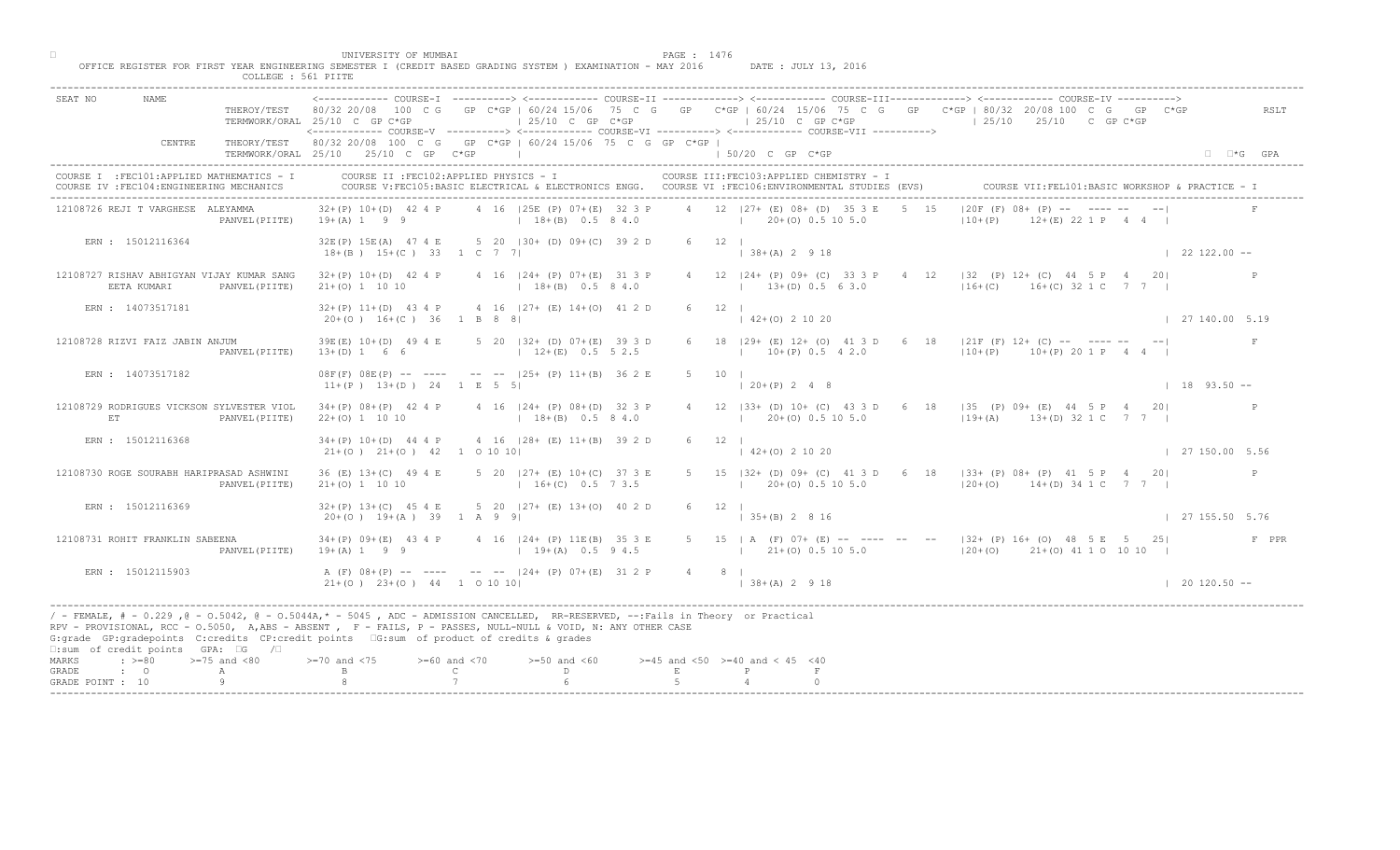UNIVERSITY OF MUMBAI

OFFICE REGISTER FOR FIRST YEAR ENGINEERING SEMESTER I (CREDIT BASED GRADING SYSTEM ) EXAMINATION - MAY 2016 DATE : JULY 13, 2016

COLLEGE : 561 PIITE

```
SEAT NO     NAME          <------------ COURSE-I  ----------> <------------ COURSE-II -------------> <------------ COURSE-III------------> <------------ COURSE-IV ---------->
                 THEROY/TEST   80/32 20/08  100  C G   GP  C*GP | 60/24 15/06  75  C G   GP   C*GP | 60/24 15/06  75  C  G   GP   C*GP | 80/32 20/08 100  C  G   GP  C*GP          RSLT
                 TERMWORK/ORAL 25/10  C  GP C*GP              | 25/10  C  GP  C*GP                | 25/10  C  GP C*GP                  | 25/10    25/10    C  GP C*GP
                               <------------ COURSE-V  ----------> <------------ COURSE-VI ----------> <------------ COURSE-VII ---------->
         CENTRE  THEORY/TEST   80/32 20/08  100  C G   GP  C*GP | 60/24 15/06  75  C  G  GP  C*GP |
                 TERMWORK/ORAL 25/10   25/10  C  GP   C*GP     |                                  | 50/20  C  GP  C*GP                                                          □  □*G  GPA

COURSE I  :FEC101:APPLIED MATHEMATICS - I      COURSE II :FEC102:APPLIED PHYSICS - I                  COURSE III:FEC103:APPLIED CHEMISTRY - I
COURSE IV :FEC104:ENGINEERING MECHANICS        COURSE V:FEC105:BASIC ELECTRICAL & ELECTRONICS ENGG.  COURSE VI :FEC106:ENVIRONMENTAL STUDIES (EVS)    COURSE VII:FEL101:BASIC WORKSHOP & PRACTICE - I

12108726 REJI T VARGHESE  ALEYAMMA          32+(P) 10+(D)  42 4 P    4  16  |25E (P) 07+(E)  32 3 P    4   12  |27+ (E) 08+ (D)  35 3 E   5  15   |20F (F) 08+ (P) --  ---- --   --|           F
                           PANVEL(PIITE)    19+(A) 1   9   9                 | 18+(B)  0.5  8 4.0              |   20+(O) 0.5 10 5.0                  |10+(P)     12+(E) 22 1 P   4  4  |

    ERN : 15012116364                       32E(P) 15E(A)  47 4 E    5  20  |30+ (D) 09+(C)  39 2 D    6   12  |
                                             18+(B )  15+(C )  33   1  C  7  7|                                   | 38+(A) 2  9 18                                                        | 22 122.00 --

12108727 RISHAV ABHIGYAN VIJAY KUMAR SANG   32+(P) 10+(D)  42 4 P    4  16  |24+ (P) 07+(E)  31 3 P    4   12  |24+ (P) 09+ (C)  33 3 P   4  12   |32  (P) 12+ (C)  44  5 P   4   20|           P
         EETA KUMARI       PANVEL(PIITE)    21+(O) 1  10 10                  | 18+(B)  0.5  8 4.0              |   13+(D) 0.5  6 3.0                  |16+(C)     16+(C) 32 1 C   7  7  |

    ERN : 14073517181                       32+(P) 11+(D)  43 4 P    4  16  |27+ (E) 14+(O)  41 2 D    6   12  |
                                             20+(O )  16+(C )  36   1  B  8  8|                                   | 42+(O) 2 10 20                                                        | 27 140.00  5.19

12108728 RIZVI FAIZ JABIN ANJUM             39E(E) 10+(D)  49 4 E    5  20  |32+ (D) 07+(E)  39 3 D    6   18  |29+ (E) 12+ (O)  41 3 D   6  18   |21F (F) 12+ (C) --  ---- --   --|           F
                           PANVEL(PIITE)    13+(D) 1   6   6                 | 12+(E)  0.5  5 2.5              |   10+(P) 0.5  4 2.0                  |10+(P)     10+(P) 20 1 P   4  4  |

    ERN : 14073517182                       08F(F) 08E(P) --  ----    --  -- |25+ (P) 11+(B)  36 2 E    5   10  |
                                             11+(P )  13+(D )  24   1  E  5  5|                                   | 20+(P) 2  4  8                                                        | 18  93.50 --

12108729 RODRIGUES VICKSON SYLVESTER VIOL   34+(P) 08+(P)  42 4 P    4  16  |24+ (P) 08+(D)  32 3 P    4   12  |33+ (D) 10+ (C)  43 3 D   6  18   |35  (P) 09+ (E)  44  5 P   4   20|           P
         ET                PANVEL(PIITE)    22+(O) 1  10 10                  | 18+(B)  0.5  8 4.0              |   20+(O) 0.5 10 5.0                  |19+(A)     13+(D) 32 1 C   7  7  |

    ERN : 15012116368                       34+(P) 10+(D)  44 4 P    4  16  |28+ (E) 11+(B)  39 2 D    6   12  |
                                             21+(O )  21+(O )  42   1  O 10 10|                                   | 42+(O) 2 10 20                                                        | 27 150.00  5.56

12108730 ROGE SOURABH HARIPRASAD ASHWINI    36 (E) 13+(C)  49 4 E    5  20  |27+ (E) 10+(C)  37 3 E    5   15  |32+ (D) 09+ (C)  41 3 D   6  18   |33+ (P) 08+ (P)  41  5 P   4   20|           P
                           PANVEL(PIITE)    21+(O) 1  10 10                  | 16+(C)  0.5  7 3.5              |   20+(O) 0.5 10 5.0                  |20+(O)     14+(D) 34 1 C   7  7  |

    ERN : 15012116369                       32+(P) 13+(C)  45 4 E    5  20  |27+ (E) 13+(O)  40 2 D    6   12  |
                                             20+(O )  19+(A )  39   1  A  9  9|                                   | 35+(B) 2  8 16                                                        | 27 155.50  5.76

12108731 ROHIT FRANKLIN SABEENA             34+(P) 09+(E)  43 4 P    4  16  |24+ (P) 11E(B)  35 3 E    5   15  | A  (F) 07+ (E) --  ----  --  --   |32+ (P) 16+ (O)  48  5 E   5   25|           F  PPR
                           PANVEL(PIITE)    19+(A) 1   9   9                 | 19+(A)  0.5  9 4.5              |   21+(O) 0.5 10 5.0                  |20+(O)     21+(O) 41 1 O  10 10  |

    ERN : 15012115903                       A (F) 08+(P) --  ----    --  -- |24+ (P) 07+(E)  31 2 P    4    8  |
                                             21+(O )  23+(O )  44   1  O 10 10|                                   | 38+(A) 2  9 18                                                        | 20 120.50 --
```

/ - FEMALE, # - 0.229 ,@ - 0.5042, @ - 0.5044A,* - 5045 , ADC - ADMISSION CANCELLED, RR-RESERVED, --:Fails in Theory or Practical
RPV - PROVISIONAL, RCC - 0.5050, A,ABS - ABSENT , F - FAILS, P - PASSES, NULL-NULL & VOID, N: ANY OTHER CASE
G:grade GP:gradepoints C:credits CP:credit points □G:sum of product of credits & grades
□:sum of credit points GPA: □G /□

| MARKS | : >=80 | >=75 and <80 | >=70 and <75 | >=60 and <70 | >=50 and <60 | >=45 and <50 | >=40 and < 45 | <40 |
|---|---|---|---|---|---|---|---|---|
| GRADE | : O | A | B | C | D | E | P | F |
| GRADE POINT | : 10 | 9 | 8 | 7 | 6 | 5 | 4 | 0 |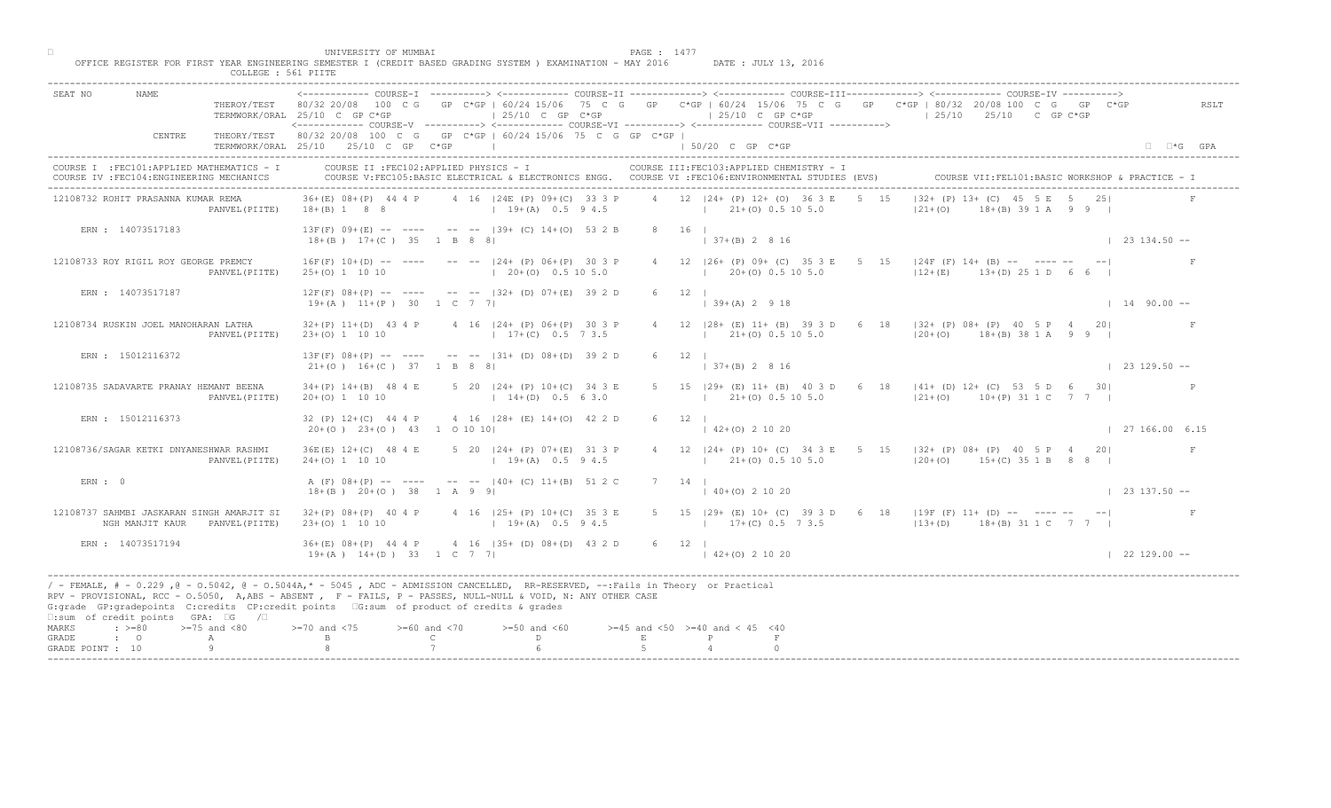UNIVERSITY OF MUMBAI

OFFICE REGISTER FOR FIRST YEAR ENGINEERING SEMESTER I (CREDIT BASED GRADING SYSTEM ) EXAMINATION - MAY 2016 DATE : JULY 13, 2016

COLLEGE : 561 PIITE

```
SEAT NO      NAME
                          THEROY/TEST    <------------ COURSE-I ----------> <------------ COURSE-II -------------> <------------ COURSE-III------------> <------------ COURSE-IV ---------->
                                         80/32 20/08  100  C G   GP  C*GP | 60/24 15/06  75  C  G   GP   C*GP | 60/24  15/06  75  C  G   GP   C*GP | 80/32  20/08 100  C  G   GP  C*GP        RSLT
                          TERMWORK/ORAL  25/10  C  GP C*GP                | 25/10  C  GP  C*GP                | 25/10  C  GP C*GP                   | 25/10   25/10   C  GP C*GP
                                         <------------ COURSE-V ----------> <------------ COURSE-VI ----------> <------------ COURSE-VII ---------->
             CENTRE       THEORY/TEST    80/32 20/08  100  C  G   GP  C*GP | 60/24 15/06  75  C  G  GP  C*GP |
                          TERMWORK/ORAL  25/10   25/10  C  GP   C*GP       |                                  | 50/20  C  GP  C*GP                                               ☐  ☐*G  GPA

COURSE I  :FEC101:APPLIED MATHEMATICS - I       COURSE II :FEC102:APPLIED PHYSICS - I                    COURSE III:FEC103:APPLIED CHEMISTRY - I
COURSE IV :FEC104:ENGINEERING MECHANICS         COURSE V:FEC105:BASIC ELECTRICAL & ELECTRONICS ENGG.   COURSE VI :FEC106:ENVIRONMENTAL STUDIES (EVS)        COURSE VII:FEL101:BASIC WORKSHOP & PRACTICE - I

12108732 ROHIT PRASANNA KUMAR REMA     36+(E) 08+(P)  44 4 P     4  16  |24E (P) 09+(C)  33 3 P     4  12  |24+ (P) 12+ (O)  36 3 E    5  15   |32+ (P) 13+ (C)  45  5 E  5   25|           F
                       PANVEL(PIITE)   18+(B) 1   8  8                   | 19+(A)  0.5  9 4.5                |   21+(O) 0.5 10 5.0                  |21+(O)     18+(B) 39 1 A   9  9  |
    ERN : 14073517183                  13F(F) 09+(E) --  ----    --  --  |39+ (C) 14+(O)  53 2 B     8   16  |
                                        18+(B )  17+(C )  35   1  B  8  8|                                    | 37+(B) 2  8 16                                                      | 23 134.50 --

12108733 ROY RIGIL ROY GEORGE PREMCY   16F(F) 10+(D) --  ----    --  --  |24+ (P) 06+(P)  30 3 P     4  12  |26+ (P) 09+ (C)  35 3 E    5  15   |24F (F) 14+ (B) --  ---- --   --|           F
                       PANVEL(PIITE)   25+(O) 1  10 10                   | 20+(O)  0.5 10 5.0                |   20+(O) 0.5 10 5.0                  |12+(E)     13+(D) 25 1 D   6  6  |
    ERN : 14073517187                  12F(F) 08+(P) --  ----    --  --  |32+ (D) 07+(E)  39 2 D     6   12  |
                                        19+(A )  11+(P )  30   1  C  7  7|                                    | 39+(A) 2  9 18                                                      | 14  90.00 --

12108734 RUSKIN JOEL MANOHARAN LATHA   32+(P) 11+(D)  43 4 P     4  16  |24+ (P) 06+(P)  30 3 P     4  12  |28+ (E) 11+ (B)  39 3 D    6  18   |32+ (P) 08+ (P)  40  5 P  4   20|           F
                       PANVEL(PIITE)   23+(O) 1  10 10                   | 17+(C)  0.5  7 3.5                |   21+(O) 0.5 10 5.0                  |20+(O)     18+(B) 38 1 A   9  9  |
    ERN : 15012116372                  13F(F) 08+(P) --  ----    --  --  |31+ (D) 08+(D)  39 2 D     6   12  |
                                        21+(O )  16+(C )  37   1  B  8  8|                                    | 37+(B) 2  8 16                                                      | 23 129.50 --

12108735 SADAVARTE PRANAY HEMANT BEENA 34+(P) 14+(B)  48 4 E     5  20  |24+ (P) 10+(C)  34 3 E     5  15  |29+ (E) 11+ (B)  40 3 D    6  18   |41+ (D) 12+ (C)  53  5 D  6   30|           P
                       PANVEL(PIITE)   20+(O) 1  10 10                   | 14+(D)  0.5  6 3.0                |   21+(O) 0.5 10 5.0                  |21+(O)     10+(P) 31 1 C   7  7  |
    ERN : 15012116373                  32 (P) 12+(C)  44 4 P     4  16  |28+ (E) 14+(O)  42 2 D     6   12  |
                                        20+(O )  23+(O )  43   1  O 10 10|                                    | 42+(O) 2 10 20                                                      | 27 166.00 6.15

12108736/SAGAR KETKI DNYANESHWAR RASHMI 36E(E) 12+(C)  48 4 E    5  20  |24+ (P) 07+(E)  31 3 P     4  12  |24+ (P) 10+ (C)  34 3 E    5  15   |32+ (P) 08+ (P)  40  5 P  4   20|           F
                       PANVEL(PIITE)   24+(O) 1  10 10                   | 19+(A)  0.5  9 4.5                |   21+(O) 0.5 10 5.0                  |20+(O)     15+(C) 35 1 B   8  8  |
    ERN : 0                            A (F) 08+(P) --  ----    --  --  |40+ (C) 11+(B)  51 2 C     7   14  |
                                        18+(B )  20+(O )  38   1  A  9  9|                                    | 40+(O) 2 10 20                                                      | 23 137.50 --

12108737 SAHMBI JASKARAN SINGH AMARJIT SI 32+(P) 08+(P) 40 4 P   4  16  |25+ (P) 10+(C)  35 3 E     5  15  |29+ (E) 10+ (C)  39 3 D    6  18   |19F (F) 11+ (D) --  ---- --   --|           F
         NGH MANJIT KAUR  PANVEL(PIITE) 23+(O) 1  10 10                  | 19+(A)  0.5  9 4.5                |   17+(C) 0.5  7 3.5                  |13+(D)     18+(B) 31 1 C   7  7  |
    ERN : 14073517194                  36+(E) 08+(P)  44 4 P     4  16  |35+ (D) 08+(D)  43 2 D     6   12  |
                                        19+(A )  14+(D )  33   1  C  7  7|                                    | 42+(O) 2 10 20                                                      | 22 129.00 --
```

/ - FEMALE, # - 0.229 ,@ - 0.5042, @ - 0.5044A,* - 5045 , ADC - ADMISSION CANCELLED, RR-RESERVED, --:Fails in Theory or Practical
RPV - PROVISIONAL, RCC - 0.5050, A,ABS - ABSENT , F - FAILS, P - PASSES, NULL-NULL & VOID, N: ANY OTHER CASE
G:grade GP:gradepoints C:credits CP:credit points ☐G:sum of product of credits & grades
☐:sum of credit points GPA: ☐G /☐

| MARKS | : >=80 | >=75 and <80 | >=70 and <75 | >=60 and <70 | >=50 and <60 | >=45 and <50 | >=40 and < 45 | <40 |
|---|---|---|---|---|---|---|---|---|
| GRADE | : O | A | B | C | D | E | P | F |
| GRADE POINT : | 10 | 9 | 8 | 7 | 6 | 5 | 4 | 0 |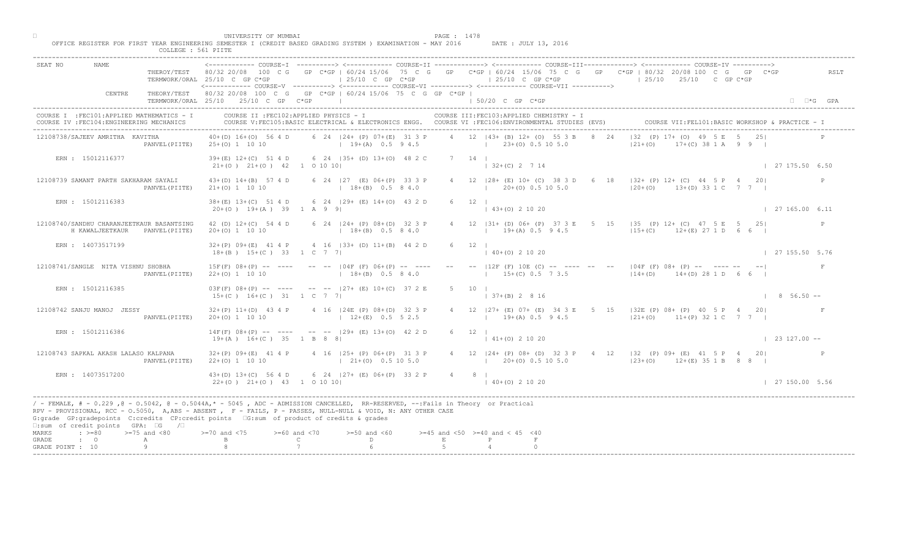UNIVERSITY OF MUMBAI

OFFICE REGISTER FOR FIRST YEAR ENGINEERING SEMESTER I (CREDIT BASED GRADING SYSTEM ) EXAMINATION - MAY 2016 DATE : JULY 13, 2016

COLLEGE : 561 PIITE

```
SEAT NO      NAME                    <------------ COURSE-I  ----------> <------------ COURSE-II -------------> <------------ COURSE-III------------> <------------ COURSE-IV ---------->
                       THEROY/TEST   80/32 20/08  100  C G    GP  C*GP | 60/24 15/06  75  C  G    GP   C*GP | 60/24  15/06  75  C  G    GP    C*GP | 80/32  20/08 100  C  G    GP  C*GP          RSLT
                       TERMWORK/ORAL 25/10  C  GP C*GP               | 25/10  C  GP  C*GP                  | 25/10  C  GP C*GP                   | 25/10    25/10    C  GP C*GP
                                     <------------ COURSE-V  ----------> <------------ COURSE-VI ----------> <------------ COURSE-VII ---------->
              CENTRE   THEORY/TEST   80/32 20/08  100  C  G    GP  C*GP | 60/24 15/06  75  C  G  GP  C*GP |
                       TERMWORK/ORAL 25/10    25/10  C  GP   C*GP      |                                    | 50/20  C  GP  C*GP                                                         □  □*G  GPA
COURSE I  :FEC101:APPLIED MATHEMATICS - I       COURSE II :FEC102:APPLIED PHYSICS - I                  COURSE III:FEC103:APPLIED CHEMISTRY - I
COURSE IV :FEC104:ENGINEERING MECHANICS         COURSE V:FEC105:BASIC ELECTRICAL & ELECTRONICS ENGG.   COURSE VI :FEC106:ENVIRONMENTAL STUDIES (EVS)       COURSE VII:FEL101:BASIC WORKSHOP & PRACTICE - I

12108738/SAJEEV AMRITHA  KAVITHA        40+(D) 16+(O)  56 4 D     6 24 |24+ (P) 07+(E)  31 3 P     4   12 |43+ (B) 12+ (O)  55 3 B    8  24   |32  (P) 17+ (O)  49  5 E   5   25|              P
                   PANVEL(PIITE)        25+(O) 1  10 10                 | 19+(A)  0.5  9 4.5                |   23+(O) 0.5 10 5.0                 |21+(O)     17+(C) 38 1 A   9  9  |
    ERN : 15012116377                   39+(E) 12+(C)  51 4 D     6 24 |35+ (D) 13+(O)  48 2 C     7   14 |
                                        21+(O )  21+(O )  42   1  O 10 10|                                  | 32+(C) 2  7 14                                                        | 27 175.50  6.50

12108739 SAMANT PARTH SAKHARAM SAYALI   43+(D) 14+(B)  57 4 D     6 24 |27  (E) 06+(P)  33 3 P     4   12 |28+ (E) 10+ (C)  38 3 D    6  18   |32+ (P) 12+ (C)  44  5 P   4   20|              P
                   PANVEL(PIITE)        21+(O) 1  10 10                 | 18+(B)  0.5  8 4.0                |   20+(O) 0.5 10 5.0                 |20+(O)     13+(D) 33 1 C   7  7  |
    ERN : 15012116383                   38+(E) 13+(C)  51 4 D     6 24 |29+ (E) 14+(O)  43 2 D     6   12 |
                                        20+(O )  19+(A )  39   1  A  9  9|                                  | 43+(O) 2 10 20                                                        | 27 165.00  6.11

12108740/SANDHU CHARANJEETKAUR BASANTSING 42 (D) 12+(C) 54 4 D    6 24 |24+ (P) 08+(D)  32 3 P     4   12 |31+ (D) 06+ (P)  37 3 E    5  15   |35  (P) 12+ (C)  47  5 E   5   25|              P
       H KAWALJEETKAUR   PANVEL(PIITE)  20+(O) 1  10 10                 | 18+(B)  0.5  8 4.0                |   19+(A) 0.5  9 4.5                 |15+(C)     12+(E) 27 1 D   6  6  |
    ERN : 14073517199                   32+(P) 09+(E)  41 4 P     4 16 |33+ (D) 11+(B)  44 2 D     6   12 |
                                        18+(B )  15+(C )  33   1  C  7  7|                                  | 40+(O) 2 10 20                                                        | 27 155.50  5.76

12108741/SANGLE  NITA VISHNU SHOBHA     15F(F) 08+(P) --  ----   --  -- |04F (F) 06+(P) --  ----    --  -- |12F (F) 10E (C) --  ----  --  --     |04F (F) 08+ (P) --   ---- --   --|              F
                   PANVEL(PIITE)        22+(O) 1  10 10                 | 18+(B)  0.5  8 4.0                |   15+(C) 0.5  7 3.5                 |14+(D)     14+(D) 28 1 D   6  6  |
    ERN : 15012116385                   03F(F) 08+(P) --  ----   --  -- |27+ (E) 10+(C)  37 2 E     5   10 |
                                        15+(C )  16+(C )  31   1  C  7  7|                                  | 37+(B) 2  8 16                                                        |  8  56.50 --

12108742 SANJU MANOJ  JESSY             32+(P) 11+(D)  43 4 P     4 16 |24E (P) 08+(D)  32 3 P     4   12 |27+ (E) 07+ (E)  34 3 E    5  15   |32E (P) 08+ (P)  40  5 P   4   20|              F
                   PANVEL(PIITE)        20+(O) 1  10 10                 | 12+(E)  0.5  5 2.5                |   19+(A) 0.5  9 4.5                 |21+(O)     11+(P) 32 1 C   7  7  |
    ERN : 15012116386                   14F(F) 08+(P) --  ----   --  -- |29+ (E) 13+(O)  42 2 D     6   12 |
                                        19+(A )  16+(C )  35   1  B  8  8|                                  | 41+(O) 2 10 20                                                        | 23 127.00 --

12108743 SAPKAL AKASH LALASO KALPANA    32+(P) 09+(E)  41 4 P     4 16 |25+ (P) 06+(P)  31 3 P     4   12 |24+ (P) 08+ (D)  32 3 P    4  12   |32  (P) 09+ (E)  41  5 P   4   20|              P
                   PANVEL(PIITE)        22+(O) 1  10 10                 | 21+(O)  0.5 10 5.0                |   20+(O) 0.5 10 5.0                 |23+(O)     12+(E) 35 1 B   8  8  |
    ERN : 14073517200                   43+(D) 13+(C)  56 4 D     6 24 |27+ (E) 06+(P)  33 2 P     4    8 |
                                        22+(O )  21+(O )  43   1  O 10 10|                                  | 40+(O) 2 10 20                                                        | 27 150.00  5.56
```

/ - FEMALE, # - 0.229 ,@ - O.5042, @ - O.5044A,* - 5045 , ADC - ADMISSION CANCELLED, RR-RESERVED, --:Fails in Theory or Practical
RPV - PROVISIONAL, RCC - O.5050, A,ABS - ABSENT , F - FAILS, P - PASSES, NULL-NULL & VOID, N: ANY OTHER CASE
G:grade GP:gradepoints C:credits CP:credit points □G:sum of product of credits & grades
□:sum of credit points GPA: □G /□

| MARKS | : >=80 | >=75 and <80 | >=70 and <75 | >=60 and <70 | >=50 and <60 | >=45 and <50 | >=40 and < 45 | <40 |
|---|---|---|---|---|---|---|---|---|
| GRADE | : O | A | B | C | D | E | P | F |
| GRADE POINT | : 10 | 9 | 8 | 7 | 6 | 5 | 4 | 0 |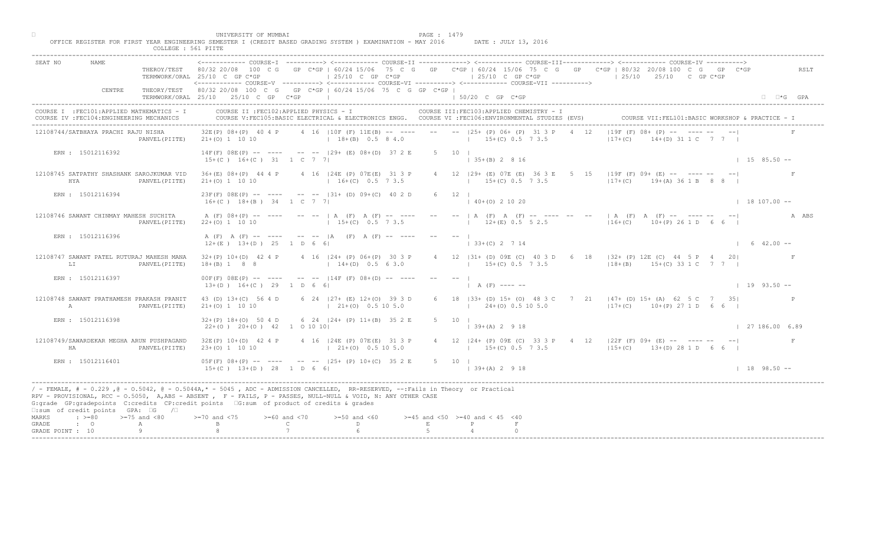UNIVERSITY OF MUMBAI

OFFICE REGISTER FOR FIRST YEAR ENGINEERING SEMESTER I (CREDIT BASED GRADING SYSTEM ) EXAMINATION - MAY 2016 DATE : JULY 13, 2016

COLLEGE : 561 PIITE

```
SEAT NO     NAME                 <------------ COURSE-I  ----------> <------------ COURSE-II -------------> <------------ COURSE-III------------> <------------ COURSE-IV ---------->
                    THEROY/TEST    80/32 20/08  100  C G   GP  C*GP | 60/24 15/06  75  C  G   GP   C*GP | 60/24  15/06  75  C  G   GP   C*GP | 80/32  20/08 100  C  G   GP  C*GP          RSLT
                    TERMWORK/ORAL  25/10  C  GP C*GP                | 25/10  C  GP  C*GP                | 25/10  C  GP C*GP                   | 25/10   25/10   C  GP C*GP
                                   <------------ COURSE-V ----------> <------------ COURSE-VI ----------> <------------ COURSE-VII ---------->
            CENTRE  THEORY/TEST    80/32 20/08  100  C  G   GP  C*GP | 60/24 15/06  75  C  G  GP  C*GP |
                    TERMWORK/ORAL  25/10   25/10  C  GP   C*GP       |                                   | 50/20  C  GP  C*GP                                                    □  □*G  GPA
```

COURSE I :FEC101:APPLIED MATHEMATICS - I  COURSE II :FEC102:APPLIED PHYSICS - I  COURSE III:FEC103:APPLIED CHEMISTRY - I
COURSE IV :FEC104:ENGINEERING MECHANICS  COURSE V:FEC105:BASIC ELECTRICAL & ELECTRONICS ENGG.  COURSE VI :FEC106:ENVIRONMENTAL STUDIES (EVS)  COURSE VII:FEL101:BASIC WORKSHOP & PRACTICE - I

```
12108744/SATBHAYA PRACHI RAJU NISHA     32E(P) 08+(P)  40 4 P    4  16  |10F (F) 11E(B) -- ----   --   -- |25+ (P) 06+ (P)  31 3 P   4  12   |19F (F) 08+ (P) -- ---- --  --|          F
                        PANVEL(PIITE)   21+(O) 1  10 10                 | 18+(B)  0.5  8 4.0             |    15+(C) 0.5  7 3.5               |17+(C)     14+(D) 31 1 C   7  7  |
    ERN : 15012116392                   14F(F) 08E(P) -- ----   -- -- |29+ (E) 08+(D)  37 2 E     5  10 |
                                        15+(C )  16+(C )  31   1  C  7  7|                              | 35+(B) 2  8 16                                                           | 15 85.50 --

12108745 SATPATHY SHASHANK SAROJKUMAR VID 36+(E) 08+(P)  44 4 P    4  16  |24E (P) 07E(E)  31 3 P     4   12 |29+ (E) 07E (E)  36 3 E   5  15   |19F (F) 09+ (E) -- ---- --  --|          F
         HYA            PANVEL(PIITE)   21+(O) 1  10 10                 | 16+(C)  0.5  7 3.5             |    15+(C) 0.5  7 3.5               |17+(C)     19+(A) 36 1 B   8  8  |
    ERN : 15012116394                   23F(F) 08E(P) -- ----   -- -- |31+ (D) 09+(C)  40 2 D     6  12 |
                                        16+(C )  18+(B )  34   1  C  7  7|                              | 40+(O) 2 10 20                                                           | 18 107.00 --

12108746 SAWANT CHINMAY MAHESH SUCHITA   A (F) 08+(P) -- ----   -- -- | A  (F)  A (F) -- ----       --   -- | A  (F)  A  (F) -- ----  --  --   | A  (F)  A  (F) -- ---- --  --|          A ABS
                        PANVEL(PIITE)   22+(O) 1  10 10                 | 15+(C)  0.5  7 3.5             |    12+(E) 0.5  5 2.5               |16+(C)     10+(P) 26 1 D   6  6  |
    ERN : 15012116396                    A (F)  A (F) -- ----   -- -- |A    (F)  A (F) -- ----       --   -- |
                                        12+(E )  13+(D )  25   1  D  6  6|                              | 33+(C) 2  7 14                                                           |  6 42.00 --

12108747 SAWANT PATEL RUTURAJ MAHESH MANA 32+(P) 10+(D)  42 4 P    4  16  |24+ (P) 06+(P)  30 3 P     4   12 |31+ (D) 09E (C)  40 3 D   6  18   |32+ (P) 12E (C)  44  5 P   4   20|          F
         LI             PANVEL(PIITE)   18+(B) 1  8  8                  | 14+(D)  0.5  6 3.0             |    15+(C) 0.5  7 3.5               |18+(B)     15+(C) 33 1 C   7  7  |
    ERN : 15012116397                   00F(F) 08E(P) -- ----   -- -- |14F (F) 08+(D) -- ----       --   -- |
                                        13+(D )  16+(C )  29   1  D  6  6|                              | A (F) ---- --                                                            | 19 93.50 --

12108748 SAWANT PRATHAMESH PRAKASH PRANIT 43 (D) 13+(C)  56 4 D    6  24  |27+ (E) 12+(O)  39 3 D     6   18 |33+ (D) 15+ (O)  48 3 C   7  21   |47+ (D) 15+ (A)  62  5 C   7   35|          P
         A              PANVEL(PIITE)   21+(O) 1  10 10                 | 21+(O)  0.5 10 5.0             |    24+(O) 0.5 10 5.0               |17+(C)     10+(P) 27 1 D   6  6  |
    ERN : 15012116398                   32+(P) 18+(O)  50 4 D    6  24  |24+ (P) 11+(B)  35 2 E     5  10 |
                                        22+(O )  20+(O )  42   1  O 10 10|                              | 39+(A) 2  9 18                                                           | 27 186.00 6.89

12108749/SAWARDEKAR MEGHA ARUN PUSHPAGAND 32E(P) 10+(D)  42 4 P    4  16  |24E (P) 07E(E)  31 3 P     4   12 |24+ (P) 09E (C)  33 3 P   4  12   |22F (F) 09+ (E) -- ---- --  --|          F
         HA             PANVEL(PIITE)   23+(O) 1  10 10                 | 21+(O)  0.5 10 5.0             |    15+(C) 0.5  7 3.5               |15+(C)     13+(D) 28 1 D   6  6  |
    ERN : 15012116401                   05F(F) 08+(P) -- ----   -- -- |25+ (P) 10+(C)  35 2 E     5  10 |
                                        15+(C )  13+(D )  28   1  D  6  6|                              | 39+(A) 2  9 18                                                           | 18 98.50 --
```

/ - FEMALE, # - 0.229 ,@ - O.5042, @ - O.5044A,* - 5045 , ADC - ADMISSION CANCELLED, RR-RESERVED, --:Fails in Theory or Practical
RPV - PROVISIONAL, RCC - O.5050, A,ABS - ABSENT , F - FAILS, P - PASSES, NULL-NULL & VOID, N: ANY OTHER CASE
G:grade GP:gradepoints C:credits CP:credit points □G:sum of product of credits & grades
□:sum of credit points GPA: □G /□

| MARKS | : >=80 | >=75 and <80 | >=70 and <75 | >=60 and <70 | >=50 and <60 | >=45 and <50 | >=40 and < 45 | <40 |
|---|---|---|---|---|---|---|---|---|
| GRADE | : O | A | B | C | D | E | P | F |
| GRADE POINT | : 10 | 9 | 8 | 7 | 6 | 5 | 4 | 0 |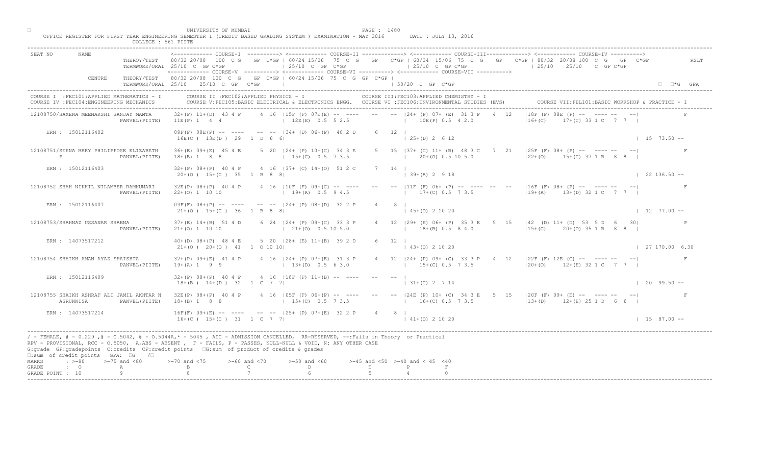UNIVERSITY OF MUMBAI

OFFICE REGISTER FOR FIRST YEAR ENGINEERING SEMESTER I (CREDIT BASED GRADING SYSTEM ) EXAMINATION - MAY 2016 DATE : JULY 13, 2016

COLLEGE : 561 PIITE

```
SEAT NO       NAME                <------------ COURSE-I ----------> <------------ COURSE-II -------------> <------------ COURSE-III------------> <------------ COURSE-IV ---------->
                    THEROY/TEST   80/32 20/08  100  C G   GP  C*GP | 60/24 15/06  75  C  G   GP   C*GP | 60/24  15/06  75  C  G   GP   C*GP | 80/32  20/08 100  C  G   GP  C*GP          RSLT
                    TERMWORK/ORAL 25/10  C  GP C*GP                | 25/10  C  GP  C*GP               | 25/10  C  GP C*GP                  | 25/10   25/10   C  GP C*GP
                                  <------------ COURSE-V ----------> <------------ COURSE-VI ----------> <------------ COURSE-VII ---------->
              CENTRE  THEORY/TEST 80/32 20/08  100  C  G   GP  C*GP | 60/24 15/06  75  C  G  GP  C*GP |
                    TERMWORK/ORAL 25/10  25/10  C  GP  C*GP         |                                  | 50/20  C  GP  C*GP                                                            ΣC  ΣC*G  GPA
```

COURSE I :FEC101:APPLIED MATHEMATICS - I    COURSE II :FEC102:APPLIED PHYSICS - I    COURSE III:FEC103:APPLIED CHEMISTRY - I
COURSE IV :FEC104:ENGINEERING MECHANICS    COURSE V:FEC105:BASIC ELECTRICAL & ELECTRONICS ENGG.    COURSE VI :FEC106:ENVIRONMENTAL STUDIES (EVS)    COURSE VII:FEL101:BASIC WORKSHOP & PRACTICE - I

```
12108750/SAXENA MEENAKSHI SANJAY MAMTA     32+(P) 11+(D)  43 4 P     4  16  |15F (F) 07E(E) -- ----    --    -- |24+ (P) 07+ (E)  31 3 P    4  12   |18F (F) 08E (P) --  ---- --   --|            F
                        PANVEL(PIITE)      11E(P) 1   4  4                  | 12E(E)  0.5  5 2.5                |  10E(P) 0.5  4 2.0                 |16+(C)    17+(C) 33 1 C   7  7  |

    ERN : 15012116402                      09F(F) 08E(P) -- ----    -- --  |34+ (D) 06+(P)  40 2 D     6   12 |
                                           16E(C ) 13E(D )  29   1  D  6  6|                                   | 25+(D) 2  6 12                                                       | 15  73.50 --

12108751/SEENA MARY PHILIPPOSE ELIZABETH   36+(E) 09+(E)  45 4 E     5  20  |24+ (P) 10+(C)  34 3 E     5   15 |37+ (C) 11+ (B)  48 3 C    7  21   |25F (F) 08+ (P) --  ---- --   --|            F
         P              PANVEL(PIITE)      18+(B) 1   8  8                  | 15+(C)  0.5  7 3.5                |  20+(O) 0.5 10 5.0                 |22+(O)    15+(C) 37 1 B   8  8  |

    ERN : 15012116403                      32+(P) 08+(P)  40 4 P     4  16  |37+ (C) 14+(O)  51 2 C     7   14 |
                                           20+(O ) 15+(C )  35   1  B  8  8|                                   | 39+(A) 2  9 18                                                       | 22 136.50 --

12108752 SHAH NIKHIL NILAMBER RAMKUMARI    32E(P) 08+(P)  40 4 P     4  16  |10F (F) 09+(C) -- ----    --    -- |11F (F) 06+ (P) --  ---- --   --   |16F (F) 08+ (P) --  ---- --   --|            F
                        PANVEL(PIITE)      22+(O) 1  10 10                  | 19+(A)  0.5  9 4.5                |  17+(C) 0.5  7 3.5                 |19+(A)    13+(D) 32 1 C   7  7  |

    ERN : 15012116407                      03F(F) 08+(P) -- ----    -- --  |24+ (P) 08+(D)  32 2 P     4    8 |
                                           21+(O ) 15+(C )  36   1  B  8  8|                                   | 45+(O) 2 10 20                                                       | 12  77.00 --

12108753/SHAHNAZ USSANAR SHABNA            37+(E) 14+(B)  51 4 D     6  24  |24+ (P) 09+(C)  33 3 P     4   12 |29+ (E) 06+ (P)  35 3 E    5  15   |42  (D) 11+ (D)  53  5 D   6   30|            P
                        PANVEL(PIITE)      21+(O) 1  10 10                  | 21+(O)  0.5 10 5.0                |  18+(B) 0.5  8 4.0                 |15+(C)    20+(O) 35 1 B   8  8  |

    ERN : 14073517212                      40+(D) 08+(P)  48 4 E     5  20  |28+ (E) 11+(B)  39 2 D     6   12 |
                                           21+(O ) 20+(O )  41   1  O 10 10|                                   | 43+(O) 2 10 20                                                       | 27 170.00 6.30

12108754 SHAIKH AMAN AYAZ SHAISHTA         32+(P) 09+(E)  41 4 P     4  16  |24+ (P) 07+(E)  31 3 P     4   12 |24+ (P) 09+ (C)  33 3 P    4  12   |22F (F) 12E (C) --  ---- --   --|            F
                        PANVEL(PIITE)      19+(A) 1   9  9                  | 13+(D)  0.5  6 3.0                |  15+(C) 0.5  7 3.5                 |20+(O)    12+(E) 32 1 C   7  7  |

    ERN : 15012116409                      32+(P) 08+(P)  40 4 P     4  16  |18F (F) 11+(B) -- ----    --    -- |
                                           18+(B ) 14+(D )  32   1  C  7  7|                                   | 31+(C) 2  7 14                                                       | 20  99.50 --

12108755 SHAIKH ASHRAF ALI JAMIL AKHTAR N  32E(P) 08+(P)  40 4 P     4  16  |05F (F) 06+(P) -- ----    --    -- |24E (P) 10+ (C)  34 3 E    5  15   |20F (F) 09+ (E) --  ---- --   --|            F
         ASRUNNISA      PANVEL(PIITE)      18+(B) 1   8  8                  | 15+(C)  0.5  7 3.5                |  16+(C) 0.5  7 3.5                 |13+(D)    12+(E) 25 1 D   6  6  |

    ERN : 14073517214                      16F(F) 09+(E) -- ----    -- --  |25+ (P) 07+(E)  32 2 P     4    8 |
                                           16+(C ) 15+(C )  31   1  C  7  7|                                   | 41+(O) 2 10 20                                                       | 15  87.00 --
```

/ - FEMALE, # - 0.229 ,@ - O.5042, @ - O.5044A,* - 5045 , ADC - ADMISSION CANCELLED, RR-RESERVED, --:Fails in Theory or Practical
RPV - PROVISIONAL, RCC - O.5050, A,ABS - ABSENT , F - FAILS, P - PASSES, NULL-NULL & VOID, N: ANY OTHER CASE
G:grade GP:gradepoints C:credits CP:credit points ΣG:sum of product of credits & grades
ΣC:sum of credit points GPA: ΣG /ΣC

| MARKS | : >=80 | >=75 and <80 | >=70 and <75 | >=60 and <70 | >=50 and <60 | >=45 and <50 | >=40 and < 45 | <40 |
|---|---|---|---|---|---|---|---|---|
| GRADE | : O | A | B | C | D | E | P | F |
| GRADE POINT | : 10 | 9 | 8 | 7 | 6 | 5 | 4 | 0 |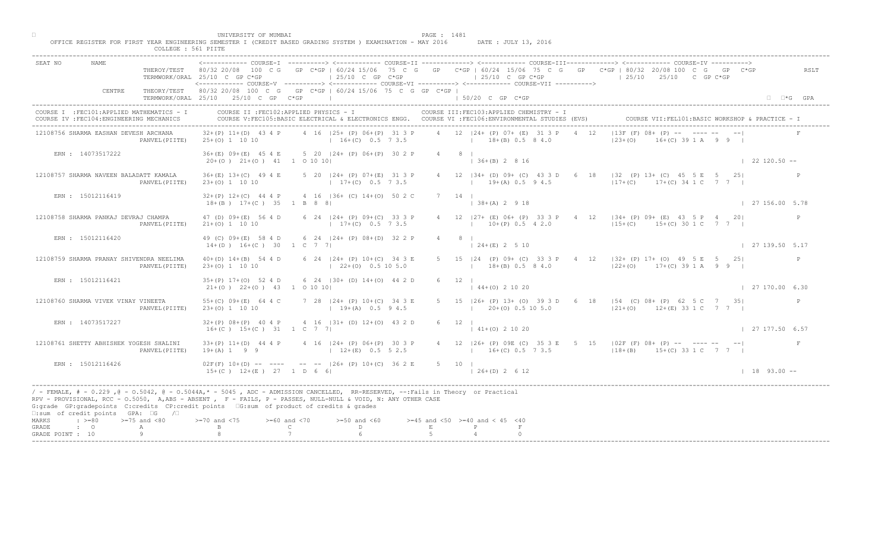UNIVERSITY OF MUMBAI

OFFICE REGISTER FOR FIRST YEAR ENGINEERING SEMESTER I (CREDIT BASED GRADING SYSTEM ) EXAMINATION - MAY 2016 DATE : JULY 13, 2016

COLLEGE : 561 PIITE

```
SEAT NO       NAME             <------------ COURSE-I  ----------> <------------ COURSE-II -------------> <------------ COURSE-III------------> <------------ COURSE-IV ---------->
                  THEROY/TEST   80/32 20/08  100  C G   GP  C*GP | 60/24 15/06  75  C G   GP   C*GP | 60/24 15/06  75  C  G   GP   C*GP | 80/32 20/08 100  C  G   GP  C*GP          RSLT
                  TERMWORK/ORAL 25/10  C  GP C*GP                 | 25/10  C  GP  C*GP                 | 25/10  C  GP C*GP               | 25/10   25/10   C  GP C*GP
                                <------------ COURSE-V ----------> <------------ COURSE-VI ----------> <------------ COURSE-VII ---------->
           CENTRE  THEORY/TEST  80/32 20/08  100  C  G   GP  C*GP | 60/24 15/06  75  C  G  GP  C*GP |
                  TERMWORK/ORAL 25/10   25/10  C  GP   C*GP      |                                    | 50/20  C  GP  C*GP                                                      □  □*G  GPA
```

COURSE I :FEC101:APPLIED MATHEMATICS - I  COURSE II :FEC102:APPLIED PHYSICS - I  COURSE III:FEC103:APPLIED CHEMISTRY - I
COURSE IV :FEC104:ENGINEERING MECHANICS  COURSE V:FEC105:BASIC ELECTRICAL & ELECTRONICS ENGG.  COURSE VI :FEC106:ENVIRONMENTAL STUDIES (EVS)  COURSE VII:FEL101:BASIC WORKSHOP & PRACTICE - I

```
12108756 SHARMA EASHAN DEVESH ARCHANA     32+(P) 11+(D)  43 4 P    4  16  |25+ (P) 06+(P)  31 3 P    4  12  |24+ (P) 07+ (E)  31 3 P   4  12   |13F (F) 08+ (P) --  ---- --   --|           F
                          PANVEL(PIITE)   25+(O) 1  10 10                 | 16+(C)  0.5  7 3.5              |  18+(B) 0.5  8 4.0             |23+(O)     16+(C) 39 1 A   9  9  |

    ERN : 14073517222                     36+(E) 09+(E)  45 4 E    5  20  |24+ (P) 06+(P)  30 2 P    4   8  |
                                           20+(O )  21+(O )  41   1  O 10 10|                              | 36+(B) 2  8 16                                               | 22 120.50 --

12108757 SHARMA NAVEEN BALADATT KAMALA    36+(E) 13+(C)  49 4 E    5  20  |24+ (P) 07+(E)  31 3 P    4  12  |34+ (D) 09+ (C)  43 3 D   6  18   |32  (P) 13+ (C)  45  5 E   5   25|           P
                          PANVEL(PIITE)   23+(O) 1  10 10                 | 17+(C)  0.5  7 3.5              |  19+(A) 0.5  9 4.5             |17+(C)     17+(C) 34 1 C   7  7  |

    ERN : 15012116419                     32+(P) 12+(C)  44 4 P    4  16  |36+ (C) 14+(O)  50 2 C    7  14  |
                                           18+(B )  17+(C )  35   1  B  8  8|                              | 38+(A) 2  9 18                                               | 27 156.00 5.78

12108758 SHARMA PANKAJ DEVRAJ CHAMPA      47 (D) 09+(E)  56 4 D    6  24  |24+ (P) 09+(C)  33 3 P    4  12  |27+ (E) 06+ (P)  33 3 P   4  12   |34+ (P) 09+ (E)  43  5 P   4   20|           P
                          PANVEL(PIITE)   21+(O) 1  10 10                 | 17+(C)  0.5  7 3.5              |  10+(P) 0.5  4 2.0             |15+(C)     15+(C) 30 1 C   7  7  |

    ERN : 15012116420                     49 (C) 09+(E)  58 4 D    6  24  |24+ (P) 08+(D)  32 2 P    4   8  |
                                           14+(D )  16+(C )  30   1  C  7  7|                              | 24+(E) 2  5 10                                               | 27 139.50 5.17

12108759 SHARMA PRANAY SHIVENDRA NEELIMA  40+(D) 14+(B)  54 4 D    6  24  |24+ (P) 10+(C)  34 3 E    5  15  |24  (P) 09+ (C)  33 3 P   4  12   |32+ (P) 17+ (O)  49  5 E   5   25|           P
                          PANVEL(PIITE)   23+(O) 1  10 10                 | 22+(O)  0.5 10 5.0              |  18+(B) 0.5  8 4.0             |22+(O)     17+(C) 39 1 A   9  9  |

    ERN : 15012116421                     35+(P) 17+(O)  52 4 D    6  24  |30+ (D) 14+(O)  44 2 D    6  12  |
                                           21+(O )  22+(O )  43   1  O 10 10|                              | 44+(O) 2 10 20                                               | 27 170.00 6.30

12108760 SHARMA VIVEK VINAY VINEETA       55+(C) 09+(E)  64 4 C    7  28  |24+ (P) 10+(C)  34 3 E    5  15  |26+ (P) 13+ (O)  39 3 D   6  18   |54  (C) 08+ (P)  62  5 C   7   35|           P
                          PANVEL(PIITE)   23+(O) 1  10 10                 | 19+(A)  0.5  9 4.5              |  20+(O) 0.5 10 5.0             |21+(O)     12+(E) 33 1 C   7  7  |

    ERN : 14073517227                     32+(P) 08+(P)  40 4 P    4  16  |31+ (D) 12+(O)  43 2 D    6  12  |
                                           16+(C )  15+(C )  31   1  C  7  7|                              | 41+(O) 2 10 20                                               | 27 177.50 6.57

12108761 SHETTY ABHISHEK YOGESH SHALINI   33+(P) 11+(D)  44 4 P    4  16  |24+ (P) 06+(P)  30 3 P    4  12  |26+ (P) 09E (C)  35 3 E   5  15   |02F (F) 08+ (P) --  ---- --   --|           F
                          PANVEL(PIITE)   19+(A) 1  9  9                  | 12+(E)  0.5  5 2.5              |  16+(C) 0.5  7 3.5             |18+(B)     15+(C) 33 1 C   7  7  |

    ERN : 15012116426                     02F(F) 10+(D) --  ----   --  -- |26+ (P) 10+(C)  36 2 E    5  10  |
                                           15+(C )  12+(E )  27   1  D  6  6|                              | 26+(D) 2  6 12                                               | 18  93.00 --
```

/ - FEMALE, # - 0.229 ,@ - 0.5042, @ - 0.5044A,* - 5045 , ADC - ADMISSION CANCELLED, RR-RESERVED, --:Fails in Theory or Practical
RPV - PROVISIONAL, RCC - 0.5050, A,ABS - ABSENT , F - FAILS, P - PASSES, NULL-NULL & VOID, N: ANY OTHER CASE
G:grade GP:gradepoints C:credits CP:credit points □G:sum of product of credits & grades
□:sum of credit points GPA: □G /□

| MARKS | : >=80 | >=75 and <80 | >=70 and <75 | >=60 and <70 | >=50 and <60 | >=45 and <50 | >=40 and < 45 | <40 |
|---|---|---|---|---|---|---|---|---|
| GRADE | : O | A | B | C | D | E | P | F |
| GRADE POINT | : 10 | 9 | 8 | 7 | 6 | 5 | 4 | 0 |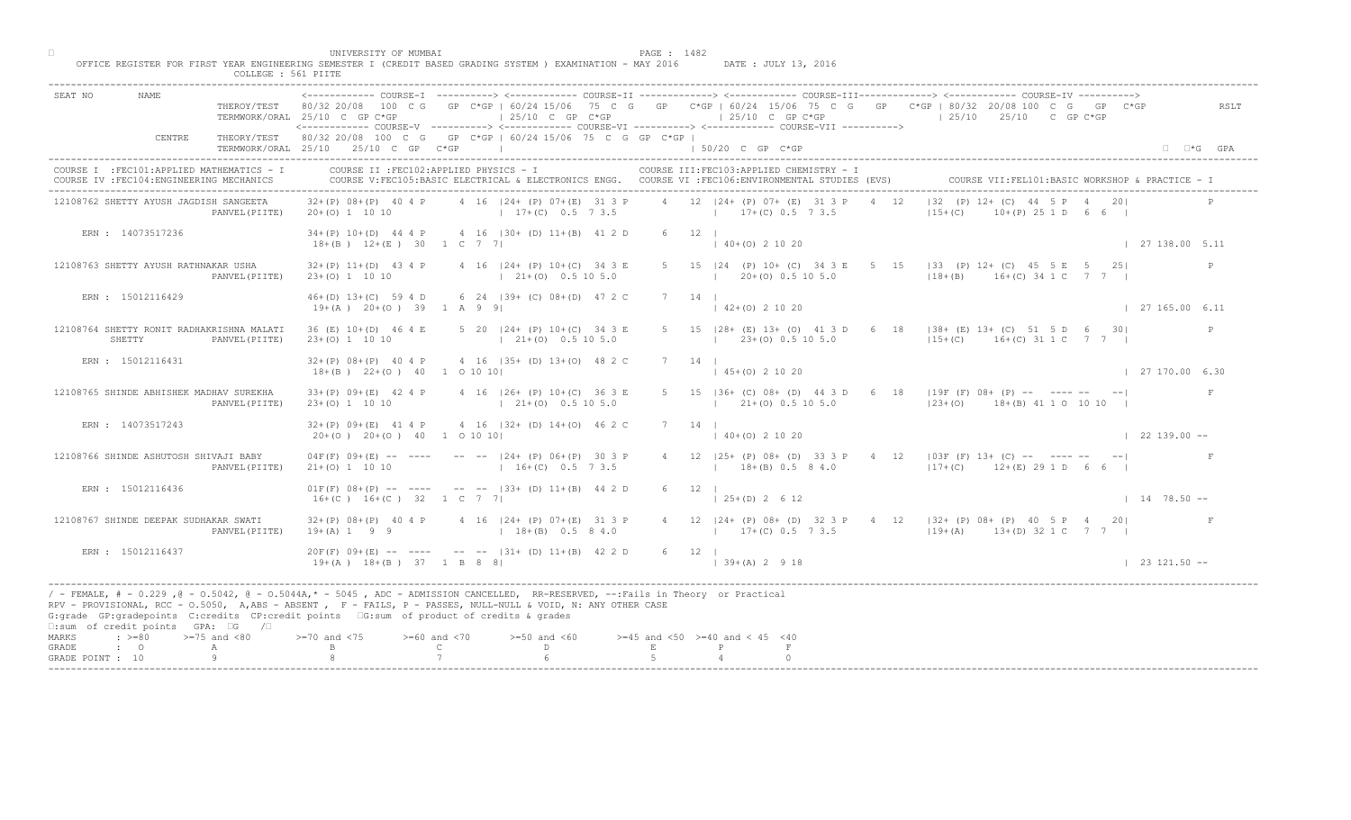UNIVERSITY OF MUMBAI

OFFICE REGISTER FOR FIRST YEAR ENGINEERING SEMESTER I (CREDIT BASED GRADING SYSTEM ) EXAMINATION - MAY 2016 DATE : JULY 13, 2016

COLLEGE : 561 PIITE

```
SEAT NO     NAME
                    THEROY/TEST    80/32 20/08  100  C G   GP C*GP | 60/24 15/06  75  C G   GP  C*GP | 60/24 15/06  75  C  G   GP   C*GP | 80/32 20/08 100  C  G   GP  C*GP        RSLT
                    TERMWORK/ORAL  25/10  C  GP C*GP              | 25/10  C  GP  C*GP               | 25/10  C  GP C*GP                  | 25/10   25/10    C  GP C*GP
                                   <------------ COURSE-V ----------> <------------ COURSE-VI ----------> <------------ COURSE-VII ---------->
            CENTRE  THEORY/TEST    80/32 20/08  100  C  G   GP C*GP | 60/24 15/06  75  C  G  GP  C*GP |
                    TERMWORK/ORAL  25/10   25/10   C  GP   C*GP   |                                   | 50/20  C  GP  C*GP                                              □  □*G  GPA

COURSE I  :FEC101:APPLIED MATHEMATICS - I     COURSE II :FEC102:APPLIED PHYSICS - I                COURSE III:FEC103:APPLIED CHEMISTRY - I
COURSE IV :FEC104:ENGINEERING MECHANICS       COURSE V:FEC105:BASIC ELECTRICAL & ELECTRONICS ENGG.  COURSE VI :FEC106:ENVIRONMENTAL STUDIES (EVS)     COURSE VII:FEL101:BASIC WORKSHOP & PRACTICE - I

12108762 SHETTY AYUSH JAGDISH SANGEETA      32+(P) 08+(P)  40 4 P    4  16 |24+ (P) 07+(E)  31 3 P    4  12 |24+ (P) 07+ (E)  31 3 P   4  12   |32  (P) 12+ (C)  44  5 P  4   20|          P
                        PANVEL(PIITE)       20+(O) 1  10 10                 | 17+(C)  0.5  7 3.5            |   17+(C) 0.5  7 3.5                |15+(C)     10+(P) 25 1 D   6  6  |
    ERN : 14073517236                       34+(P) 10+(D)  44 4 P    4  16 |30+ (D) 11+(B)  41 2 D    6   12 |
                                             18+(B )  12+(E )  30   1  C  7  7|                              | 40+(O) 2 10 20                                                  | 27 138.00  5.11

12108763 SHETTY AYUSH RATHNAKAR USHA        32+(P) 11+(D)  43 4 P    4  16 |24+ (P) 10+(C)  34 3 E    5  15 |24  (P) 10+ (C)  34 3 E   5  15   |33  (P) 12+ (C)  45  5 E  5   25|          P
                        PANVEL(PIITE)       23+(O) 1  10 10                 | 21+(O)  0.5 10 5.0            |   20+(O) 0.5 10 5.0                |18+(B)     16+(C) 34 1 C   7  7  |
    ERN : 15012116429                       46+(D) 13+(C)  59 4 D    6  24 |39+ (C) 08+(D)  47 2 C    7   14 |
                                             19+(A )  20+(O )  39   1  A  9  9|                              | 42+(O) 2 10 20                                                  | 27 165.00  6.11

12108764 SHETTY RONIT RADHAKRISHNA MALATI   36 (E) 10+(D)  46 4 E    5  20 |24+ (P) 10+(C)  34 3 E    5  15 |28+ (E) 13+ (O)  41 3 D   6  18   |38+ (E) 13+ (C)  51  5 D  6   30|          P
         SHETTY         PANVEL(PIITE)       23+(O) 1  10 10                 | 21+(O)  0.5 10 5.0            |   23+(O) 0.5 10 5.0                |15+(C)     16+(C) 31 1 C   7  7  |
    ERN : 15012116431                       32+(P) 08+(P)  40 4 P    4  16 |35+ (D) 13+(O)  48 2 C    7   14 |
                                             18+(B )  22+(O )  40   1  O 10 10|                              | 45+(O) 2 10 20                                                  | 27 170.00  6.30

12108765 SHINDE ABHISHEK MADHAV SUREKHA     33+(P) 09+(E)  42 4 P    4  16 |26+ (P) 10+(C)  36 3 E    5  15 |36+ (C) 08+ (D)  44 3 D   6  18   |19F (F) 08+ (P) --  ---- --   --|          F
                        PANVEL(PIITE)       23+(O) 1  10 10                 | 21+(O)  0.5 10 5.0            |   21+(O) 0.5 10 5.0                |23+(O)     18+(B) 41 1 O  10 10  |
    ERN : 14073517243                       32+(P) 09+(E)  41 4 P    4  16 |32+ (D) 14+(O)  46 2 C    7   14 |
                                             20+(O )  20+(O )  40   1  O 10 10|                              | 40+(O) 2 10 20                                                  | 22 139.00  --

12108766 SHINDE ASHUTOSH SHIVAJI BABY       04F(F) 09+(E) --  ----   --  -- |24+ (P) 06+(P)  30 3 P    4  12 |25+ (P) 08+ (D)  33 3 P   4  12   |03F (F) 13+ (C) --  ---- --   --|          F
                        PANVEL(PIITE)       21+(O) 1  10 10                 | 16+(C)  0.5  7 3.5            |   18+(B) 0.5  8 4.0                |17+(C)     12+(E) 29 1 D   6  6  |
    ERN : 15012116436                       01F(F) 08+(P) --  ----   --  -- |33+ (D) 11+(B)  44 2 D    6   12 |
                                             16+(C )  16+(C )  32   1  C  7  7|                              | 25+(D) 2  6 12                                                  | 14  78.50  --

12108767 SHINDE DEEPAK SUDHAKAR SWATI       32+(P) 08+(P)  40 4 P    4  16 |24+ (P) 07+(E)  31 3 P    4  12 |24+ (P) 08+ (D)  32 3 P   4  12   |32+ (P) 08+ (P)  40  5 P  4   20|          F
                        PANVEL(PIITE)       19+(A) 1  9  9                  | 18+(B)  0.5  8 4.0            |   17+(C) 0.5  7 3.5                |19+(A)     13+(D) 32 1 C   7  7  |
    ERN : 15012116437                       20F(F) 09+(E) --  ----   --  -- |31+ (D) 11+(B)  42 2 D    6   12 |
                                             19+(A )  18+(B )  37   1  B  8  8|                              | 39+(A) 2  9 18                                                  | 23 121.50  --
```

/ - FEMALE, # - 0.229 ,@ - O.5042, @ - O.5044A,* - 5045 , ADC - ADMISSION CANCELLED, RR-RESERVED, --:Fails in Theory or Practical
RPV - PROVISIONAL, RCC - O.5050, A,ABS - ABSENT , F - FAILS, P - PASSES, NULL-NULL & VOID, N: ANY OTHER CASE
G:grade GP:gradepoints C:credits CP:credit points □G:sum of product of credits & grades
□:sum of credit points GPA: □G /□

| MARKS | : >=80 | >=75 and <80 | >=70 and <75 | >=60 and <70 | >=50 and <60 | >=45 and <50 | >=40 and < 45 | <40 |
|---|---|---|---|---|---|---|---|---|
| GRADE | : O | A | B | C | D | E | P | F |
| GRADE POINT | : 10 | 9 | 8 | 7 | 6 | 5 | 4 | 0 |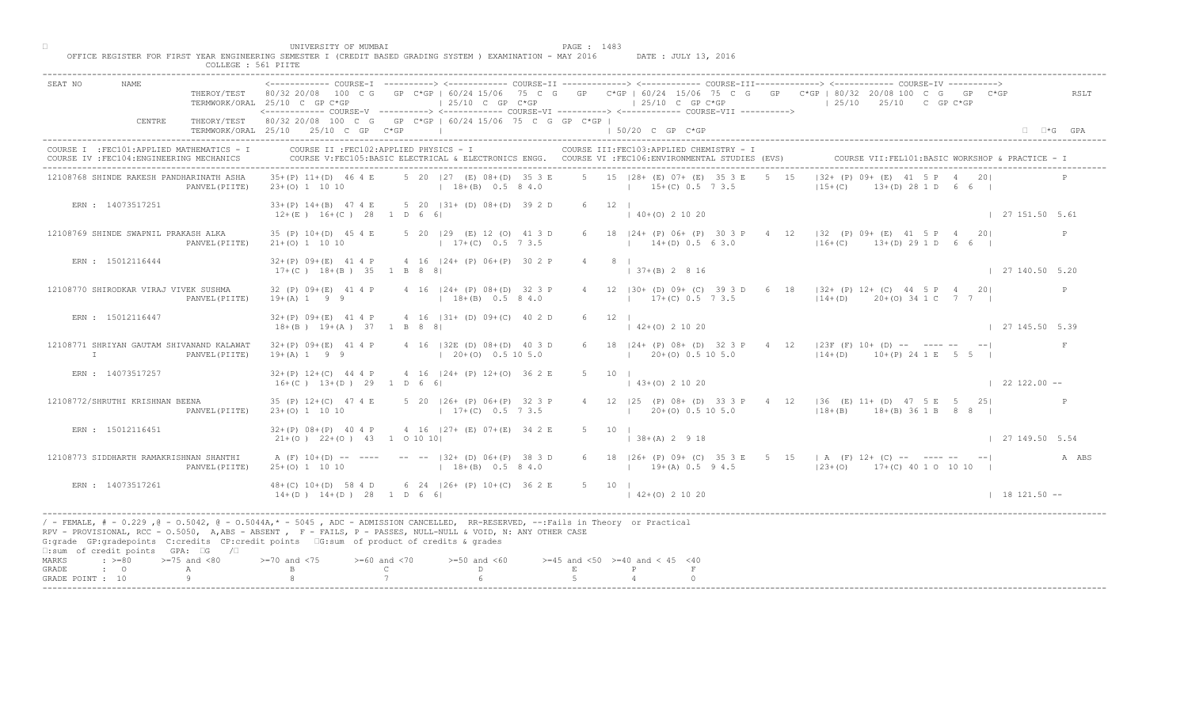UNIVERSITY OF MUMBAI

OFFICE REGISTER FOR FIRST YEAR ENGINEERING SEMESTER I (CREDIT BASED GRADING SYSTEM ) EXAMINATION - MAY 2016 DATE : JULY 13, 2016

COLLEGE : 561 PIITE

```
SEAT NO    NAME                      <------------ COURSE-I  ----------> <------------ COURSE-II -------------> <------------ COURSE-III------------> <------------ COURSE-IV ---------->
                 THEROY/TEST     80/32 20/08  100 C G   GP C*GP | 60/24 15/06  75 C G   GP   C*GP | 60/24 15/06 75 C G   GP   C*GP | 80/32 20/08 100 C  G   GP  C*GP           RSLT
                 TERMWORK/ORAL  25/10 C  GP C*GP                | 25/10  C  GP  C*GP              | 25/10  C  GP C*GP              | 25/10   25/10   C  GP C*GP
                                 <------------ COURSE-V ----------> <------------ COURSE-VI ----------> <------------ COURSE-VII ---------->
          CENTRE  THEORY/TEST    80/32 20/08  100  C  G   GP C*GP | 60/24 15/06  75  C  G  GP  C*GP |
                 TERMWORK/ORAL  25/10   25/10  C  GP   C*GP      |                                  | 50/20  C  GP  C*GP                                                  ΣC  ΣC*G  GPA

COURSE I  :FEC101:APPLIED MATHEMATICS - I      COURSE II :FEC102:APPLIED PHYSICS - I                  COURSE III:FEC103:APPLIED CHEMISTRY - I
COURSE IV :FEC104:ENGINEERING MECHANICS       COURSE V:FEC105:BASIC ELECTRICAL & ELECTRONICS ENGG.   COURSE VI :FEC106:ENVIRONMENTAL STUDIES (EVS)      COURSE VII:FEL101:BASIC WORKSHOP & PRACTICE - I

12108768 SHINDE RAKESH PANDHARINATH ASHA   35+(P) 11+(D)  46 4 E    5  20 |27  (E) 08+(D)  35 3 E    5  15 |28+ (E) 07+ (E)  35 3 E   5  15  |32+ (P) 09+ (E)  41  5 P   4   20|          P
                       PANVEL(PIITE)       23+(O) 1  10 10                 | 18+(B)  0.5  8 4.0              |  15+(C) 0.5  7 3.5              |15+(C)     13+(D) 28 1 D   6  6  |
     ERN : 14073517251                     33+(P) 14+(B)  47 4 E    5  20 |31+ (D) 08+(D)  39 2 D    6   12 |
                                           12+(E )  16+(C )  28   1  D  6  6|                                | 40+(O) 2 10 20                                                  | 27 151.50  5.61

12108769 SHINDE SWAPNIL PRAKASH ALKA       35 (P) 10+(D)  45 4 E    5  20 |29  (E) 12 (O)  41 3 D    6  18 |24+ (P) 06+ (P)  30 3 P   4  12  |32  (P) 09+ (E)  41  5 P   4   20|          P
                       PANVEL(PIITE)       21+(O) 1  10 10                 | 17+(C)  0.5  7 3.5              |  14+(D) 0.5  6 3.0              |16+(C)     13+(D) 29 1 D   6  6  |
     ERN : 15012116444                     32+(P) 09+(E)  41 4 P    4  16 |24+ (P) 06+(P)  30 2 P    4    8 |
                                           17+(C )  18+(B )  35   1  B  8  8|                                | 37+(B) 2  8 16                                                  | 27 140.50  5.20

12108770 SHIRODKAR VIRAJ VIVEK SUSHMA      32 (P) 09+(E)  41 4 P    4  16 |24+ (P) 08+(D)  32 3 P    4  12 |30+ (D) 09+ (C)  39 3 D   6  18  |32+ (P) 12+ (C)  44  5 P   4   20|          P
                       PANVEL(PIITE)       19+(A) 1   9  9                 | 18+(B)  0.5  8 4.0              |  17+(C) 0.5  7 3.5              |14+(D)     20+(O) 34 1 C   7  7  |
     ERN : 15012116447                     32+(P) 09+(E)  41 4 P    4  16 |31+ (D) 09+(C)  40 2 D    6   12 |
                                           18+(B )  19+(A )  37   1  B  8  8|                                | 42+(O) 2 10 20                                                  | 27 145.50  5.39

12108771 SHRIYAN GAUTAM SHIVANAND KALAWAT  32+(P) 09+(E)  41 4 P    4  16 |32E (D) 08+(D)  40 3 D    6  18 |24+ (P) 08+ (D)  32 3 P   4  12  |23F (F) 10+ (D) --  ---- --   --|          F
         I             PANVEL(PIITE)       19+(A) 1   9  9                 | 20+(O)  0.5 10 5.0              |  20+(O) 0.5 10 5.0              |14+(D)     10+(P) 24 1 E   5  5  |
     ERN : 14073517257                     32+(P) 12+(C)  44 4 P    4  16 |24+ (P) 12+(O)  36 2 E    5   10 |
                                           16+(C )  13+(D )  29   1  D  6  6|                                | 43+(O) 2 10 20                                                  | 22 122.00  --

12108772/SHRUTHI KRISHNAN BEENA            35 (P) 12+(C)  47 4 E    5  20 |26+ (P) 06+(P)  32 3 P    4  12 |25  (P) 08+ (D)  33 3 P   4  12  |36  (E) 11+ (D)  47  5 E   5   25|          P
                       PANVEL(PIITE)       23+(O) 1  10 10                 | 17+(C)  0.5  7 3.5              |  20+(O) 0.5 10 5.0              |18+(B)     18+(B) 36 1 B   8  8  |
     ERN : 15012116451                     32+(P) 08+(P)  40 4 P    4  16 |27+ (E) 07+(E)  34 2 E    5   10 |
                                           21+(O )  22+(O )  43   1  O 10 10|                                | 38+(A) 2  9 18                                                  | 27 149.50  5.54

12108773 SIDDHARTH RAMAKRISHNAN SHANTHI    A (F) 10+(D) --  ----    --  -- |32+ (D) 06+(P)  38 3 D    6  18 |26+ (P) 09+ (C)  35 3 E   5  15  | A  (F) 12+ (C) --  ---- --   --|          A ABS
                       PANVEL(PIITE)       25+(O) 1  10 10                 | 18+(B)  0.5  8 4.0              |  19+(A) 0.5  9 4.5              |23+(O)     17+(C) 40 1 O  10 10  |
     ERN : 14073517261                     48+(C) 10+(D)  58 4 D    6  24 |26+ (P) 10+(C)  36 2 E    5   10 |
                                           14+(D )  14+(D )  28   1  D  6  6|                                | 42+(O) 2 10 20                                                  | 18 121.50  --
```

/ - FEMALE, # - 0.229 ,@ - O.5042, @ - O.5044A,* - 5045 , ADC - ADMISSION CANCELLED, RR-RESERVED, --:Fails in Theory or Practical
RPV - PROVISIONAL, RCC - O.5050, A,ABS - ABSENT , F - FAILS, P - PASSES, NULL-NULL & VOID, N: ANY OTHER CASE
G:grade GP:gradepoints C:credits CP:credit points ΣG:sum of product of credits & grades
ΣC:sum of credit points GPA: ΣG /ΣC

| MARKS | : >=80 | >=75 and <80 | >=70 and <75 | >=60 and <70 | >=50 and <60 | >=45 and <50 | >=40 and < 45 | <40 |
|---|---|---|---|---|---|---|---|---|
| GRADE | : O | A | B | C | D | E | P | F |
| GRADE POINT | : 10 | 9 | 8 | 7 | 6 | 5 | 4 | 0 |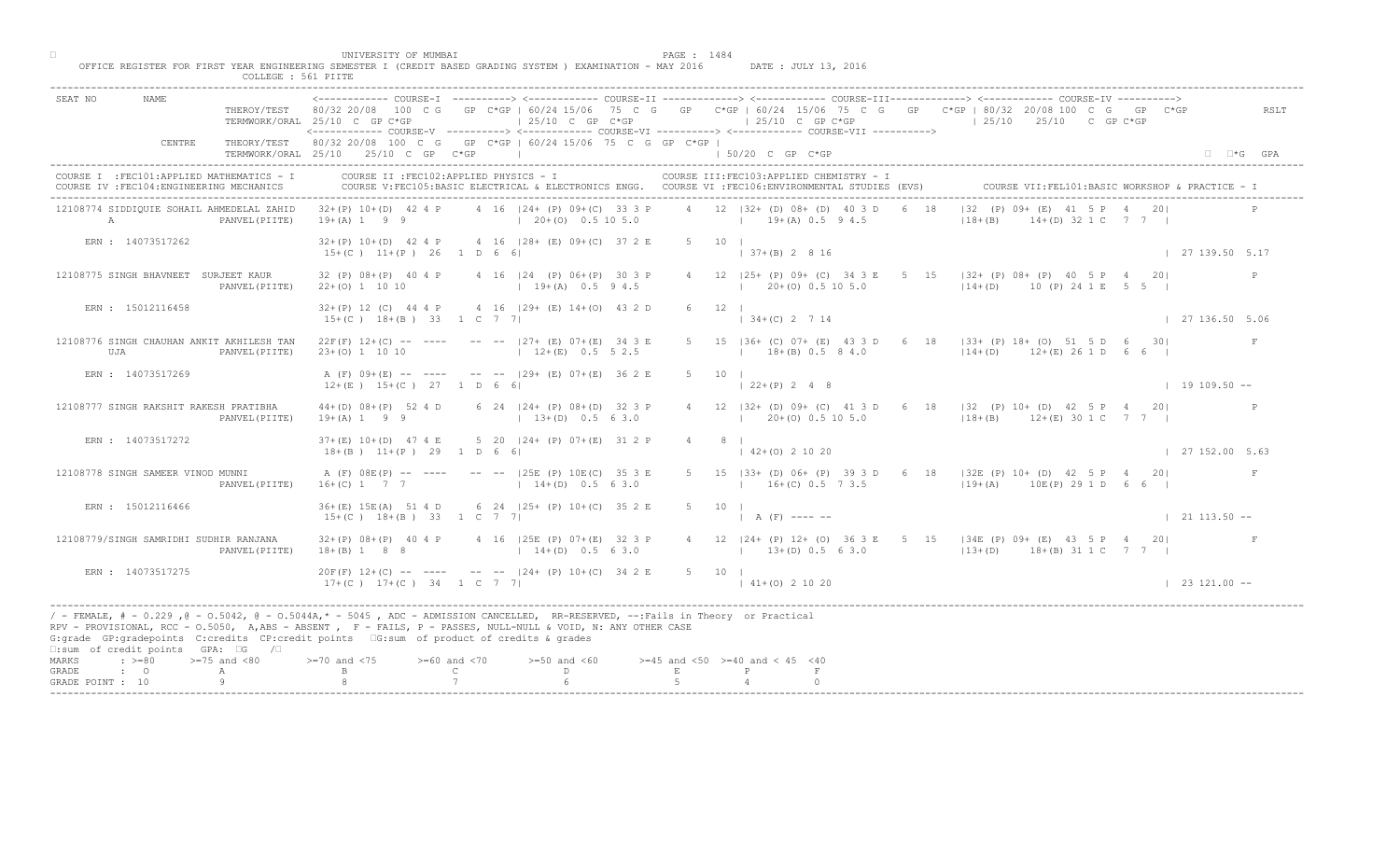UNIVERSITY OF MUMBAI

OFFICE REGISTER FOR FIRST YEAR ENGINEERING SEMESTER I (CREDIT BASED GRADING SYSTEM ) EXAMINATION - MAY 2016 DATE : JULY 13, 2016

COLLEGE : 561 PIITE

```
SEAT NO     NAME                  <------------ COURSE-I  ----------> <------------ COURSE-II -------------> <------------ COURSE-III------------> <------------ COURSE-IV ---------->
                     THEROY/TEST    80/32 20/08  100  C G   GP C*GP | 60/24 15/06  75  C G   GP   C*GP | 60/24 15/06 75  C  G   GP   C*GP | 80/32 20/08 100  C  G   GP  C*GP          RSLT
                     TERMWORK/ORAL  25/10  C  GP C*GP               | 25/10  C  GP  C*GP              | 25/10  C  GP C*GP                 | 25/10    25/10    C  GP C*GP
                                    <------------ COURSE-V ----------> <------------ COURSE-VI ----------> <------------ COURSE-VII ---------->
            CENTRE   THEORY/TEST    80/32 20/08  100  C  G   GP C*GP | 60/24 15/06  75  C  G  GP  C*GP |
                     TERMWORK/ORAL  25/10   25/10  C  GP  C*GP       |                                  | 50/20  C  GP  C*GP                                                    □ □*G  GPA
-----------------------------------------------------------------------------------------------------------------------------------------------------------------------------------------
COURSE I  :FEC101:APPLIED MATHEMATICS - I     COURSE II :FEC102:APPLIED PHYSICS - I                    COURSE III:FEC103:APPLIED CHEMISTRY - I
COURSE IV :FEC104:ENGINEERING MECHANICS       COURSE V:FEC105:BASIC ELECTRICAL & ELECTRONICS ENGG.    COURSE VI :FEC106:ENVIRONMENTAL STUDIES (EVS)        COURSE VII:FEL101:BASIC WORKSHOP & PRACTICE - I
-----------------------------------------------------------------------------------------------------------------------------------------------------------------------------------------
12108774 SIDDIQUIE SOHAIL AHMEDELAL ZAHID   32+(P) 10+(D)  42 4 P    4 16 |24+ (P) 09+(C)  33 3 P    4  12 |32+ (D) 08+ (D)  40 3 D   6  18   |32  (P) 09+ (E)  41  5 P   4   20|            P
         A                  PANVEL(PIITE)   19+(A) 1  9  9                 | 20+(O)  0.5 10 5.0           |   19+(A) 0.5  9 4.5                |18+(B)    14+(D) 32 1 C   7  7  |

    ERN : 14073517262                       32+(P) 10+(D)  42 4 P    4 16 |28+ (E) 09+(C)  37 2 E    5  10 |
                                            15+(C )  11+(P )  26  1 D  6  6|                              | 37+(B) 2  8 16                                                         | 27 139.50  5.17

12108775 SINGH BHAVNEET  SURJEET KAUR       32 (P) 08+(P)  40 4 P    4 16 |24  (P) 06+(P)  30 3 P    4  12 |25+ (P) 09+ (C)  34 3 E   5  15   |32+ (P) 08+ (P)  40  5 P   4   20|            P
                            PANVEL(PIITE)   22+(O) 1  10 10                |  19+(A)  0.5  9 4.5          |   20+(O) 0.5 10 5.0                |14+(D)     10 (P) 24 1 E   5  5  |

    ERN : 15012116458                       32+(P) 12 (C)  44 4 P    4 16 |29+ (E) 14+(O)  43 2 D    6  12 |
                                            15+(C )  18+(B )  33  1 C  7  7|                              | 34+(C) 2  7 14                                                         | 27 136.50  5.06

12108776 SINGH CHAUHAN ANKIT AKHILESH TAN   22F(F) 12+(C) --  ----    --  -- |27+ (E) 07+(E)  34 3 E    5  15 |36+ (C) 07+ (E)  43 3 D   6  18   |33+ (P) 18+ (O)  51  5 D   6   30|            F
         UJA                PANVEL(PIITE)   23+(O) 1  10 10                |  12+(E)  0.5  5 2.5          |   18+(B) 0.5  8 4.0                |14+(D)     12+(E) 26 1 D   6  6  |

    ERN : 14073517269                       A (F) 09+(E) --  ----    --  -- |29+ (E) 07+(E)  36 2 E    5  10 |
                                            12+(E )  15+(C )  27  1 D  6  6|                              | 22+(P) 2  4  8                                                         | 19 109.50  --

12108777 SINGH RAKSHIT RAKESH PRATIBHA      44+(D) 08+(P)  52 4 D    6 24 |24+ (P) 08+(D)  32 3 P    4  12 |32+ (D) 09+ (C)  41 3 D   6  18   |32  (P) 10+ (D)  42  5 P   4   20|            P
                            PANVEL(PIITE)   19+(A) 1  9  9                 |  13+(D)  0.5  6 3.0          |   20+(O) 0.5 10 5.0                |18+(B)     12+(E) 30 1 C   7  7  |

    ERN : 14073517272                       37+(E) 10+(D)  47 4 E    5 20 |24+ (P) 07+(E)  31 2 P    4   8 |
                                            18+(B )  11+(P )  29  1 D  6  6|                              | 42+(O) 2 10 20                                                         | 27 152.00  5.63

12108778 SINGH SAMEER VINOD MUNNI           A (F) 08E(P) --  ----    --  -- |25E (P) 10E(C)  35 3 E    5  15 |33+ (D) 06+ (P)  39 3 D   6  18   |32E (P) 10+ (D)  42  5 P   4   20|            F
                            PANVEL(PIITE)   16+(C) 1  7  7                 |  14+(D)  0.5  6 3.0          |   16+(C) 0.5  7 3.5                |19+(A)     10E(P) 29 1 D   6  6  |

    ERN : 15012116466                       36+(E) 15E(A)  51 4 D    6 24 |25+ (P) 10+(C)  35 2 E    5  10 |
                                            15+(C )  18+(B )  33  1 C  7  7|                              | A (F) ---- --                                                          | 21 113.50  --

12108779/SINGH SAMRIDHI SUDHIR RANJANA      32+(P) 08+(P)  40 4 P    4 16 |25E (P) 07+(E)  32 3 P    4  12 |24+ (P) 12+ (O)  36 3 E   5  15   |34E (P) 09+ (E)  43  5 P   4   20|            F
                            PANVEL(PIITE)   18+(B) 1  8  8                 |  14+(D)  0.5  6 3.0          |   13+(D) 0.5  6 3.0                |13+(D)     18+(B) 31 1 C   7  7  |

    ERN : 14073517275                       20F(F) 12+(C) --  ----    --  -- |24+ (P) 10+(C)  34 2 E    5  10 |
                                            17+(C )  17+(C )  34  1 C  7  7|                              | 41+(O) 2 10 20                                                         | 23 121.00  --
-----------------------------------------------------------------------------------------------------------------------------------------------------------------------------------------
```

/ - FEMALE, # - 0.229 ,@ - 0.5042, @ - 0.5044A,* - 5045 , ADC - ADMISSION CANCELLED, RR-RESERVED, --:Fails in Theory or Practical
RPV - PROVISIONAL, RCC - 0.5050, A,ABS - ABSENT , F - FAILS, P - PASSES, NULL-NULL & VOID, N: ANY OTHER CASE
G:grade GP:gradepoints C:credits CP:credit points □G:sum of product of credits & grades
□:sum of credit points GPA: □G /□

| MARKS | : >=80 | >=75 and <80 | >=70 and <75 | >=60 and <70 | >=50 and <60 | >=45 and <50 | >=40 and < 45 | <40 |
|---|---|---|---|---|---|---|---|---|
| GRADE | : O | A | B | C | D | E | P | F |
| GRADE POINT | : 10 | 9 | 8 | 7 | 6 | 5 | 4 | 0 |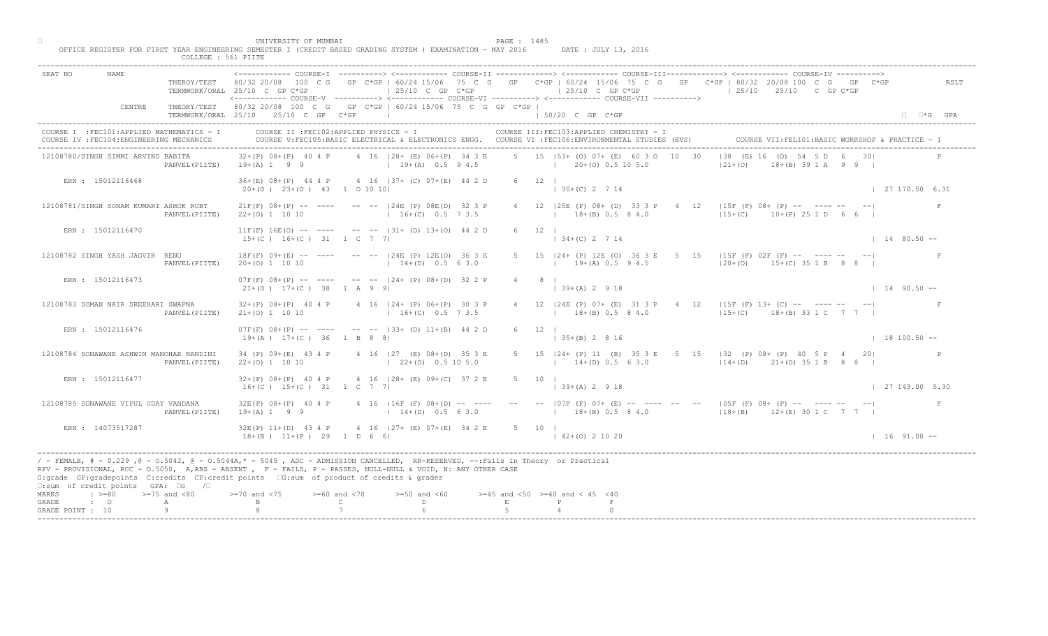UNIVERSITY OF MUMBAI

OFFICE REGISTER FOR FIRST YEAR ENGINEERING SEMESTER I (CREDIT BASED GRADING SYSTEM ) EXAMINATION - MAY 2016 DATE : JULY 13, 2016

COLLEGE : 561 PIITE

```
SEAT NO      NAME                     <------------ COURSE-I  ----------> <------------ COURSE-II -------------> <------------ COURSE-III-------------> <------------ COURSE-IV ---------->
                        THEROY/TEST   80/32 20/08  100  C G   GP  C*GP | 60/24 15/06  75  C  G   GP   C*GP | 60/24  15/06  75  C  G   GP   C*GP | 80/32  20/08 100  C  G   GP  C*GP          RSLT
                        TERMWORK/ORAL 25/10  C  GP C*GP                | 25/10  C  GP  C*GP               | 25/10  C  GP C*GP                | 25/10    25/10    C  GP C*GP
                                      <------------ COURSE-V ----------> <------------ COURSE-VI ----------> <------------ COURSE-VII ---------->
             CENTRE     THEORY/TEST   80/32 20/08  100  C  G   GP  C*GP | 60/24 15/06  75  C  G  GP  C*GP |
                        TERMWORK/ORAL 25/10   25/10  C  GP  C*GP      |                                    | 50/20  C  GP  C*GP                                                          □  □*G  GPA
```

COURSE I :FEC101:APPLIED MATHEMATICS - I  COURSE II :FEC102:APPLIED PHYSICS - I  COURSE III:FEC103:APPLIED CHEMISTRY - I
COURSE IV :FEC104:ENGINEERING MECHANICS  COURSE V:FEC105:BASIC ELECTRICAL & ELECTRONICS ENGG.  COURSE VI :FEC106:ENVIRONMENTAL STUDIES (EVS)  COURSE VII:FEL101:BASIC WORKSHOP & PRACTICE - I

```
12108780/SINGH SIMMI ARVIND BABITA        32+(P) 08+(P)  40 4 P     4  16  |28+(E) 06+(P)  34 3 E     5  15  |53+(O) 07+(E)  60 3 O   10  30   |38  (E) 16  (O)  54  5 D   6   30|          P
                        PANVEL(PIITE)     19+(A) 1   9   9                 | 19+(A)  0.5  9 4.5               |  20+(O) 0.5 10 5.0                |21+(O)     18+(B) 39 1 A   9  9  |
    ERN : 15012116468                     36+(E) 08+(P)  44 4 P     4  16  |37+ (C) 07+(E)  44 2 D    6   12  |
                                          20+(O ) 23+(O )  43   1  O 10 10|                                   | 30+(C) 2   7 14                                                  | 27 170.50  6.31

12108781/SINGH SONAM KUMARI ASHOK RUBY    21F(F) 08+(P) --  ----    --  --  |24E (P) 08E(D)  32 3 P     4  12  |25E (P) 08+ (D)  33 3 P   4  12   |15F (F) 08+ (P) --  ---- --   --|          F
                        PANVEL(PIITE)     22+(O) 1  10 10                  | 16+(C)  0.5  7 3.5               |  18+(B) 0.5  8 4.0                |15+(C)      10+(P) 25 1 D   6  6  |
    ERN : 15012116470                     11F(F) 16E(O) --  ----    --  --  |31+ (D) 13+(O)  44 2 D    6   12  |
                                          15+(C ) 16+(C )  31   1  C  7  7|                                   | 34+(C) 2   7 14                                                  | 14  80.50 --

12108782 SINGH YASH JAGVIR  RENU          18F(F) 09+(E) --  ----    --  --  |24E (P) 12E(O)  36 3 E     5  15  |24+ (P) 12E (O)  36 3 E   5  15   |15F (F) 02F (F) --  ---- --   --|          F
                        PANVEL(PIITE)     20+(O) 1  10 10                  | 14+(D)  0.5  6 3.0               |  19+(A) 0.5  9 4.5                |20+(O)      15+(C) 35 1 B   8  8  |
    ERN : 15012116473                     07F(F) 08+(P) --  ----    --  --  |24+ (P) 08+(D)  32 2 P    4    8  |
                                          21+(O ) 17+(C )  38   1  A  9  9|                                   | 39+(A) 2   9 18                                                  | 14  90.50 --

12108783 SOMAN NAIR SREEHARI SWAPNA       32+(P) 08+(P)  40 4 P     4  16  |24+ (P) 06+(P)  30 3 P     4  12  |24E (P) 07+ (E)  31 3 P   4  12   |15F (F) 13+ (C) --  ---- --   --|          F
                        PANVEL(PIITE)     21+(O) 1  10 10                  | 16+(C)  0.5  7 3.5               |  18+(B) 0.5  8 4.0                |15+(C)      18+(B) 33 1 C   7  7  |
    ERN : 15012116476                     07F(F) 08+(P) --  ----    --  --  |33+ (D) 11+(B)  44 2 D    6   12  |
                                          19+(A ) 17+(C )  36   1  B  8  8|                                   | 35+(B) 2   8 16                                                  | 18 100.50 --

12108784 SONAWANE ASHWIN MANOHAR NANDINI  34 (P) 09+(E)  43 4 P     4  16  |27  (E) 08+(D)  35 3 E     5  15  |24+ (P) 11  (B)  35 3 E   5  15   |32  (P) 08+ (P)  40  5 P   4   20|          P
                        PANVEL(PIITE)     22+(O) 1  10 10                  | 22+(O)  0.5 10 5.0               |  14+(D) 0.5  6 3.0                |14+(D)      21+(O) 35 1 B   8  8  |
    ERN : 15012116477                     32+(P) 08+(P)  40 4 P     4  16  |28+ (E) 09+(C)  37 2 E    5   10  |
                                          16+(C ) 15+(C )  31   1  C  7  7|                                   | 39+(A) 2   9 18                                                  | 27 143.00  5.30

12108785 SONAWANE VIPUL UDAY VANDANA      32E(P) 08+(P)  40 4 P     4  16  |16F (F) 08+(D) --  ----    --  --  |07F (F) 07+ (E) --  ----  --  --   |05F (F) 08+ (P) --  ---- --   --|          F
                        PANVEL(PIITE)     19+(A) 1   9   9                 | 14+(D)  0.5  6 3.0               |  18+(B) 0.5  8 4.0                |18+(B)      12+(E) 30 1 C   7  7  |
    ERN : 14073517287                     32E(P) 11+(D)  43 4 P     4  16  |27+ (E) 07+(E)  34 2 E    5   10  |
                                          18+(B ) 11+(P )  29   1  D  6  6|                                   | 42+(O) 2  10 20                                                  | 16  91.00 --
```

/ - FEMALE, # - 0.229 ,@ - O.5042, @ - O.5044A,* - 5045 , ADC - ADMISSION CANCELLED, RR-RESERVED, --:Fails in Theory or Practical
RPV - PROVISIONAL, RCC - O.5050, A,ABS - ABSENT , F - FAILS, P - PASSES, NULL-NULL & VOID, N: ANY OTHER CASE
G:grade GP:gradepoints C:credits CP:credit points □G:sum of product of credits & grades
□:sum of credit points GPA: □G /□

| MARKS | : >=80 | >=75 and <80 | >=70 and <75 | >=60 and <70 | >=50 and <60 | >=45 and <50 | >=40 and < 45 | <40 |
|---|---|---|---|---|---|---|---|---|
| GRADE | : O | A | B | C | D | E | P | F |
| GRADE POINT | : 10 | 9 | 8 | 7 | 6 | 5 | 4 | 0 |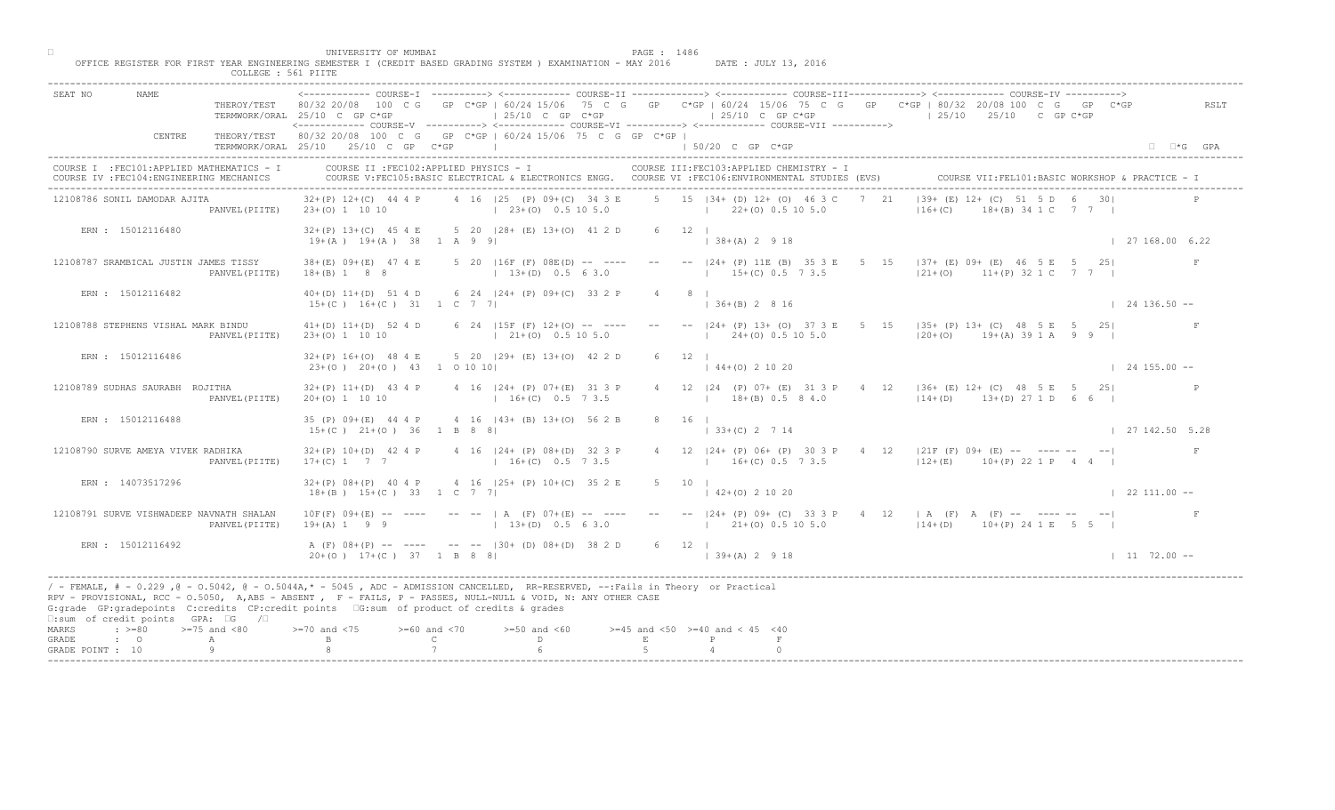UNIVERSITY OF MUMBAI

OFFICE REGISTER FOR FIRST YEAR ENGINEERING SEMESTER I (CREDIT BASED GRADING SYSTEM ) EXAMINATION - MAY 2016    DATE : JULY 13, 2016

COLLEGE : 561 PIITE

```
SEAT NO      NAME
                       THEROY/TEST    80/32 20/08  100  C G   GP  C*GP | 60/24 15/06  75  C  G   GP   C*GP | 60/24  15/06  75  C  G   GP   C*GP | 80/32  20/08 100  C  G   GP  C*GP          RSLT
                       TERMWORK/ORAL  25/10  C  GP C*GP                | 25/10  C  GP  C*GP                | 25/10  C  GP C*GP                 | 25/10    25/10    C  GP C*GP
                                      <------------ COURSE-V ----------> <------------ COURSE-VI ----------> <------------ COURSE-VII ---------->
              CENTRE   THEORY/TEST    80/32 20/08  100  C  G   GP  C*GP | 60/24 15/06  75  C  G  GP  C*GP |
                       TERMWORK/ORAL  25/10   25/10  C  GP   C*GP       |                                 | 50/20  C  GP  C*GP                                                 □*G  GPA

COURSE I  :FEC101:APPLIED MATHEMATICS - I      COURSE II :FEC102:APPLIED PHYSICS - I                  COURSE III:FEC103:APPLIED CHEMISTRY - I
COURSE IV :FEC104:ENGINEERING MECHANICS        COURSE V:FEC105:BASIC ELECTRICAL & ELECTRONICS ENGG.   COURSE VI :FEC106:ENVIRONMENTAL STUDIES (EVS)      COURSE VII:FEL101:BASIC WORKSHOP & PRACTICE - I

12108786 SONIL DAMODAR AJITA          32+(P) 12+(C)  44 4 P     4  16  |25  (P) 09+(C)  34 3 E     5   15  |34+ (D) 12+ (O)  46 3 C    7   21   |39+ (E) 12+ (C)  51  5 D   6   30|           P
                       PANVEL(PIITE)  23+(O) 1  10 10                  | 23+(O)  0.5 10 5.0                |   22+(O) 0.5 10 5.0                |16+(C)     18+(B) 34 1 C   7  7  |
    ERN : 15012116480                 32+(P) 13+(C)  45 4 E     5  20  |28+ (E) 13+(O)  41 2 D     6   12  |
                                       19+(A )  19+(A )  38   1  A  9  9|                                  | 38+(A) 2  9 18                                                     | 27 168.00 6.22

12108787 SRAMBICAL JUSTIN JAMES TISSY 38+(E) 09+(E)  47 4 E     5  20  |16F (F) 08E(D)  --  ----   --   --  |24+ (P) 11E (B)  35 3 E    5   15   |37+ (E) 09+ (E)  46  5 E   5   25|           F
                       PANVEL(PIITE)  18+(B) 1  8  8                   | 13+(D)  0.5  6 3.0                |   15+(C) 0.5  7 3.5                |21+(O)     11+(P) 32 1 C   7  7  |
    ERN : 15012116482                 40+(D) 11+(D)  51 4 D     6  24  |24+ (P) 09+(C)  33 2 P     4    8  |
                                       15+(C )  16+(C )  31   1  C  7  7|                                  | 36+(B) 2  8 16                                                     | 24 136.50 --

12108788 STEPHENS VISHAL MARK BINDU   41+(D) 11+(D)  52 4 D     6  24  |15F (F) 12+(O)  --  ----   --   --  |24+ (P) 13+ (O)  37 3 E    5   15   |35+ (P) 13+ (C)  48  5 E   5   25|           F
                       PANVEL(PIITE)  23+(O) 1  10 10                  | 21+(O)  0.5 10 5.0                |   24+(O) 0.5 10 5.0                |20+(O)     19+(A) 39 1 A   9  9  |
    ERN : 15012116486                 32+(P) 16+(O)  48 4 E     5  20  |29+ (E) 13+(O)  42 2 D     6   12  |
                                       23+(O )  20+(O )  43   1  O 10 10|                                  | 44+(O) 2 10 20                                                     | 24 155.00 --

12108789 SUDHAS SAURABH  ROJITHA      32+(P) 11+(D)  43 4 P     4  16  |24+ (P) 07+(E)  31 3 P     4   12  |24  (P) 07+ (E)  31 3 P    4   12   |36+ (E) 12+ (C)  48  5 E   5   25|           P
                       PANVEL(PIITE)  20+(O) 1  10 10                  | 16+(C)  0.5  7 3.5                |   18+(B) 0.5  8 4.0                |14+(D)     13+(D) 27 1 D   6  6  |
    ERN : 15012116488                 35 (P) 09+(E)  44 4 P     4  16  |43+ (B) 13+(O)  56 2 B     8   16  |
                                       15+(C )  21+(O )  36   1  B  8  8|                                  | 33+(C) 2  7 14                                                     | 27 142.50 5.28

12108790 SURVE AMEYA VIVEK RADHIKA    32+(P) 10+(D)  42 4 P     4  16  |24+ (P) 08+(D)  32 3 P     4   12  |24+ (P) 06+ (P)  30 3 P    4   12   |21F (F) 09+ (E)  --  ----  --  --|           F
                       PANVEL(PIITE)  17+(C) 1   7  7                  | 16+(C)  0.5  7 3.5                |   16+(C) 0.5  7 3.5                |12+(E)     10+(P) 22 1 P   4  4  |
    ERN : 14073517296                 32+(P) 08+(P)  40 4 P     4  16  |25+ (P) 10+(C)  35 2 E     5   10  |
                                       18+(B )  15+(C )  33   1  C  7  7|                                  | 42+(O) 2 10 20                                                     | 22 111.00 --

12108791 SURVE VISHWADEEP NAVNATH SHALAN 10F(F) 09+(E) --  ----  --  --  | A  (F) 07+(E)  --  ----   --   --  |24+ (P) 09+ (C)  33 3 P    4   12   | A  (F)  A  (F)  --  ----  --  --|           F
                       PANVEL(PIITE)  19+(A) 1   9  9                  | 13+(D)  0.5  6 3.0                |   21+(O) 0.5 10 5.0                |14+(D)     10+(P) 24 1 E   5  5  |
    ERN : 15012116492                 A (F) 08+(P)  --  ----    --  -- |30+ (D) 08+(D)  38 2 D     6   12  |
                                       20+(O )  17+(C )  37   1  B  8  8|                                  | 39+(A) 2  9 18                                                     | 11  72.00 --
```

/ - FEMALE, # - 0.229 ,@ - O.5042, @ - O.5044A,* - 5045 , ADC - ADMISSION CANCELLED, RR-RESERVED, --:Fails in Theory or Practical
RPV - PROVISIONAL, RCC - O.5050, A,ABS - ABSENT , F - FAILS, P - PASSES, NULL-NULL & VOID, N: ANY OTHER CASE
G:grade GP:gradepoints C:credits CP:credit points □G:sum of product of credits & grades
□:sum of credit points GPA: □G /□

| MARKS | : >=80 | >=75 and <80 | >=70 and <75 | >=60 and <70 | >=50 and <60 | >=45 and <50 | >=40 and < 45 | <40 |
|---|---|---|---|---|---|---|---|---|
| GRADE | : O | A | B | C | D | E | P | F |
| GRADE POINT | : 10 | 9 | 8 | 7 | 6 | 5 | 4 | 0 |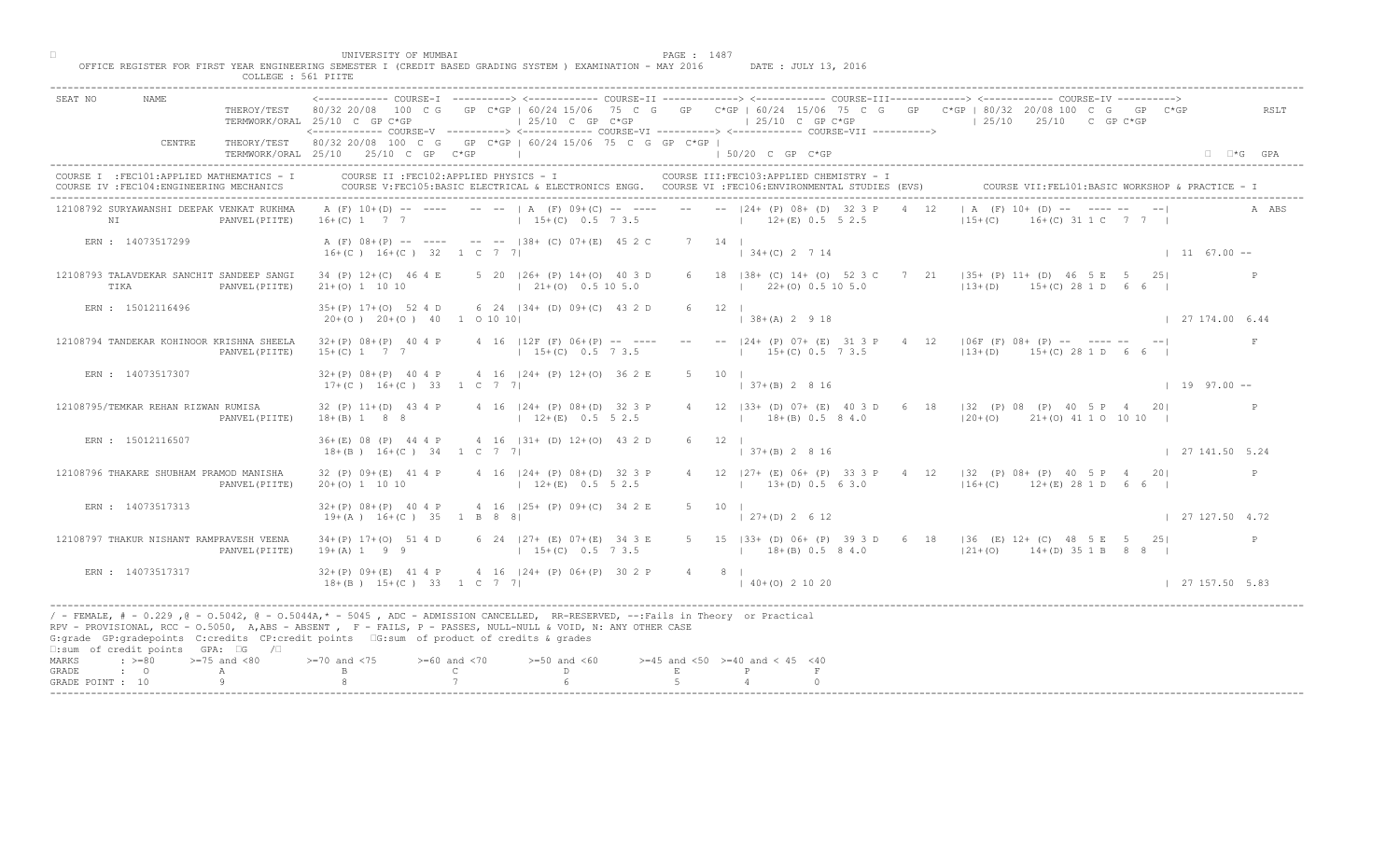UNIVERSITY OF MUMBAI

OFFICE REGISTER FOR FIRST YEAR ENGINEERING SEMESTER I (CREDIT BASED GRADING SYSTEM ) EXAMINATION - MAY 2016 DATE : JULY 13, 2016

COLLEGE : 561 PIITE

```
SEAT NO      NAME                <------------ COURSE-I ----------> <------------ COURSE-II -------------> <------------ COURSE-III------------> <------------ COURSE-IV ---------->
                    THEROY/TEST   80/32 20/08  100 C G   GP C*GP | 60/24 15/06  75 C G   GP  C*GP | 60/24 15/06 75 C G   GP  C*GP | 80/32 20/08 100 C G   GP  C*GP        RSLT
                    TERMWORK/ORAL 25/10 C GP C*GP              | 25/10 C GP C*GP                | 25/10 C GP C*GP                | 25/10   25/10   C GP C*GP
                                  <------------ COURSE-V ----------> <------------ COURSE-VI ----------> <------------ COURSE-VII ---------->
             CENTRE  THEORY/TEST  80/32 20/08  100 C G   GP C*GP | 60/24 15/06  75 C G GP C*GP |
                    TERMWORK/ORAL 25/10   25/10 C GP  C*GP      |                              | 50/20 C GP C*GP                                                   ΣC*G  GPA
-------------------------------------------------------------------------------------------------------------------------------------------------------------------------------
COURSE I  :FEC101:APPLIED MATHEMATICS - I     COURSE II :FEC102:APPLIED PHYSICS - I          COURSE III:FEC103:APPLIED CHEMISTRY - I
COURSE IV :FEC104:ENGINEERING MECHANICS       COURSE V:FEC105:BASIC ELECTRICAL & ELECTRONICS ENGG.  COURSE VI :FEC106:ENVIRONMENTAL STUDIES (EVS)   COURSE VII:FEL101:BASIC WORKSHOP & PRACTICE - I
-------------------------------------------------------------------------------------------------------------------------------------------------------------------------------
12108792 SURYAWANSHI DEEPAK VENKAT RUKHMA   A (F) 10+(D) -- ----   -- -- | A  (F) 09+(C) -- ----   --  -- |24+ (P) 08+ (D)  32 3 P   4  12  | A  (F) 10+ (D) --  ---- --  --|          A ABS
         NI             PANVEL(PIITE)    16+(C) 1   7  7               | 15+(C)  0.5  7 3.5               |  12+(E) 0.5  5 2.5              |15+(C)     16+(C) 31 1 C   7  7 |

    ERN : 14073517299                    A (F) 08+(P) -- ----   -- -- |38+ (C) 07+(E)  45 2 C      7  14 |
                                         16+(C )  16+(C )  32   1  C  7  7|                          | 34+(C) 2  7 14                                                  | 11  67.00 --

12108793 TALAVDEKAR SANCHIT SANDEEP SANGI   34 (P) 12+(C)  46 4 E    5  20 |26+ (P) 14+(O)  40 3 D    6  18 |38+ (C) 14+ (O)  52 3 C   7  21  |35+ (P) 11+ (D)  46  5 E   5   25|          P
         TIKA           PANVEL(PIITE)    21+(O) 1  10 10               | 21+(O)  0.5 10 5.0               |  22+(O) 0.5 10 5.0              |13+(D)     15+(C) 28 1 D   6  6 |

    ERN : 15012116496                    35+(P) 17+(O)  52 4 D    6  24 |34+ (D) 09+(C)  43 2 D     6  12 |
                                         20+(O )  20+(O )  40   1  O 10 10|                          | 38+(A) 2  9 18                                                  | 27 174.00  6.44

12108794 TANDEKAR KOHINOOR KRISHNA SHEELA   32+(P) 08+(P)  40 4 P    4  16 |12F (F) 06+(P) -- ----   --  -- |24+ (P) 07+ (E)  31 3 P   4  12  |06F (F) 08+ (P) --  ---- --  --|          F
                        PANVEL(PIITE)    15+(C) 1   7  7               | 15+(C)  0.5  7 3.5               |  15+(C) 0.5  7 3.5              |13+(D)     15+(C) 28 1 D   6  6 |

    ERN : 14073517307                    32+(P) 08+(P)  40 4 P    4  16 |24+ (P) 12+(O)  36 2 E     5  10 |
                                         17+(C )  16+(C )  33   1  C  7  7|                          | 37+(B) 2  8 16                                                  | 19  97.00 --

12108795/TEMKAR REHAN RIZWAN RUMISA         32 (P) 11+(D)  43 4 P    4  16 |24+ (P) 08+(D)  32 3 P    4  12 |33+ (D) 07+ (E)  40 3 D   6  18  |32  (P) 08  (P)  40  5 P   4   20|          P
                        PANVEL(PIITE)    18+(B) 1   8  8               | 12+(E)  0.5  5 2.5               |  18+(B) 0.5  8 4.0              |20+(O)     21+(O) 41 1 O  10 10 |

    ERN : 15012116507                    36+(E) 08 (P)  44 4 P    4  16 |31+ (D) 12+(O)  43 2 D     6  12 |
                                         18+(B )  16+(C )  34   1  C  7  7|                          | 37+(B) 2  8 16                                                  | 27 141.50  5.24

12108796 THAKARE SHUBHAM PRAMOD MANISHA     32 (P) 09+(E)  41 4 P    4  16 |24+ (P) 08+(D)  32 3 P    4  12 |27+ (E) 06+ (P)  33 3 P   4  12  |32  (P) 08+ (P)  40  5 P   4   20|          P
                        PANVEL(PIITE)    20+(O) 1  10 10               | 12+(E)  0.5  5 2.5               |  13+(D) 0.5  6 3.0              |16+(C)     12+(E) 28 1 D   6  6 |

    ERN : 14073517313                    32+(P) 08+(P)  40 4 P    4  16 |25+ (P) 09+(C)  34 2 E     5  10 |
                                         19+(A )  16+(C )  35   1  B  8  8|                          | 27+(D) 2  6 12                                                  | 27 127.50  4.72

12108797 THAKUR NISHANT RAMPRAVESH VEENA    34+(P) 17+(O)  51 4 D    6  24 |27+ (E) 07+(E)  34 3 E    5  15 |33+ (D) 06+ (P)  39 3 D   6  18  |36  (E) 12+ (C)  48  5 E   5   25|          P
                        PANVEL(PIITE)    19+(A) 1   9  9               | 15+(C)  0.5  7 3.5               |  18+(B) 0.5  8 4.0              |21+(O)     14+(D) 35 1 B   8  8 |

    ERN : 14073517317                    32+(P) 09+(E)  41 4 P    4  16 |24+ (P) 06+(P)  30 2 P     4   8 |
                                         18+(B )  15+(C )  33   1  C  7  7|                          | 40+(O) 2 10 20                                                  | 27 157.50  5.83
-------------------------------------------------------------------------------------------------------------------------------------------------------------------------------
```

/ - FEMALE, # - 0.229 ,@ - O.5042, @ - O.5044A,* - 5045 , ADC - ADMISSION CANCELLED, RR-RESERVED, --:Fails in Theory or Practical
RPV - PROVISIONAL, RCC - O.5050, A,ABS - ABSENT , F - FAILS, P - PASSES, NULL-NULL & VOID, N: ANY OTHER CASE
G:grade GP:gradepoints C:credits CP:credit points ΣG:sum of product of credits & grades
Σ:sum of credit points GPA: ΣG /Σ

| MARKS | : >=80 | >=75 and <80 | >=70 and <75 | >=60 and <70 | >=50 and <60 | >=45 and <50 | >=40 and < 45 | <40 |
|---|---|---|---|---|---|---|---|---|
| GRADE | : O | A | B | C | D | E | P | F |
| GRADE POINT | : 10 | 9 | 8 | 7 | 6 | 5 | 4 | 0 |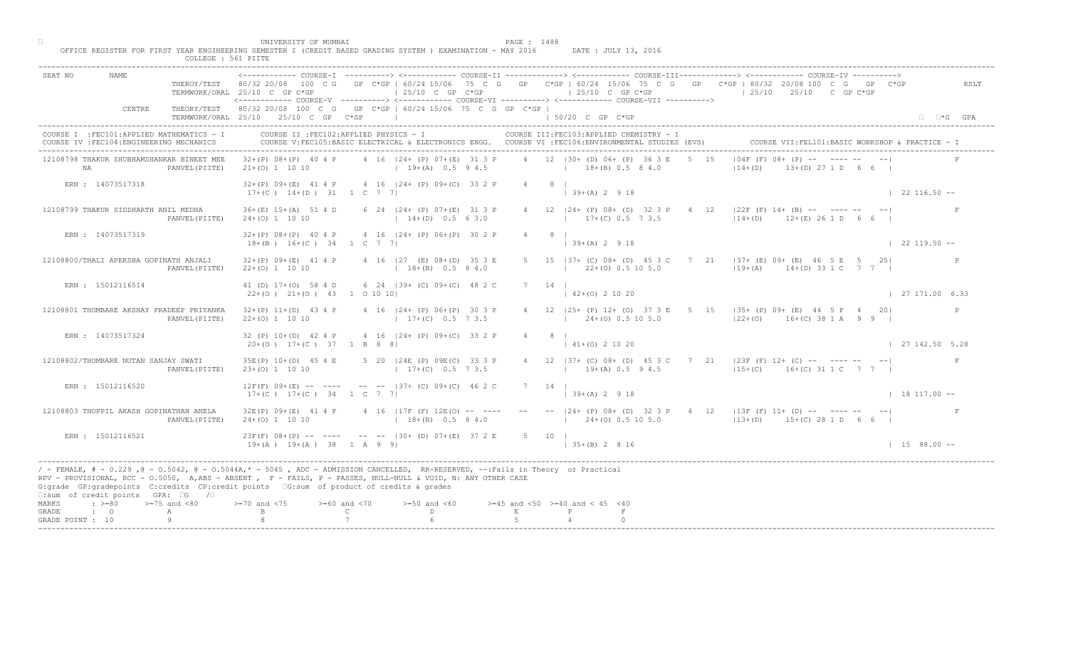UNIVERSITY OF MUMBAI

OFFICE REGISTER FOR FIRST YEAR ENGINEERING SEMESTER I (CREDIT BASED GRADING SYSTEM ) EXAMINATION - MAY 2016 DATE : JULY 13, 2016

COLLEGE : 561 PIITE

```
SEAT NO      NAME                   <------------ COURSE-I  ----------> <------------ COURSE-II -------------> <------------ COURSE-III------------> <------------ COURSE-IV ---------->
                    THEROY/TEST     80/32 20/08  100  C G   GP  C*GP | 60/24 15/06  75  C G   GP   C*GP | 60/24  15/06  75  C  G   GP   C*GP | 80/32  20/08 100  C  G   GP  C*GP        RSLT
                    TERMWORK/ORAL   25/10  C  GP C*GP                  | 25/10  C  GP  C*GP                  | 25/10  C  GP C*GP                   | 25/10    25/10    C  GP C*GP
                                    <------------ COURSE-V  ----------> <------------ COURSE-VI ----------> <------------ COURSE-VII ---------->
             CENTRE THEORY/TEST     80/32 20/08  100  C G   GP  C*GP | 60/24 15/06  75  C G  GP  C*GP |
                    TERMWORK/ORAL   25/10    25/10  C  GP   C*GP       |                                    | 50/20  C  GP  C*GP                                                        ΣC*G  GPA
-----------------------------------------------------------------------------------------------------------------------------------------------------------------------------------------
COURSE I  :FEC101:APPLIED MATHEMATICS - I       COURSE II :FEC102:APPLIED PHYSICS - I             COURSE III:FEC103:APPLIED CHEMISTRY - I
COURSE IV :FEC104:ENGINEERING MECHANICS         COURSE V:FEC105:BASIC ELECTRICAL & ELECTRONICS ENGG.   COURSE VI :FEC106:ENVIRONMENTAL STUDIES (EVS)      COURSE VII:FEL101:BASIC WORKSHOP & PRACTICE - I
-----------------------------------------------------------------------------------------------------------------------------------------------------------------------------------------
12108798 THAKUR SHUBHAMSHANKAR BINEET MEE    32+(P) 08+(P)  40 4 P     4  16  |24+ (P) 07+(E)  31 3 P     4   12  |30+ (D) 06+ (P)  36 3 E    5  15   |04F (F) 08+ (P) --  ---- --   --|            F
         NA                 PANVEL(PIITE)   21+(O) 1 10 10                   | 19+(A)  0.5  9 4.5                |   18+(B) 0.5  8 4.0                 |14+(D)      13+(D) 27 1 D   6  6  |

    ERN : 14073517318                       32+(P) 09+(E)  41 4 P     4  16  |24+ (P) 09+(C)  33 2 P     4    8  |
                                             17+(C ) 14+(D )  31   1  C  7  7|                                   | 39+(A) 2  9 18                                                           | 22 116.50 --

12108799 THAKUR SIDDHARTH ANIL MEDHA         36+(E) 15+(A)  51 4 D     6  24  |24+ (P) 07+(E)  31 3 P     4   12  |24+ (P) 08+ (D)  32 3 P    4  12   |22F (F) 14+ (B) --  ---- --   --|            F
                            PANVEL(PIITE)   24+(O) 1 10 10                   | 14+(D)  0.5  6 3.0                |   17+(C) 0.5  7 3.5                 |14+(D)      12+(E) 26 1 D   6  6  |

    ERN : 14073517319                       32+(P) 08+(P)  40 4 P     4  16  |24+ (P) 06+(P)  30 2 P     4    8  |
                                             18+(B ) 16+(C )  34   1  C  7  7|                                   | 39+(A) 2  9 18                                                           | 22 119.50 --

12108800/THALI APEKSHA GOPINATH ANJALI       32+(P) 09+(E)  41 4 P     4  16  |27  (E) 08+(D)  35 3 E     5   15  |37+ (C) 08+ (D)  45 3 C    7  21   |37+ (E) 09+ (E)  46  5 E   5   25|            P
                            PANVEL(PIITE)   22+(O) 1 10 10                   | 18+(B)  0.5  8 4.0                |   22+(O) 0.5 10 5.0                 |19+(A)      14+(D) 33 1 C   7  7  |

    ERN : 15012116514                       41 (D) 17+(O)  58 4 D     6  24  |39+ (C) 09+(C)  48 2 C     7   14  |
                                             22+(O ) 21+(O )  43   1  O 10 10|                                   | 42+(O) 2 10 20                                                           | 27 171.00 6.33

12108801 THOMBARE AKSHAY PRADEEP PRIYANKA    32+(P) 11+(D)  43 4 P     4  16  |24+ (P) 06+(P)  30 3 P     4   12  |25+ (P) 12+ (O)  37 3 E    5  15   |35+ (P) 09+ (E)  44  5 P   4   20|            P
                            PANVEL(PIITE)   22+(O) 1 10 10                   | 17+(C)  0.5  7 3.5                |   24+(O) 0.5 10 5.0                 |22+(O)      16+(C) 38 1 A   9  9  |

    ERN : 14073517324                       32 (P) 10+(D)  42 4 P     4  16  |24+ (P) 09+(C)  33 2 P     4    8  |
                                             20+(O ) 17+(C )  37   1  B  8  8|                                   | 41+(O) 2 10 20                                                           | 27 142.50 5.28

12108802/THOMBARE NUTAN SANJAY SWATI         35E(P) 10+(D)  45 4 E     5  20  |24E (P) 09E(C)  33 3 P     4   12  |37+ (C) 08+ (D)  45 3 C    7  21   |23F (F) 12+ (C) --  ---- --   --|            F
                            PANVEL(PIITE)   23+(O) 1 10 10                   | 17+(C)  0.5  7 3.5                |   19+(A) 0.5  9 4.5                 |15+(C)      16+(C) 31 1 C   7  7  |

    ERN : 15012116520                       12F(F) 09+(E) --  ----    --  --  |37+ (C) 09+(C)  46 2 C     7   14  |
                                             17+(C ) 17+(C )  34   1  C  7  7|                                   | 39+(A) 2  9 18                                                           | 18 117.00 --

12108803 THOPPIL AKASH GOPINATHAN ANELA      32E(P) 09+(E)  41 4 P     4  16  |17F (F) 12E(O) --  ----   --   --  |24+ (P) 08+ (D)  32 3 P    4  12   |13F (F) 11+ (D) --  ---- --   --|            F
                            PANVEL(PIITE)   24+(O) 1 10 10                   | 18+(B)  0.5  8 4.0                |   24+(O) 0.5 10 5.0                 |13+(D)      15+(C) 28 1 D   6  6  |

    ERN : 15012116521                       23F(F) 08+(P) --  ----    --  --  |30+ (D) 07+(E)  37 2 E     5   10  |
                                             19+(A ) 19+(A )  38   1  A  9  9|                                   | 35+(B) 2  8 16                                                           | 15  88.00 --
-----------------------------------------------------------------------------------------------------------------------------------------------------------------------------------------
```

/ - FEMALE, # - 0.229 ,@ - O.5042, @ - O.5044A,* - 5045 , ADC - ADMISSION CANCELLED, RR-RESERVED, --:Fails in Theory or Practical
RPV - PROVISIONAL, RCC - O.5050, A,ABS - ABSENT , F - FAILS, P - PASSES, NULL-NULL & VOID, N: ANY OTHER CASE
G:grade GP:gradepoints C:credits CP:credit points ΣG:sum of product of credits & grades
Σ:sum of credit points GPA: ΣG /Σ

| MARKS | : >=80 | >=75 and <80 | >=70 and <75 | >=60 and <70 | >=50 and <60 | >=45 and <50 | >=40 and < 45 | <40 |
|---|---|---|---|---|---|---|---|---|
| GRADE | : O | A | B | C | D | E | P | F |
| GRADE POINT | : 10 | 9 | 8 | 7 | 6 | 5 | 4 | 0 |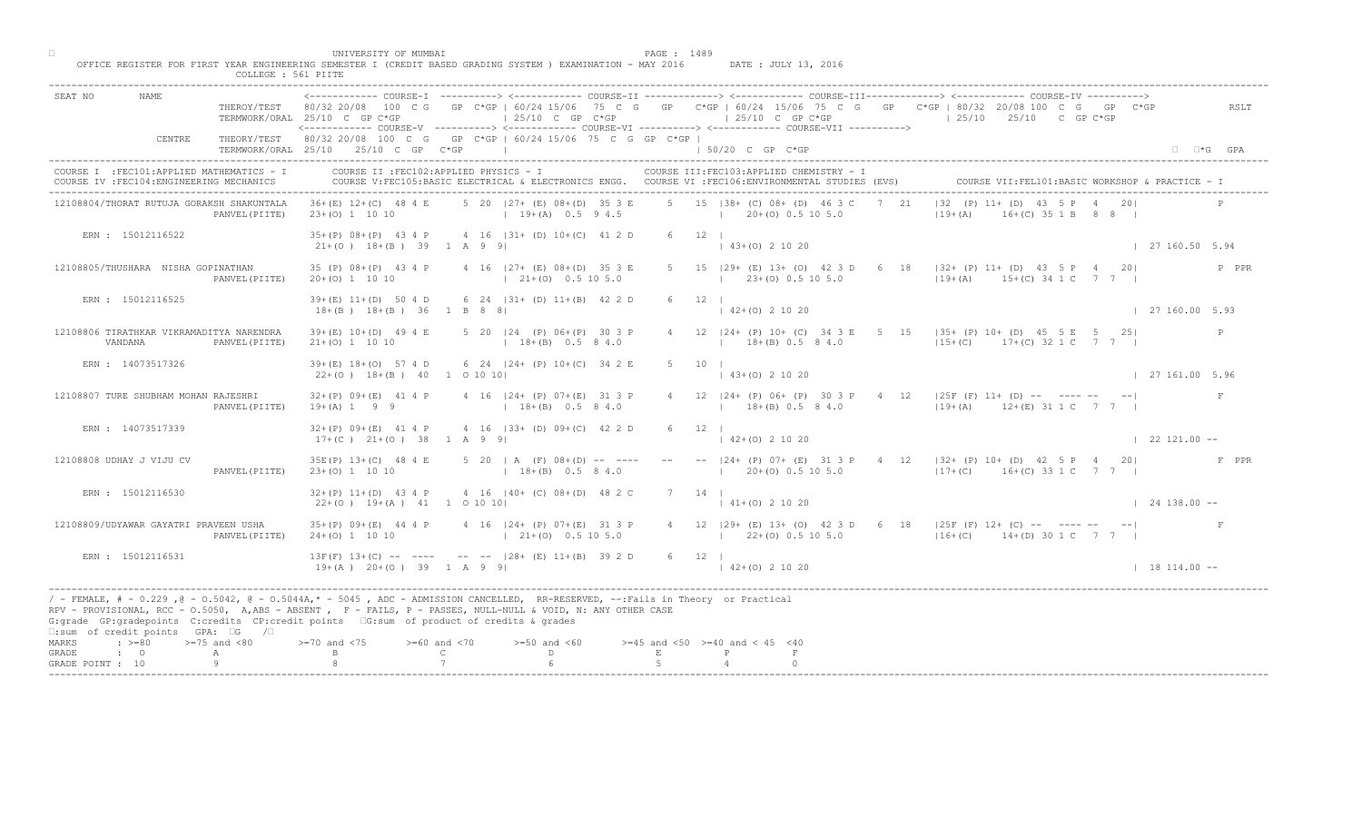UNIVERSITY OF MUMBAI

OFFICE REGISTER FOR FIRST YEAR ENGINEERING SEMESTER I (CREDIT BASED GRADING SYSTEM ) EXAMINATION - MAY 2016    DATE : JULY 13, 2016

COLLEGE : 561 PIITE

```
SEAT NO     NAME                         <------------ COURSE-I  ----------> <------------ COURSE-II -------------> <------------ COURSE-III-------------> <------------ COURSE-IV ---------->
                        THEROY/TEST    80/32 20/08  100  C G   GP  C*GP | 60/24 15/06  75  C G   GP   C*GP | 60/24  15/06  75  C  G   GP   C*GP | 80/32  20/08 100  C  G   GP  C*GP          RSLT
                        TERMWORK/ORAL  25/10  C  GP C*GP                 | 25/10  C  GP  C*GP                 | 25/10  C  GP C*GP                  | 25/10    25/10    C  GP C*GP
                                       <------------ COURSE-V ----------> <------------ COURSE-VI ----------> <------------ COURSE-VII ---------->
            CENTRE      THEORY/TEST    80/32 20/08  100  C G   GP  C*GP | 60/24 15/06  75  C  G  GP  C*GP |
                        TERMWORK/ORAL  25/10   25/10   C  GP   C*GP     |                                  | 50/20  C  GP  C*GP                                                           ΣC*G  GPA
-------------------------------------------------------------------------------------------------------------------------------------------------------------------------------------------
COURSE I  :FEC101:APPLIED MATHEMATICS - I       COURSE II :FEC102:APPLIED PHYSICS - I               COURSE III:FEC103:APPLIED CHEMISTRY - I
COURSE IV :FEC104:ENGINEERING MECHANICS         COURSE V:FEC105:BASIC ELECTRICAL & ELECTRONICS ENGG.  COURSE VI :FEC106:ENVIRONMENTAL STUDIES (EVS)        COURSE VII:FEL101:BASIC WORKSHOP & PRACTICE - I
-------------------------------------------------------------------------------------------------------------------------------------------------------------------------------------------
12108804/THORAT RUTUJA GORAKSH SHAKUNTALA   36+(E) 12+(C)  48 4 E    5  20 |27+ (E) 08+(D)  35 3 E    5  15 |38+ (C) 08+ (D)  46 3 C   7  21   |32  (P) 11+ (D)  43  5 P   4   20|           P
                        PANVEL(PIITE)   23+(O) 1  10 10                  | 19+(A)  0.5  9 4.5               |   20+(O) 0.5 10 5.0                |19+(A)     16+(C) 35 1 B   8  8  |

    ERN : 15012116522                   35+(P) 08+(P)  43 4 P    4  16 |31+ (D) 10+(C)  41 2 D    6   12 |
                                        21+(O ) 18+(B )  39   1  A  9  9|                              | 43+(O) 2 10 20                                                          | 27 160.50  5.94

12108805/THUSHARA  NISHA GOPINATHAN         35 (P) 08+(P)  43 4 P    4  16 |27+ (E) 08+(D)  35 3 E    5  15 |29+ (E) 13+ (O)  42 3 D   6  18   |32+ (P) 11+ (D)  43  5 P   4   20|           P  PPR
                        PANVEL(PIITE)   20+(O) 1  10 10                  | 21+(O)  0.5 10 5.0               |   23+(O) 0.5 10 5.0                |19+(A)     15+(C) 34 1 C   7  7  |

    ERN : 15012116525                   39+(E) 11+(D)  50 4 D    6  24 |31+ (D) 11+(B)  42 2 D    6   12 |
                                        18+(B )  18+(B )  36   1  B  8  8|                              | 42+(O) 2 10 20                                                          | 27 160.00  5.93

12108806 TIRATHKAR VIKRAMADITYA NARENDRA    39+(E) 10+(D)  49 4 E    5  20 |24  (P) 06+(P)  30 3 P    4  12 |24+ (P) 10+ (C)  34 3 E   5  15   |35+ (P) 10+ (D)  45  5 E   5   25|           P
      VANDANA           PANVEL(PIITE)   21+(O) 1  10 10                  | 18+(B)  0.5  8 4.0               |   18+(B) 0.5  8 4.0                |15+(C)     17+(C) 32 1 C   7  7  |

    ERN : 14073517326                   39+(E) 18+(O)  57 4 D    6  24 |24+ (P) 10+(C)  34 2 E    5   10 |
                                        22+(O ) 18+(B )  40   1  O 10 10|                              | 43+(O) 2 10 20                                                          | 27 161.00  5.96

12108807 TURE SHUBHAM MOHAN RAJESHRI        32+(P) 09+(E)  41 4 P    4  16 |24+ (P) 07+(E)  31 3 P    4  12 |24+ (P) 06+ (P)  30 3 P   4  12   |25F (F) 11+ (D)  --  ---- --   --|           F
                        PANVEL(PIITE)   19+(A) 1   9  9                  | 18+(B)  0.5  8 4.0               |   18+(B) 0.5  8 4.0                |19+(A)     12+(E) 31 1 C   7  7  |

    ERN : 14073517339                   32+(P) 09+(E)  41 4 P    4  16 |33+ (D) 09+(C)  42 2 D    6   12 |
                                        17+(C )  21+(O )  38   1  A  9  9|                              | 42+(O) 2 10 20                                                          | 22 121.00  --

12108808 UDHAY J VIJU CV                    35E(P) 13+(C)  48 4 E    5  20 | A  (F) 08+(D)  --  ----   --   -- |24+ (P) 07+ (E)  31 3 P   4  12   |32+ (P) 10+ (D)  42  5 P   4   20|           F  PPR
                        PANVEL(PIITE)   23+(O) 1  10 10                  | 18+(B)  0.5  8 4.0               |   20+(O) 0.5 10 5.0                |17+(C)     16+(C) 33 1 C   7  7  |

    ERN : 15012116530                   32+(P) 11+(D)  43 4 P    4  16 |40+ (C) 08+(D)  48 2 C    7   14 |
                                        22+(O ) 19+(A )  41   1  O 10 10|                              | 41+(O) 2 10 20                                                          | 24 138.00  --

12108809/UDYAWAR GAYATRI PRAVEEN USHA       35+(P) 09+(E)  44 4 P    4  16 |24+ (P) 07+(E)  31 3 P    4  12 |29+ (E) 13+ (O)  42 3 D   6  18   |25F (F) 12+ (C)  --  ---- --   --|           F
                        PANVEL(PIITE)   24+(O) 1  10 10                  | 21+(O)  0.5 10 5.0               |   22+(O) 0.5 10 5.0                |16+(C)     14+(D) 30 1 C   7  7  |

    ERN : 15012116531                   13F(F) 13+(C)  --  ----    --  -- |28+ (E) 11+(B)  39 2 D    6   12 |
                                        19+(A )  20+(O )  39   1  A  9  9|                              | 42+(O) 2 10 20                                                          | 18 114.00  --
-------------------------------------------------------------------------------------------------------------------------------------------------------------------------------------------
```

/ - FEMALE, # - 0.229 ,@ - O.5042, @ - O.5044A,* - 5045 , ADC - ADMISSION CANCELLED, RR-RESERVED, --:Fails in Theory or Practical
RPV - PROVISIONAL, RCC - O.5050, A,ABS - ABSENT , F - FAILS, P - PASSES, NULL-NULL & VOID, N: ANY OTHER CASE
G:grade GP:gradepoints C:credits CP:credit points ΣG:sum of product of credits & grades
ΣC:sum of credit points GPA: ΣG /ΣC

| MARKS | : >=80 | >=75 and <80 | >=70 and <75 | >=60 and <70 | >=50 and <60 | >=45 and <50 | >=40 and < 45 | <40 |
|---|---|---|---|---|---|---|---|---|
| GRADE | : O | A | B | C | D | E | P | F |
| GRADE POINT | : 10 | 9 | 8 | 7 | 6 | 5 | 4 | 0 |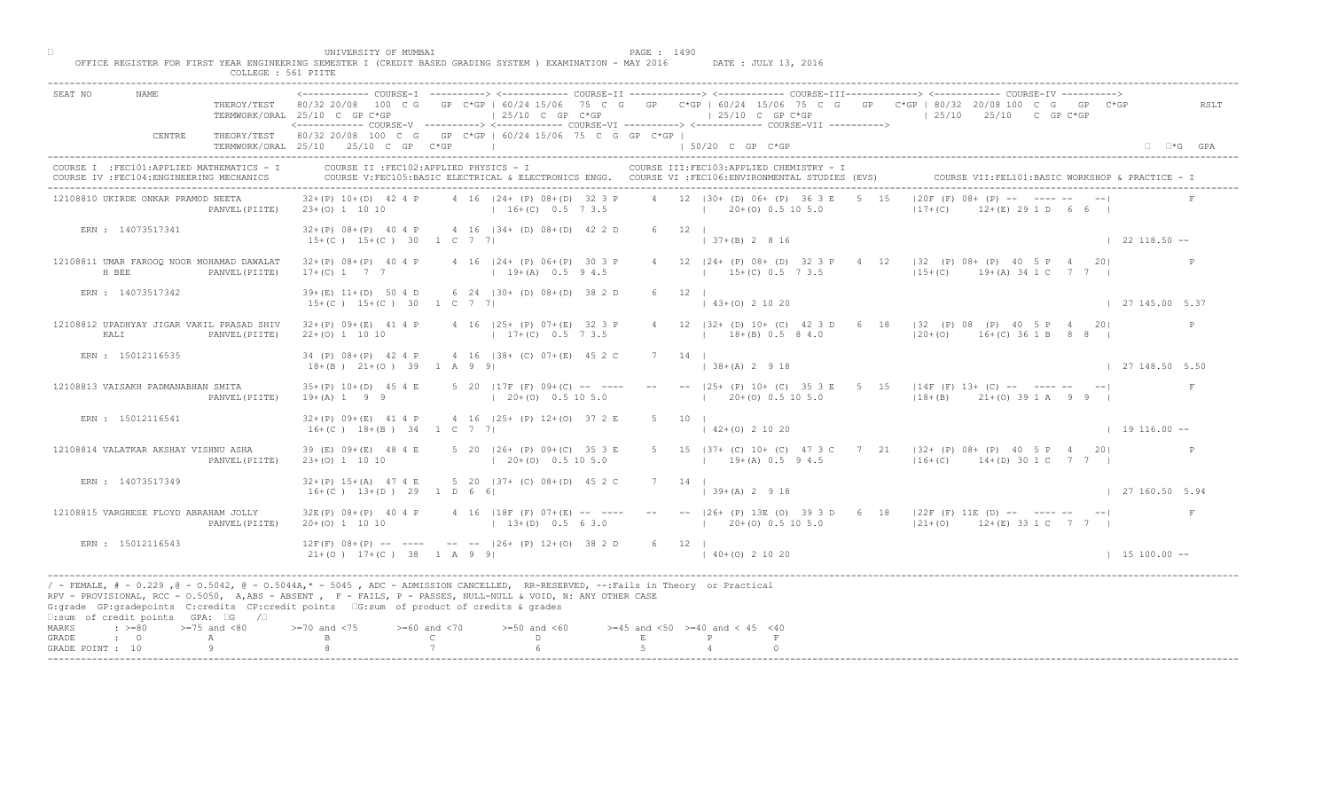UNIVERSITY OF MUMBAI

OFFICE REGISTER FOR FIRST YEAR ENGINEERING SEMESTER I (CREDIT BASED GRADING SYSTEM ) EXAMINATION - MAY 2016 DATE : JULY 13, 2016

COLLEGE : 561 PIITE

```
SEAT NO       NAME                    <------------ COURSE-I  ----------> <------------ COURSE-II -------------> <------------ COURSE-III------------> <------------ COURSE-IV ---------->
                       THEROY/TEST    80/32 20/08  100  C G   GP  C*GP | 60/24 15/06  75  C  G   GP   C*GP | 60/24  15/06  75  C  G   GP   C*GP | 80/32  20/08 100  C  G   GP  C*GP          RSLT
                       TERMWORK/ORAL  25/10  C  GP C*GP               | 25/10  C  GP  C*GP                 | 25/10  C  GP C*GP                   | 25/10    25/10    C  GP C*GP
                                      <------------ COURSE-V ----------> <------------ COURSE-VI ----------> <------------ COURSE-VII ---------->
              CENTRE   THEORY/TEST    80/32 20/08  100  C  G   GP  C*GP | 60/24 15/06  75  C  G  GP  C*GP |
                       TERMWORK/ORAL  25/10   25/10  C  GP  C*GP      |                                  | 50/20  C  GP  C*GP                                                            □  □*G  GPA
```

COURSE I :FEC101:APPLIED MATHEMATICS - I  COURSE II :FEC102:APPLIED PHYSICS - I  COURSE III:FEC103:APPLIED CHEMISTRY - I
COURSE IV :FEC104:ENGINEERING MECHANICS  COURSE V:FEC105:BASIC ELECTRICAL & ELECTRONICS ENGG.  COURSE VI :FEC106:ENVIRONMENTAL STUDIES (EVS)  COURSE VII:FEL101:BASIC WORKSHOP & PRACTICE - I

```
12108810 UKIRDE ONKAR PRAMOD NEETA        32+(P) 10+(D)  42 4 P     4  16  |24+ (P) 08+(D)  32 3 P     4   12  |30+ (D) 06+ (P)  36 3 E    5  15   |20F (F) 08+ (P) --  ---- --   --|           F
                        PANVEL(PIITE)     23+(O) 1  10 10                  | 16+(C)  0.5  7 3.5              |    20+(O) 0.5 10 5.0                |17+(C)      12+(E) 29 1 D   6  6  |
    ERN : 14073517341                     32+(P) 08+(P)  40 4 P     4  16  |34+ (D) 08+(D)  42 2 D     6   12  |
                                          15+(C )  15+(C )  30   1  C  7  7|                                   | 37+(B) 2  8 16                                                           | 22 118.50 --

12108811 UMAR FAROOQ NOOR MOHAMAD DAWALAT 32+(P) 08+(P)  40 4 P     4  16  |24+ (P) 06+(P)  30 3 P     4   12  |24+ (P) 08+ (D)  32 3 P    4  12   |32  (P) 08+ (P)  40  5 P   4    20|           P
         H BEE          PANVEL(PIITE)     17+(C) 1   7  7                  | 19+(A)  0.5  9 4.5              |    15+(C) 0.5  7 3.5                |15+(C)      19+(A) 34 1 C   7  7  |
    ERN : 14073517342                     39+(E) 11+(D)  50 4 D     6  24  |30+ (D) 08+(D)  38 2 D     6   12  |
                                          15+(C )  15+(C )  30   1  C  7  7|                                   | 43+(O) 2 10 20                                                           | 27 145.00  5.37

12108812 UPADHYAY JIGAR VAKIL PRASAD SHIV 32+(P) 09+(E)  41 4 P     4  16  |25+ (P) 07+(E)  32 3 P     4   12  |32+ (D) 10+ (C)  42 3 D    6  18   |32  (P) 08  (P)  40  5 P   4    20|           P
         KALI           PANVEL(PIITE)     22+(O) 1  10 10                  | 17+(C)  0.5  7 3.5              |    18+(B) 0.5  8 4.0                |20+(O)      16+(C) 36 1 B   8  8  |
    ERN : 15012116535                     34 (P) 08+(P)  42 4 P     4  16  |38+ (C) 07+(E)  45 2 C     7   14  |
                                          18+(B )  21+(O )  39   1  A  9  9|                                   | 38+(A) 2  9 18                                                           | 27 148.50  5.50

12108813 VAISAKH PADMANABHAN SMITA        35+(P) 10+(D)  45 4 E     5  20  |17F (F) 09+(C)  --  ----  --   --  |25+ (P) 10+ (C)  35 3 E    5  15   |14F (F) 13+ (C) --  ---- --   --|           F
                        PANVEL(PIITE)     19+(A) 1   9  9                  | 20+(O)  0.5 10 5.0              |    20+(O) 0.5 10 5.0                |18+(B)      21+(O) 39 1 A   9  9  |
    ERN : 15012116541                     32+(P) 09+(E)  41 4 P     4  16  |25+ (P) 12+(O)  37 2 E     5   10  |
                                          16+(C )  18+(B )  34   1  C  7  7|                                   | 42+(O) 2 10 20                                                           | 19 116.00 --

12108814 VALATKAR AKSHAY VISHNU ASHA      39 (E) 09+(E)  48 4 E     5  20  |26+ (P) 09+(C)  35 3 E     5   15  |37+ (C) 10+ (C)  47 3 C    7  21   |32+ (P) 08+ (P)  40  5 P   4    20|           P
                        PANVEL(PIITE)     23+(O) 1  10 10                  | 20+(O)  0.5 10 5.0              |    19+(A) 0.5  9 4.5                |16+(C)      14+(D) 30 1 C   7  7  |
    ERN : 14073517349                     32+(P) 15+(A)  47 4 E     5  20  |37+ (C) 08+(D)  45 2 C     7   14  |
                                          16+(C )  13+(D )  29   1  D  6  6|                                   | 39+(A) 2  9 18                                                           | 27 160.50  5.94

12108815 VARGHESE FLOYD ABRAHAM JOLLY     32E(P) 08+(P)  40 4 P     4  16  |18F (F) 07+(E)  --  ----  --   --  |26+ (P) 13E (O)  39 3 D    6  18   |22F (F) 11E (D) --  ---- --   --|           F
                        PANVEL(PIITE)     20+(O) 1  10 10                  | 13+(D)  0.5  6 3.0              |    20+(O) 0.5 10 5.0                |21+(O)      12+(E) 33 1 C   7  7  |
    ERN : 15012116543                     12F(F) 08+(P) --  ----    --  -- |26+ (P) 12+(O)  38 2 D     6   12  |
                                          21+(O )  17+(C )  38   1  A  9  9|                                   | 40+(O) 2 10 20                                                           | 15 100.00 --
```

/ - FEMALE, # - 0.229 ,@ - O.5042, @ - O.5044A,* - 5045 , ADC - ADMISSION CANCELLED, RR-RESERVED, --:Fails in Theory or Practical
RPV - PROVISIONAL, RCC - O.5050, A,ABS - ABSENT , F - FAILS, P - PASSES, NULL-NULL & VOID, N: ANY OTHER CASE
G:grade GP:gradepoints C:credits CP:credit points □G:sum of product of credits & grades
□:sum of credit points GPA: □G /□

| MARKS | : >=80 | >=75 and <80 | >=70 and <75 | >=60 and <70 | >=50 and <60 | >=45 and <50 | >=40 and < 45 | <40 |
|---|---|---|---|---|---|---|---|---|
| GRADE | : O | A | B | C | D | E | P | F |
| GRADE POINT | : 10 | 9 | 8 | 7 | 6 | 5 | 4 | 0 |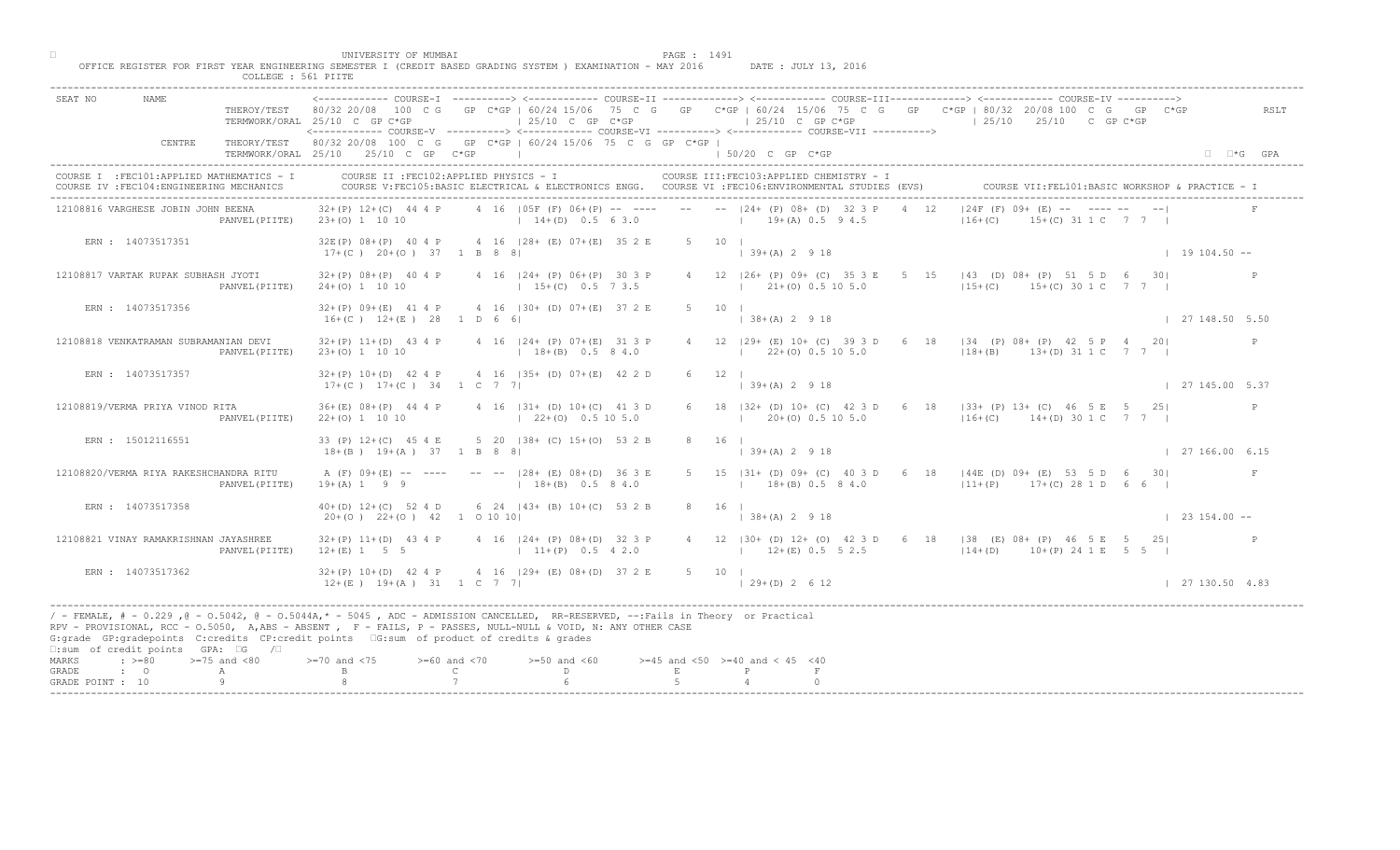UNIVERSITY OF MUMBAI

OFFICE REGISTER FOR FIRST YEAR ENGINEERING SEMESTER I (CREDIT BASED GRADING SYSTEM ) EXAMINATION - MAY 2016 DATE : JULY 13, 2016

COLLEGE : 561 PIITE

```
SEAT NO    NAME                        <------------ COURSE-I  ----------> <------------ COURSE-II -------------> <------------ COURSE-III-------------> <------------ COURSE-IV ---------->
                     THEROY/TEST    80/32 20/08  100  C G   GP  C*GP | 60/24 15/06  75  C G   GP   C*GP | 60/24 15/06  75  C  G   GP    C*GP | 80/32 20/08 100  C  G   GP  C*GP         RSLT
                     TERMWORK/ORAL  25/10  C  GP C*GP                | 25/10  C  GP  C*GP              | 25/10  C  GP C*GP                  | 25/10    25/10    C  GP C*GP
                                    <------------ COURSE-V  ----------> <------------ COURSE-VI ----------> <------------ COURSE-VII ---------->
           CENTRE    THEORY/TEST    80/32 20/08  100  C  G   GP  C*GP | 60/24 15/06  75  C  G  GP  C*GP |
                     TERMWORK/ORAL  25/10    25/10  C  GP   C*GP     |                                   | 50/20  C  GP  C*GP                                                     □  □*G  GPA

COURSE I  :FEC101:APPLIED MATHEMATICS - I      COURSE II :FEC102:APPLIED PHYSICS - I                  COURSE III:FEC103:APPLIED CHEMISTRY - I
COURSE IV :FEC104:ENGINEERING MECHANICS        COURSE V:FEC105:BASIC ELECTRICAL & ELECTRONICS ENGG.   COURSE VI :FEC106:ENVIRONMENTAL STUDIES (EVS)      COURSE VII:FEL101:BASIC WORKSHOP & PRACTICE - I

12108816 VARGHESE JOBIN JOHN BEENA       32+(P) 12+(C)  44 4 P     4 16  |05F (F) 06+(P) --  ----    --   -- |24+ (P) 08+ (D)  32 3 P    4  12   |24F (F) 09+ (E) --  ---- --   --|          F
                     PANVEL(PIITE)       23+(O) 1  10 10                 | 14+(D)  0.5  6 3.0              |  19+(A) 0.5  9 4.5                 |16+(C)     15+(C) 31 1 C   7  7  |
    ERN : 14073517351                    32E(P) 08+(P)  40 4 P     4 16  |28+ (E) 07+(E)  35 2 E     5   10 |
                                         17+(C )  20+(O )  37   1  B  8  8|                                 | 39+(A) 2  9 18                                                     | 19 104.50 --

12108817 VARTAK RUPAK SUBHASH JYOTI      32+(P) 08+(P)  40 4 P     4 16  |24+ (P) 06+(P)  30 3 P     4   12 |26+ (P) 09+ (C)  35 3 E    5  15   |43  (D) 08+ (P)  51  5 D   6   30|         P
                     PANVEL(PIITE)       24+(O) 1  10 10                 | 15+(C)  0.5  7 3.5              |  21+(O) 0.5 10 5.0                 |15+(C)     15+(C) 30 1 C   7  7  |
    ERN : 14073517356                    32+(P) 09+(E)  41 4 P     4 16  |30+ (D) 07+(E)  37 2 E     5   10 |
                                         16+(C )  12+(E )  28   1  D  6  6|                                 | 38+(A) 2  9 18                                                     | 27 148.50  5.50

12108818 VENKATRAMAN SUBRAMANIAN DEVI    32+(P) 11+(D)  43 4 P     4 16  |24+ (P) 07+(E)  31 3 P     4   12 |29+ (E) 10+ (C)  39 3 D    6  18   |34  (P) 08+ (P)  42  5 P   4   20|         P
                     PANVEL(PIITE)       23+(O) 1  10 10                 | 18+(B)  0.5  8 4.0              |  22+(O) 0.5 10 5.0                 |18+(B)     13+(D) 31 1 C   7  7  |
    ERN : 14073517357                    32+(P) 10+(D)  42 4 P     4 16  |35+ (D) 07+(E)  42 2 D     6   12 |
                                         17+(C )  17+(C )  34   1  C  7  7|                                 | 39+(A) 2  9 18                                                     | 27 145.00  5.37

12108819/VERMA PRIYA VINOD RITA          36+(E) 08+(P)  44 4 P     4 16  |31+ (D) 10+(C)  41 3 D     6   18 |32+ (D) 10+ (C)  42 3 D    6  18   |33+ (P) 13+ (C)  46  5 E   5   25|         P
                     PANVEL(PIITE)       22+(O) 1  10 10                 | 22+(O)  0.5 10 5.0              |  20+(O) 0.5 10 5.0                 |16+(C)     14+(D) 30 1 C   7  7  |
    ERN : 15012116551                    33 P) 12+(C)   45 4 E     5 20  |38+ (C) 15+(O)  53 2 B     8   16 |
                                         18+(B )  19+(A )  37   1  B  8  8|                                 | 39+(A) 2  9 18                                                     | 27 166.00  6.15

12108820/VERMA RIYA RAKESHCHANDRA RITU   A (F) 09+(E) --  ----    -- --  |28+ (E) 08+(D)  36 3 E     5   15 |31+ (D) 09+ (C)  40 3 D    6  18   |44E (D) 09+ (E)  53  5 D   6   30|         F
                     PANVEL(PIITE)       19+(A) 1   9  9                 | 18+(B)  0.5  8 4.0              |  18+(B) 0.5  8 4.0                 |11+(P)     17+(C) 28 1 D   6  6  |
    ERN : 14073517358                    40+(D) 12+(C)  52 4 D     6 24  |43+ (B) 10+(C)  53 2 B     8   16 |
                                         20+(O )  22+(O )  42   1  O 10 10|                                 | 38+(A) 2  9 18                                                     | 23 154.00 --

12108821 VINAY RAMAKRISHNAN JAYASHREE    32+(P) 11+(D)  43 4 P     4 16  |24+ (P) 08+(D)  32 3 P     4   12 |30+ (D) 12+ (O)  42 3 D    6  18   |38  (E) 08+ (P)  46  5 E   5   25|         P
                     PANVEL(PIITE)       12+(E) 1   5  5                 | 11+(P)  0.5  4 2.0              |  12+(E) 0.5  5 2.5                 |14+(D)     10+(P) 24 1 E   5  5  |
    ERN : 14073517362                    32+(P) 10+(D)  42 4 P     4 16  |29+ (E) 08+(D)  37 2 E     5   10 |
                                         12+(E )  19+(A )  31   1  C  7  7|                                 | 29+(D) 2  6 12                                                     | 27 130.50  4.83
```

/ - FEMALE, # - 0.229 ,@ - O.5042, @ - O.5044A,* - 5045 , ADC - ADMISSION CANCELLED, RR-RESERVED, --:Fails in Theory or Practical
RPV - PROVISIONAL, RCC - O.5050, A,ABS - ABSENT , F - FAILS, P - PASSES, NULL-NULL & VOID, N: ANY OTHER CASE
G:grade GP:gradepoints C:credits CP:credit points □G:sum of product of credits & grades
□:sum of credit points GPA: □G /□

| MARKS | : >=80 | >=75 and <80 | >=70 and <75 | >=60 and <70 | >=50 and <60 | >=45 and <50 | >=40 and < 45 | <40 |
|---|---|---|---|---|---|---|---|---|
| GRADE | : O | A | B | C | D | E | P | F |
| GRADE POINT | : 10 | 9 | 8 | 7 | 6 | 5 | 4 | 0 |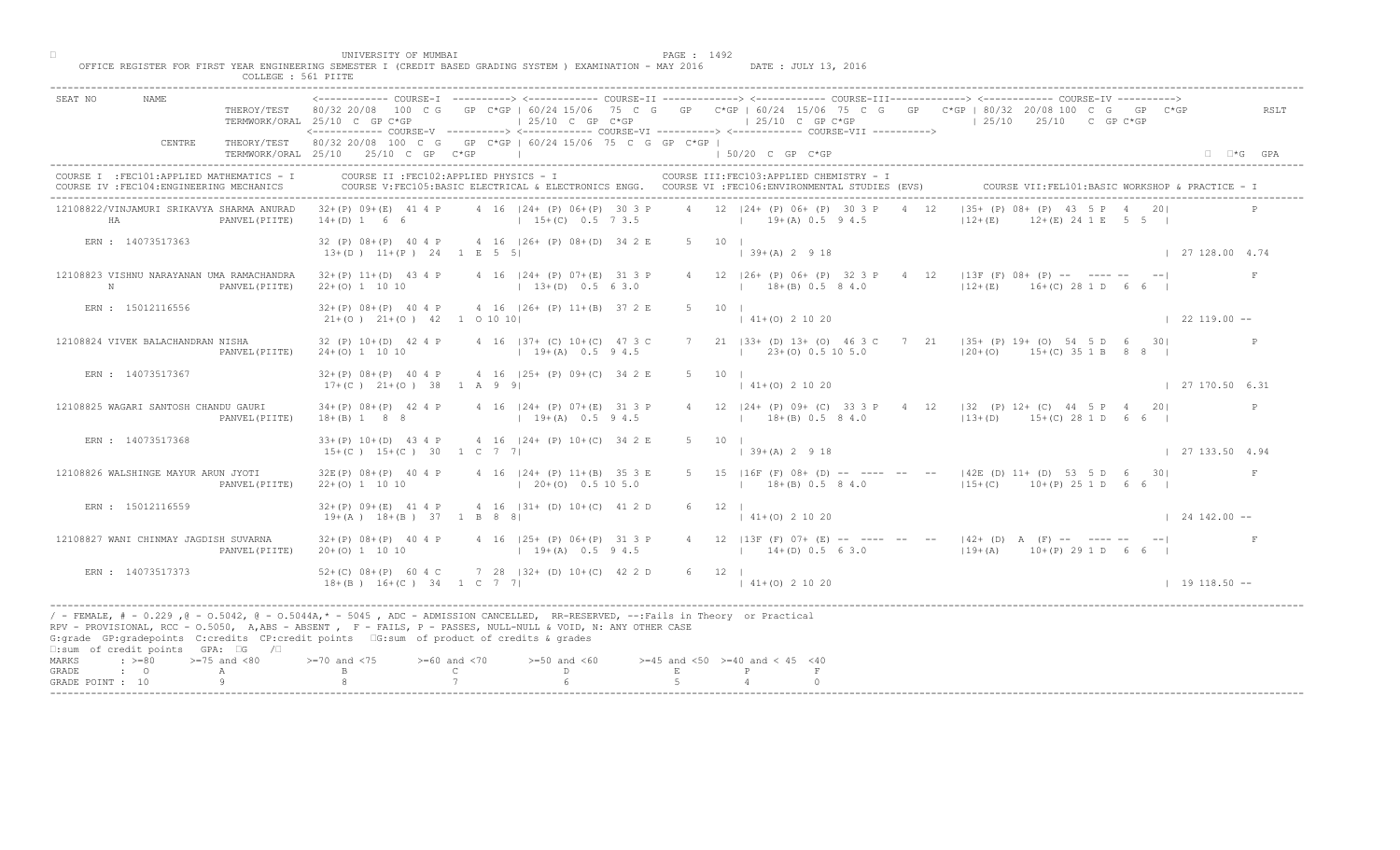UNIVERSITY OF MUMBAI

OFFICE REGISTER FOR FIRST YEAR ENGINEERING SEMESTER I (CREDIT BASED GRADING SYSTEM ) EXAMINATION - MAY 2016     DATE : JULY 13, 2016

COLLEGE : 561 PIITE

```
SEAT NO    NAME
                    THEROY/TEST    80/32 20/08  100 C G   GP C*GP | 60/24 15/06  75 C G   GP  C*GP | 60/24 15/06 75 C G  GP  C*GP | 80/32 20/08 100 C G  GP  C*GP      RSLT
                    TERMWORK/ORAL  25/10 C GP C*GP              | 25/10 C GP C*GP                 | 25/10 C GP C*GP                | 25/10  25/10  C GP C*GP
                                   <------------ COURSE-V ----------> <------------ COURSE-VI ----------> <------------ COURSE-VII ---------->
          CENTRE    THEORY/TEST    80/32 20/08 100 C G  GP C*GP | 60/24 15/06 75 C G GP C*GP |
                    TERMWORK/ORAL  25/10  25/10 C GP  C*GP      |                            | 50/20 C GP C*GP                                          □ □*G GPA

COURSE I :FEC101:APPLIED MATHEMATICS - I      COURSE II :FEC102:APPLIED PHYSICS - I                  COURSE III:FEC103:APPLIED CHEMISTRY - I
COURSE IV :FEC104:ENGINEERING MECHANICS       COURSE V:FEC105:BASIC ELECTRICAL & ELECTRONICS ENGG.   COURSE VI :FEC106:ENVIRONMENTAL STUDIES (EVS)   COURSE VII:FEL101:BASIC WORKSHOP & PRACTICE - I

12108822/VINJAMURI SRIKAVYA SHARMA ANURAD   32+(P) 09+(E)  41 4 P    4 16 |24+ (P) 06+(P)  30 3 P    4  12 |24+ (P) 06+ (P)  30 3 P   4  12  |35+ (P) 08+ (P)  43  5 P  4   20|        P
    HA                     PANVEL(PIITE)   14+(D) 1  6  6                  | 15+(C)  0.5  7 3.5            |    19+(A) 0.5  9 4.5             |12+(E)     12+(E) 24 1 E  5  5 |
    ERN : 14073517363                      32 (P) 08+(P)  40 4 P    4 16 |26+ (P) 08+(D)  34 2 E    5  10 |
                                           13+(D )  11+(P )  24  1 E  5  5|                                | 39+(A) 2  9 18                                                 | 27 128.00 4.74

12108823 VISHNU NARAYANAN UMA RAMACHANDRA  32+(P) 11+(D)  43 4 P    4 16 |24+ (P) 07+(E)  31 3 P    4  12 |26+ (P) 06+ (P)  32 3 P   4  12  |13F (F) 08+ (P) --  ---- --   --|        F
    N                      PANVEL(PIITE)   22+(O) 1  10 10                 | 13+(D)  0.5  6 3.0            |    18+(B) 0.5  8 4.0             |12+(E)     16+(C) 28 1 D  6  6 |
    ERN : 15012116556                      32+(P) 08+(P)  40 4 P    4 16 |26+ (P) 11+(B)  37 2 E    5  10 |
                                           21+(O )  21+(O )  42  1 O 10 10|                                | 41+(O) 2 10 20                                                 | 22 119.00 --

12108824 VIVEK BALACHANDRAN NISHA          32 (P) 10+(D)  42 4 P    4 16 |37+ (C) 10+(C)  47 3 C    7  21 |33+ (D) 13+ (O)  46 3 C   7  21  |35+ (P) 19+ (O)  54  5 D  6   30|        P
                           PANVEL(PIITE)   24+(O) 1  10 10                 | 19+(A)  0.5  9 4.5            |    23+(O) 0.5 10 5.0             |20+(O)     15+(C) 35 1 B  8  8 |
    ERN : 14073517367                      32+(P) 08+(P)  40 4 P    4 16 |25+ (P) 09+(C)  34 2 E    5  10 |
                                           17+(C )  21+(O )  38  1 A  9  9|                                | 41+(O) 2 10 20                                                 | 27 170.50 6.31

12108825 WAGARI SANTOSH CHANDU GAURI       34+(P) 08+(P)  42 4 P    4 16 |24+ (P) 07+(E)  31 3 P    4  12 |24+ (P) 09+ (C)  33 3 P   4  12  |32  (P) 12+ (C)  44  5 P  4   20|        P
                           PANVEL(PIITE)   18+(B) 1  8  8                  | 19+(A)  0.5  9 4.5            |    18+(B) 0.5  8 4.0             |13+(D)     15+(C) 28 1 D  6  6 |
    ERN : 14073517368                      33+(P) 10+(D)  43 4 P    4 16 |24+ (P) 10+(C)  34 2 E    5  10 |
                                           15+(C )  15+(C )  30  1 C  7  7|                                | 39+(A) 2  9 18                                                 | 27 133.50 4.94

12108826 WALSHINGE MAYUR ARUN JYOTI        32E(P) 08+(P)  40 4 P    4 16 |24+ (P) 11+(B)  35 3 E    5  15 |16F (F) 08+ (D) --  ---- --  --  |42E (D) 11+ (D)  53  5 D  6   30|        F
                           PANVEL(PIITE)   22+(O) 1  10 10                 | 20+(O)  0.5 10 5.0            |    18+(B) 0.5  8 4.0             |15+(C)     10+(P) 25 1 D  6  6 |
    ERN : 15012116559                      32+(P) 09+(E)  41 4 P    4 16 |31+ (D) 10+(C)  41 2 D    6  12 |
                                           19+(A )  18+(B )  37  1 B  8  8|                                | 41+(O) 2 10 20                                                 | 24 142.00 --

12108827 WANI CHINMAY JAGDISH SUVARNA      32+(P) 08+(P)  40 4 P    4 16 |25+ (P) 06+(P)  31 3 P    4  12 |13F (F) 07+ (E) --  ---- --  --  |42+ (D)  A  (F) --  ---- --   --|        F
                           PANVEL(PIITE)   20+(O) 1  10 10                 | 19+(A)  0.5  9 4.5            |    14+(D) 0.5  6 3.0             |19+(A)     10+(P) 29 1 D  6  6 |
    ERN : 14073517373                      52+(C) 08+(P)  60 4 C    7 28 |32+ (D) 10+(C)  42 2 D    6  12 |
                                           18+(B )  16+(C )  34  1 C  7  7|                                | 41+(O) 2 10 20                                                 | 19 118.50 --
```

/ - FEMALE, # - 0.229 ,@ - O.5042, @ - O.5044A,* - 5045 , ADC - ADMISSION CANCELLED, RR-RESERVED, --:Fails in Theory or Practical
RPV - PROVISIONAL, RCC - O.5050, A,ABS - ABSENT , F - FAILS, P - PASSES, NULL-NULL & VOID, N: ANY OTHER CASE
G:grade GP:gradepoints C:credits CP:credit points □G:sum of product of credits & grades
□:sum of credit points GPA: □G /□

| MARKS | : >=80 | >=75 and <80 | >=70 and <75 | >=60 and <70 | >=50 and <60 | >=45 and <50 | >=40 and < 45 | <40 |
|---|---|---|---|---|---|---|---|---|
| GRADE | : O | A | B | C | D | E | P | F |
| GRADE POINT | : 10 | 9 | 8 | 7 | 6 | 5 | 4 | 0 |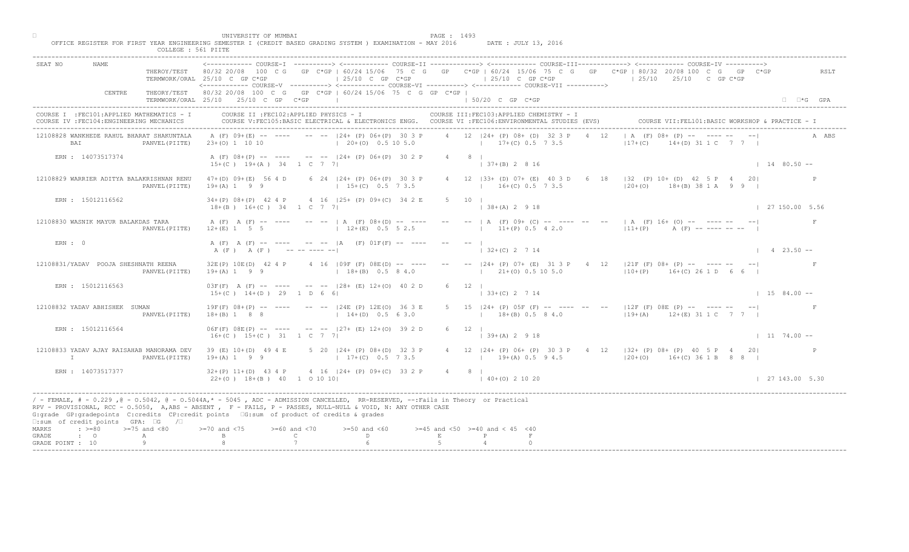UNIVERSITY OF MUMBAI

OFFICE REGISTER FOR FIRST YEAR ENGINEERING SEMESTER I (CREDIT BASED GRADING SYSTEM ) EXAMINATION - MAY 2016 DATE : JULY 13, 2016

COLLEGE : 561 PIITE

```
SEAT NO       NAME                 <------------ COURSE-I  ----------> <------------ COURSE-II -------------> <------------ COURSE-III------------> <------------ COURSE-IV ---------->
                       THEROY/TEST    80/32 20/08  100  C G   GP  C*GP | 60/24 15/06  75  C  G   GP   C*GP | 60/24  15/06  75  C  G   GP   C*GP | 80/32  20/08 100  C  G   GP  C*GP         RSLT
                       TERMWORK/ORAL  25/10  C  GP C*GP                | 25/10  C  GP  C*GP               | 25/10  C  GP C*GP                   | 25/10    25/10    C  GP C*GP
                                      <------------ COURSE-V ----------> <------------ COURSE-VI ----------> <------------ COURSE-VII ---------->
             CENTRE    THEORY/TEST    80/32 20/08  100  C  G   GP  C*GP | 60/24 15/06  75  C  G  GP  C*GP |
                       TERMWORK/ORAL  25/10   25/10  C  GP   C*GP       |                                  | 50/20  C  GP  C*GP                                                  ΣC  ΣC*G  GPA
-----------------------------------------------------------------------------------------------------------------------------------------------------------------------------------------
COURSE I  :FEC101:APPLIED MATHEMATICS - I        COURSE II :FEC102:APPLIED PHYSICS - I              COURSE III:FEC103:APPLIED CHEMISTRY - I
COURSE IV :FEC104:ENGINEERING MECHANICS          COURSE V:FEC105:BASIC ELECTRICAL & ELECTRONICS ENGG.   COURSE VI :FEC106:ENVIRONMENTAL STUDIES (EVS)        COURSE VII:FEL101:BASIC WORKSHOP & PRACTICE - I
-----------------------------------------------------------------------------------------------------------------------------------------------------------------------------------------
12108828 WANKHEDE RAHUL BHARAT SHAKUNTALA    A (F) 09+(E) -- ----   -- --  |24+ (P) 06+(P)  30 3 P    4  12  |24+ (P) 08+ (D)  32 3 P   4  12   | A  (F) 08+ (P) --  ---- --   --|            A  ABS
         BAI                  PANVEL(PIITE)  23+(O) 1  10 10                | 20+(O)  0.5 10 5.0              |   17+(C) 0.5  7 3.5              |17+(C)     14+(D) 31 1 C   7  7  |

    ERN : 14073517374                        A (F) 08+(P) -- ----   -- --  |24+ (P) 06+(P)  30 2 P    4    8 |
                                             15+(C ) 19+(A )  34   1  C  7  7|                                | 37+(B) 2  8 16                                                        | 14  80.50 --

12108829 WARRIER ADITYA BALAKRISHNAN RENU    47+(D) 09+(E)  56 4 D     6  24  |24+ (P) 06+(P)  30 3 P    4  12  |33+ (D) 07+ (E)  40 3 D   6  18   |32  (P) 10+ (D)  42  5 P   4    20|            P
                              PANVEL(PIITE)  19+(A) 1   9  9                | 15+(C)  0.5  7 3.5              |   16+(C) 0.5  7 3.5              |20+(O)     18+(B) 38 1 A   9  9  |

    ERN : 15012116562                        34+(P) 08+(P)  42 4 P     4  16  |25+ (P) 09+(C)  34 2 E    5   10 |
                                             18+(B ) 16+(C )  34   1  C  7  7|                                | 38+(A) 2  9 18                                                        | 27 150.00  5.56

12108830 WASNIK MAYUR BALAKDAS TARA          A (F)  A (F) -- ----   -- --  | A  (F) 08+(D) -- ----   --   -- | A  (F) 09+ (C) -- ---- --  --   | A  (F) 16+ (O) --  ---- --   --|            F
                              PANVEL(PIITE)  12+(E) 1   5  5                | 12+(E)  0.5  5 2.5              |   11+(P) 0.5  4 2.0              |11+(P)     A (F) -- ---- -- --   |

    ERN : 0                                  A (F)  A (F) -- ----   -- --  |A    (F) 01F(F) -- ----   --   -- |
                                             A (F )  A (F )    -- -- ---- --|                                 | 32+(C) 2  7 14                                                        |  4  23.50 --

12108831/YADAV  POOJA SHESHNATH REENA        32E(P) 10E(D)  42 4 P     4  16  |09F (F) 08E(D) -- ----   --   -- |24+ (P) 07+ (E)  31 3 P   4  12   |21F (F) 08+ (P) --  ---- --   --|            F
                              PANVEL(PIITE)  19+(A) 1   9  9                | 18+(B)  0.5  8 4.0              |   21+(O) 0.5 10 5.0              |10+(P)     16+(C) 26 1 D   6  6  |

    ERN : 15012116563                        03F(F)  A (F) -- ----  -- --  |28+ (E) 12+(O)  40 2 D    6   12 |
                                             15+(C ) 14+(D )  29   1  D  6  6|                                | 33+(C) 2  7 14                                                        | 15  84.00 --

12108832 YADAV ABHISHEK  SUMAN               19F(F) 08+(P) -- ----   -- --  |24E (P) 12E(O)  36 3 E    5  15  |24+ (P) 05F (F) -- ---- --  --   |12F (F) 08E (P) --  ---- --   --|            F
                              PANVEL(PIITE)  18+(B) 1   8  8                | 14+(D)  0.5  6 3.0              |   18+(B) 0.5  8 4.0              |19+(A)     12+(E) 31 1 C   7  7  |

    ERN : 15012116564                        06F(F) 08E(P) -- ----   -- --  |27+ (E) 12+(O)  39 2 D    6   12 |
                                             16+(C ) 15+(C )  31   1  C  7  7|                                | 39+(A) 2  9 18                                                        | 11  74.00 --

12108833 YADAV AJAY RAISAHAB MANORAMA DEV    39 (E) 10+(D)  49 4 E     5  20  |24+ (P) 08+(D)  32 3 P    4  12  |24+ (P) 06+ (P)  30 3 P   4  12   |32+ (P) 08+ (P)  40  5 P   4    20|            P
         I                    PANVEL(PIITE)  19+(A) 1   9  9                | 17+(C)  0.5  7 3.5              |   19+(A) 0.5  9 4.5              |20+(O)     16+(C) 36 1 B   8  8  |

    ERN : 14073517377                        32+(P) 11+(D)  43 4 P     4  16  |24+ (P) 09+(C)  33 2 P    4    8 |
                                             22+(O ) 18+(B )  40   1  O 10 10|                                | 40+(O) 2 10 20                                                        | 27 143.00  5.30
-----------------------------------------------------------------------------------------------------------------------------------------------------------------------------------------
```

/ - FEMALE, # - 0.229 ,@ - O.5042, @ - O.5044A,* - 5045 , ADC - ADMISSION CANCELLED, RR-RESERVED, --:Fails in Theory or Practical

RPV - PROVISIONAL, RCC - O.5050, A,ABS - ABSENT , F - FAILS, P - PASSES, NULL-NULL & VOID, N: ANY OTHER CASE

G:grade GP:gradepoints C:credits CP:credit points ΣG:sum of product of credits & grades

ΣC:sum of credit points GPA: ΣCG /ΣC

| MARKS | : >=80 | >=75 and <80 | >=70 and <75 | >=60 and <70 | >=50 and <60 | >=45 and <50 | >=40 and < 45 | <40 |
|---|---|---|---|---|---|---|---|---|
| GRADE | : O | A | B | C | D | E | P | F |
| GRADE POINT | : 10 | 9 | 8 | 7 | 6 | 5 | 4 | 0 |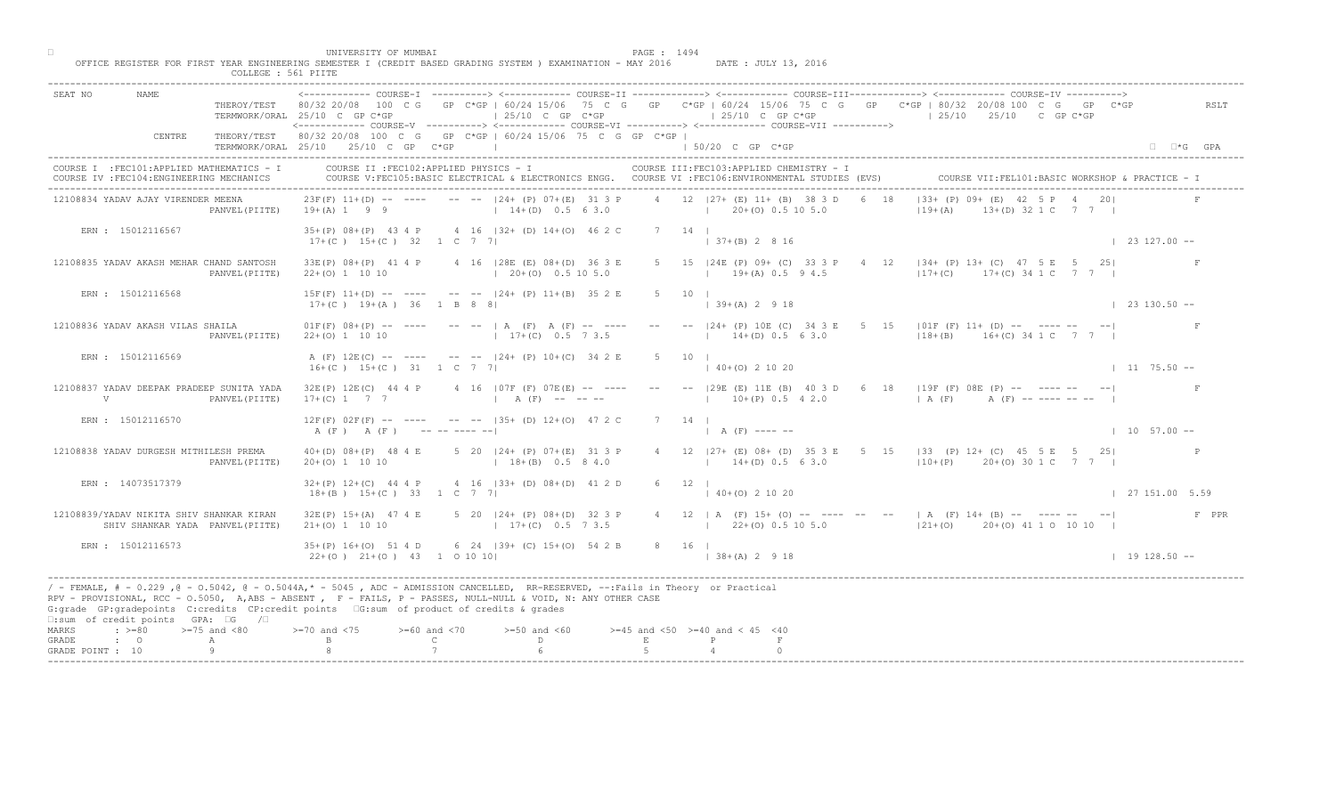UNIVERSITY OF MUMBAI

OFFICE REGISTER FOR FIRST YEAR ENGINEERING SEMESTER I (CREDIT BASED GRADING SYSTEM ) EXAMINATION - MAY 2016 DATE : JULY 13, 2016

COLLEGE : 561 PIITE

```
SEAT NO      NAME                        <------------ COURSE-I  ----------> <------------ COURSE-II -------------> <------------ COURSE-III-------------> <------------ COURSE-IV ---------->
                           THEROY/TEST   80/32 20/08  100  C G   GP  C*GP | 60/24 15/06  75  C  G   GP  C*GP | 60/24  15/06  75  C  G   GP  C*GP | 80/32  20/08 100  C  G   GP  C*GP        RSLT
                           TERMWORK/ORAL 25/10  C  GP C*GP              | 25/10  C  GP  C*GP              | 25/10  C  GP C*GP              | 25/10    25/10   C  GP C*GP
                                         <------------ COURSE-V ----------> <------------ COURSE-VI ----------> <------------ COURSE-VII ---------->
             CENTRE        THEORY/TEST   80/32 20/08  100  C  G   GP  C*GP | 60/24 15/06  75  C  G  GP  C*GP |
                           TERMWORK/ORAL 25/10   25/10   C  GP   C*GP     |                              | 50/20  C  GP  C*GP                                                 ΣC*G  GPA
```

COURSE I :FEC101:APPLIED MATHEMATICS - I    COURSE II :FEC102:APPLIED PHYSICS - I    COURSE III:FEC103:APPLIED CHEMISTRY - I
COURSE IV :FEC104:ENGINEERING MECHANICS    COURSE V:FEC105:BASIC ELECTRICAL & ELECTRONICS ENGG.    COURSE VI :FEC106:ENVIRONMENTAL STUDIES (EVS)    COURSE VII:FEL101:BASIC WORKSHOP & PRACTICE - I

```
12108834 YADAV AJAY VIRENDER MEENA      23F(F) 11+(D) --  ----    -- --  |24+ (P) 07+(E)  31 3 P     4  12 |27+ (E) 11+ (B)  38 3 D    6  18   |33+ (P) 09+ (E)  42  5 P   4   20|            F
                     PANVEL(PIITE)    19+(A) 1  9  9                   | 14+(D)  0.5  6 3.0             |   20+(O) 0.5 10 5.0              |19+(A)     13+(D) 32 1 C   7  7  |
    ERN : 15012116567                 35+(P) 08+(P)  43 4 P     4  16  |32+ (D) 14+(O)  46 2 C      7  14 |
                                       17+(C )  15+(C )  32   1  C  7  7|                              | 37+(B) 2  8 16                                                   | 23 127.00 --

12108835 YADAV AKASH MEHAR CHAND SANTOSH  33E(P) 08+(P)  41 4 P     4  16 |28E (E) 08+(D)  36 3 E     5  15 |24E (P) 09+ (C)  33 3 P    4  12   |34+ (P) 13+ (C)  47  5 E   5   25|            F
                     PANVEL(PIITE)    22+(O) 1  10 10                  | 20+(O)  0.5 10 5.0             |   19+(A) 0.5  9 4.5              |17+(C)     17+(C) 34 1 C   7  7  |
    ERN : 15012116568                 15F(F) 11+(D) --  ----    -- --  |24+ (P) 11+(B)  35 2 E      5  10 |
                                       17+(C )  19+(A )  36   1  B  8  8|                              | 39+(A) 2  9 18                                                   | 23 130.50 --

12108836 YADAV AKASH VILAS SHAILA       01F(F) 08+(P) --  ----    -- --  | A  (F)  A (F) -- ----     --  -- |24+ (P) 10E (C)  34 3 E    5  15   |01F (F) 11+ (D) --  ---- --   --|            F
                     PANVEL(PIITE)    22+(O) 1  10 10                  | 17+(C)  0.5  7 3.5             |   14+(D) 0.5  6 3.0              |18+(B)     16+(C) 34 1 C   7  7  |
    ERN : 15012116569                  A (F) 12E(C) --  ----    -- --  |24+ (P) 10+(C)  34 2 E      5  10 |
                                       16+(C )  15+(C )  31   1  C  7  7|                              | 40+(O) 2 10 20                                                   | 11  75.50 --

12108837 YADAV DEEPAK PRADEEP SUNITA YADA  32E(P) 12E(C)  44 4 P     4  16 |07F (F) 07E(E) --  ----    --  -- |29E (E) 11E (B)  40 3 D    6  18   |19F (F) 08E (P) --  ---- --   --|            F
         V           PANVEL(PIITE)    17+(C) 1   7  7                  |  A (F)  --  -- --              |   10+(P) 0.5  4 2.0              | A (F)     A (F) -- ---- -- --  |
    ERN : 15012116570                 12F(F) 02F(F) --  ----    -- --  |35+ (D) 12+(O)  47 2 C      7  14 |
                                        A (F)   A (F )   -- -- ---- --|                              | A (F) ---- --                                                    | 10  57.00 --

12108838 YADAV DURGESH MITHILESH PREMA   40+(D) 08+(P)  48 4 E     5  20 |24+ (P) 07+(E)  31 3 P     4  12 |27+ (E) 08+ (D)  35 3 E    5  15   |33  (P) 12+ (C)  45  5 E   5   25|            P
                     PANVEL(PIITE)    20+(O) 1  10 10                  | 18+(B)  0.5  8 4.0             |   14+(D) 0.5  6 3.0              |10+(P)     20+(O) 30 1 C   7  7  |
    ERN : 14073517379                 32+(P) 12+(C)  44 4 P     4  16  |33+ (D) 08+(D)  41 2 D      6  12 |
                                       18+(B )  15+(C )  33   1  C  7  7|                              | 40+(O) 2 10 20                                                   | 27 151.00 5.59

12108839/YADAV NIKITA SHIV SHANKAR KIRAN  32E(P) 15+(A)  47 4 E     5  20 |24+ (P) 08+(D)  32 3 P     4  12 | A  (F) 15+ (O) --  ----  --  --   | A  (F) 14+ (B) --  ---- --   --|            F  PPR
         SHIV SHANKAR YADA  PANVEL(PIITE)  21+(O) 1  10 10             | 17+(C)  0.5  7 3.5             |   22+(O) 0.5 10 5.0              |21+(O)     20+(O) 41 1 O  10 10  |
    ERN : 15012116573                 35+(P) 16+(O)  51 4 D     6  24  |39+ (C) 15+(O)  54 2 B      8  16 |
                                       22+(O )  21+(O )  43   1  O 10 10|                              | 38+(A) 2  9 18                                                   | 19 128.50 --
```

/ - FEMALE, # - 0.229 ,@ - O.5042, @ - O.5044A,* - 5045 , ADC - ADMISSION CANCELLED, RR-RESERVED, --:Fails in Theory or Practical
RPV - PROVISIONAL, RCC - O.5050, A,ABS - ABSENT , F - FAILS, P - PASSES, NULL-NULL & VOID, N: ANY OTHER CASE
G:grade GP:gradepoints C:credits CP:credit points ΣG:sum of product of credits & grades
ΣC:sum of credit points GPA: ΣG /ΣC

| MARKS | : >=80 | >=75 and <80 | >=70 and <75 | >=60 and <70 | >=50 and <60 | >=45 and <50 | >=40 and < 45 | <40 |
|---|---|---|---|---|---|---|---|---|
| GRADE | : O | A | B | C | D | E | P | F |
| GRADE POINT | : 10 | 9 | 8 | 7 | 6 | 5 | 4 | 0 |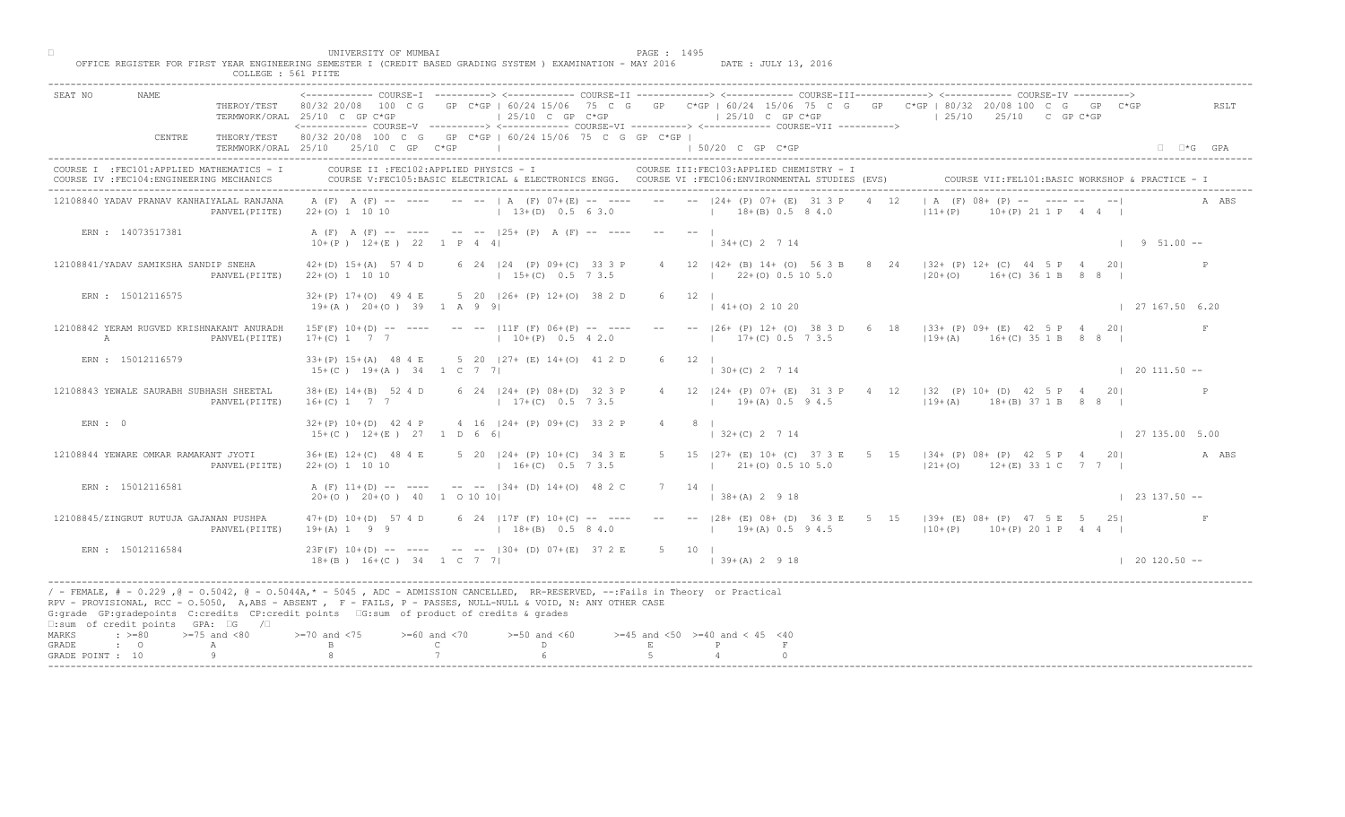UNIVERSITY OF MUMBAI

OFFICE REGISTER FOR FIRST YEAR ENGINEERING SEMESTER I (CREDIT BASED GRADING SYSTEM ) EXAMINATION - MAY 2016 DATE : JULY 13, 2016

COLLEGE : 561 PIITE

```
SEAT NO      NAME                    <------------ COURSE-I  ----------> <------------ COURSE-II -------------> <------------ COURSE-III-------------> <------------ COURSE-IV ---------->
                        THEROY/TEST   80/32 20/08   100  C G   GP C*GP | 60/24 15/06   75  C  G   GP   C*GP | 60/24  15/06  75  C  G   GP   C*GP | 80/32  20/08 100  C  G   GP  C*GP          RSLT
                        TERMWORK/ORAL 25/10  C  GP C*GP                | 25/10  C  GP  C*GP                | 25/10  C  GP C*GP                 | 25/10    25/10    C  GP C*GP
                                      <------------ COURSE-V ----------> <------------ COURSE-VI ----------> <------------ COURSE-VII ---------->
              CENTRE    THEORY/TEST   80/32 20/08  100  C  G    GP C*GP | 60/24 15/06  75  C  G  GP  C*GP |
                        TERMWORK/ORAL 25/10   25/10  C  GP   C*GP        |                                   | 50/20  C  GP  C*GP                                                        □  □*G  GPA

COURSE I  :FEC101:APPLIED MATHEMATICS - I        COURSE II :FEC102:APPLIED PHYSICS - I                  COURSE III:FEC103:APPLIED CHEMISTRY - I
COURSE IV :FEC104:ENGINEERING MECHANICS          COURSE V:FEC105:BASIC ELECTRICAL & ELECTRONICS ENGG.   COURSE VI :FEC106:ENVIRONMENTAL STUDIES (EVS)       COURSE VII:FEL101:BASIC WORKSHOP & PRACTICE - I

12108840 YADAV PRANAV KANHAIYALAL RANJANA   A (F)  A (F) -- ----    -- --  | A  (F) 07+(E) -- ----    --   -- |24+ (P) 07+ (E)  31 3 P   4  12   | A  (F) 08+ (P) --  ---- --   --|           A ABS
                       PANVEL(PIITE)        22+(O) 1  10 10                | 13+(D)  0.5  6 3.0                |    18+(B) 0.5  8 4.0               |11+(P)     10+(P) 21 1 P   4  4  |
    ERN : 14073517381                       A (F)  A (F) -- ----    -- --  |25+ (P)  A (F) -- ----    --   -- |
                                            10+(P )  12+(E )  22   1  P  4  4|                               | 34+(C) 2  7 14                                                     |  9  51.00 --

12108841/YADAV SAMIKSHA SANDIP SNEHA        42+(D) 15+(A)  57 4 D     6 24 |24  (P) 09+(C)  33 3 P     4   12 |42+ (B) 14+ (O)  56 3 B   8  24   |32+ (P) 12+ (C)  44  5 P  4   20|           P
                       PANVEL(PIITE)        22+(O) 1  10 10                | 15+(C)  0.5  7 3.5                |    22+(O) 0.5 10 5.0               |20+(O)     16+(C) 36 1 B   8  8  |
    ERN : 15012116575                       32+(P) 17+(O)  49 4 E     5 20 |26+ (P) 12+(O)  38 2 D     6   12 |
                                            19+(A )  20+(O )  39   1  A  9  9|                               | 41+(O) 2 10 20                                                     | 27 167.50  6.20

12108842 YERAM RUGVED KRISHNAKANT ANURADH   15F(F) 10+(D) -- ----    -- -- |11F (F) 06+(P) -- ----    --   -- |26+ (P) 12+ (O)  38 3 D   6  18   |33+ (P) 09+ (E)  42  5 P  4   20|           F
         A             PANVEL(PIITE)        17+(C) 1   7  7                | 10+(P)  0.5  4 2.0                |    17+(C) 0.5  7 3.5               |19+(A)     16+(C) 35 1 B   8  8  |
    ERN : 15012116579                       33+(P) 15+(A)  48 4 E     5 20 |27+ (E) 14+(O)  41 2 D     6   12 |
                                            15+(C )  19+(A )  34   1  C  7  7|                               | 30+(C) 2  7 14                                                     | 20 111.50 --

12108843 YEWALE SAURABH SUBHASH SHEETAL     38+(E) 14+(B)  52 4 D     6 24 |24+ (P) 08+(D)  32 3 P     4   12 |24+ (P) 07+ (E)  31 3 P   4  12   |32  (P) 10+ (D)  42  5 P  4   20|           P
                       PANVEL(PIITE)        16+(C) 1   7  7                | 17+(C)  0.5  7 3.5                |    19+(A) 0.5  9 4.5               |19+(A)     18+(B) 37 1 B   8  8  |
    ERN : 0                                 32+(P) 10+(D)  42 4 P     4 16 |24+ (P) 09+(C)  33 2 P     4    8 |
                                            15+(C )  12+(E )  27   1  D  6  6|                               | 32+(C) 2  7 14                                                     | 27 135.00  5.00

12108844 YEWARE OMKAR RAMAKANT JYOTI        36+(E) 12+(C)  48 4 E     5 20 |24+ (P) 10+(C)  34 3 E     5   15 |27+ (E) 10+ (C)  37 3 E   5  15   |34+ (P) 08+ (P)  42  5 P  4   20|           A ABS
                       PANVEL(PIITE)        22+(O) 1  10 10                | 16+(C)  0.5  7 3.5                |    21+(O) 0.5 10 5.0               |21+(O)     12+(E) 33 1 C   7  7  |
    ERN : 15012116581                       A (F) 11+(D) -- ----    -- --  |34+ (D) 14+(O)  48 2 C     7   14 |
                                            20+(O )  20+(O )  40   1  O 10 10|                               | 38+(A) 2  9 18                                                     | 23 137.50 --

12108845/ZINGRUT RUTUJA GAJANAN PUSHPA      47+(D) 10+(D)  57 4 D     6 24 |17F (F) 10+(C) -- ----    --   -- |28+ (E) 08+ (D)  36 3 E   5  15   |39+ (E) 08+ (P)  47  5 E  5   25|           F
                       PANVEL(PIITE)        19+(A) 1   9  9                | 18+(B)  0.5  8 4.0                |    19+(A) 0.5  9 4.5               |10+(P)     10+(P) 20 1 P   4  4  |
    ERN : 15012116584                       23F(F) 10+(D) -- ----    -- -- |30+ (D) 07+(E)  37 2 E     5   10 |
                                            18+(B )  16+(C )  34   1  C  7  7|                               | 39+(A) 2  9 18                                                     | 20 120.50 --
```

/ - FEMALE, # - 0.229 ,@ - O.5042, @ - O.5044A,* - 5045 , ADC - ADMISSION CANCELLED, RR-RESERVED, --:Fails in Theory or Practical
RPV - PROVISIONAL, RCC - O.5050, A,ABS - ABSENT , F - FAILS, P - PASSES, NULL-NULL & VOID, N: ANY OTHER CASE
G:grade GP:gradepoints C:credits CP:credit points □G:sum of product of credits & grades
□:sum of credit points GPA: □G /□

| MARKS | : >=80 | >=75 and <80 | >=70 and <75 | >=60 and <70 | >=50 and <60 | >=45 and <50 | >=40 and < 45 | <40 |
|---|---|---|---|---|---|---|---|---|
| GRADE | : O | A | B | C | D | E | P | F |
| GRADE POINT | : 10 | 9 | 8 | 7 | 6 | 5 | 4 | 0 |